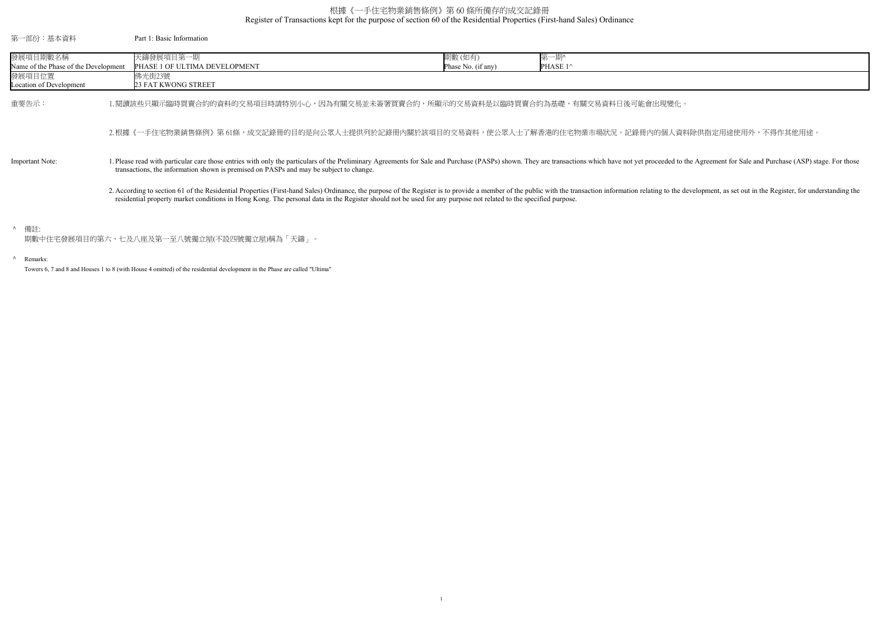# 根據《一手住宅物業銷售條例》第 60 條所備存的成交記錄冊
# Register of Transactions kept for the purpose of section 60 of the Residential Properties (First-hand Sales) Ordinance

第一部份：基本資料　　Part 1: Basic Information

| 發展項目期數名稱<br>Name of the Phase of the Development | 天鑄發展項目第一期<br>PHASE 1 OF ULTIMA DEVELOPMENT | 期數 (如有)<br>Phase No. (if any) | 第一期^<br>PHASE 1^ |
|---|---|---|---|
| 發展項目位置<br>Location of Development | 佛光街23號<br>23 FAT KWONG STREET | | |

重要告示：

1. 閱讀該些只顯示臨時買賣合約的資料的交易項目時請特別小心，因為有關交易並未簽署買賣合約，所顯示的交易資料是以臨時買賣合約為基礎，有關交易資料日後可能會出現變化。

2. 根據《一手住宅物業銷售條例》第 61條，成交記錄冊的目的是向公眾人士提供列於記錄冊內關於該項目的交易資料，使公眾人士了解香港的住宅物業市場狀況。記錄冊內的個人資料除供指定用途使用外，不得作其他用途。

Important Note:

1. Please read with particular care those entries with only the particulars of the Preliminary Agreements for Sale and Purchase (PASPs) shown. They are transactions which have not yet proceeded to the Agreement for Sale and Purchase (ASP) stage. For those transactions, the information shown is premised on PASPs and may be subject to change.

2. According to section 61 of the Residential Properties (First-hand Sales) Ordinance, the purpose of the Register is to provide a member of the public with the transaction information relating to the development, as set out in the Register, for understanding the residential property market conditions in Hong Kong. The personal data in the Register should not be used for any purpose not related to the specified purpose.

^ 備註:
期數中住宅發展項目的第六、七及八座及第一至八號獨立屋(不設四號獨立屋)稱為「天鑄」。

^ Remarks:
Towers 6, 7 and 8 and Houses 1 to 8 (with House 4 omitted) of the residential development in the Phase are called "Ultima"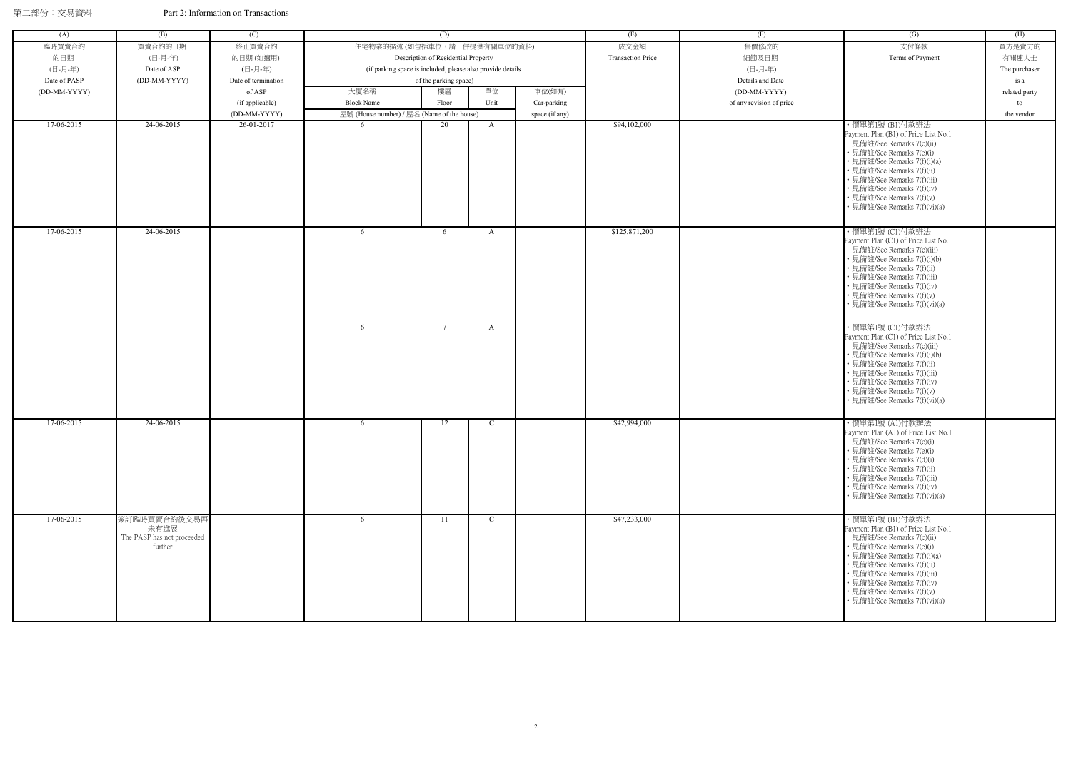第二部份：交易資料 Part 2: Information on Transactions

| (A) | (B) | (C) | (D) | | | | (E) | (F) | (G) | (H) |
|---|---|---|---|---|---|---|---|---|---|---|
| 臨時買賣合約的日期 (日-月-年) Date of PASP (DD-MM-YYYY) | 買賣合約的日期 (日-月-年) Date of ASP (DD-MM-YYYY) | 終止買賣合約的日期 (如適用) (日-月-年) Date of termination of ASP (if applicable) (DD-MM-YYYY) | 住宅物業的描述 (如包括車位，請一併提供有關車位的資料) Description of Residential Property (if parking space is included, please also provide details of the parking space) | | | | 成交金額 Transaction Price | 售價修改的細節及日期 (日-月-年) Details and Date (DD-MM-YYYY) of any revision of price | 支付條款 Terms of Payment | 買方是賣方的有關連人士 The purchaser is a related party to the vendor |
| | | | 大廈名稱 Block Name | 樓層 Floor | 單位 Unit | 車位(如有) Car-parking space (if any) | | | | |
| | | | 屋號 (House number) / 屋名 (Name of the house) | | | | | | | |
| 17-06-2015 | 24-06-2015 | 26-01-2017 | 6 | 20 | A | | $94,102,000 | | • 價單第1號 (B1)付款辦法 Payment Plan (B1) of Price List No.1 見備註/See Remarks 7(c)(ii) • 見備註/See Remarks 7(e)(i) • 見備註/See Remarks 7(f)(i)(a) • 見備註/See Remarks 7(f)(ii) • 見備註/See Remarks 7(f)(iii) • 見備註/See Remarks 7(f)(iv) • 見備註/See Remarks 7(f)(v) • 見備註/See Remarks 7(f)(vi)(a) | |
| 17-06-2015 | 24-06-2015 | | 6 | 6 | A | | $125,871,200 | | • 價單第1號 (C1)付款辦法 Payment Plan (C1) of Price List No.1 見備註/See Remarks 7(c)(iii) • 見備註/See Remarks 7(f)(i)(b) • 見備註/See Remarks 7(f)(ii) • 見備註/See Remarks 7(f)(iii) • 見備註/See Remarks 7(f)(iv) • 見備註/See Remarks 7(f)(v) • 見備註/See Remarks 7(f)(vi)(a) | |
| | | | 6 | 7 | A | | | | • 價單第1號 (C1)付款辦法 Payment Plan (C1) of Price List No.1 見備註/See Remarks 7(c)(iii) • 見備註/See Remarks 7(f)(i)(b) • 見備註/See Remarks 7(f)(ii) • 見備註/See Remarks 7(f)(iii) • 見備註/See Remarks 7(f)(iv) • 見備註/See Remarks 7(f)(v) • 見備註/See Remarks 7(f)(vi)(a) | |
| 17-06-2015 | 24-06-2015 | | 6 | 12 | C | | $42,994,000 | | • 價單第1號 (A1)付款辦法 Payment Plan (A1) of Price List No.1 見備註/See Remarks 7(c)(i) • 見備註/See Remarks 7(e)(i) • 見備註/See Remarks 7(d)(i) • 見備註/See Remarks 7(f)(ii) • 見備註/See Remarks 7(f)(iii) • 見備註/See Remarks 7(f)(iv) • 見備註/See Remarks 7(f)(vi)(a) | |
| 17-06-2015 | 簽訂臨時買賣合約後交易再未有進展 The PASP has not proceeded further | | 6 | 11 | C | | $47,233,000 | | • 價單第1號 (B1)付款辦法 Payment Plan (B1) of Price List No.1 見備註/See Remarks 7(c)(ii) • 見備註/See Remarks 7(e)(i) • 見備註/See Remarks 7(f)(i)(a) • 見備註/See Remarks 7(f)(ii) • 見備註/See Remarks 7(f)(iii) • 見備註/See Remarks 7(f)(iv) • 見備註/See Remarks 7(f)(v) • 見備註/See Remarks 7(f)(vi)(a) | |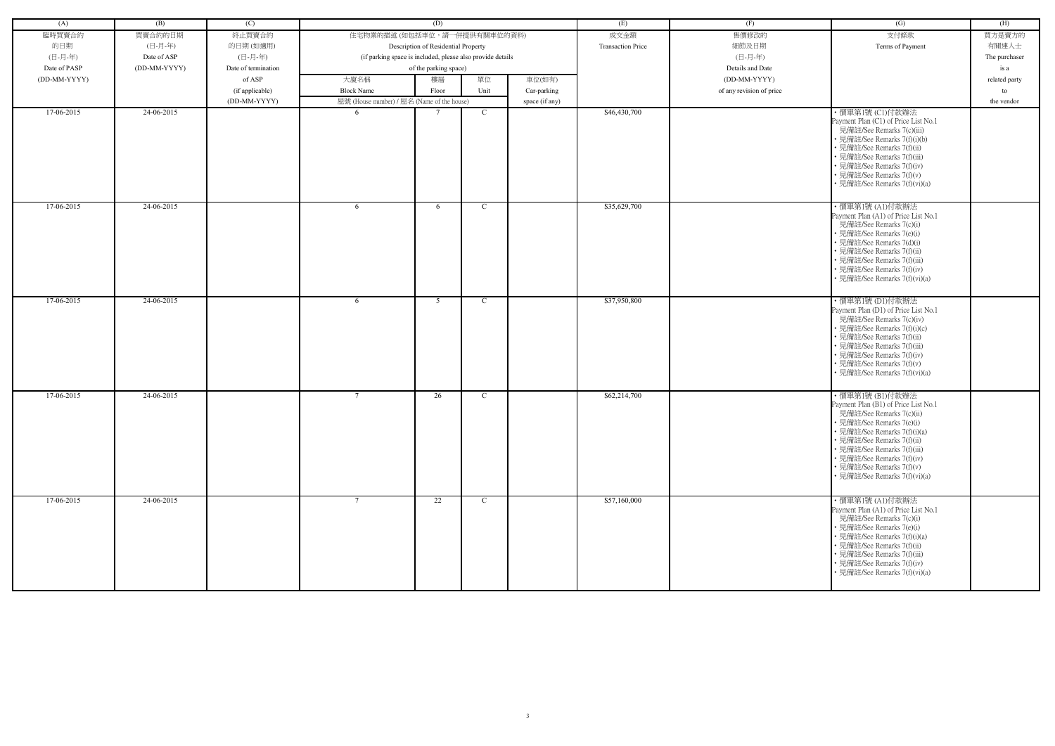| (A) | (B) | (C) | (D) | | | | (E) | (F) | (G) | (H) |
|---|---|---|---|---|---|---|---|---|---|---|
| 臨時買賣合約的日期 (日-月-年) Date of PASP (DD-MM-YYYY) | 買賣合約的日期 (日-月-年) Date of ASP (DD-MM-YYYY) | 終止買賣合約的日期 (如適用) (日-月-年) Date of termination of ASP (if applicable) (DD-MM-YYYY) | 住宅物業的描述 (如包括車位，請一併提供有關車位的資料) Description of Residential Property (if parking space is included, please also provide details of the parking space) | | | | 成交金額 Transaction Price | 售價修改的細節及日期 (日-月-年) Details and Date (DD-MM-YYYY) of any revision of price | 支付條款 Terms of Payment | 買方是賣方的有關連人士 The purchaser is a related party to the vendor |
| | | | 大廈名稱 Block Name | 樓層 Floor | 單位 Unit | 車位(如有) Car-parking space (if any) | | | | |
| | | | 屋號 (House number) / 屋名 (Name of the house) | | | | | | | |
| 17-06-2015 | 24-06-2015 | | 6 | 7 | C | | $46,430,700 | | • 價單第1號 (C1)付款辦法 Payment Plan (C1) of Price List No.1 • 見備註/See Remarks 7(c)(iii) • 見備註/See Remarks 7(f)(i)(b) • 見備註/See Remarks 7(f)(ii) • 見備註/See Remarks 7(f)(iii) • 見備註/See Remarks 7(f)(iv) • 見備註/See Remarks 7(f)(v) • 見備註/See Remarks 7(f)(vi)(a) | |
| 17-06-2015 | 24-06-2015 | | 6 | 6 | C | | $35,629,700 | | • 價單第1號 (A1)付款辦法 Payment Plan (A1) of Price List No.1 • 見備註/See Remarks 7(c)(i) • 見備註/See Remarks 7(e)(i) • 見備註/See Remarks 7(d)(i) • 見備註/See Remarks 7(f)(ii) • 見備註/See Remarks 7(f)(iii) • 見備註/See Remarks 7(f)(iv) • 見備註/See Remarks 7(f)(vi)(a) | |
| 17-06-2015 | 24-06-2015 | | 6 | 5 | C | | $37,950,800 | | • 價單第1號 (D1)付款辦法 Payment Plan (D1) of Price List No.1 • 見備註/See Remarks 7(c)(iv) • 見備註/See Remarks 7(f)(i)(c) • 見備註/See Remarks 7(f)(ii) • 見備註/See Remarks 7(f)(iii) • 見備註/See Remarks 7(f)(iv) • 見備註/See Remarks 7(f)(v) • 見備註/See Remarks 7(f)(vi)(a) | |
| 17-06-2015 | 24-06-2015 | | 7 | 26 | C | | $62,214,700 | | • 價單第1號 (B1)付款辦法 Payment Plan (B1) of Price List No.1 • 見備註/See Remarks 7(c)(ii) • 見備註/See Remarks 7(e)(i) • 見備註/See Remarks 7(f)(i)(a) • 見備註/See Remarks 7(f)(ii) • 見備註/See Remarks 7(f)(iii) • 見備註/See Remarks 7(f)(iv) • 見備註/See Remarks 7(f)(v) • 見備註/See Remarks 7(f)(vi)(a) | |
| 17-06-2015 | 24-06-2015 | | 7 | 22 | C | | $57,160,000 | | • 價單第1號 (A1)付款辦法 Payment Plan (A1) of Price List No.1 • 見備註/See Remarks 7(c)(i) • 見備註/See Remarks 7(e)(i) • 見備註/See Remarks 7(f)(i)(a) • 見備註/See Remarks 7(f)(ii) • 見備註/See Remarks 7(f)(iii) • 見備註/See Remarks 7(f)(iv) • 見備註/See Remarks 7(f)(vi)(a) | |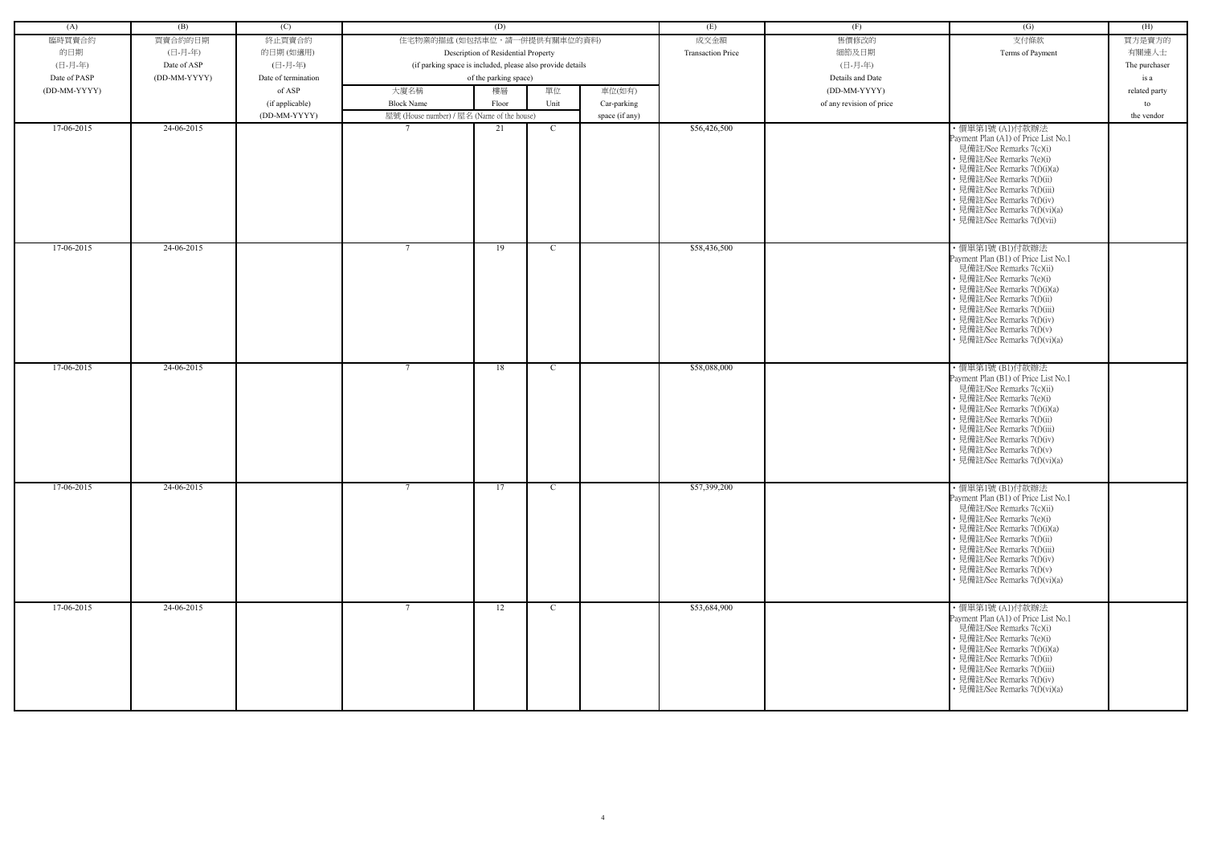| (A) | (B) | (C) | (D) | | | | (E) | (F) | (G) | (H) |
|---|---|---|---|---|---|---|---|---|---|---|
| 臨時買賣合約的日期 (日-月-年) Date of PASP (DD-MM-YYYY) | 買賣合約的日期 (日-月-年) Date of ASP (DD-MM-YYYY) | 終止買賣合約的日期 (如適用) (日-月-年) Date of termination of ASP (if applicable) (DD-MM-YYYY) | 住宅物業的描述 (如包括車位，請一併提供有關車位的資料) Description of Residential Property (if parking space is included, please also provide details of the parking space) | | | | 成交金額 Transaction Price | 售價修改的細節及日期 (日-月-年) Details and Date (DD-MM-YYYY) of any revision of price | 支付條款 Terms of Payment | 買方是賣方的有關連人士 The purchaser is a related party to the vendor |
| | | | 大廈名稱 Block Name | 樓層 Floor | 單位 Unit | 車位(如有) Car-parking space (if any) | | | | |
| | | | 屋號 (House number) / 屋名 (Name of the house) | | | | | | | |
| 17-06-2015 | 24-06-2015 | | 7 | 21 | C | | $56,426,500 | | • 價單第1號 (A1)付款辦法 Payment Plan (A1) of Price List No.1 見備註/See Remarks 7(c)(i) • 見備註/See Remarks 7(e)(i) • 見備註/See Remarks 7(f)(i)(a) • 見備註/See Remarks 7(f)(ii) • 見備註/See Remarks 7(f)(iii) • 見備註/See Remarks 7(f)(iv) • 見備註/See Remarks 7(f)(vi)(a) • 見備註/See Remarks 7(f)(vii) | |
| 17-06-2015 | 24-06-2015 | | 7 | 19 | C | | $58,436,500 | | • 價單第1號 (B1)付款辦法 Payment Plan (B1) of Price List No.1 見備註/See Remarks 7(c)(ii) • 見備註/See Remarks 7(e)(i) • 見備註/See Remarks 7(f)(i)(a) • 見備註/See Remarks 7(f)(ii) • 見備註/See Remarks 7(f)(iii) • 見備註/See Remarks 7(f)(iv) • 見備註/See Remarks 7(f)(v) • 見備註/See Remarks 7(f)(vi)(a) | |
| 17-06-2015 | 24-06-2015 | | 7 | 18 | C | | $58,088,000 | | • 價單第1號 (B1)付款辦法 Payment Plan (B1) of Price List No.1 見備註/See Remarks 7(c)(ii) • 見備註/See Remarks 7(e)(i) • 見備註/See Remarks 7(f)(i)(a) • 見備註/See Remarks 7(f)(ii) • 見備註/See Remarks 7(f)(iii) • 見備註/See Remarks 7(f)(iv) • 見備註/See Remarks 7(f)(v) • 見備註/See Remarks 7(f)(vi)(a) | |
| 17-06-2015 | 24-06-2015 | | 7 | 17 | C | | $57,399,200 | | • 價單第1號 (B1)付款辦法 Payment Plan (B1) of Price List No.1 見備註/See Remarks 7(c)(ii) • 見備註/See Remarks 7(e)(i) • 見備註/See Remarks 7(f)(i)(a) • 見備註/See Remarks 7(f)(ii) • 見備註/See Remarks 7(f)(iii) • 見備註/See Remarks 7(f)(iv) • 見備註/See Remarks 7(f)(v) • 見備註/See Remarks 7(f)(vi)(a) | |
| 17-06-2015 | 24-06-2015 | | 7 | 12 | C | | $53,684,900 | | • 價單第1號 (A1)付款辦法 Payment Plan (A1) of Price List No.1 見備註/See Remarks 7(c)(i) • 見備註/See Remarks 7(e)(i) • 見備註/See Remarks 7(f)(i)(a) • 見備註/See Remarks 7(f)(ii) • 見備註/See Remarks 7(f)(iii) • 見備註/See Remarks 7(f)(iv) • 見備註/See Remarks 7(f)(vi)(a) | |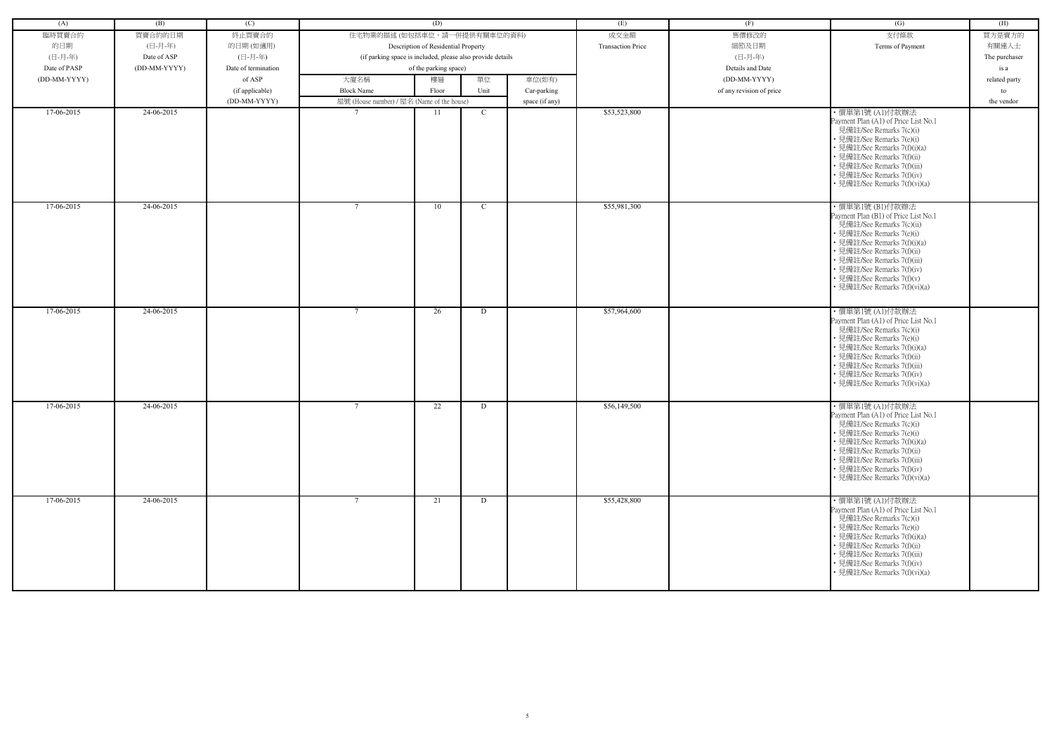| (A) | (B) | (C) | (D) | | | | (E) | (F) | (G) | (H) |
|---|---|---|---|---|---|---|---|---|---|---|
| 臨時買賣合約的日期 (日-月-年) Date of PASP (DD-MM-YYYY) | 買賣合約的日期 (日-月-年) Date of ASP (DD-MM-YYYY) | 終止買賣合約的日期 (如適用) (日-月-年) Date of termination of ASP (if applicable) (DD-MM-YYYY) | 住宅物業的描述 (如包括車位，請一併提供有關車位的資料) Description of Residential Property (if parking space is included, please also provide details of the parking space) | | | | 成交金額 Transaction Price | 售價修改的細節及日期 (日-月-年) Details and Date (DD-MM-YYYY) of any revision of price | 支付條款 Terms of Payment | 買方是賣方的有關連人士 The purchaser is a related party to the vendor |
| | | | 大廈名稱 Block Name | 樓層 Floor | 單位 Unit | 車位(如有) Car-parking space (if any) | | | | |
| | | | 屋號 (House number) / 屋名 (Name of the house) | | | | | | | |
| 17-06-2015 | 24-06-2015 | | 7 | 11 | C | | $53,523,800 | | • 價單第1號 (A1)付款辦法 Payment Plan (A1) of Price List No.1 • 見備註/See Remarks 7(c)(i) • 見備註/See Remarks 7(e)(i) • 見備註/See Remarks 7(f)(i)(a) • 見備註/See Remarks 7(f)(ii) • 見備註/See Remarks 7(f)(iii) • 見備註/See Remarks 7(f)(iv) • 見備註/See Remarks 7(f)(vi)(a) | |
| 17-06-2015 | 24-06-2015 | | 7 | 10 | C | | $55,981,300 | | • 價單第1號 (B1)付款辦法 Payment Plan (B1) of Price List No.1 • 見備註/See Remarks 7(c)(ii) • 見備註/See Remarks 7(e)(i) • 見備註/See Remarks 7(f)(i)(a) • 見備註/See Remarks 7(f)(ii) • 見備註/See Remarks 7(f)(iii) • 見備註/See Remarks 7(f)(iv) • 見備註/See Remarks 7(f)(v) • 見備註/See Remarks 7(f)(vi)(a) | |
| 17-06-2015 | 24-06-2015 | | 7 | 26 | D | | $57,964,600 | | • 價單第1號 (A1)付款辦法 Payment Plan (A1) of Price List No.1 • 見備註/See Remarks 7(c)(i) • 見備註/See Remarks 7(e)(i) • 見備註/See Remarks 7(f)(i)(a) • 見備註/See Remarks 7(f)(ii) • 見備註/See Remarks 7(f)(iii) • 見備註/See Remarks 7(f)(iv) • 見備註/See Remarks 7(f)(vi)(a) | |
| 17-06-2015 | 24-06-2015 | | 7 | 22 | D | | $56,149,500 | | • 價單第1號 (A1)付款辦法 Payment Plan (A1) of Price List No.1 • 見備註/See Remarks 7(c)(i) • 見備註/See Remarks 7(e)(i) • 見備註/See Remarks 7(f)(i)(a) • 見備註/See Remarks 7(f)(ii) • 見備註/See Remarks 7(f)(iii) • 見備註/See Remarks 7(f)(iv) • 見備註/See Remarks 7(f)(vi)(a) | |
| 17-06-2015 | 24-06-2015 | | 7 | 21 | D | | $55,428,800 | | • 價單第1號 (A1)付款辦法 Payment Plan (A1) of Price List No.1 • 見備註/See Remarks 7(c)(i) • 見備註/See Remarks 7(e)(i) • 見備註/See Remarks 7(f)(i)(a) • 見備註/See Remarks 7(f)(ii) • 見備註/See Remarks 7(f)(iii) • 見備註/See Remarks 7(f)(iv) • 見備註/See Remarks 7(f)(vi)(a) | |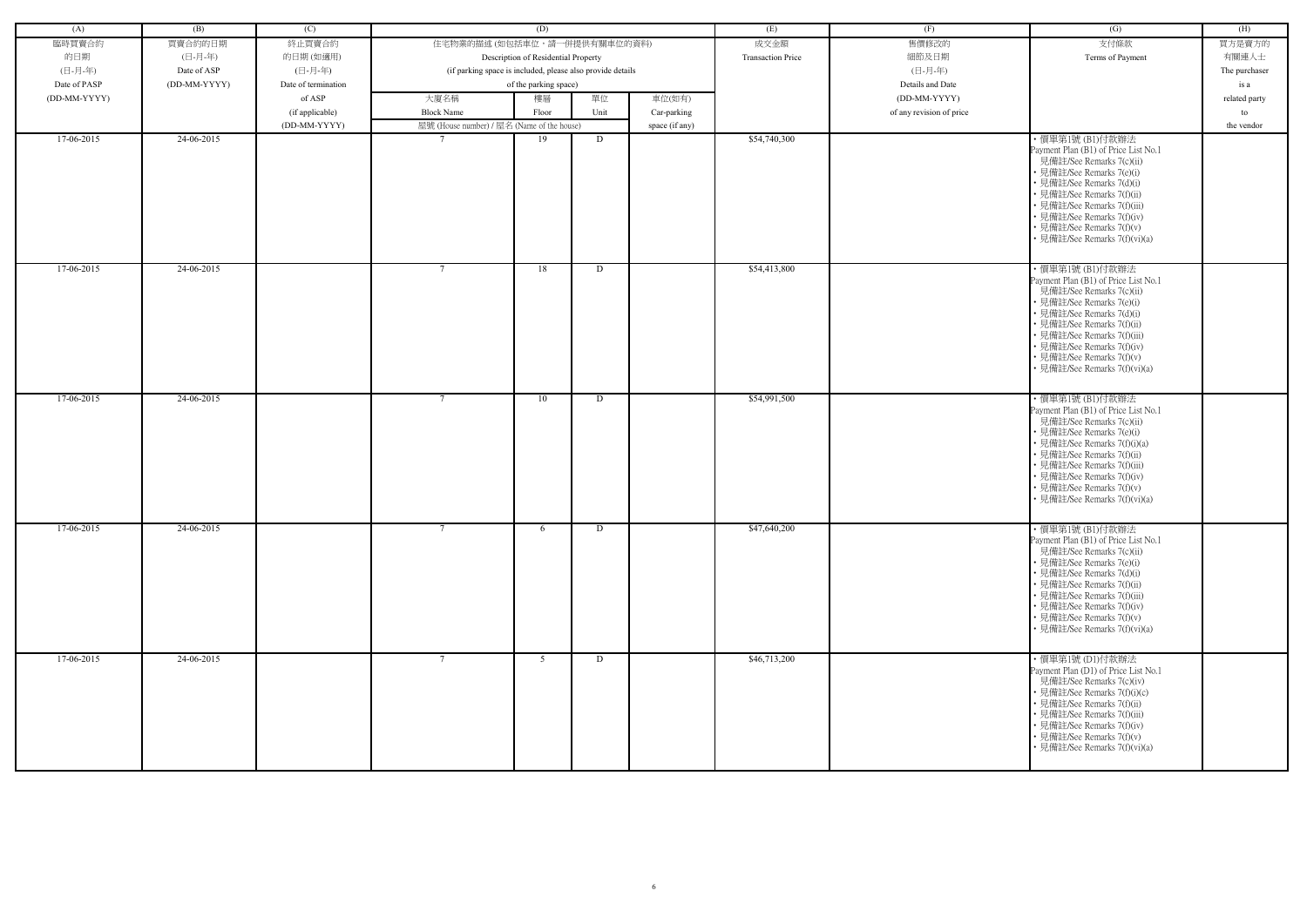| (A) | (B) | (C) | (D) | | | | (E) | (F) | (G) | (H) |
|---|---|---|---|---|---|---|---|---|---|---|
| 臨時買賣合約的日期 (日-月-年) Date of PASP (DD-MM-YYYY) | 買賣合約的日期 (日-月-年) Date of ASP (DD-MM-YYYY) | 終止買賣合約的日期 (如適用) (日-月-年) Date of termination of ASP (if applicable) (DD-MM-YYYY) | 住宅物業的描述 (如包括車位，請一併提供有關車位的資料) Description of Residential Property (if parking space is included, please also provide details of the parking space) | | | | 成交金額 Transaction Price | 售價修改的細節及日期 (日-月-年) Details and Date (DD-MM-YYYY) of any revision of price | 支付條款 Terms of Payment | 買方是賣方的有關連人士 The purchaser is a related party to the vendor |
| | | | 大廈名稱 Block Name 屋號 (House number) / 屋名 (Name of the house) | 樓層 Floor | 單位 Unit | 車位(如有) Car-parking space (if any) | | | | |
| 17-06-2015 | 24-06-2015 | | 7 | 19 | D | | $54,740,300 | | • 價單第1號 (B1)付款辦法 Payment Plan (B1) of Price List No.1 • 見備註/See Remarks 7(c)(ii) • 見備註/See Remarks 7(e)(i) • 見備註/See Remarks 7(d)(i) • 見備註/See Remarks 7(f)(ii) • 見備註/See Remarks 7(f)(iii) • 見備註/See Remarks 7(f)(iv) • 見備註/See Remarks 7(f)(v) • 見備註/See Remarks 7(f)(vi)(a) | |
| 17-06-2015 | 24-06-2015 | | 7 | 18 | D | | $54,413,800 | | • 價單第1號 (B1)付款辦法 Payment Plan (B1) of Price List No.1 • 見備註/See Remarks 7(c)(ii) • 見備註/See Remarks 7(e)(i) • 見備註/See Remarks 7(d)(i) • 見備註/See Remarks 7(f)(ii) • 見備註/See Remarks 7(f)(iii) • 見備註/See Remarks 7(f)(iv) • 見備註/See Remarks 7(f)(v) • 見備註/See Remarks 7(f)(vi)(a) | |
| 17-06-2015 | 24-06-2015 | | 7 | 10 | D | | $54,991,500 | | • 價單第1號 (B1)付款辦法 Payment Plan (B1) of Price List No.1 • 見備註/See Remarks 7(c)(ii) • 見備註/See Remarks 7(e)(i) • 見備註/See Remarks 7(f)(i)(a) • 見備註/See Remarks 7(f)(ii) • 見備註/See Remarks 7(f)(iii) • 見備註/See Remarks 7(f)(iv) • 見備註/See Remarks 7(f)(v) • 見備註/See Remarks 7(f)(vi)(a) | |
| 17-06-2015 | 24-06-2015 | | 7 | 6 | D | | $47,640,200 | | • 價單第1號 (B1)付款辦法 Payment Plan (B1) of Price List No.1 • 見備註/See Remarks 7(c)(ii) • 見備註/See Remarks 7(e)(i) • 見備註/See Remarks 7(d)(i) • 見備註/See Remarks 7(f)(ii) • 見備註/See Remarks 7(f)(iii) • 見備註/See Remarks 7(f)(iv) • 見備註/See Remarks 7(f)(v) • 見備註/See Remarks 7(f)(vi)(a) | |
| 17-06-2015 | 24-06-2015 | | 7 | 5 | D | | $46,713,200 | | • 價單第1號 (D1)付款辦法 Payment Plan (D1) of Price List No.1 • 見備註/See Remarks 7(c)(iv) • 見備註/See Remarks 7(f)(i)(c) • 見備註/See Remarks 7(f)(ii) • 見備註/See Remarks 7(f)(iii) • 見備註/See Remarks 7(f)(iv) • 見備註/See Remarks 7(f)(v) • 見備註/See Remarks 7(f)(vi)(a) | |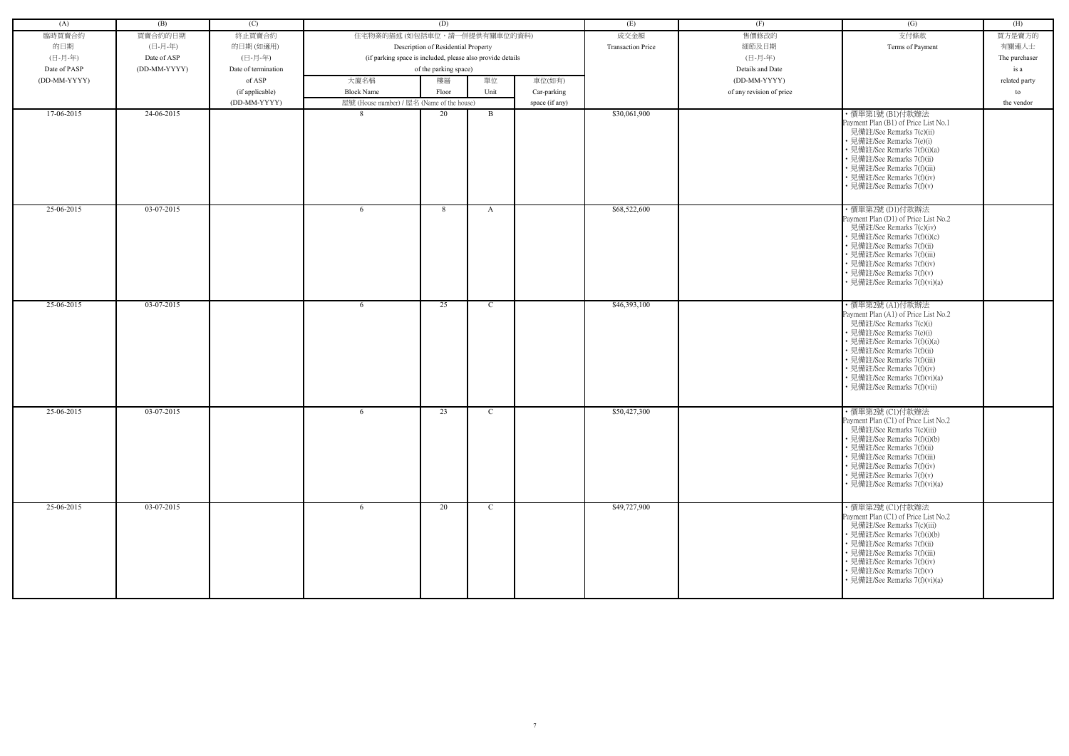| (A) | (B) | (C) | (D) | | | | (E) | (F) | (G) | (H) |
|---|---|---|---|---|---|---|---|---|---|---|
| 臨時買賣合約的日期 (日-月-年) Date of PASP (DD-MM-YYYY) | 買賣合約的日期 (日-月-年) Date of ASP (DD-MM-YYYY) | 終止買賣合約的日期 (如適用) (日-月-年) Date of termination of ASP (if applicable) (DD-MM-YYYY) | 住宅物業的描述 (如包括車位，請一併提供有關車位的資料) Description of Residential Property (if parking space is included, please also provide details of the parking space) | | | | 成交金額 Transaction Price | 售價修改的細節及日期 (日-月-年) Details and Date (DD-MM-YYYY) of any revision of price | 支付條款 Terms of Payment | 買方是賣方的有關連人士 The purchaser is a related party to the vendor |
| | | | 大廈名稱 Block Name | 樓層 Floor | 單位 Unit | 車位(如有) Car-parking space (if any) | | | | |
| | | | 屋號 (House number) / 屋名 (Name of the house) | | | | | | | |
| 17-06-2015 | 24-06-2015 | | 8 | 20 | B | | $30,061,900 | | • 價單第1號 (B1)付款辦法 Payment Plan (B1) of Price List No.1 • 見備註/See Remarks 7(c)(ii) • 見備註/See Remarks 7(e)(i) • 見備註/See Remarks 7(f)(i)(a) • 見備註/See Remarks 7(f)(ii) • 見備註/See Remarks 7(f)(iii) • 見備註/See Remarks 7(f)(iv) • 見備註/See Remarks 7(f)(v) | |
| 25-06-2015 | 03-07-2015 | | 6 | 8 | A | | $68,522,600 | | • 價單第2號 (D1)付款辦法 Payment Plan (D1) of Price List No.2 • 見備註/See Remarks 7(c)(iv) • 見備註/See Remarks 7(f)(i)(c) • 見備註/See Remarks 7(f)(ii) • 見備註/See Remarks 7(f)(iii) • 見備註/See Remarks 7(f)(iv) • 見備註/See Remarks 7(f)(v) • 見備註/See Remarks 7(f)(vi)(a) | |
| 25-06-2015 | 03-07-2015 | | 6 | 25 | C | | $46,393,100 | | • 價單第2號 (A1)付款辦法 Payment Plan (A1) of Price List No.2 • 見備註/See Remarks 7(c)(i) • 見備註/See Remarks 7(e)(i) • 見備註/See Remarks 7(f)(i)(a) • 見備註/See Remarks 7(f)(ii) • 見備註/See Remarks 7(f)(iii) • 見備註/See Remarks 7(f)(iv) • 見備註/See Remarks 7(f)(vi)(a) • 見備註/See Remarks 7(f)(vii) | |
| 25-06-2015 | 03-07-2015 | | 6 | 23 | C | | $50,427,300 | | • 價單第2號 (C1)付款辦法 Payment Plan (C1) of Price List No.2 • 見備註/See Remarks 7(c)(iii) • 見備註/See Remarks 7(f)(i)(b) • 見備註/See Remarks 7(f)(ii) • 見備註/See Remarks 7(f)(iii) • 見備註/See Remarks 7(f)(iv) • 見備註/See Remarks 7(f)(v) • 見備註/See Remarks 7(f)(vi)(a) | |
| 25-06-2015 | 03-07-2015 | | 6 | 20 | C | | $49,727,900 | | • 價單第2號 (C1)付款辦法 Payment Plan (C1) of Price List No.2 • 見備註/See Remarks 7(c)(iii) • 見備註/See Remarks 7(f)(i)(b) • 見備註/See Remarks 7(f)(ii) • 見備註/See Remarks 7(f)(iii) • 見備註/See Remarks 7(f)(iv) • 見備註/See Remarks 7(f)(v) • 見備註/See Remarks 7(f)(vi)(a) | |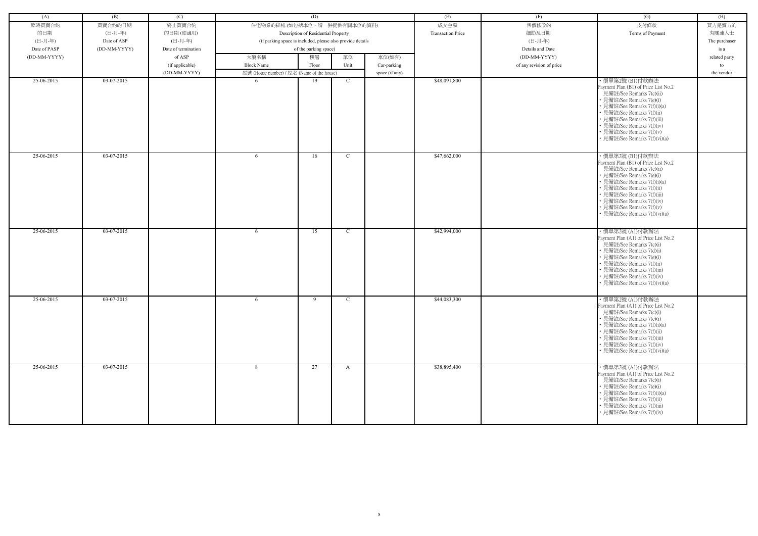| (A) | (B) | (C) | (D) | | | | (E) | (F) | (G) | (H) |
|---|---|---|---|---|---|---|---|---|---|---|
| 臨時買賣合約的日期 (日-月-年) Date of PASP (DD-MM-YYYY) | 買賣合約的日期 (日-月-年) Date of ASP (DD-MM-YYYY) | 終止買賣合約的日期 (如適用) (日-月-年) Date of termination of ASP (if applicable) (DD-MM-YYYY) | 住宅物業的描述 (如包括車位，請一併提供有關車位的資料) Description of Residential Property (if parking space is included, please also provide details of the parking space) | | | | 成交金額 Transaction Price | 售價修改的細節及日期 (日-月-年) Details and Date (DD-MM-YYYY) of any revision of price | 支付條款 Terms of Payment | 買方是賣方的有關連人士 The purchaser is a related party to the vendor |
| | | | 大廈名稱 Block Name | 樓層 Floor | 單位 Unit | 車位(如有) Car-parking space (if any) | | | | |
| | | | 屋號 (House number) / 屋名 (Name of the house) | | | | | | | |
| 25-06-2015 | 03-07-2015 | | 6 | 19 | C | | $48,091,800 | | • 價單第2號 (B1)付款辦法 Payment Plan (B1) of Price List No.2 見備註/See Remarks 7(c)(ii) • 見備註/See Remarks 7(e)(i) • 見備註/See Remarks 7(f)(i)(a) • 見備註/See Remarks 7(f)(ii) • 見備註/See Remarks 7(f)(iii) • 見備註/See Remarks 7(f)(iv) • 見備註/See Remarks 7(f)(v) • 見備註/See Remarks 7(f)(vi)(a) | |
| 25-06-2015 | 03-07-2015 | | 6 | 16 | C | | $47,662,000 | | • 價單第2號 (B1)付款辦法 Payment Plan (B1) of Price List No.2 見備註/See Remarks 7(c)(ii) • 見備註/See Remarks 7(e)(i) • 見備註/See Remarks 7(f)(i)(a) • 見備註/See Remarks 7(f)(ii) • 見備註/See Remarks 7(f)(iii) • 見備註/See Remarks 7(f)(iv) • 見備註/See Remarks 7(f)(v) • 見備註/See Remarks 7(f)(vi)(a) | |
| 25-06-2015 | 03-07-2015 | | 6 | 15 | C | | $42,994,000 | | • 價單第2號 (A1)付款辦法 Payment Plan (A1) of Price List No.2 見備註/See Remarks 7(c)(i) • 見備註/See Remarks 7(d)(i) • 見備註/See Remarks 7(e)(i) • 見備註/See Remarks 7(f)(ii) • 見備註/See Remarks 7(f)(iii) • 見備註/See Remarks 7(f)(iv) • 見備註/See Remarks 7(f)(vi)(a) | |
| 25-06-2015 | 03-07-2015 | | 6 | 9 | C | | $44,083,300 | | • 價單第2號 (A1)付款辦法 Payment Plan (A1) of Price List No.2 見備註/See Remarks 7(c)(i) • 見備註/See Remarks 7(e)(i) • 見備註/See Remarks 7(f)(i)(a) • 見備註/See Remarks 7(f)(ii) • 見備註/See Remarks 7(f)(iii) • 見備註/See Remarks 7(f)(iv) • 見備註/See Remarks 7(f)(vi)(a) | |
| 25-06-2015 | 03-07-2015 | | 8 | 27 | A | | $38,895,400 | | • 價單第2號 (A1)付款辦法 Payment Plan (A1) of Price List No.2 見備註/See Remarks 7(c)(i) • 見備註/See Remarks 7(e)(i) • 見備註/See Remarks 7(f)(i)(a) • 見備註/See Remarks 7(f)(ii) • 見備註/See Remarks 7(f)(iii) • 見備註/See Remarks 7(f)(iv) | |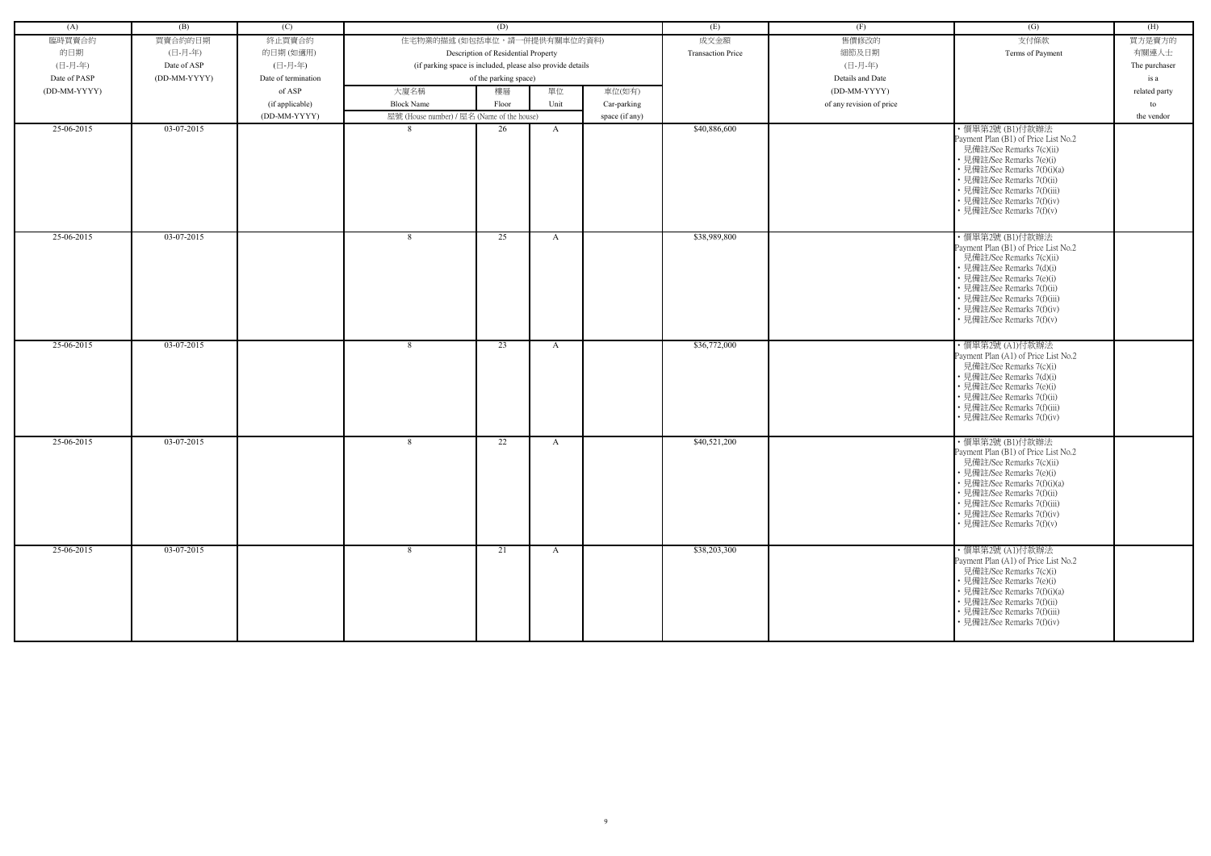| (A) | (B) | (C) | (D) | | | | (E) | (F) | (G) | (H) |
|---|---|---|---|---|---|---|---|---|---|---|
| 臨時買賣合約的日期 (日-月-年) Date of PASP (DD-MM-YYYY) | 買賣合約的日期 (日-月-年) Date of ASP (DD-MM-YYYY) | 終止買賣合約的日期 (如適用) (日-月-年) Date of termination of ASP (if applicable) (DD-MM-YYYY) | 住宅物業的描述 (如包括車位，請一併提供有關車位的資料) Description of Residential Property (if parking space is included, please also provide details of the parking space) | | | | 成交金額 Transaction Price | 售價修改的細節及日期 (日-月-年) Details and Date (DD-MM-YYYY) of any revision of price | 支付條款 Terms of Payment | 買方是賣方的有關連人士 The purchaser is a related party to the vendor |
| | | | 大廈名稱 Block Name | 樓層 Floor | 單位 Unit | 車位(如有) Car-parking space (if any) | | | | |
| | | | 屋號 (House number) / 屋名 (Name of the house) | | | | | | | |
| 25-06-2015 | 03-07-2015 | | 8 | 26 | A | | $40,886,600 | | • 價單第2號 (B1)付款辦法 Payment Plan (B1) of Price List No.2 • 見備註/See Remarks 7(c)(ii) • 見備註/See Remarks 7(e)(i) • 見備註/See Remarks 7(f)(i)(a) • 見備註/See Remarks 7(f)(ii) • 見備註/See Remarks 7(f)(iii) • 見備註/See Remarks 7(f)(iv) • 見備註/See Remarks 7(f)(v) | |
| 25-06-2015 | 03-07-2015 | | 8 | 25 | A | | $38,989,800 | | • 價單第2號 (B1)付款辦法 Payment Plan (B1) of Price List No.2 • 見備註/See Remarks 7(c)(ii) • 見備註/See Remarks 7(d)(i) • 見備註/See Remarks 7(e)(i) • 見備註/See Remarks 7(f)(ii) • 見備註/See Remarks 7(f)(iii) • 見備註/See Remarks 7(f)(iv) • 見備註/See Remarks 7(f)(v) | |
| 25-06-2015 | 03-07-2015 | | 8 | 23 | A | | $36,772,000 | | • 價單第2號 (A1)付款辦法 Payment Plan (A1) of Price List No.2 • 見備註/See Remarks 7(c)(i) • 見備註/See Remarks 7(d)(i) • 見備註/See Remarks 7(e)(i) • 見備註/See Remarks 7(f)(ii) • 見備註/See Remarks 7(f)(iii) • 見備註/See Remarks 7(f)(iv) | |
| 25-06-2015 | 03-07-2015 | | 8 | 22 | A | | $40,521,200 | | • 價單第2號 (B1)付款辦法 Payment Plan (B1) of Price List No.2 • 見備註/See Remarks 7(c)(ii) • 見備註/See Remarks 7(e)(i) • 見備註/See Remarks 7(f)(i)(a) • 見備註/See Remarks 7(f)(ii) • 見備註/See Remarks 7(f)(iii) • 見備註/See Remarks 7(f)(iv) • 見備註/See Remarks 7(f)(v) | |
| 25-06-2015 | 03-07-2015 | | 8 | 21 | A | | $38,203,300 | | • 價單第2號 (A1)付款辦法 Payment Plan (A1) of Price List No.2 • 見備註/See Remarks 7(c)(i) • 見備註/See Remarks 7(e)(i) • 見備註/See Remarks 7(f)(i)(a) • 見備註/See Remarks 7(f)(ii) • 見備註/See Remarks 7(f)(iii) • 見備註/See Remarks 7(f)(iv) | |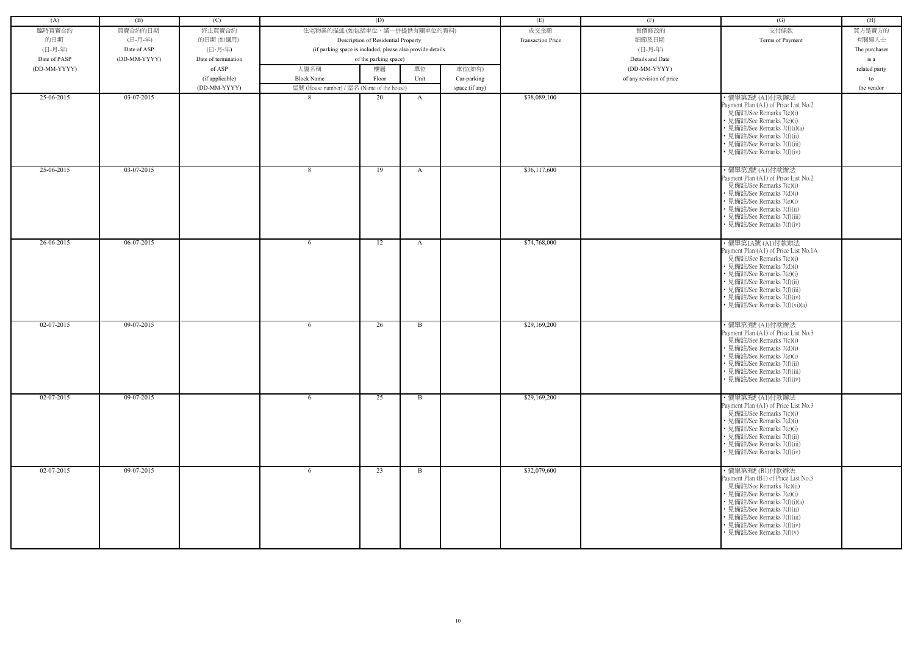| (A) | (B) | (C) | (D) | | | | (E) | (F) | (G) | (H) |
|---|---|---|---|---|---|---|---|---|---|---|
| 臨時買賣合約的日期 (日-月-年) Date of PASP (DD-MM-YYYY) | 買賣合約的日期 (日-月-年) Date of ASP (DD-MM-YYYY) | 終止買賣合約的日期 (如適用) (日-月-年) Date of termination of ASP (if applicable) (DD-MM-YYYY) | 住宅物業的描述 (如包括車位，請一併提供有關車位的資料) Description of Residential Property (if parking space is included, please also provide details of the parking space) | | | | 成交金額 Transaction Price | 售價修改的細節及日期 (日-月-年) Details and Date (DD-MM-YYYY) of any revision of price | 支付條款 Terms of Payment | 買方是賣方的有關連人士 The purchaser is a related party to the vendor |
| | | | 大廈名稱 Block Name | 樓層 Floor | 單位 Unit | 車位(如有) Car-parking space (if any) | | | | |
| | | | 屋號 (House number) / 屋名 (Name of the house) | | | | | | | |
| 25-06-2015 | 03-07-2015 | | 8 | 20 | A | | $38,089,100 | | • 價單第2號 (A1)付款辦法 Payment Plan (A1) of Price List No.2 見備註/See Remarks 7(c)(i) • 見備註/See Remarks 7(e)(i) • 見備註/See Remarks 7(f)(i)(a) • 見備註/See Remarks 7(f)(ii) • 見備註/See Remarks 7(f)(iii) • 見備註/See Remarks 7(f)(iv) | |
| 25-06-2015 | 03-07-2015 | | 8 | 19 | A | | $36,117,600 | | • 價單第2號 (A1)付款辦法 Payment Plan (A1) of Price List No.2 見備註/See Remarks 7(c)(i) • 見備註/See Remarks 7(d)(i) • 見備註/See Remarks 7(e)(i) • 見備註/See Remarks 7(f)(ii) • 見備註/See Remarks 7(f)(iii) • 見備註/See Remarks 7(f)(iv) | |
| 26-06-2015 | 06-07-2015 | | 6 | 12 | A | | $74,768,000 | | • 價單第1A號 (A1)付款辦法 Payment Plan (A1) of Price List No.1A 見備註/See Remarks 7(c)(i) • 見備註/See Remarks 7(d)(i) • 見備註/See Remarks 7(e)(i) • 見備註/See Remarks 7(f)(ii) • 見備註/See Remarks 7(f)(iii) • 見備註/See Remarks 7(f)(iv) • 見備註/See Remarks 7(f)(vi)(a) | |
| 02-07-2015 | 09-07-2015 | | 6 | 26 | B | | $29,169,200 | | • 價單第3號 (A1)付款辦法 Payment Plan (A1) of Price List No.3 見備註/See Remarks 7(c)(i) • 見備註/See Remarks 7(d)(i) • 見備註/See Remarks 7(e)(i) • 見備註/See Remarks 7(f)(ii) • 見備註/See Remarks 7(f)(iii) • 見備註/See Remarks 7(f)(iv) | |
| 02-07-2015 | 09-07-2015 | | 6 | 25 | B | | $29,169,200 | | • 價單第3號 (A1)付款辦法 Payment Plan (A1) of Price List No.3 見備註/See Remarks 7(c)(i) • 見備註/See Remarks 7(d)(i) • 見備註/See Remarks 7(e)(i) • 見備註/See Remarks 7(f)(ii) • 見備註/See Remarks 7(f)(iii) • 見備註/See Remarks 7(f)(iv) | |
| 02-07-2015 | 09-07-2015 | | 6 | 23 | B | | $32,079,600 | | • 價單第3號 (B1)付款辦法 Payment Plan (B1) of Price List No.3 見備註/See Remarks 7(c)(ii) • 見備註/See Remarks 7(e)(i) • 見備註/See Remarks 7(f)(i)(a) • 見備註/See Remarks 7(f)(ii) • 見備註/See Remarks 7(f)(iii) • 見備註/See Remarks 7(f)(iv) • 見備註/See Remarks 7(f)(v) | |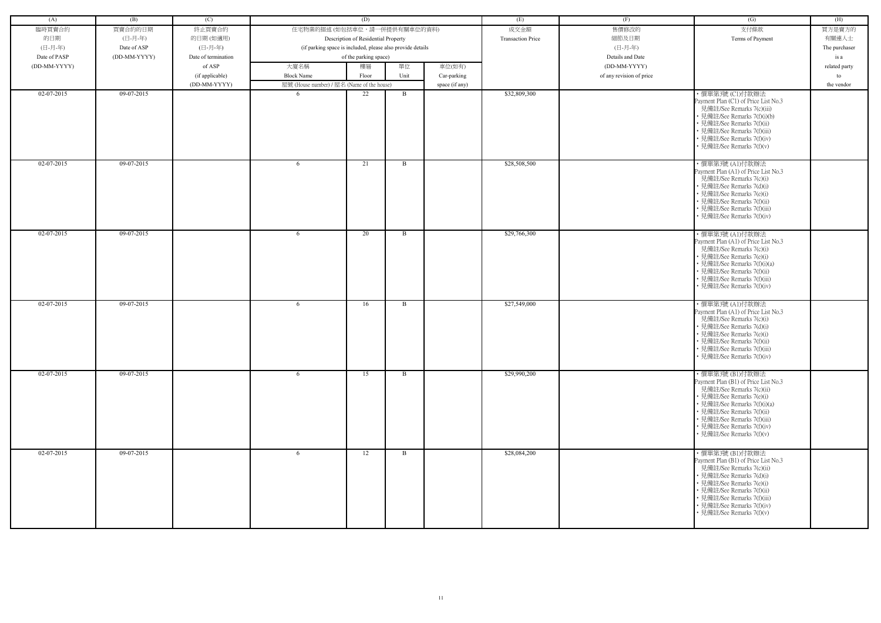| (A) | (B) | (C) | (D) | | | | (E) | (F) | (G) | (H) |
|---|---|---|---|---|---|---|---|---|---|---|
| 臨時買賣合約的日期 (日-月-年) Date of PASP (DD-MM-YYYY) | 買賣合約的日期 (日-月-年) Date of ASP (DD-MM-YYYY) | 終止買賣合約的日期 (如適用) (日-月-年) Date of termination of ASP (if applicable) (DD-MM-YYYY) | 住宅物業的描述 (如包括車位，請一併提供有關車位的資料) Description of Residential Property (if parking space is included, please also provide details of the parking space) | | | | 成交金額 Transaction Price | 售價修改的細節及日期 (日-月-年) Details and Date (DD-MM-YYYY) of any revision of price | 支付條款 Terms of Payment | 買方是賣方的有關連人士 The purchaser is a related party to the vendor |
| | | | 大廈名稱 Block Name | 樓層 Floor | 單位 Unit | 車位(如有) Car-parking space (if any) | | | | |
| | | | 屋號 (House number) / 屋名 (Name of the house) | | | | | | | |
| 02-07-2015 | 09-07-2015 | | 6 | 22 | B | | $32,809,300 | | • 價單第3號 (C1)付款辦法 Payment Plan (C1) of Price List No.3 • 見備註/See Remarks 7(c)(iii) • 見備註/See Remarks 7(f)(i)(b) • 見備註/See Remarks 7(f)(ii) • 見備註/See Remarks 7(f)(iii) • 見備註/See Remarks 7(f)(iv) • 見備註/See Remarks 7(f)(v) | |
| 02-07-2015 | 09-07-2015 | | 6 | 21 | B | | $28,508,500 | | • 價單第3號 (A1)付款辦法 Payment Plan (A1) of Price List No.3 • 見備註/See Remarks 7(c)(i) • 見備註/See Remarks 7(d)(i) • 見備註/See Remarks 7(e)(i) • 見備註/See Remarks 7(f)(ii) • 見備註/See Remarks 7(f)(iii) • 見備註/See Remarks 7(f)(iv) | |
| 02-07-2015 | 09-07-2015 | | 6 | 20 | B | | $29,766,300 | | • 價單第3號 (A1)付款辦法 Payment Plan (A1) of Price List No.3 • 見備註/See Remarks 7(c)(i) • 見備註/See Remarks 7(e)(i) • 見備註/See Remarks 7(f)(i)(a) • 見備註/See Remarks 7(f)(ii) • 見備註/See Remarks 7(f)(iii) • 見備註/See Remarks 7(f)(iv) | |
| 02-07-2015 | 09-07-2015 | | 6 | 16 | B | | $27,549,000 | | • 價單第3號 (A1)付款辦法 Payment Plan (A1) of Price List No.3 • 見備註/See Remarks 7(c)(i) • 見備註/See Remarks 7(d)(i) • 見備註/See Remarks 7(e)(i) • 見備註/See Remarks 7(f)(ii) • 見備註/See Remarks 7(f)(iii) • 見備註/See Remarks 7(f)(iv) | |
| 02-07-2015 | 09-07-2015 | | 6 | 15 | B | | $29,990,200 | | • 價單第3號 (B1)付款辦法 Payment Plan (B1) of Price List No.3 • 見備註/See Remarks 7(c)(ii) • 見備註/See Remarks 7(e)(i) • 見備註/See Remarks 7(f)(i)(a) • 見備註/See Remarks 7(f)(ii) • 見備註/See Remarks 7(f)(iii) • 見備註/See Remarks 7(f)(iv) • 見備註/See Remarks 7(f)(v) | |
| 02-07-2015 | 09-07-2015 | | 6 | 12 | B | | $28,084,200 | | • 價單第3號 (B1)付款辦法 Payment Plan (B1) of Price List No.3 • 見備註/See Remarks 7(c)(ii) • 見備註/See Remarks 7(d)(i) • 見備註/See Remarks 7(e)(i) • 見備註/See Remarks 7(f)(ii) • 見備註/See Remarks 7(f)(iii) • 見備註/See Remarks 7(f)(iv) • 見備註/See Remarks 7(f)(v) | |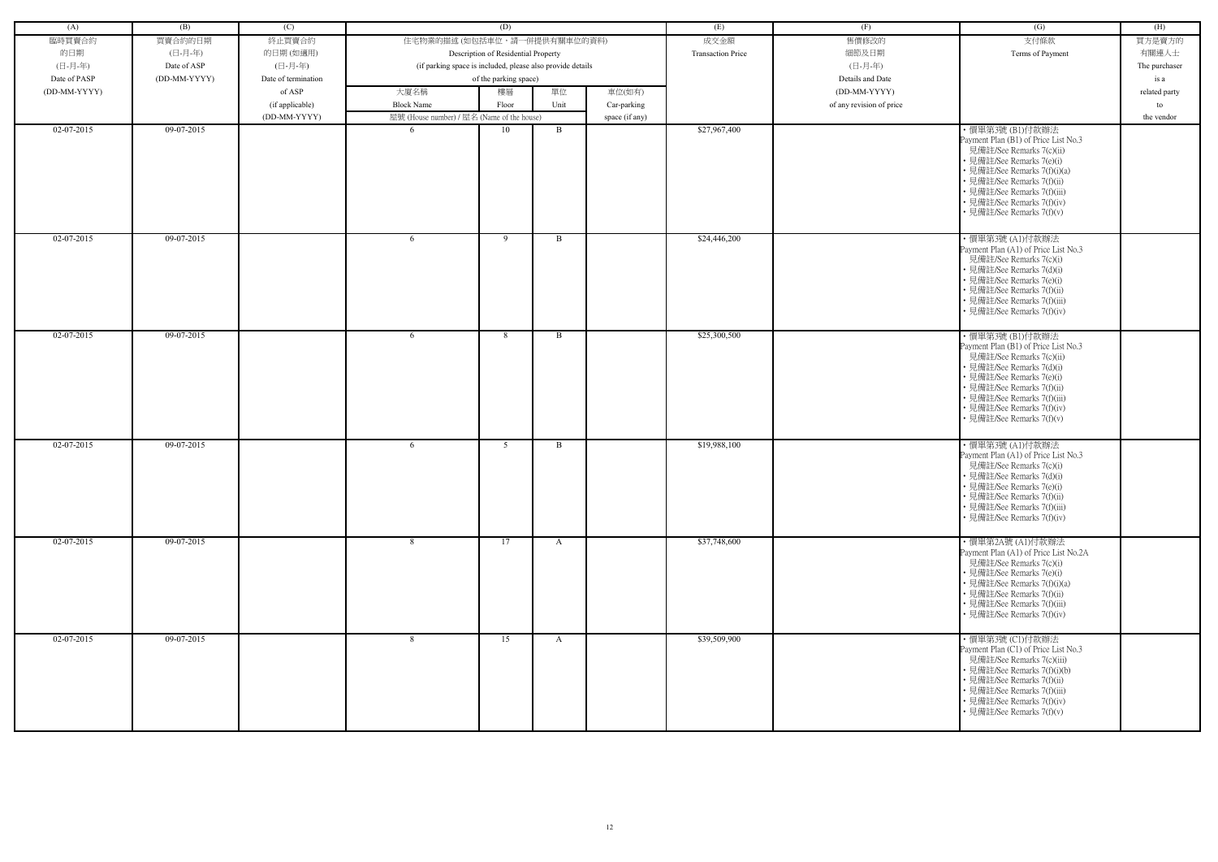| (A) | (B) | (C) | (D) | | | | (E) | (F) | (G) | (H) |
|---|---|---|---|---|---|---|---|---|---|---|
| 臨時買賣合約的日期 (日-月-年) Date of PASP (DD-MM-YYYY) | 買賣合約的日期 (日-月-年) Date of ASP (DD-MM-YYYY) | 終止買賣合約的日期 (如適用) (日-月-年) Date of termination of ASP (if applicable) (DD-MM-YYYY) | 住宅物業的描述 (如包括車位，請一併提供有關車位的資料) Description of Residential Property (if parking space is included, please also provide details of the parking space) | | | | 成交金額 Transaction Price | 售價修改的細節及日期 (日-月-年) Details and Date (DD-MM-YYYY) of any revision of price | 支付條款 Terms of Payment | 買方是賣方的有關連人士 The purchaser is a related party to the vendor |
| | | | 大廈名稱 Block Name 屋號 (House number) / 屋名 (Name of the house) | 樓層 Floor | 單位 Unit | 車位(如有) Car-parking space (if any) | | | | |
| 02-07-2015 | 09-07-2015 | | 6 | 10 | B | | $27,967,400 | | • 價單第3號 (B1)付款辦法 Payment Plan (B1) of Price List No.3 • 見備註/See Remarks 7(c)(ii) • 見備註/See Remarks 7(e)(i) • 見備註/See Remarks 7(f)(i)(a) • 見備註/See Remarks 7(f)(ii) • 見備註/See Remarks 7(f)(iii) • 見備註/See Remarks 7(f)(iv) • 見備註/See Remarks 7(f)(v) | |
| 02-07-2015 | 09-07-2015 | | 6 | 9 | B | | $24,446,200 | | • 價單第3號 (A1)付款辦法 Payment Plan (A1) of Price List No.3 • 見備註/See Remarks 7(c)(i) • 見備註/See Remarks 7(d)(i) • 見備註/See Remarks 7(e)(i) • 見備註/See Remarks 7(f)(ii) • 見備註/See Remarks 7(f)(iii) • 見備註/See Remarks 7(f)(iv) | |
| 02-07-2015 | 09-07-2015 | | 6 | 8 | B | | $25,300,500 | | • 價單第3號 (B1)付款辦法 Payment Plan (B1) of Price List No.3 • 見備註/See Remarks 7(c)(ii) • 見備註/See Remarks 7(d)(i) • 見備註/See Remarks 7(e)(i) • 見備註/See Remarks 7(f)(ii) • 見備註/See Remarks 7(f)(iii) • 見備註/See Remarks 7(f)(iv) • 見備註/See Remarks 7(f)(v) | |
| 02-07-2015 | 09-07-2015 | | 6 | 5 | B | | $19,988,100 | | • 價單第3號 (A1)付款辦法 Payment Plan (A1) of Price List No.3 • 見備註/See Remarks 7(c)(i) • 見備註/See Remarks 7(d)(i) • 見備註/See Remarks 7(e)(i) • 見備註/See Remarks 7(f)(ii) • 見備註/See Remarks 7(f)(iii) • 見備註/See Remarks 7(f)(iv) | |
| 02-07-2015 | 09-07-2015 | | 8 | 17 | A | | $37,748,600 | | • 價單第2A號 (A1)付款辦法 Payment Plan (A1) of Price List No.2A • 見備註/See Remarks 7(c)(i) • 見備註/See Remarks 7(e)(i) • 見備註/See Remarks 7(f)(i)(a) • 見備註/See Remarks 7(f)(ii) • 見備註/See Remarks 7(f)(iii) • 見備註/See Remarks 7(f)(iv) | |
| 02-07-2015 | 09-07-2015 | | 8 | 15 | A | | $39,509,900 | | • 價單第3號 (C1)付款辦法 Payment Plan (C1) of Price List No.3 • 見備註/See Remarks 7(c)(iii) • 見備註/See Remarks 7(f)(i)(b) • 見備註/See Remarks 7(f)(ii) • 見備註/See Remarks 7(f)(iii) • 見備註/See Remarks 7(f)(iv) • 見備註/See Remarks 7(f)(v) | |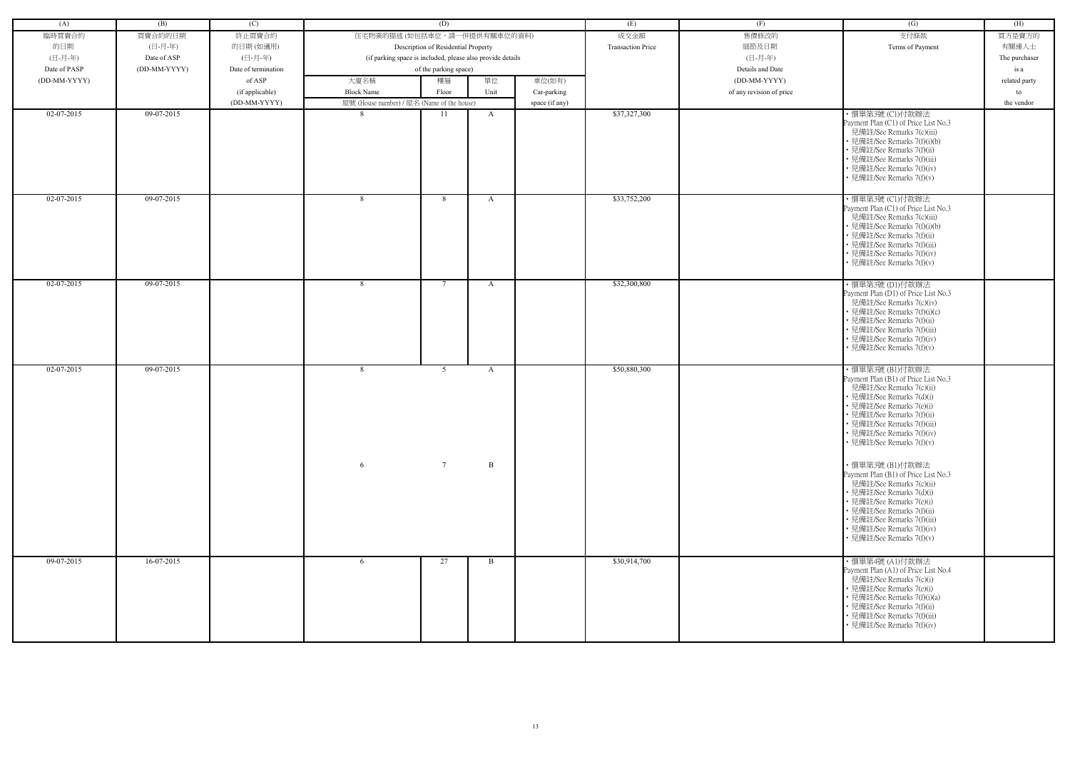| (A) | (B) | (C) | (D) | | | | (E) | (F) | (G) | (H) |
|---|---|---|---|---|---|---|---|---|---|---|
| 臨時買賣合約的日期 (日-月-年) Date of PASP (DD-MM-YYYY) | 買賣合約的日期 (日-月-年) Date of ASP (DD-MM-YYYY) | 終止買賣合約的日期 (如適用) (日-月-年) Date of termination of ASP (if applicable) (DD-MM-YYYY) | 住宅物業的描述 (如包括車位，請一併提供有關車位的資料) Description of Residential Property (if parking space is included, please also provide details of the parking space) | | | | 成交金額 Transaction Price | 售價修改的細節及日期 (日-月-年) Details and Date (DD-MM-YYYY) of any revision of price | 支付條款 Terms of Payment | 買方是賣方的有關連人士 The purchaser is a related party to the vendor |
| | | | 大廈名稱 Block Name<br>屋號 (House number) / 屋名 (Name of the house) | 樓層 Floor | 單位 Unit | 車位(如有) Car-parking space (if any) | | | | |
| 02-07-2015 | 09-07-2015 | | 8 | 11 | A | | $37,327,300 | | • 價單第3號 (C1)付款辦法 Payment Plan (C1) of Price List No.3 見備註/See Remarks 7(c)(iii)<br>• 見備註/See Remarks 7(f)(i)(b)<br>• 見備註/See Remarks 7(f)(ii)<br>• 見備註/See Remarks 7(f)(iii)<br>• 見備註/See Remarks 7(f)(iv)<br>• 見備註/See Remarks 7(f)(v) | |
| 02-07-2015 | 09-07-2015 | | 8 | 8 | A | | $33,752,200 | | • 價單第3號 (C1)付款辦法 Payment Plan (C1) of Price List No.3 見備註/See Remarks 7(c)(iii)<br>• 見備註/See Remarks 7(f)(i)(b)<br>• 見備註/See Remarks 7(f)(ii)<br>• 見備註/See Remarks 7(f)(iii)<br>• 見備註/See Remarks 7(f)(iv)<br>• 見備註/See Remarks 7(f)(v) | |
| 02-07-2015 | 09-07-2015 | | 8 | 7 | A | | $32,300,800 | | • 價單第3號 (D1)付款辦法 Payment Plan (D1) of Price List No.3 見備註/See Remarks 7(c)(iv)<br>• 見備註/See Remarks 7(f)(i)(c)<br>• 見備註/See Remarks 7(f)(ii)<br>• 見備註/See Remarks 7(f)(iii)<br>• 見備註/See Remarks 7(f)(iv)<br>• 見備註/See Remarks 7(f)(v) | |
| 02-07-2015 | 09-07-2015 | | 8<br><br>6 | 5<br><br>7 | A<br><br>B | | $50,880,300 | | • 價單第3號 (B1)付款辦法 Payment Plan (B1) of Price List No.3 見備註/See Remarks 7(c)(ii)<br>• 見備註/See Remarks 7(d)(i)<br>• 見備註/See Remarks 7(e)(i)<br>• 見備註/See Remarks 7(f)(ii)<br>• 見備註/See Remarks 7(f)(iii)<br>• 見備註/See Remarks 7(f)(iv)<br>• 見備註/See Remarks 7(f)(v)<br><br>• 價單第3號 (B1)付款辦法 Payment Plan (B1) of Price List No.3 見備註/See Remarks 7(c)(ii)<br>• 見備註/See Remarks 7(d)(i)<br>• 見備註/See Remarks 7(e)(i)<br>• 見備註/See Remarks 7(f)(ii)<br>• 見備註/See Remarks 7(f)(iii)<br>• 見備註/See Remarks 7(f)(iv)<br>• 見備註/See Remarks 7(f)(v) | |
| 09-07-2015 | 16-07-2015 | | 6 | 27 | B | | $30,914,700 | | • 價單第4號 (A1)付款辦法 Payment Plan (A1) of Price List No.4 見備註/See Remarks 7(c)(i)<br>• 見備註/See Remarks 7(e)(i)<br>• 見備註/See Remarks 7(f)(i)(a)<br>• 見備註/See Remarks 7(f)(ii)<br>• 見備註/See Remarks 7(f)(iii)<br>• 見備註/See Remarks 7(f)(iv) | |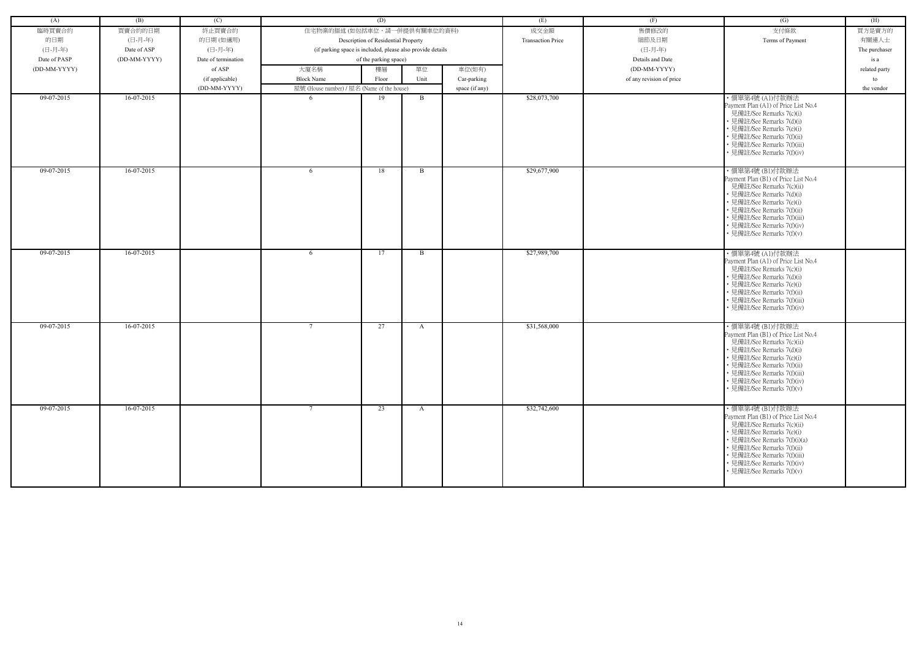| (A) | (B) | (C) | (D) | | | | (E) | (F) | (G) | (H) |
|---|---|---|---|---|---|---|---|---|---|---|
| 臨時買賣合約的日期 (日-月-年) Date of PASP (DD-MM-YYYY) | 買賣合約的日期 (日-月-年) Date of ASP (DD-MM-YYYY) | 終止買賣合約的日期 (如適用) (日-月-年) Date of termination of ASP (if applicable) (DD-MM-YYYY) | 住宅物業的描述 (如包括車位，請一併提供有關車位的資料) Description of Residential Property (if parking space is included, please also provide details of the parking space) | | | | 成交金額 Transaction Price | 售價修改的細節及日期 (日-月-年) Details and Date (DD-MM-YYYY) of any revision of price | 支付條款 Terms of Payment | 買方是賣方的有關連人士 The purchaser is a related party to the vendor |
| | | | 大廈名稱 Block Name | 樓層 Floor | 單位 Unit | 車位(如有) Car-parking space (if any) | | | | |
| | | | 屋號 (House number) / 屋名 (Name of the house) | | | | | | | |
| 09-07-2015 | 16-07-2015 | | 6 | 19 | B | | $28,073,700 | | • 價單第4號 (A1)付款辦法 Payment Plan (A1) of Price List No.4 見備註/See Remarks 7(c)(i) • 見備註/See Remarks 7(d)(i) • 見備註/See Remarks 7(e)(i) • 見備註/See Remarks 7(f)(ii) • 見備註/See Remarks 7(f)(iii) • 見備註/See Remarks 7(f)(iv) | |
| 09-07-2015 | 16-07-2015 | | 6 | 18 | B | | $29,677,900 | | • 價單第4號 (B1)付款辦法 Payment Plan (B1) of Price List No.4 見備註/See Remarks 7(c)(ii) • 見備註/See Remarks 7(d)(i) • 見備註/See Remarks 7(e)(i) • 見備註/See Remarks 7(f)(ii) • 見備註/See Remarks 7(f)(iii) • 見備註/See Remarks 7(f)(iv) • 見備註/See Remarks 7(f)(v) | |
| 09-07-2015 | 16-07-2015 | | 6 | 17 | B | | $27,989,700 | | • 價單第4號 (A1)付款辦法 Payment Plan (A1) of Price List No.4 見備註/See Remarks 7(c)(i) • 見備註/See Remarks 7(d)(i) • 見備註/See Remarks 7(e)(i) • 見備註/See Remarks 7(f)(ii) • 見備註/See Remarks 7(f)(iii) • 見備註/See Remarks 7(f)(iv) | |
| 09-07-2015 | 16-07-2015 | | 7 | 27 | A | | $31,568,000 | | • 價單第4號 (B1)付款辦法 Payment Plan (B1) of Price List No.4 見備註/See Remarks 7(c)(ii) • 見備註/See Remarks 7(d)(i) • 見備註/See Remarks 7(e)(i) • 見備註/See Remarks 7(f)(ii) • 見備註/See Remarks 7(f)(iii) • 見備註/See Remarks 7(f)(iv) • 見備註/See Remarks 7(f)(v) | |
| 09-07-2015 | 16-07-2015 | | 7 | 23 | A | | $32,742,600 | | • 價單第4號 (B1)付款辦法 Payment Plan (B1) of Price List No.4 見備註/See Remarks 7(c)(ii) • 見備註/See Remarks 7(e)(i) • 見備註/See Remarks 7(f)(i)(a) • 見備註/See Remarks 7(f)(ii) • 見備註/See Remarks 7(f)(iii) • 見備註/See Remarks 7(f)(iv) • 見備註/See Remarks 7(f)(v) | |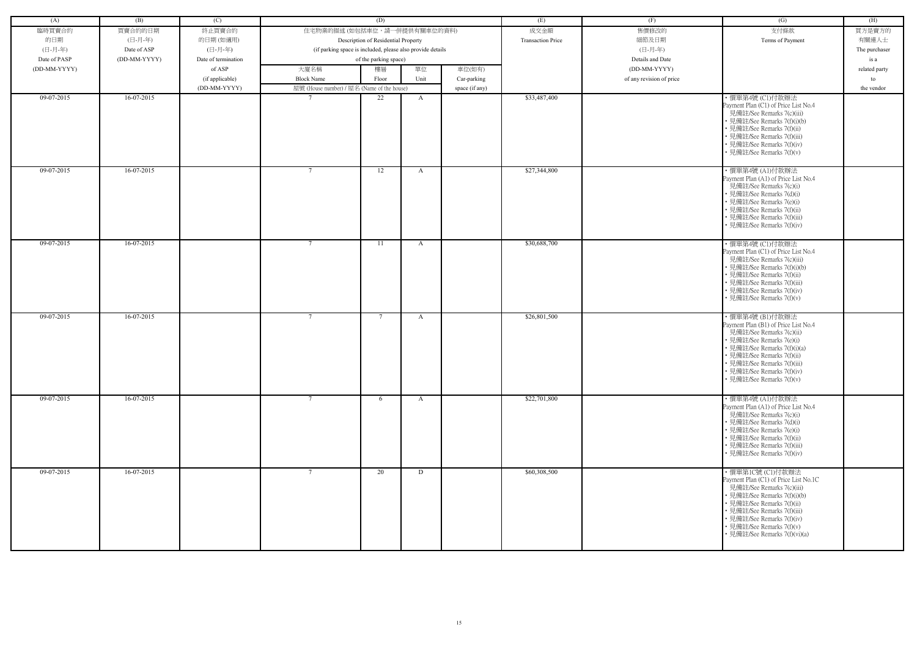| (A) | (B) | (C) | (D) | | | | (E) | (F) | (G) | (H) |
|---|---|---|---|---|---|---|---|---|---|---|
| 臨時買賣合約的日期 (日-月-年) Date of PASP (DD-MM-YYYY) | 買賣合約的日期 (日-月-年) Date of ASP (DD-MM-YYYY) | 終止買賣合約的日期 (如適用) (日-月-年) Date of termination of ASP (if applicable) (DD-MM-YYYY) | 住宅物業的描述 (如包括車位，請一併提供有關車位的資料) Description of Residential Property (if parking space is included, please also provide details of the parking space) | | | | 成交金額 Transaction Price | 售價修改的細節及日期 (日-月-年) Details and Date (DD-MM-YYYY) of any revision of price | 支付條款 Terms of Payment | 買方是賣方的有關連人士 The purchaser is a related party to the vendor |
| | | | 大廈名稱 Block Name | 樓層 Floor | 單位 Unit | 車位(如有) Car-parking space (if any) | | | | |
| | | | 屋號 (House number) / 屋名 (Name of the house) | | | | | | | |
| 09-07-2015 | 16-07-2015 | | 7 | 22 | A | | $33,487,400 | | • 價單第4號 (C1)付款辦法 Payment Plan (C1) of Price List No.4 見備註/See Remarks 7(c)(iii) • 見備註/See Remarks 7(f)(i)(b) • 見備註/See Remarks 7(f)(ii) • 見備註/See Remarks 7(f)(iii) • 見備註/See Remarks 7(f)(iv) • 見備註/See Remarks 7(f)(v) | |
| 09-07-2015 | 16-07-2015 | | 7 | 12 | A | | $27,344,800 | | • 價單第4號 (A1)付款辦法 Payment Plan (A1) of Price List No.4 見備註/See Remarks 7(c)(i) • 見備註/See Remarks 7(d)(i) • 見備註/See Remarks 7(e)(i) • 見備註/See Remarks 7(f)(ii) • 見備註/See Remarks 7(f)(iii) • 見備註/See Remarks 7(f)(iv) | |
| 09-07-2015 | 16-07-2015 | | 7 | 11 | A | | $30,688,700 | | • 價單第4號 (C1)付款辦法 Payment Plan (C1) of Price List No.4 見備註/See Remarks 7(c)(iii) • 見備註/See Remarks 7(f)(i)(b) • 見備註/See Remarks 7(f)(ii) • 見備註/See Remarks 7(f)(iii) • 見備註/See Remarks 7(f)(iv) • 見備註/See Remarks 7(f)(v) | |
| 09-07-2015 | 16-07-2015 | | 7 | 7 | A | | $26,801,500 | | • 價單第4號 (B1)付款辦法 Payment Plan (B1) of Price List No.4 見備註/See Remarks 7(c)(ii) • 見備註/See Remarks 7(e)(i) • 見備註/See Remarks 7(f)(i)(a) • 見備註/See Remarks 7(f)(ii) • 見備註/See Remarks 7(f)(iii) • 見備註/See Remarks 7(f)(iv) • 見備註/See Remarks 7(f)(v) | |
| 09-07-2015 | 16-07-2015 | | 7 | 6 | A | | $22,701,800 | | • 價單第4號 (A1)付款辦法 Payment Plan (A1) of Price List No.4 見備註/See Remarks 7(c)(i) • 見備註/See Remarks 7(d)(i) • 見備註/See Remarks 7(e)(i) • 見備註/See Remarks 7(f)(ii) • 見備註/See Remarks 7(f)(iii) • 見備註/See Remarks 7(f)(iv) | |
| 09-07-2015 | 16-07-2015 | | 7 | 20 | D | | $60,308,500 | | • 價單第1C號 (C1)付款辦法 Payment Plan (C1) of Price List No.1C 見備註/See Remarks 7(c)(iii) • 見備註/See Remarks 7(f)(i)(b) • 見備註/See Remarks 7(f)(ii) • 見備註/See Remarks 7(f)(iii) • 見備註/See Remarks 7(f)(iv) • 見備註/See Remarks 7(f)(v) • 見備註/See Remarks 7(f)(vi)(a) | |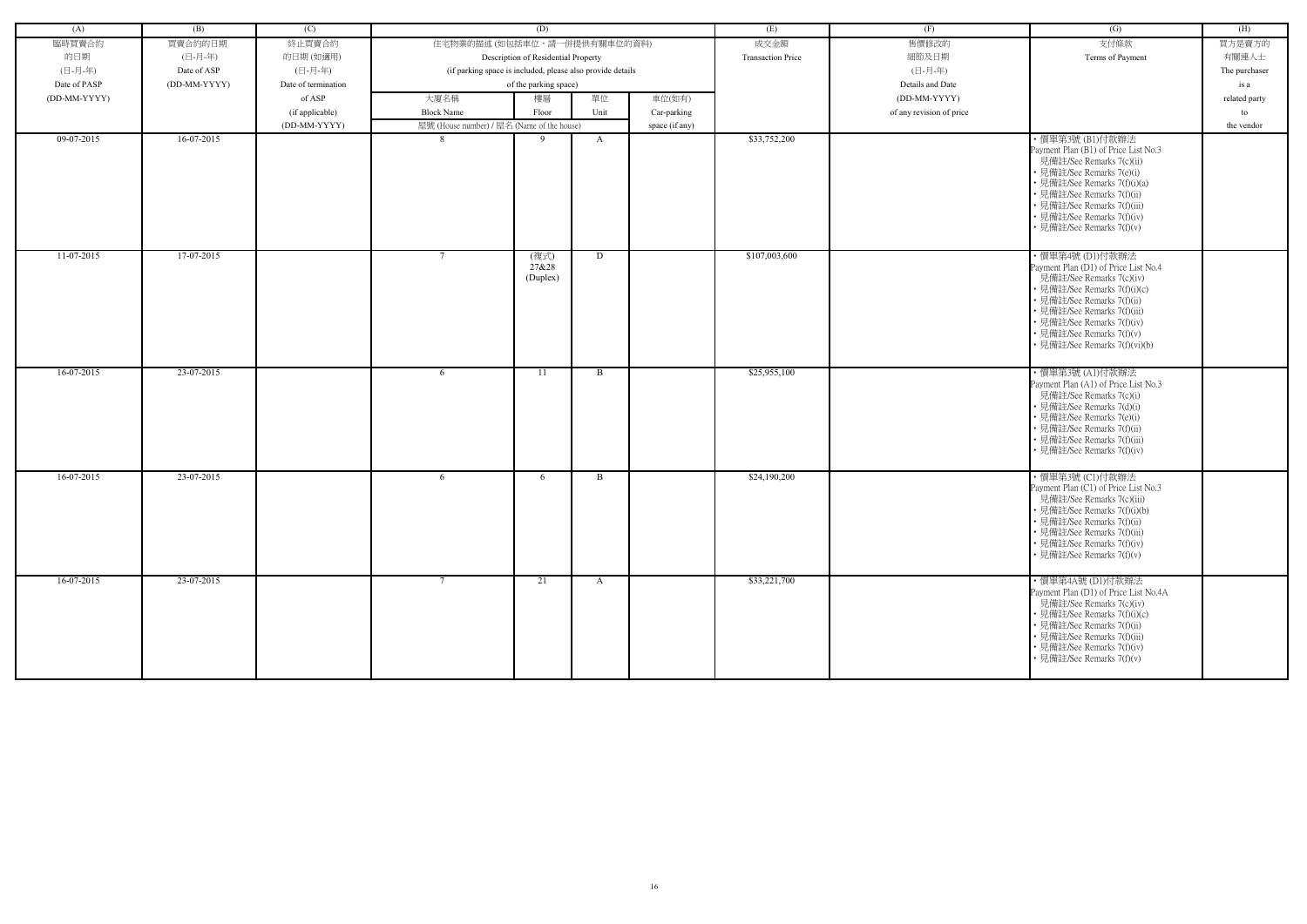| (A) | (B) | (C) | (D) | | | | (E) | (F) | (G) | (H) |
|---|---|---|---|---|---|---|---|---|---|---|
| 臨時買賣合約<br>的日期<br>(日-月-年)<br>Date of PASP<br>(DD-MM-YYYY) | 買賣合約的日期<br>(日-月-年)<br>Date of ASP<br>(DD-MM-YYYY) | 終止買賣合約<br>的日期 (如適用)<br>(日-月-年)<br>Date of termination<br>of ASP<br>(if applicable)<br>(DD-MM-YYYY) | 住宅物業的描述 (如包括車位，請一併提供有關車位的資料)<br>Description of Residential Property<br>(if parking space is included, please also provide details<br>of the parking space) | | | | 成交金額<br>Transaction Price | 售價修改的<br>細節及日期<br>(日-月-年)<br>Details and Date<br>(DD-MM-YYYY)<br>of any revision of price | 支付條款<br>Terms of Payment | 買方是賣方的<br>有關連人士<br>The purchaser<br>is a<br>related party<br>to<br>the vendor |
| | | | 大廈名稱<br>Block Name<br>屋號 (House number) / 屋名 (Name of the house) | 樓層<br>Floor | 單位<br>Unit | 車位(如有)<br>Car-parking<br>space (if any) | | | | |
| 09-07-2015 | 16-07-2015 | | 8 | 9 | A | | $33,752,200 | | • 價單第3號 (B1)付款辦法<br>Payment Plan (B1) of Price List No.3<br>見備註/See Remarks 7(c)(ii)<br>• 見備註/See Remarks 7(e)(i)<br>• 見備註/See Remarks 7(f)(i)(a)<br>• 見備註/See Remarks 7(f)(ii)<br>• 見備註/See Remarks 7(f)(iii)<br>• 見備註/See Remarks 7(f)(iv)<br>• 見備註/See Remarks 7(f)(v) | |
| 11-07-2015 | 17-07-2015 | | 7 | (複式)<br>27&28<br>(Duplex) | D | | $107,003,600 | | • 價單第4號 (D1)付款辦法<br>Payment Plan (D1) of Price List No.4<br>見備註/See Remarks 7(c)(iv)<br>• 見備註/See Remarks 7(f)(i)(c)<br>• 見備註/See Remarks 7(f)(ii)<br>• 見備註/See Remarks 7(f)(iii)<br>• 見備註/See Remarks 7(f)(iv)<br>• 見備註/See Remarks 7(f)(v)<br>• 見備註/See Remarks 7(f)(vi)(b) | |
| 16-07-2015 | 23-07-2015 | | 6 | 11 | B | | $25,955,100 | | • 價單第3號 (A1)付款辦法<br>Payment Plan (A1) of Price List No.3<br>見備註/See Remarks 7(c)(i)<br>• 見備註/See Remarks 7(d)(i)<br>• 見備註/See Remarks 7(e)(i)<br>• 見備註/See Remarks 7(f)(ii)<br>• 見備註/See Remarks 7(f)(iii)<br>• 見備註/See Remarks 7(f)(iv) | |
| 16-07-2015 | 23-07-2015 | | 6 | 6 | B | | $24,190,200 | | • 價單第3號 (C1)付款辦法<br>Payment Plan (C1) of Price List No.3<br>見備註/See Remarks 7(c)(iii)<br>• 見備註/See Remarks 7(f)(i)(b)<br>• 見備註/See Remarks 7(f)(ii)<br>• 見備註/See Remarks 7(f)(iii)<br>• 見備註/See Remarks 7(f)(iv)<br>• 見備註/See Remarks 7(f)(v) | |
| 16-07-2015 | 23-07-2015 | | 7 | 21 | A | | $33,221,700 | | • 價單第4A號 (D1)付款辦法<br>Payment Plan (D1) of Price List No.4A<br>見備註/See Remarks 7(c)(iv)<br>• 見備註/See Remarks 7(f)(i)(c)<br>• 見備註/See Remarks 7(f)(ii)<br>• 見備註/See Remarks 7(f)(iii)<br>• 見備註/See Remarks 7(f)(iv)<br>• 見備註/See Remarks 7(f)(v) | |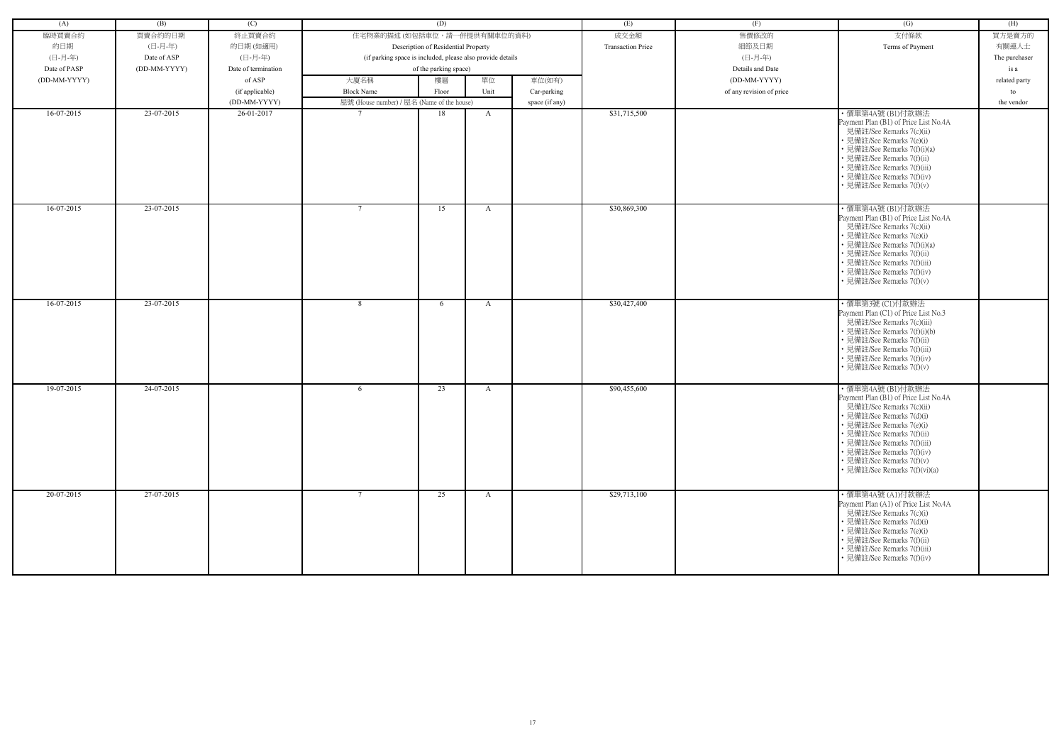| (A) | (B) | (C) | (D) | | | | (E) | (F) | (G) | (H) |
|---|---|---|---|---|---|---|---|---|---|---|
| 臨時買賣合約的日期 (日-月-年) Date of PASP (DD-MM-YYYY) | 買賣合約的日期 (日-月-年) Date of ASP (DD-MM-YYYY) | 終止買賣合約的日期 (如適用) (日-月-年) Date of termination of ASP (if applicable) (DD-MM-YYYY) | 住宅物業的描述 (如包括車位，請一併提供有關車位的資料) Description of Residential Property (if parking space is included, please also provide details of the parking space) | | | | 成交金額 Transaction Price | 售價修改的細節及日期 (日-月-年) Details and Date (DD-MM-YYYY) of any revision of price | 支付條款 Terms of Payment | 買方是賣方的有關連人士 The purchaser is a related party to the vendor |
| | | | 大廈名稱 Block Name 屋號 (House number) / 屋名 (Name of the house) | 樓層 Floor | 單位 Unit | 車位(如有) Car-parking space (if any) | | | | |
| 16-07-2015 | 23-07-2015 | 26-01-2017 | 7 | 18 | A | | $31,715,500 | | • 價單第4A號 (B1)付款辦法 Payment Plan (B1) of Price List No.4A 見備註/See Remarks 7(c)(ii) • 見備註/See Remarks 7(e)(i) • 見備註/See Remarks 7(f)(i)(a) • 見備註/See Remarks 7(f)(ii) • 見備註/See Remarks 7(f)(iii) • 見備註/See Remarks 7(f)(iv) • 見備註/See Remarks 7(f)(v) | |
| 16-07-2015 | 23-07-2015 | | 7 | 15 | A | | $30,869,300 | | • 價單第4A號 (B1)付款辦法 Payment Plan (B1) of Price List No.4A 見備註/See Remarks 7(c)(ii) • 見備註/See Remarks 7(e)(i) • 見備註/See Remarks 7(f)(i)(a) • 見備註/See Remarks 7(f)(ii) • 見備註/See Remarks 7(f)(iii) • 見備註/See Remarks 7(f)(iv) • 見備註/See Remarks 7(f)(v) | |
| 16-07-2015 | 23-07-2015 | | 8 | 6 | A | | $30,427,400 | | • 價單第3號 (C1)付款辦法 Payment Plan (C1) of Price List No.3 見備註/See Remarks 7(c)(iii) • 見備註/See Remarks 7(f)(i)(b) • 見備註/See Remarks 7(f)(ii) • 見備註/See Remarks 7(f)(iii) • 見備註/See Remarks 7(f)(iv) • 見備註/See Remarks 7(f)(v) | |
| 19-07-2015 | 24-07-2015 | | 6 | 23 | A | | $90,455,600 | | • 價單第4A號 (B1)付款辦法 Payment Plan (B1) of Price List No.4A 見備註/See Remarks 7(c)(ii) • 見備註/See Remarks 7(d)(i) • 見備註/See Remarks 7(e)(i) • 見備註/See Remarks 7(f)(ii) • 見備註/See Remarks 7(f)(iii) • 見備註/See Remarks 7(f)(iv) • 見備註/See Remarks 7(f)(v) • 見備註/See Remarks 7(f)(vi)(a) | |
| 20-07-2015 | 27-07-2015 | | 7 | 25 | A | | $29,713,100 | | • 價單第4A號 (A1)付款辦法 Payment Plan (A1) of Price List No.4A 見備註/See Remarks 7(c)(i) • 見備註/See Remarks 7(d)(i) • 見備註/See Remarks 7(e)(i) • 見備註/See Remarks 7(f)(ii) • 見備註/See Remarks 7(f)(iii) • 見備註/See Remarks 7(f)(iv) | |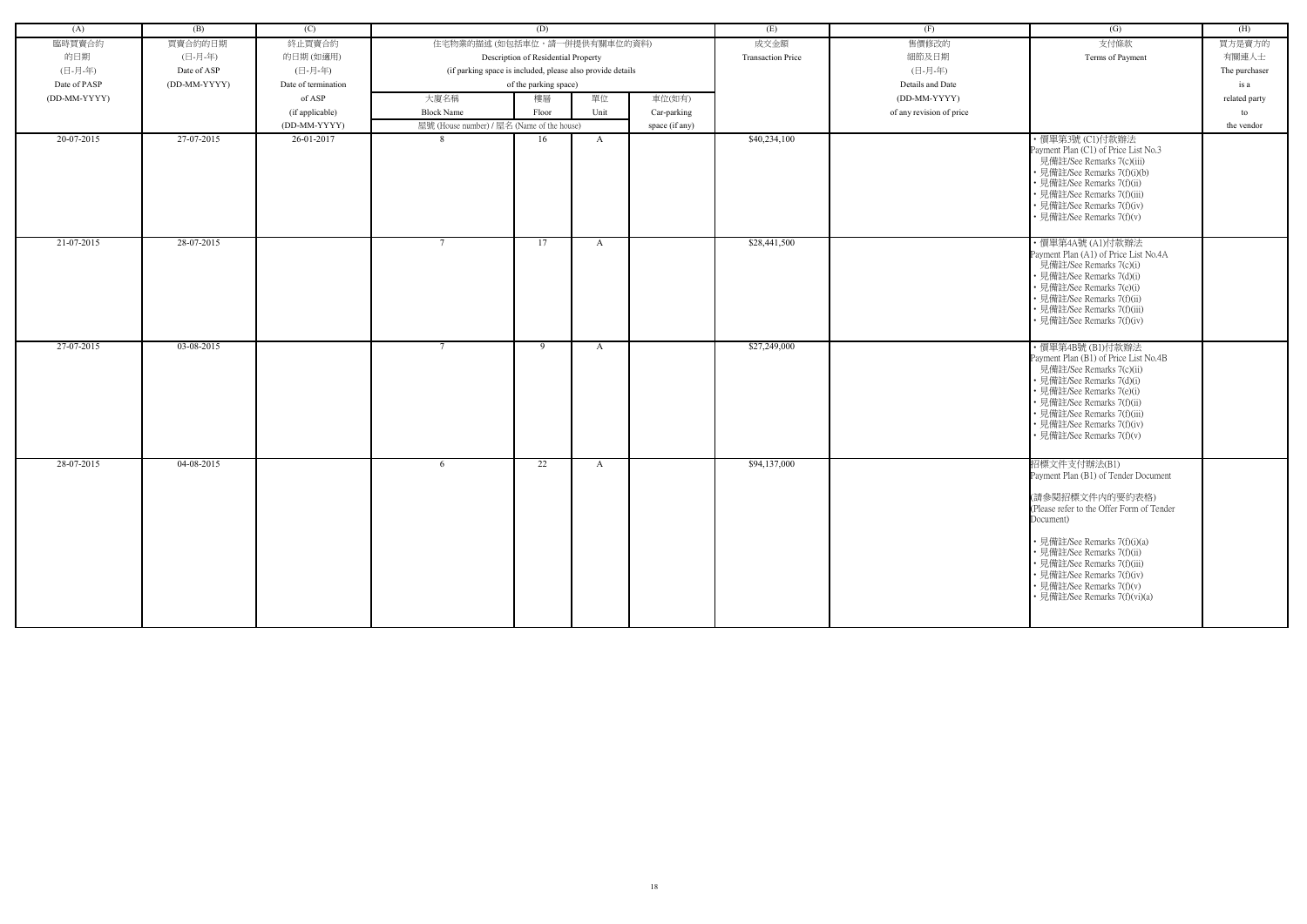| (A) | (B) | (C) | (D) | | | | (E) | (F) | (G) | (H) |
|---|---|---|---|---|---|---|---|---|---|---|
| 臨時買賣合約的日期 (日-月-年) Date of PASP (DD-MM-YYYY) | 買賣合約的日期 (日-月-年) Date of ASP (DD-MM-YYYY) | 終止買賣合約的日期 (如適用) (日-月-年) Date of termination of ASP (if applicable) (DD-MM-YYYY) | 住宅物業的描述 (如包括車位，請一併提供有關車位的資料) Description of Residential Property (if parking space is included, please also provide details of the parking space) | | | | 成交金額 Transaction Price | 售價修改的細節及日期 (日-月-年) Details and Date (DD-MM-YYYY) of any revision of price | 支付條款 Terms of Payment | 買方是賣方的有關連人士 The purchaser is a related party to the vendor |
| | | | 大廈名稱 Block Name | 樓層 Floor | 單位 Unit | 車位(如有) Car-parking space (if any) | | | | |
| | | | 屋號 (House number) / 屋名 (Name of the house) | | | | | | | |
| 20-07-2015 | 27-07-2015 | 26-01-2017 | 8 | 16 | A | | $40,234,100 | | • 價單第3號 (C1)付款辦法 Payment Plan (C1) of Price List No.3 見備註/See Remarks 7(c)(iii) • 見備註/See Remarks 7(f)(i)(b) • 見備註/See Remarks 7(f)(ii) • 見備註/See Remarks 7(f)(iii) • 見備註/See Remarks 7(f)(iv) • 見備註/See Remarks 7(f)(v) | |
| 21-07-2015 | 28-07-2015 | | 7 | 17 | A | | $28,441,500 | | • 價單第4A號 (A1)付款辦法 Payment Plan (A1) of Price List No.4A 見備註/See Remarks 7(c)(i) • 見備註/See Remarks 7(d)(i) • 見備註/See Remarks 7(e)(i) • 見備註/See Remarks 7(f)(ii) • 見備註/See Remarks 7(f)(iii) • 見備註/See Remarks 7(f)(iv) | |
| 27-07-2015 | 03-08-2015 | | 7 | 9 | A | | $27,249,000 | | • 價單第4B號 (B1)付款辦法 Payment Plan (B1) of Price List No.4B 見備註/See Remarks 7(c)(ii) • 見備註/See Remarks 7(d)(i) • 見備註/See Remarks 7(e)(i) • 見備註/See Remarks 7(f)(ii) • 見備註/See Remarks 7(f)(iii) • 見備註/See Remarks 7(f)(iv) • 見備註/See Remarks 7(f)(v) | |
| 28-07-2015 | 04-08-2015 | | 6 | 22 | A | | $94,137,000 | | 招標文件支付辦法(B1) Payment Plan (B1) of Tender Document (請參閱招標文件內的要約表格) (Please refer to the Offer Form of Tender Document) • 見備註/See Remarks 7(f)(i)(a) • 見備註/See Remarks 7(f)(ii) • 見備註/See Remarks 7(f)(iii) • 見備註/See Remarks 7(f)(iv) • 見備註/See Remarks 7(f)(v) • 見備註/See Remarks 7(f)(vi)(a) | |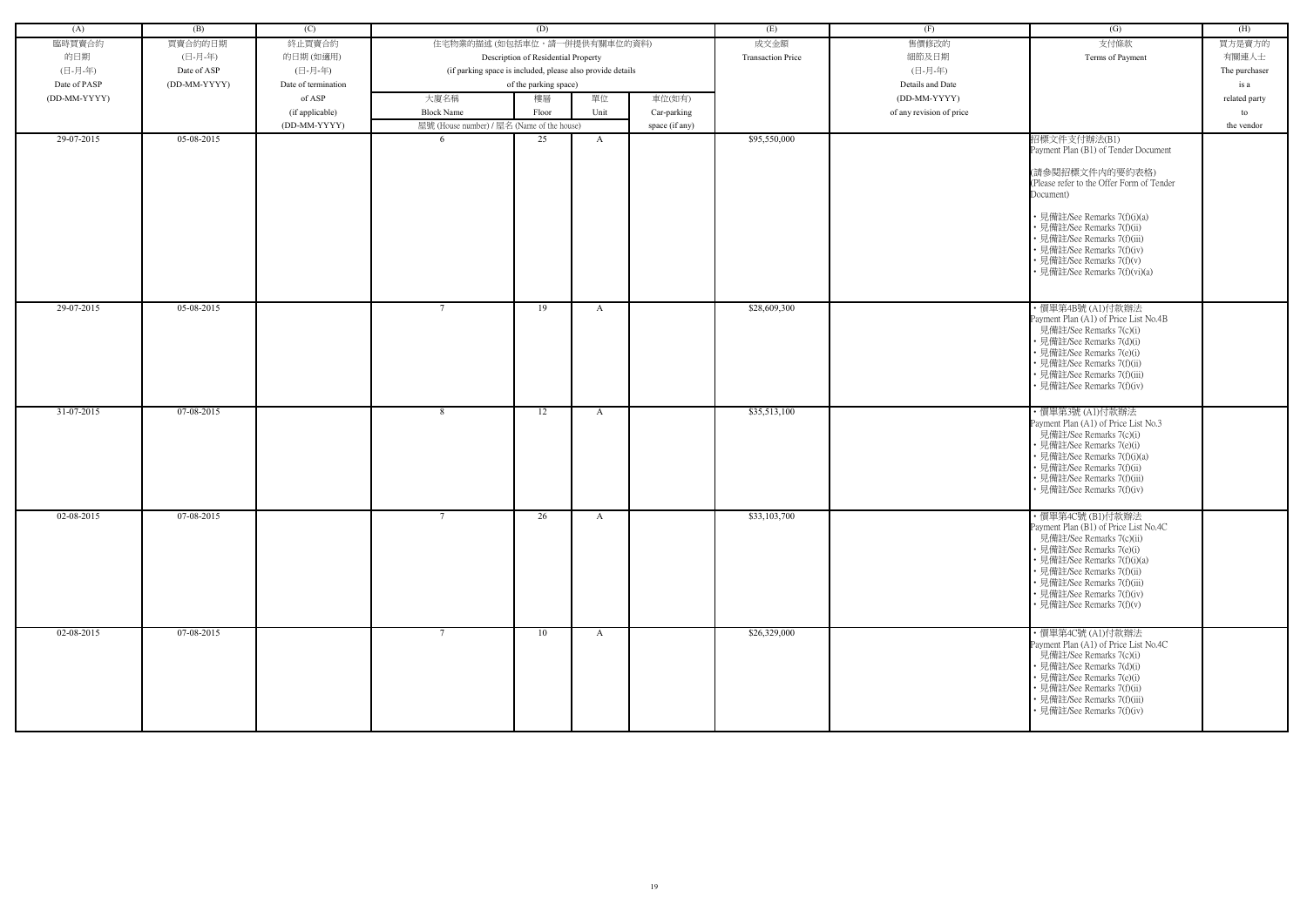| (A) | (B) | (C) | (D) | | | | (E) | (F) | (G) | (H) |
|---|---|---|---|---|---|---|---|---|---|---|
| 臨時買賣合約的日期 (日-月-年) Date of PASP (DD-MM-YYYY) | 買賣合約的日期 (日-月-年) Date of ASP (DD-MM-YYYY) | 終止買賣合約的日期 (如適用) (日-月-年) Date of termination of ASP (if applicable) (DD-MM-YYYY) | 住宅物業的描述 (如包括車位，請一併提供有關車位的資料) Description of Residential Property (if parking space is included, please also provide details of the parking space) | | | | 成交金額 Transaction Price | 售價修改的細節及日期 (日-月-年) Details and Date (DD-MM-YYYY) of any revision of price | 支付條款 Terms of Payment | 買方是賣方的有關連人士 The purchaser is a related party to the vendor |
| | | | 大廈名稱 Block Name | 樓層 Floor | 單位 Unit | 車位(如有) Car-parking space (if any) | | | | |
| | | | 屋號 (House number) / 屋名 (Name of the house) | | | | | | | |
| 29-07-2015 | 05-08-2015 | | 6 | 25 | A | | $95,550,000 | | 招標文件支付辦法(B1) Payment Plan (B1) of Tender Document<br><br>(請參閱招標文件內的要約表格) (Please refer to the Offer Form of Tender Document)<br><br>• 見備註/See Remarks 7(f)(i)(a)<br>• 見備註/See Remarks 7(f)(ii)<br>• 見備註/See Remarks 7(f)(iii)<br>• 見備註/See Remarks 7(f)(iv)<br>• 見備註/See Remarks 7(f)(v)<br>• 見備註/See Remarks 7(f)(vi)(a) | |
| 29-07-2015 | 05-08-2015 | | 7 | 19 | A | | $28,609,300 | | • 價單第4B號 (A1)付款辦法 Payment Plan (A1) of Price List No.4B<br>• 見備註/See Remarks 7(c)(i)<br>• 見備註/See Remarks 7(d)(i)<br>• 見備註/See Remarks 7(e)(i)<br>• 見備註/See Remarks 7(f)(ii)<br>• 見備註/See Remarks 7(f)(iii)<br>• 見備註/See Remarks 7(f)(iv) | |
| 31-07-2015 | 07-08-2015 | | 8 | 12 | A | | $35,513,100 | | • 價單第3號 (A1)付款辦法 Payment Plan (A1) of Price List No.3<br>• 見備註/See Remarks 7(c)(i)<br>• 見備註/See Remarks 7(e)(i)<br>• 見備註/See Remarks 7(f)(i)(a)<br>• 見備註/See Remarks 7(f)(ii)<br>• 見備註/See Remarks 7(f)(iii)<br>• 見備註/See Remarks 7(f)(iv) | |
| 02-08-2015 | 07-08-2015 | | 7 | 26 | A | | $33,103,700 | | • 價單第4C號 (B1)付款辦法 Payment Plan (B1) of Price List No.4C<br>• 見備註/See Remarks 7(c)(ii)<br>• 見備註/See Remarks 7(e)(i)<br>• 見備註/See Remarks 7(f)(i)(a)<br>• 見備註/See Remarks 7(f)(ii)<br>• 見備註/See Remarks 7(f)(iii)<br>• 見備註/See Remarks 7(f)(iv)<br>• 見備註/See Remarks 7(f)(v) | |
| 02-08-2015 | 07-08-2015 | | 7 | 10 | A | | $26,329,000 | | • 價單第4C號 (A1)付款辦法 Payment Plan (A1) of Price List No.4C<br>• 見備註/See Remarks 7(c)(i)<br>• 見備註/See Remarks 7(d)(i)<br>• 見備註/See Remarks 7(e)(i)<br>• 見備註/See Remarks 7(f)(ii)<br>• 見備註/See Remarks 7(f)(iii)<br>• 見備註/See Remarks 7(f)(iv) | |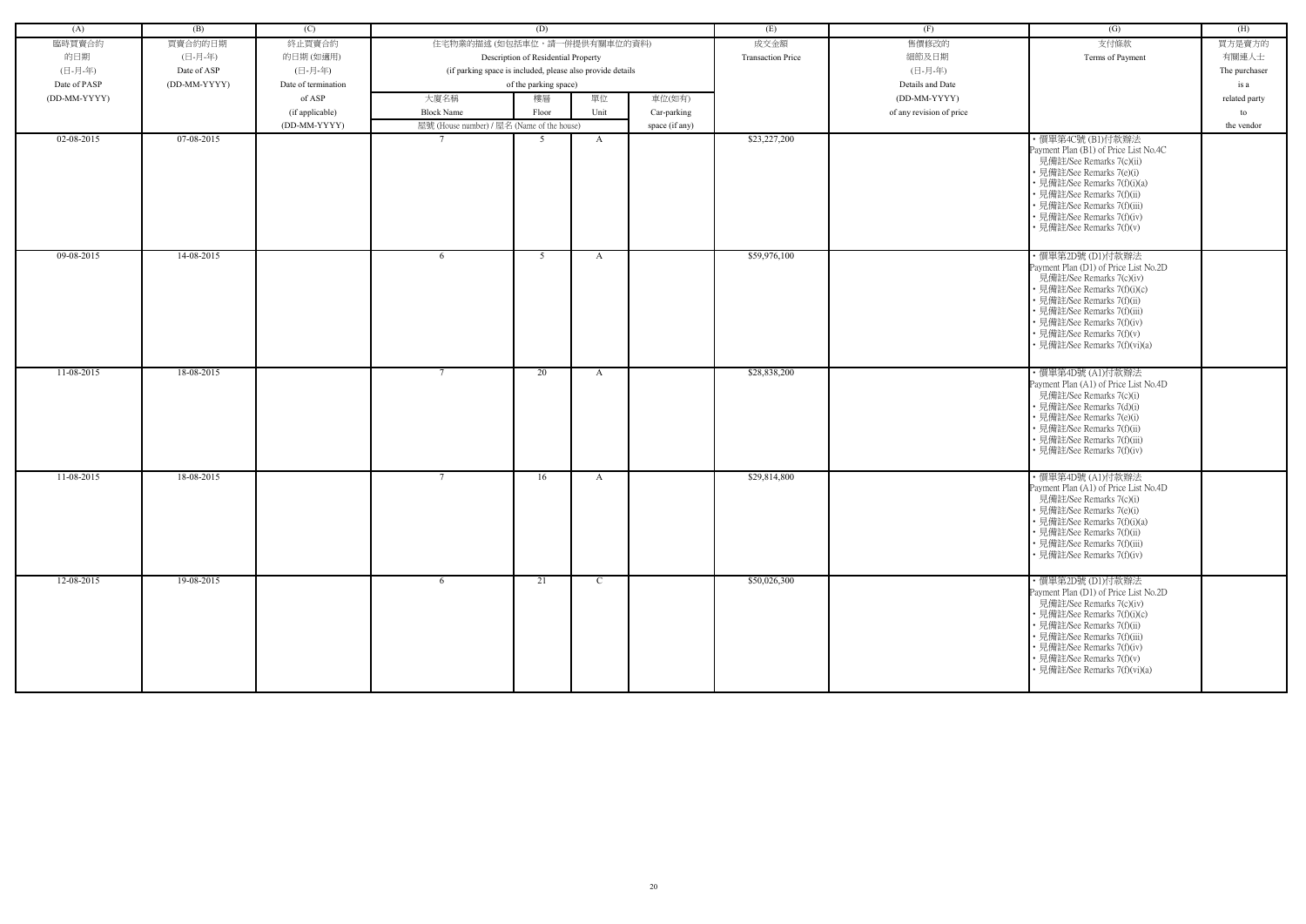| (A) | (B) | (C) | (D) | | | | (E) | (F) | (G) | (H) |
|---|---|---|---|---|---|---|---|---|---|---|
| 臨時買賣合約的日期 (日-月-年) Date of PASP (DD-MM-YYYY) | 買賣合約的日期 (日-月-年) Date of ASP (DD-MM-YYYY) | 終止買賣合約的日期 (如適用) (日-月-年) Date of termination of ASP (if applicable) (DD-MM-YYYY) | 住宅物業的描述 (如包括車位，請一併提供有關車位的資料) Description of Residential Property (if parking space is included, please also provide details of the parking space) | | | | 成交金額 Transaction Price | 售價修改的細節及日期 (日-月-年) Details and Date (DD-MM-YYYY) of any revision of price | 支付條款 Terms of Payment | 買方是賣方的有關連人士 The purchaser is a related party to the vendor |
| | | | 大廈名稱 Block Name 屋號 (House number) / 屋名 (Name of the house) | 樓層 Floor | 單位 Unit | 車位(如有) Car-parking space (if any) | | | | |
| 02-08-2015 | 07-08-2015 | | 7 | 5 | A | | $23,227,200 | | • 價單第4C號 (B1)付款辦法 Payment Plan (B1) of Price List No.4C 見備註/See Remarks 7(c)(ii) • 見備註/See Remarks 7(e)(i) • 見備註/See Remarks 7(f)(i)(a) • 見備註/See Remarks 7(f)(ii) • 見備註/See Remarks 7(f)(iii) • 見備註/See Remarks 7(f)(iv) • 見備註/See Remarks 7(f)(v) | |
| 09-08-2015 | 14-08-2015 | | 6 | 5 | A | | $59,976,100 | | • 價單第2D號 (D1)付款辦法 Payment Plan (D1) of Price List No.2D 見備註/See Remarks 7(c)(iv) • 見備註/See Remarks 7(f)(i)(c) • 見備註/See Remarks 7(f)(ii) • 見備註/See Remarks 7(f)(iii) • 見備註/See Remarks 7(f)(iv) • 見備註/See Remarks 7(f)(v) • 見備註/See Remarks 7(f)(vi)(a) | |
| 11-08-2015 | 18-08-2015 | | 7 | 20 | A | | $28,838,200 | | • 價單第4D號 (A1)付款辦法 Payment Plan (A1) of Price List No.4D 見備註/See Remarks 7(c)(i) • 見備註/See Remarks 7(d)(i) • 見備註/See Remarks 7(e)(i) • 見備註/See Remarks 7(f)(ii) • 見備註/See Remarks 7(f)(iii) • 見備註/See Remarks 7(f)(iv) | |
| 11-08-2015 | 18-08-2015 | | 7 | 16 | A | | $29,814,800 | | • 價單第4D號 (A1)付款辦法 Payment Plan (A1) of Price List No.4D 見備註/See Remarks 7(c)(i) • 見備註/See Remarks 7(e)(i) • 見備註/See Remarks 7(f)(i)(a) • 見備註/See Remarks 7(f)(ii) • 見備註/See Remarks 7(f)(iii) • 見備註/See Remarks 7(f)(iv) | |
| 12-08-2015 | 19-08-2015 | | 6 | 21 | C | | $50,026,300 | | • 價單第2D號 (D1)付款辦法 Payment Plan (D1) of Price List No.2D 見備註/See Remarks 7(c)(iv) • 見備註/See Remarks 7(f)(i)(c) • 見備註/See Remarks 7(f)(ii) • 見備註/See Remarks 7(f)(iii) • 見備註/See Remarks 7(f)(iv) • 見備註/See Remarks 7(f)(v) • 見備註/See Remarks 7(f)(vi)(a) | |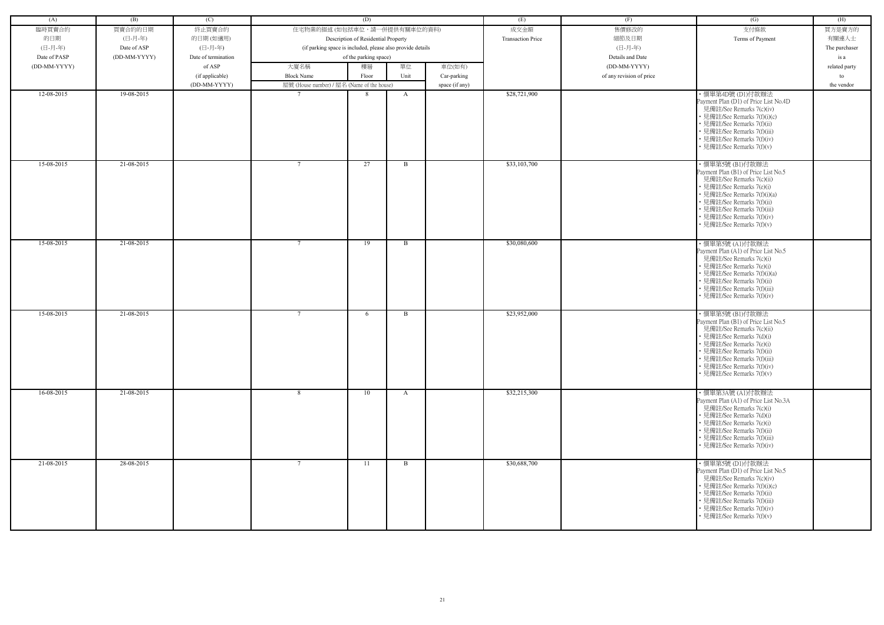| (A) | (B) | (C) | (D) | | | | (E) | (F) | (G) | (H) |
|---|---|---|---|---|---|---|---|---|---|---|
| 臨時買賣合約的日期 (日-月-年) Date of PASP (DD-MM-YYYY) | 買賣合約的日期 (日-月-年) Date of ASP (DD-MM-YYYY) | 終止買賣合約的日期 (如適用) (日-月-年) Date of termination of ASP (if applicable) (DD-MM-YYYY) | 住宅物業的描述 (如包括車位，請一併提供有關車位的資料) Description of Residential Property (if parking space is included, please also provide details of the parking space) | | | | 成交金額 Transaction Price | 售價修改的細節及日期 (日-月-年) Details and Date (DD-MM-YYYY) of any revision of price | 支付條款 Terms of Payment | 買方是賣方的有關連人士 The purchaser is a related party to the vendor |
| | | | 大廈名稱 Block Name | 樓層 Floor | 單位 Unit | 車位(如有) Car-parking space (if any) | | | | |
| | | | 屋號 (House number) / 屋名 (Name of the house) | | | | | | | |
| 12-08-2015 | 19-08-2015 | | 7 | 8 | A | | $28,721,900 | | • 價單第4D號 (D1)付款辦法 Payment Plan (D1) of Price List No.4D • 見備註/See Remarks 7(c)(iv) • 見備註/See Remarks 7(f)(i)(c) • 見備註/See Remarks 7(f)(ii) • 見備註/See Remarks 7(f)(iii) • 見備註/See Remarks 7(f)(iv) • 見備註/See Remarks 7(f)(v) | |
| 15-08-2015 | 21-08-2015 | | 7 | 27 | B | | $33,103,700 | | • 價單第5號 (B1)付款辦法 Payment Plan (B1) of Price List No.5 • 見備註/See Remarks 7(c)(ii) • 見備註/See Remarks 7(e)(i) • 見備註/See Remarks 7(f)(i)(a) • 見備註/See Remarks 7(f)(ii) • 見備註/See Remarks 7(f)(iii) • 見備註/See Remarks 7(f)(iv) • 見備註/See Remarks 7(f)(v) | |
| 15-08-2015 | 21-08-2015 | | 7 | 19 | B | | $30,080,600 | | • 價單第5號 (A1)付款辦法 Payment Plan (A1) of Price List No.5 • 見備註/See Remarks 7(c)(i) • 見備註/See Remarks 7(e)(i) • 見備註/See Remarks 7(f)(i)(a) • 見備註/See Remarks 7(f)(ii) • 見備註/See Remarks 7(f)(iii) • 見備註/See Remarks 7(f)(iv) | |
| 15-08-2015 | 21-08-2015 | | 7 | 6 | B | | $23,952,000 | | • 價單第5號 (B1)付款辦法 Payment Plan (B1) of Price List No.5 • 見備註/See Remarks 7(c)(ii) • 見備註/See Remarks 7(d)(i) • 見備註/See Remarks 7(e)(i) • 見備註/See Remarks 7(f)(ii) • 見備註/See Remarks 7(f)(iii) • 見備註/See Remarks 7(f)(iv) • 見備註/See Remarks 7(f)(v) | |
| 16-08-2015 | 21-08-2015 | | 8 | 10 | A | | $32,215,300 | | • 價單第3A號 (A1)付款辦法 Payment Plan (A1) of Price List No.3A • 見備註/See Remarks 7(c)(i) • 見備註/See Remarks 7(d)(i) • 見備註/See Remarks 7(e)(i) • 見備註/See Remarks 7(f)(ii) • 見備註/See Remarks 7(f)(iii) • 見備註/See Remarks 7(f)(iv) | |
| 21-08-2015 | 28-08-2015 | | 7 | 11 | B | | $30,688,700 | | • 價單第5號 (D1)付款辦法 Payment Plan (D1) of Price List No.5 • 見備註/See Remarks 7(c)(iv) • 見備註/See Remarks 7(f)(i)(c) • 見備註/See Remarks 7(f)(ii) • 見備註/See Remarks 7(f)(iii) • 見備註/See Remarks 7(f)(iv) • 見備註/See Remarks 7(f)(v) | |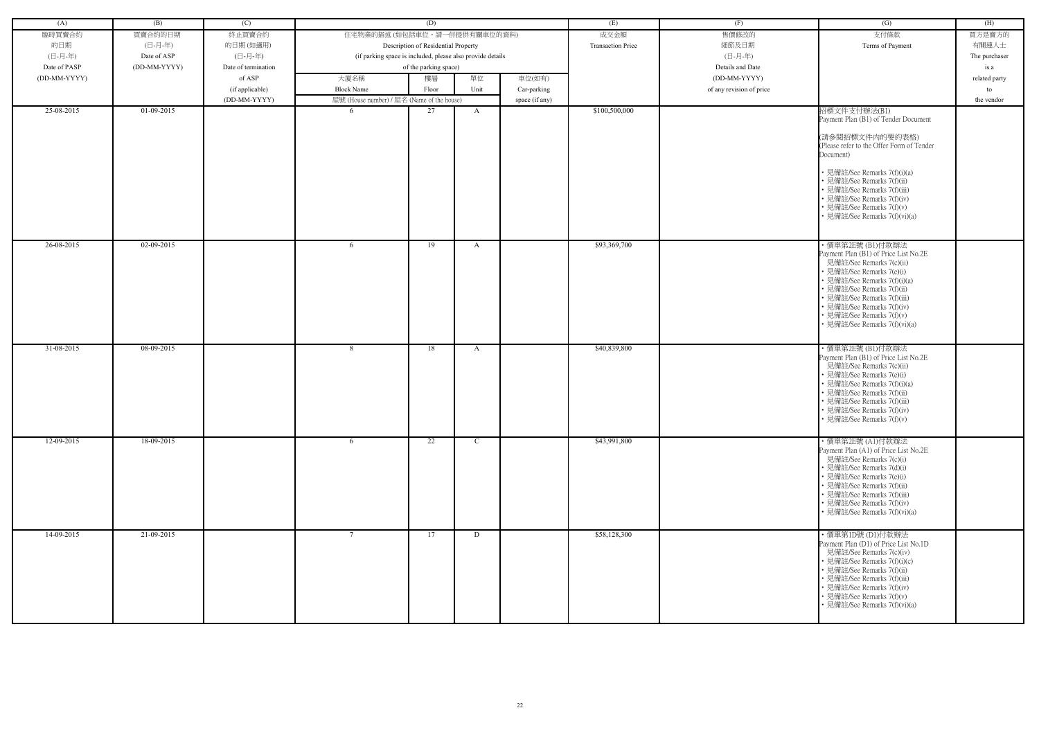| (A) | (B) | (C) | (D) | | | | (E) | (F) | (G) | (H) |
|---|---|---|---|---|---|---|---|---|---|---|
| 臨時買賣合約的日期 (日-月-年) Date of PASP (DD-MM-YYYY) | 買賣合約的日期 (日-月-年) Date of ASP (DD-MM-YYYY) | 終止買賣合約的日期 (如適用) (日-月-年) Date of termination of ASP (if applicable) (DD-MM-YYYY) | 住宅物業的描述 (如包括車位，請一併提供有關車位的資料) Description of Residential Property (if parking space is included, please also provide details of the parking space) | | | | 成交金額 Transaction Price | 售價修改的細節及日期 (日-月-年) Details and Date (DD-MM-YYYY) of any revision of price | 支付條款 Terms of Payment | 買方是賣方的有關連人士 The purchaser is a related party to the vendor |
| | | | 大廈名稱 Block Name | 樓層 Floor | 單位 Unit | 車位(如有) Car-parking space (if any) | | | | |
| | | | 屋號 (House number) / 屋名 (Name of the house) | | | | | | | |
| 25-08-2015 | 01-09-2015 | | 6 | 27 | A | | $100,500,000 | | 招標文件支付辦法(B1) Payment Plan (B1) of Tender Document<br><br>(請參閱招標文件內的要約表格) (Please refer to the Offer Form of Tender Document)<br><br>• 見備註/See Remarks 7(f)(i)(a)<br>• 見備註/See Remarks 7(f)(ii)<br>• 見備註/See Remarks 7(f)(iii)<br>• 見備註/See Remarks 7(f)(iv)<br>• 見備註/See Remarks 7(f)(v)<br>• 見備註/See Remarks 7(f)(vi)(a) | |
| 26-08-2015 | 02-09-2015 | | 6 | 19 | A | | $93,369,700 | | • 價單第2E號 (B1)付款辦法 Payment Plan (B1) of Price List No.2E<br>• 見備註/See Remarks 7(c)(ii)<br>• 見備註/See Remarks 7(e)(i)<br>• 見備註/See Remarks 7(f)(i)(a)<br>• 見備註/See Remarks 7(f)(ii)<br>• 見備註/See Remarks 7(f)(iii)<br>• 見備註/See Remarks 7(f)(iv)<br>• 見備註/See Remarks 7(f)(v)<br>• 見備註/See Remarks 7(f)(vi)(a) | |
| 31-08-2015 | 08-09-2015 | | 8 | 18 | A | | $40,839,800 | | • 價單第2E號 (B1)付款辦法 Payment Plan (B1) of Price List No.2E<br>• 見備註/See Remarks 7(c)(ii)<br>• 見備註/See Remarks 7(e)(i)<br>• 見備註/See Remarks 7(f)(i)(a)<br>• 見備註/See Remarks 7(f)(ii)<br>• 見備註/See Remarks 7(f)(iii)<br>• 見備註/See Remarks 7(f)(iv)<br>• 見備註/See Remarks 7(f)(v) | |
| 12-09-2015 | 18-09-2015 | | 6 | 22 | C | | $43,991,800 | | • 價單第2E號 (A1)付款辦法 Payment Plan (A1) of Price List No.2E<br>• 見備註/See Remarks 7(c)(i)<br>• 見備註/See Remarks 7(d)(i)<br>• 見備註/See Remarks 7(e)(i)<br>• 見備註/See Remarks 7(f)(ii)<br>• 見備註/See Remarks 7(f)(iii)<br>• 見備註/See Remarks 7(f)(iv)<br>• 見備註/See Remarks 7(f)(vi)(a) | |
| 14-09-2015 | 21-09-2015 | | 7 | 17 | D | | $58,128,300 | | • 價單第1D號 (D1)付款辦法 Payment Plan (D1) of Price List No.1D<br>• 見備註/See Remarks 7(c)(iv)<br>• 見備註/See Remarks 7(f)(i)(c)<br>• 見備註/See Remarks 7(f)(ii)<br>• 見備註/See Remarks 7(f)(iii)<br>• 見備註/See Remarks 7(f)(iv)<br>• 見備註/See Remarks 7(f)(v)<br>• 見備註/See Remarks 7(f)(vi)(a) | |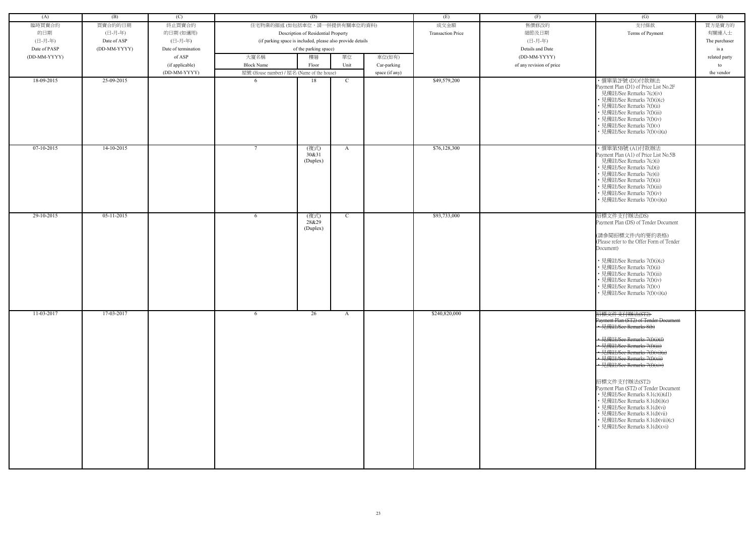| (A) | (B) | (C) | (D) | | | | (E) | (F) | (G) | (H) |
|---|---|---|---|---|---|---|---|---|---|---|
| 臨時買賣合約<br>的日期<br>(日-月-年)<br>Date of PASP<br>(DD-MM-YYYY) | 買賣合約的日期<br>(日-月-年)<br>Date of ASP<br>(DD-MM-YYYY) | 終止買賣合約<br>的日期 (如適用)<br>(日-月-年)<br>Date of termination<br>of ASP<br>(if applicable)<br>(DD-MM-YYYY) | 住宅物業的描述 (如包括車位，請一併提供有關車位的資料)<br>Description of Residential Property<br>(if parking space is included, please also provide details of the parking space) | | | | 成交金額<br>Transaction Price | 售價修改的<br>細節及日期<br>(日-月-年)<br>Details and Date<br>(DD-MM-YYYY)<br>of any revision of price | 支付條款<br>Terms of Payment | 買方是賣方的<br>有關連人士<br>The purchaser<br>is a<br>related party<br>to<br>the vendor |
| | | | 大廈名稱<br>Block Name<br>屋號 (House number) / 屋名 (Name of the house) | 樓層<br>Floor | 單位<br>Unit | 車位(如有)<br>Car-parking<br>space (if any) | | | | |
| 18-09-2015 | 25-09-2015 | | 6 | 18 | C | | $49,579,200 | | • 價單第2F號 (D1)付款辦法<br>Payment Plan (D1) of Price List No.2F<br>見備註/See Remarks 7(c)(iv)<br>• 見備註/See Remarks 7(f)(i)(c)<br>• 見備註/See Remarks 7(f)(ii)<br>• 見備註/See Remarks 7(f)(iii)<br>• 見備註/See Remarks 7(f)(iv)<br>• 見備註/See Remarks 7(f)(v)<br>• 見備註/See Remarks 7(f)(vi)(a) | |
| 07-10-2015 | 14-10-2015 | | 7 | (複式)<br>30&31<br>(Duplex) | A | | $76,128,300 | | • 價單第5B號 (A1)付款辦法<br>Payment Plan (A1) of Price List No.5B<br>見備註/See Remarks 7(c)(i)<br>• 見備註/See Remarks 7(d)(i)<br>• 見備註/See Remarks 7(e)(i)<br>• 見備註/See Remarks 7(f)(ii)<br>• 見備註/See Remarks 7(f)(iii)<br>• 見備註/See Remarks 7(f)(iv)<br>• 見備註/See Remarks 7(f)(vi)(a) | |
| 29-10-2015 | 05-11-2015 | | 6 | (複式)<br>28&29<br>(Duplex) | C | | $93,733,000 | | 招標文件支付辦法(DS)<br>Payment Plan (DS) of Tender Document<br>(請參閱招標文件內的要約表格)<br>(Please refer to the Offer Form of Tender Document)<br>• 見備註/See Remarks 7(f)(i)(c)<br>• 見備註/See Remarks 7(f)(ii)<br>• 見備註/See Remarks 7(f)(iii)<br>• 見備註/See Remarks 7(f)(iv)<br>• 見備註/See Remarks 7(f)(v)<br>• 見備註/See Remarks 7(f)(vi)(a) | |
| 11-03-2017 | 17-03-2017 | | 6 | 26 | A | | $240,820,000 | | ~~招標文件支付辦法(ST2)~~<br>~~Payment Plan (ST2) of Tender Document~~<br>~~• 見備註/See Remarks 8(b)~~<br>~~• 見備註/See Remarks 7(f)(i)(f)~~<br>~~• 見備註/See Remarks 7(f)(iii)~~<br>~~• 見備註/See Remarks 7(f)(vi)(a)~~<br>~~• 見備註/See Remarks 7(f)(xii)~~<br>~~• 見備註/See Remarks 7(f)(xiv)~~<br>招標文件支付辦法(ST2)<br>Payment Plan (ST2) of Tender Document<br>• 見備註/See Remarks 8.1(c)(i)(d1)<br>• 見備註/See Remarks 8.1(d)(i)(e)<br>• 見備註/See Remarks 8.1(d)(vi)<br>• 見備註/See Remarks 8.1(d)(vii)<br>• 見備註/See Remarks 8.1(d)(viii)(c)<br>• 見備註/See Remarks 8.1(d)(xvi) | |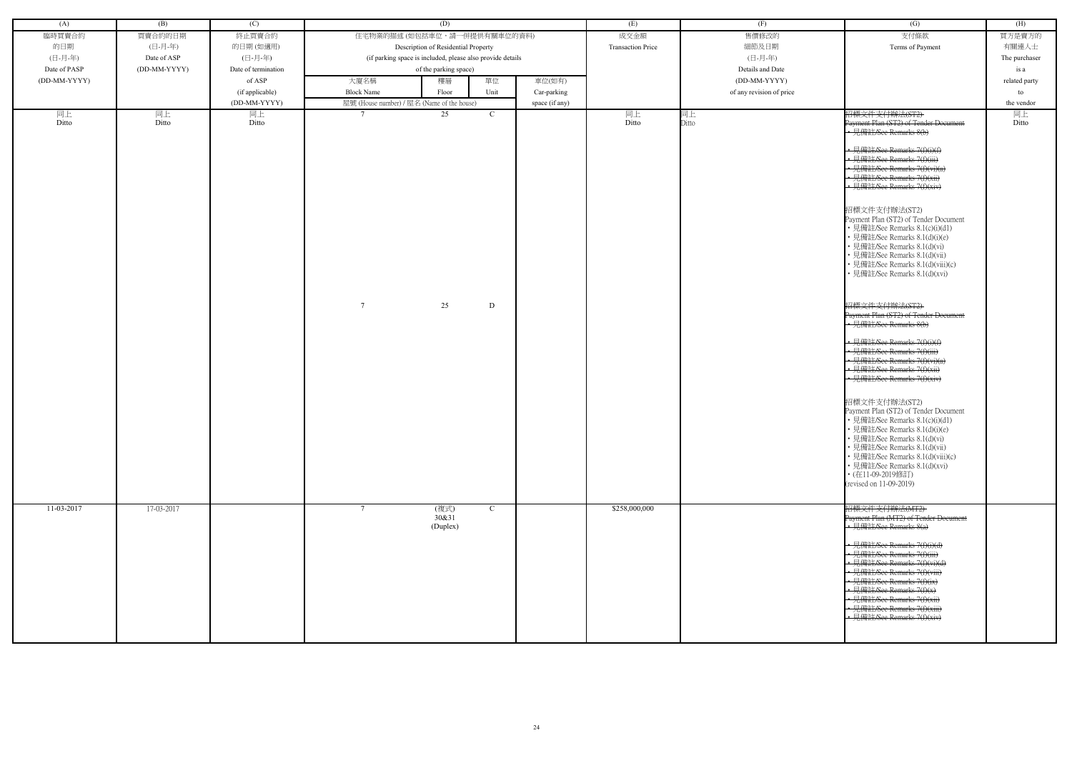| (A) | (B) | (C) | (D) | | | | (E) | (F) | (G) | (H) |
|---|---|---|---|---|---|---|---|---|---|---|
| 臨時買賣合約的日期 (日-月-年) Date of PASP (DD-MM-YYYY) | 買賣合約的日期 (日-月-年) Date of ASP (DD-MM-YYYY) | 終止買賣合約的日期 (如適用) (日-月-年) Date of termination of ASP (if applicable) (DD-MM-YYYY) | 住宅物業的描述 (如包括車位，請一併提供有關車位的資料) Description of Residential Property (if parking space is included, please also provide details of the parking space) | | | | 成交金額 Transaction Price | 售價修改的細節及日期 (日-月-年) Details and Date (DD-MM-YYYY) of any revision of price | 支付條款 Terms of Payment | 買方是賣方的有關連人士 The purchaser is a related party to the vendor |
| | | | 大廈名稱 Block Name | 樓層 Floor | 單位 Unit | 車位(如有) Car-parking space (if any) | | | | |
| | | | 屋號 (House number) / 屋名 (Name of the house) | | | | | | | |
| 同上 Ditto | 同上 Ditto | 同上 Ditto | 7 | 25 | C | | 同上 Ditto | 同上 Ditto | ~~招標文件支付辦法(ST2) Payment Plan (ST2) of Tender Document • 見備註/See Remarks 8(b) • 見備註/See Remarks 7(f)(i)(f) • 見備註/See Remarks 7(f)(iii) • 見備註/See Remarks 7(f)(vi)(a) • 見備註/See Remarks 7(f)(xii) • 見備註/See Remarks 7(f)(xiv)~~ 招標文件支付辦法(ST2) Payment Plan (ST2) of Tender Document • 見備註/See Remarks 8.1(c)(i)(d1) • 見備註/See Remarks 8.1(d)(i)(e) • 見備註/See Remarks 8.1(d)(vi) • 見備註/See Remarks 8.1(d)(vii) • 見備註/See Remarks 8.1(d)(viii)(c) • 見備註/See Remarks 8.1(d)(xvi) | 同上 Ditto |
| | | | 7 | 25 | D | | | | ~~招標文件支付辦法(ST2) Payment Plan (ST2) of Tender Document • 見備註/See Remarks 8(b) • 見備註/See Remarks 7(f)(i)(f) • 見備註/See Remarks 7(f)(iii) • 見備註/See Remarks 7(f)(vi)(a) • 見備註/See Remarks 7(f)(xii) • 見備註/See Remarks 7(f)(xiv)~~ 招標文件支付辦法(ST2) Payment Plan (ST2) of Tender Document • 見備註/See Remarks 8.1(c)(i)(d1) • 見備註/See Remarks 8.1(d)(i)(e) • 見備註/See Remarks 8.1(d)(vi) • 見備註/See Remarks 8.1(d)(vii) • 見備註/See Remarks 8.1(d)(viii)(c) • 見備註/See Remarks 8.1(d)(xvi) • (在11-09-2019修訂) (revised on 11-09-2019) | |
| 11-03-2017 | 17-03-2017 | | 7 | (複式) 30&31 (Duplex) | C | | $258,000,000 | | ~~招標文件支付辦法(MT2) Payment Plan (MT2) of Tender Document • 見備註/See Remarks 8(a) • 見備註/See Remarks 7(f)(i)(d) • 見備註/See Remarks 7(f)(iii) • 見備註/See Remarks 7(f)(vi)(d) • 見備註/See Remarks 7(f)(viii) • 見備註/See Remarks 7(f)(ix) • 見備註/See Remarks 7(f)(x) • 見備註/See Remarks 7(f)(xii) • 見備註/See Remarks 7(f)(xiii) • 見備註/See Remarks 7(f)(xiv)~~ | |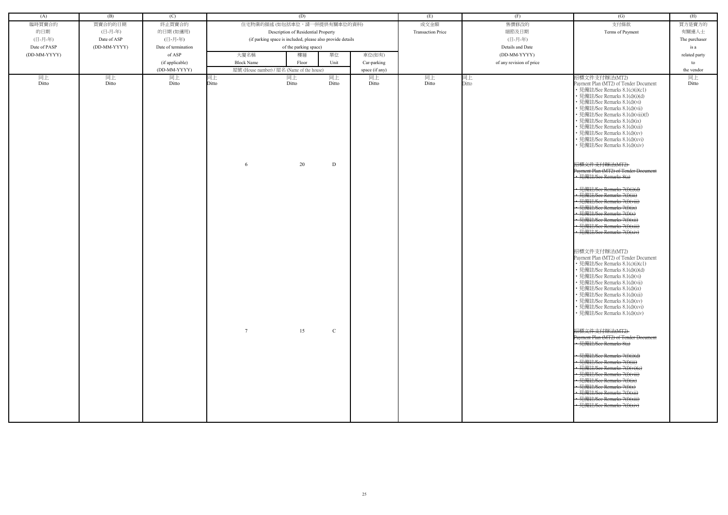| (A) | (B) | (C) | (D) | | | | (E) | (F) | (G) | (H) |
|---|---|---|---|---|---|---|---|---|---|---|
| 臨時買賣合約的日期 (日-月-年) Date of PASP (DD-MM-YYYY) | 買賣合約的日期 (日-月-年) Date of ASP (DD-MM-YYYY) | 終止買賣合約的日期 (如適用) (日-月-年) Date of termination of ASP (if applicable) (DD-MM-YYYY) | 住宅物業的描述 (如包括車位，請一併提供有關車位的資料) Description of Residential Property (if parking space is included, please also provide details of the parking space) | | | | 成交金額 Transaction Price | 售價修改的細節及日期 (日-月-年) Details and Date (DD-MM-YYYY) of any revision of price | 支付條款 Terms of Payment | 買方是賣方的有關連人士 The purchaser is a related party to the vendor |
| | | | 大廈名稱 Block Name 屋號 (House number) / 屋名 (Name of the house) | 樓層 Floor | 單位 Unit | 車位(如有) Car-parking space (if any) | | | | |
| 同上 Ditto | 同上 Ditto | 同上 Ditto | 同上 Ditto | 同上 Ditto | 同上 Ditto | 同上 Ditto | 同上 Ditto | 同上 Ditto | 招標文件支付辦法(MT2) Payment Plan (MT2) of Tender Document<br>• 見備註/See Remarks 8.1(c)(i)(c1)<br>• 見備註/See Remarks 8.1(d)(i)(d)<br>• 見備註/See Remarks 8.1(d)(vi)<br>• 見備註/See Remarks 8.1(d)(vii)<br>• 見備註/See Remarks 8.1(d)(viii)(f)<br>• 見備註/See Remarks 8.1(d)(ix)<br>• 見備註/See Remarks 8.1(d)(xii)<br>• 見備註/See Remarks 8.1(d)(xv)<br>• 見備註/See Remarks 8.1(d)(xvi)<br>• 見備註/See Remarks 8.1(d)(xiv) | 同上 Ditto |
| | | | 6 | 20 | D | | | | ~~招標文件支付辦法(MT2) Payment Plan (MT2) of Tender Document~~<br>~~• 見備註/See Remarks 8(a)~~<br>~~• 見備註/See Remarks 7(f)(i)(d)~~<br>~~• 見備註/See Remarks 7(f)(iii)~~<br>~~• 見備註/See Remarks 7(f)(viii)~~<br>~~• 見備註/See Remarks 7(f)(ix)~~<br>~~• 見備註/See Remarks 7(f)(x)~~<br>~~• 見備註/See Remarks 7(f)(xii)~~<br>~~• 見備註/See Remarks 7(f)(xiii)~~<br>~~• 見備註/See Remarks 7(f)(xiv)~~<br><br>招標文件支付辦法(MT2) Payment Plan (MT2) of Tender Document<br>• 見備註/See Remarks 8.1(c)(i)(c1)<br>• 見備註/See Remarks 8.1(d)(i)(d)<br>• 見備註/See Remarks 8.1(d)(vi)<br>• 見備註/See Remarks 8.1(d)(vii)<br>• 見備註/See Remarks 8.1(d)(ix)<br>• 見備註/See Remarks 8.1(d)(xii)<br>• 見備註/See Remarks 8.1(d)(xv)<br>• 見備註/See Remarks 8.1(d)(xvi)<br>• 見備註/See Remarks 8.1(d)(xiv) | |
| | | | 7 | 15 | C | | | | ~~招標文件支付辦法(MT2) Payment Plan (MT2) of Tender Document~~<br>~~• 見備註/See Remarks 8(a)~~<br>~~• 見備註/See Remarks 7(f)(i)(d)~~<br>~~• 見備註/See Remarks 7(f)(iii)~~<br>~~• 見備註/See Remarks 7(f)(vi)(e)~~<br>~~• 見備註/See Remarks 7(f)(viii)~~<br>~~• 見備註/See Remarks 7(f)(ix)~~<br>~~• 見備註/See Remarks 7(f)(x)~~<br>~~• 見備註/See Remarks 7(f)(xii)~~<br>~~• 見備註/See Remarks 7(f)(xiii)~~<br>~~• 見備註/See Remarks 7(f)(xiv)~~ | |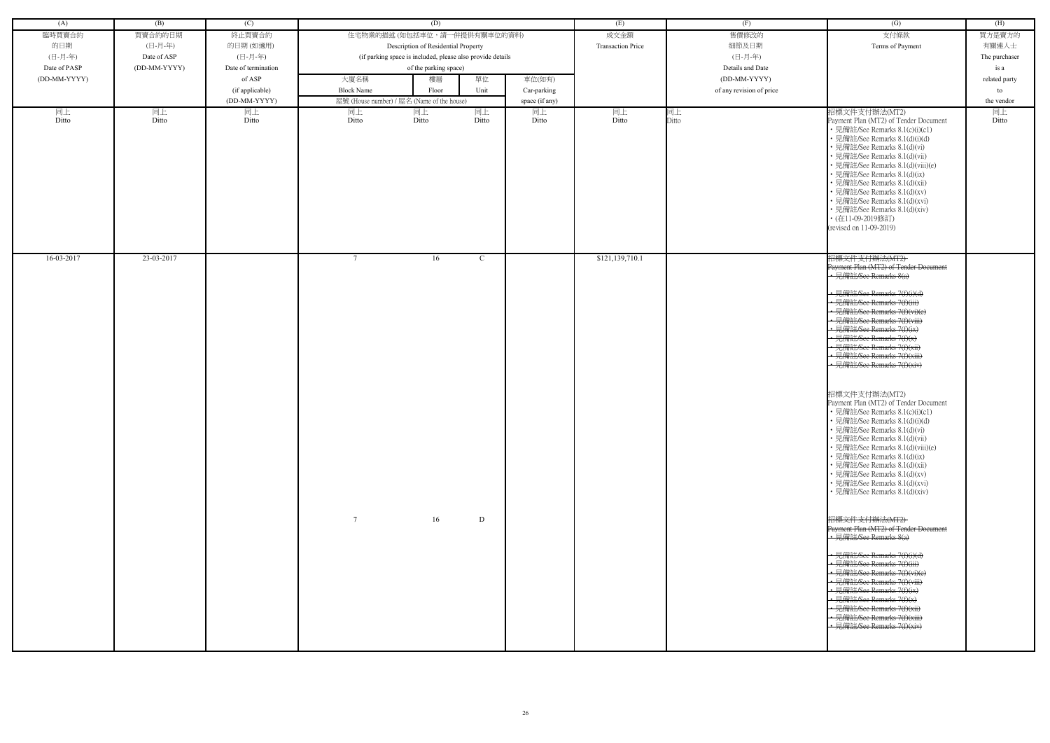| (A) | (B) | (C) | (D) | | | | (E) | (F) | (G) | (H) |
|---|---|---|---|---|---|---|---|---|---|---|
| 臨時買賣合約的日期 (日-月-年) Date of PASP (DD-MM-YYYY) | 買賣合約的日期 (日-月-年) Date of ASP (DD-MM-YYYY) | 終止買賣合約的日期 (如適用) (日-月-年) Date of termination of ASP (if applicable) (DD-MM-YYYY) | 住宅物業的描述 (如包括車位，請一併提供有關車位的資料) Description of Residential Property (if parking space is included, please also provide details of the parking space) | | | | 成交金額 Transaction Price | 售價修改的細節及日期 (日-月-年) Details and Date (DD-MM-YYYY) of any revision of price | 支付條款 Terms of Payment | 買方是賣方的有關連人士 The purchaser is a related party to the vendor |
| | | | 大廈名稱 Block Name | 樓層 Floor | 單位 Unit | 車位(如有) Car-parking space (if any) | | | | |
| | | | 屋號 (House number) / 屋名 (Name of the house) | | | | | | | |
| 同上 Ditto | 同上 Ditto | 同上 Ditto | 同上 Ditto | 同上 Ditto | 同上 Ditto | 同上 Ditto | 同上 Ditto | 同上 Ditto | 招標文件支付辦法(MT2) Payment Plan (MT2) of Tender Document<br>• 見備註/See Remarks 8.1(c)(i)(c1)<br>• 見備註/See Remarks 8.1(d)(i)(d)<br>• 見備註/See Remarks 8.1(d)(vi)<br>• 見備註/See Remarks 8.1(d)(vii)<br>• 見備註/See Remarks 8.1(d)(viii)(e)<br>• 見備註/See Remarks 8.1(d)(ix)<br>• 見備註/See Remarks 8.1(d)(xii)<br>• 見備註/See Remarks 8.1(d)(xv)<br>• 見備註/See Remarks 8.1(d)(xvi)<br>• 見備註/See Remarks 8.1(d)(xiv)<br>• (在11-09-2019修訂) (revised on 11-09-2019) | 同上 Ditto |
| 16-03-2017 | 23-03-2017 | | 7 | 16 | C | | $121,139,710.1 | | ~~招標文件支付辦法(MT2) Payment Plan (MT2) of Tender Document • 見備註/See Remarks 8(a) • 見備註/See Remarks 7(f)(i)(d) • 見備註/See Remarks 7(f)(iii) • 見備註/See Remarks 7(f)(vi)(e) • 見備註/See Remarks 7(f)(viii) • 見備註/See Remarks 7(f)(ix) • 見備註/See Remarks 7(f)(x) • 見備註/See Remarks 7(f)(xii) • 見備註/See Remarks 7(f)(xiii) • 見備註/See Remarks 7(f)(xiv)~~<br>招標文件支付辦法(MT2) Payment Plan (MT2) of Tender Document<br>• 見備註/See Remarks 8.1(c)(i)(c1)<br>• 見備註/See Remarks 8.1(d)(i)(d)<br>• 見備註/See Remarks 8.1(d)(vi)<br>• 見備註/See Remarks 8.1(d)(vii)<br>• 見備註/See Remarks 8.1(d)(viii)(e)<br>• 見備註/See Remarks 8.1(d)(ix)<br>• 見備註/See Remarks 8.1(d)(xii)<br>• 見備註/See Remarks 8.1(d)(xv)<br>• 見備註/See Remarks 8.1(d)(xvi)<br>• 見備註/See Remarks 8.1(d)(xiv) | |
| | | | 7 | 16 | D | | | | ~~招標文件支付辦法(MT2) Payment Plan (MT2) of Tender Document • 見備註/See Remarks 8(a) • 見備註/See Remarks 7(f)(i)(d) • 見備註/See Remarks 7(f)(iii) • 見備註/See Remarks 7(f)(vi)(e) • 見備註/See Remarks 7(f)(viii) • 見備註/See Remarks 7(f)(ix) • 見備註/See Remarks 7(f)(x) • 見備註/See Remarks 7(f)(xii) • 見備註/See Remarks 7(f)(xiii) • 見備註/See Remarks 7(f)(xiv)~~ | |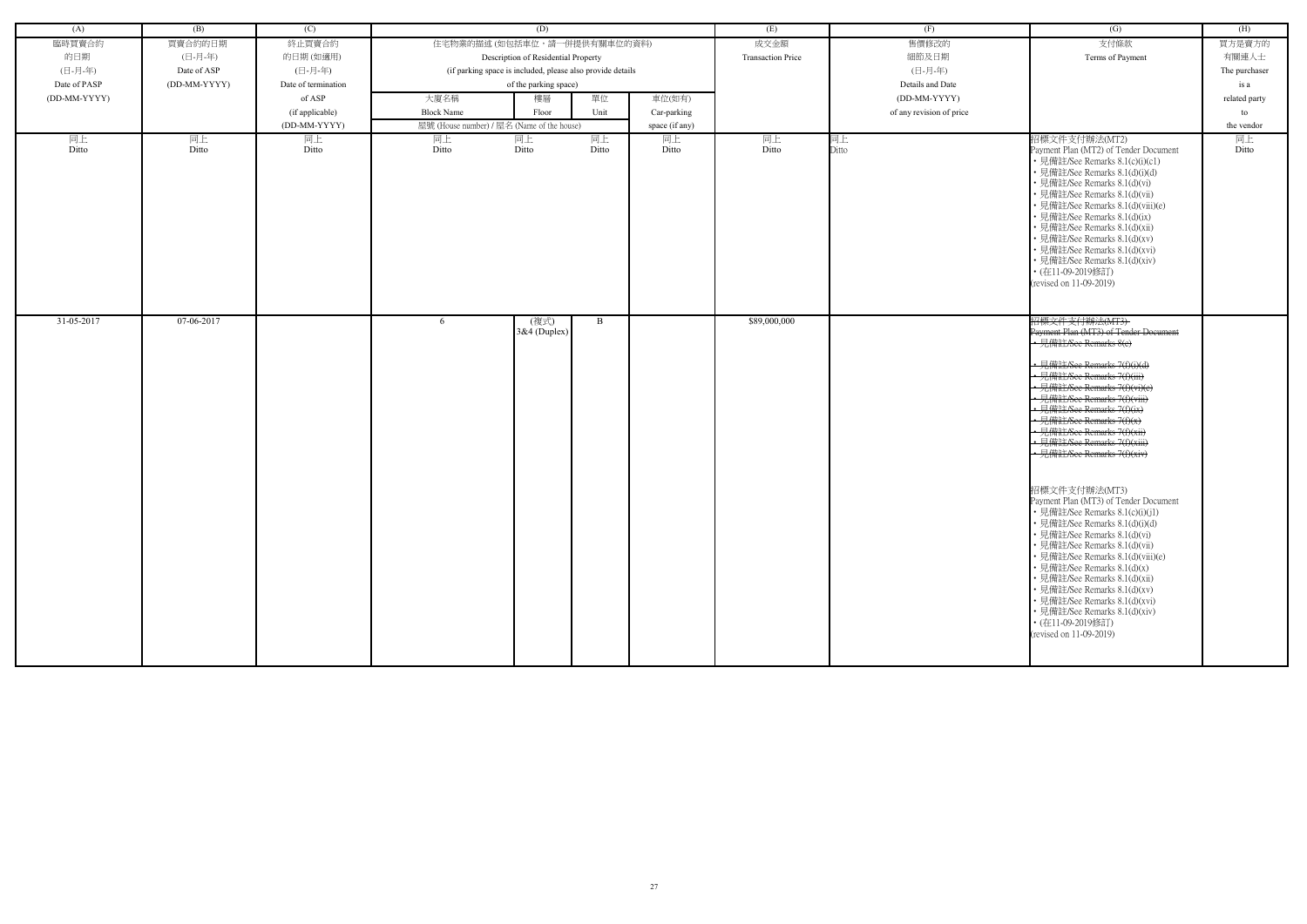| (A) | (B) | (C) | (D) | | | | (E) | (F) | (G) | (H) |
|---|---|---|---|---|---|---|---|---|---|---|
| 臨時買賣合約的日期 (日-月-年) Date of PASP (DD-MM-YYYY) | 買賣合約的日期 (日-月-年) Date of ASP (DD-MM-YYYY) | 終止買賣合約的日期 (如適用) (日-月-年) Date of termination of ASP (if applicable) (DD-MM-YYYY) | 住宅物業的描述 (如包括車位，請一併提供有關車位的資料) Description of Residential Property (if parking space is included, please also provide details of the parking space) | | | | 成交金額 Transaction Price | 售價修改的細節及日期 (日-月-年) Details and Date (DD-MM-YYYY) of any revision of price | 支付條款 Terms of Payment | 買方是賣方的有關連人士 The purchaser is a related party to the vendor |
| | | | 大廈名稱 Block Name 屋號 (House number) / 屋名 (Name of the house) | 樓層 Floor | 單位 Unit | 車位(如有) Car-parking space (if any) | | | | |
| 同上 Ditto | 同上 Ditto | 同上 Ditto | 同上 Ditto | 同上 Ditto | 同上 Ditto | 同上 Ditto | 同上 Ditto | 同上 Ditto | 招標文件支付辦法(MT2) Payment Plan (MT2) of Tender Document • 見備註/See Remarks 8.1(c)(i)(c1) • 見備註/See Remarks 8.1(d)(i)(d) • 見備註/See Remarks 8.1(d)(vi) • 見備註/See Remarks 8.1(d)(vii) • 見備註/See Remarks 8.1(d)(viii)(e) • 見備註/See Remarks 8.1(d)(ix) • 見備註/See Remarks 8.1(d)(xii) • 見備註/See Remarks 8.1(d)(xv) • 見備註/See Remarks 8.1(d)(xvi) • 見備註/See Remarks 8.1(d)(xiv) • (在11-09-2019修訂) (revised on 11-09-2019) | 同上 Ditto |
| 31-05-2017 | 07-06-2017 | | 6 | (複式) 3&4 (Duplex) | B | | $89,000,000 | | ~~招標文件支付辦法(MT3) Payment Plan (MT3) of Tender Document • 見備註/See Remarks 8(c) • 見備註/See Remarks 7(f)(i)(d) • 見備註/See Remarks 7(f)(iii) • 見備註/See Remarks 7(f)(vi)(e) • 見備註/See Remarks 7(f)(viii) • 見備註/See Remarks 7(f)(ix) • 見備註/See Remarks 7(f)(x) • 見備註/See Remarks 7(f)(xii) • 見備註/See Remarks 7(f)(xiii) • 見備註/See Remarks 7(f)(xiv)~~ 招標文件支付辦法(MT3) Payment Plan (MT3) of Tender Document • 見備註/See Remarks 8.1(c)(i)(j1) • 見備註/See Remarks 8.1(d)(i)(d) • 見備註/See Remarks 8.1(d)(vi) • 見備註/See Remarks 8.1(d)(vii) • 見備註/See Remarks 8.1(d)(viii)(e) • 見備註/See Remarks 8.1(d)(x) • 見備註/See Remarks 8.1(d)(xii) • 見備註/See Remarks 8.1(d)(xv) • 見備註/See Remarks 8.1(d)(xvi) • 見備註/See Remarks 8.1(d)(xiv) • (在11-09-2019修訂) (revised on 11-09-2019) | |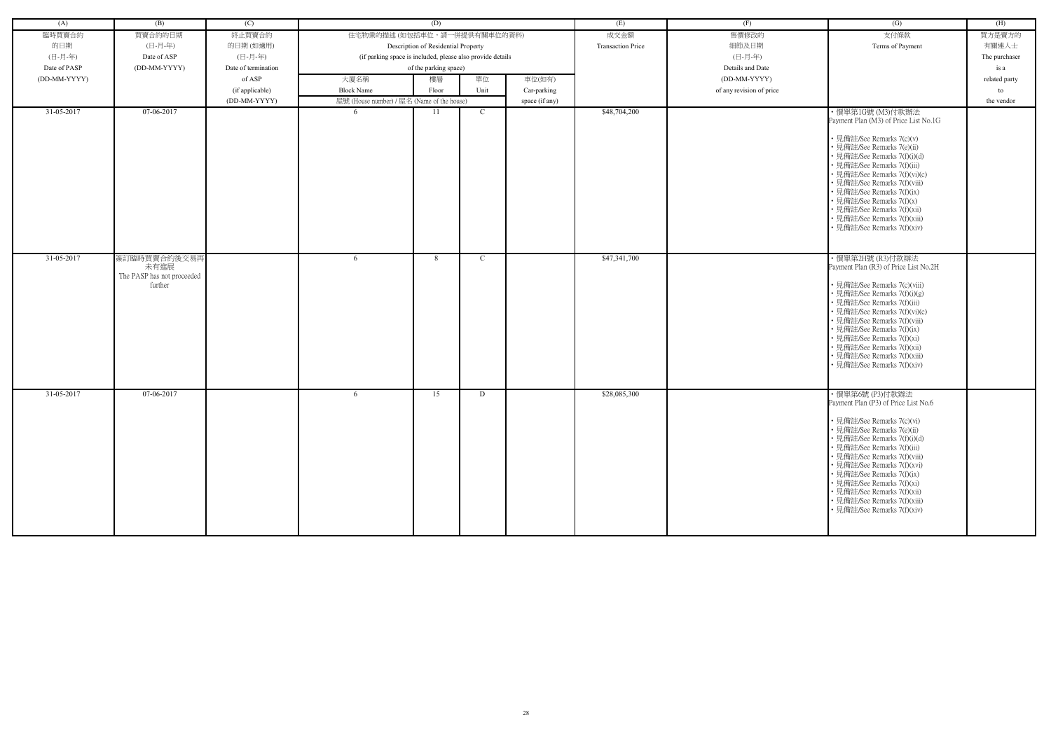| (A) | (B) | (C) | (D) | | | | (E) | (F) | (G) | (H) |
|---|---|---|---|---|---|---|---|---|---|---|
| 臨時買賣合約的日期 (日-月-年) Date of PASP (DD-MM-YYYY) | 買賣合約的日期 (日-月-年) Date of ASP (DD-MM-YYYY) | 終止買賣合約的日期 (如適用) (日-月-年) Date of termination of ASP (if applicable) (DD-MM-YYYY) | 住宅物業的描述 (如包括車位，請一併提供有關車位的資料) Description of Residential Property (if parking space is included, please also provide details of the parking space) | | | | 成交金額 Transaction Price | 售價修改的細節及日期 (日-月-年) Details and Date (DD-MM-YYYY) of any revision of price | 支付條款 Terms of Payment | 買方是賣方的有關連人士 The purchaser is a related party to the vendor |
| | | | 大廈名稱 Block Name 屋號 (House number) / 屋名 (Name of the house) | 樓層 Floor | 單位 Unit | 車位(如有) Car-parking space (if any) | | | | |
| 31-05-2017 | 07-06-2017 | | 6 | 11 | C | | $48,704,200 | | • 價單第1G號 (M3)付款辦法<br>Payment Plan (M3) of Price List No.1G<br><br>• 見備註/See Remarks 7(c)(v)<br>• 見備註/See Remarks 7(e)(ii)<br>• 見備註/See Remarks 7(f)(i)(d)<br>• 見備註/See Remarks 7(f)(iii)<br>• 見備註/See Remarks 7(f)(vi)(c)<br>• 見備註/See Remarks 7(f)(viii)<br>• 見備註/See Remarks 7(f)(ix)<br>• 見備註/See Remarks 7(f)(x)<br>• 見備註/See Remarks 7(f)(xii)<br>• 見備註/See Remarks 7(f)(xiii)<br>• 見備註/See Remarks 7(f)(xiv) | |
| 31-05-2017 | 簽訂臨時買賣合約後交易再未有進展<br>The PASP has not proceeded further | | 6 | 8 | C | | $47,341,700 | | • 價單第2H號 (R3)付款辦法<br>Payment Plan (R3) of Price List No.2H<br><br>• 見備註/See Remarks 7(c)(viii)<br>• 見備註/See Remarks 7(f)(i)(g)<br>• 見備註/See Remarks 7(f)(iii)<br>• 見備註/See Remarks 7(f)(vi)(c)<br>• 見備註/See Remarks 7(f)(viii)<br>• 見備註/See Remarks 7(f)(ix)<br>• 見備註/See Remarks 7(f)(xi)<br>• 見備註/See Remarks 7(f)(xii)<br>• 見備註/See Remarks 7(f)(xiii)<br>• 見備註/See Remarks 7(f)(xiv) | |
| 31-05-2017 | 07-06-2017 | | 6 | 15 | D | | $28,085,300 | | • 價單第6號 (P3)付款辦法<br>Payment Plan (P3) of Price List No.6<br><br>• 見備註/See Remarks 7(c)(vi)<br>• 見備註/See Remarks 7(e)(ii)<br>• 見備註/See Remarks 7(f)(i)(d)<br>• 見備註/See Remarks 7(f)(iii)<br>• 見備註/See Remarks 7(f)(viii)<br>• 見備註/See Remarks 7(f)(xvi)<br>• 見備註/See Remarks 7(f)(ix)<br>• 見備註/See Remarks 7(f)(xi)<br>• 見備註/See Remarks 7(f)(xii)<br>• 見備註/See Remarks 7(f)(xiii)<br>• 見備註/See Remarks 7(f)(xiv) | |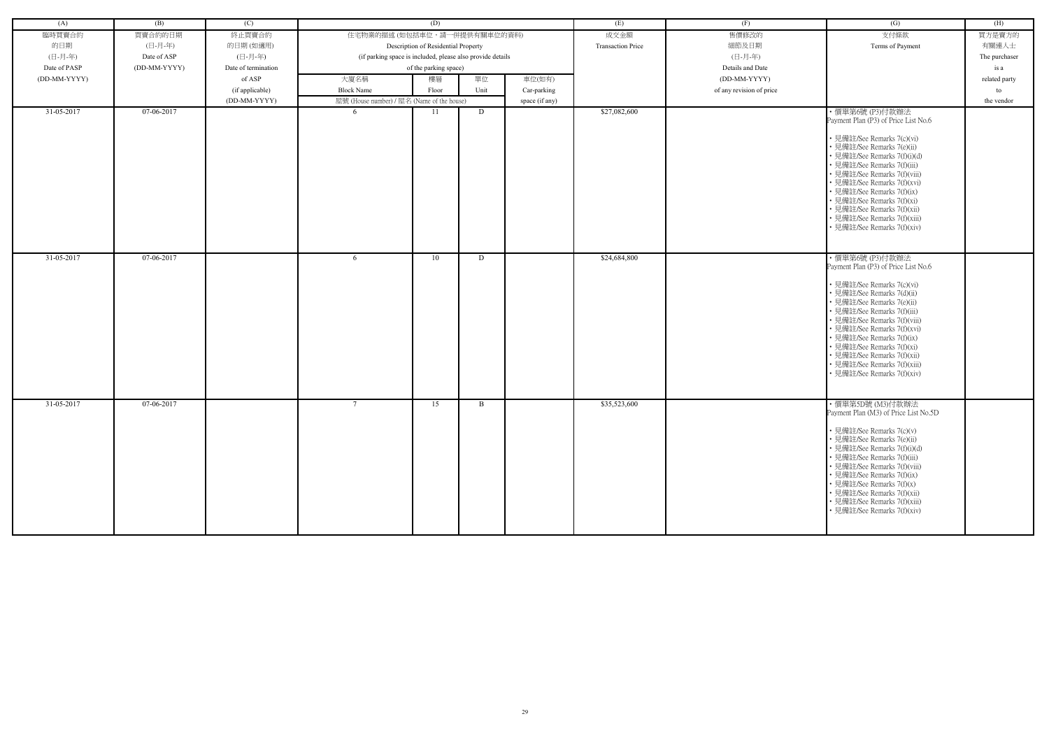| (A) | (B) | (C) | (D) | | | | (E) | (F) | (G) | (H) |
|---|---|---|---|---|---|---|---|---|---|---|
| 臨時買賣合約的日期 (日-月-年) Date of PASP (DD-MM-YYYY) | 買賣合約的日期 (日-月-年) Date of ASP (DD-MM-YYYY) | 終止買賣合約的日期 (如適用) (日-月-年) Date of termination of ASP (if applicable) (DD-MM-YYYY) | 住宅物業的描述 (如包括車位，請一併提供有關車位的資料) Description of Residential Property (if parking space is included, please also provide details of the parking space) | | | | 成交金額 Transaction Price | 售價修改的細節及日期 (日-月-年) Details and Date (DD-MM-YYYY) of any revision of price | 支付條款 Terms of Payment | 買方是賣方的有關連人士 The purchaser is a related party to the vendor |
| | | | 大廈名稱 Block Name 屋號 (House number) / 屋名 (Name of the house) | 樓層 Floor | 單位 Unit | 車位(如有) Car-parking space (if any) | | | | |
| 31-05-2017 | 07-06-2017 | | 6 | 11 | D | | $27,082,600 | | • 價單第6號 (P3)付款辦法 Payment Plan (P3) of Price List No.6<br><br>• 見備註/See Remarks 7(c)(vi)<br>• 見備註/See Remarks 7(e)(ii)<br>• 見備註/See Remarks 7(f)(i)(d)<br>• 見備註/See Remarks 7(f)(iii)<br>• 見備註/See Remarks 7(f)(viii)<br>• 見備註/See Remarks 7(f)(xvi)<br>• 見備註/See Remarks 7(f)(ix)<br>• 見備註/See Remarks 7(f)(xi)<br>• 見備註/See Remarks 7(f)(xii)<br>• 見備註/See Remarks 7(f)(xiii)<br>• 見備註/See Remarks 7(f)(xiv) | |
| 31-05-2017 | 07-06-2017 | | 6 | 10 | D | | $24,684,800 | | • 價單第6號 (P3)付款辦法 Payment Plan (P3) of Price List No.6<br><br>• 見備註/See Remarks 7(c)(vi)<br>• 見備註/See Remarks 7(d)(ii)<br>• 見備註/See Remarks 7(e)(ii)<br>• 見備註/See Remarks 7(f)(iii)<br>• 見備註/See Remarks 7(f)(viii)<br>• 見備註/See Remarks 7(f)(xvi)<br>• 見備註/See Remarks 7(f)(ix)<br>• 見備註/See Remarks 7(f)(xi)<br>• 見備註/See Remarks 7(f)(xii)<br>• 見備註/See Remarks 7(f)(xiii)<br>• 見備註/See Remarks 7(f)(xiv) | |
| 31-05-2017 | 07-06-2017 | | 7 | 15 | B | | $35,523,600 | | • 價單第5D號 (M3)付款辦法 Payment Plan (M3) of Price List No.5D<br><br>• 見備註/See Remarks 7(c)(v)<br>• 見備註/See Remarks 7(e)(ii)<br>• 見備註/See Remarks 7(f)(i)(d)<br>• 見備註/See Remarks 7(f)(iii)<br>• 見備註/See Remarks 7(f)(viii)<br>• 見備註/See Remarks 7(f)(ix)<br>• 見備註/See Remarks 7(f)(x)<br>• 見備註/See Remarks 7(f)(xii)<br>• 見備註/See Remarks 7(f)(xiii)<br>• 見備註/See Remarks 7(f)(xiv) | |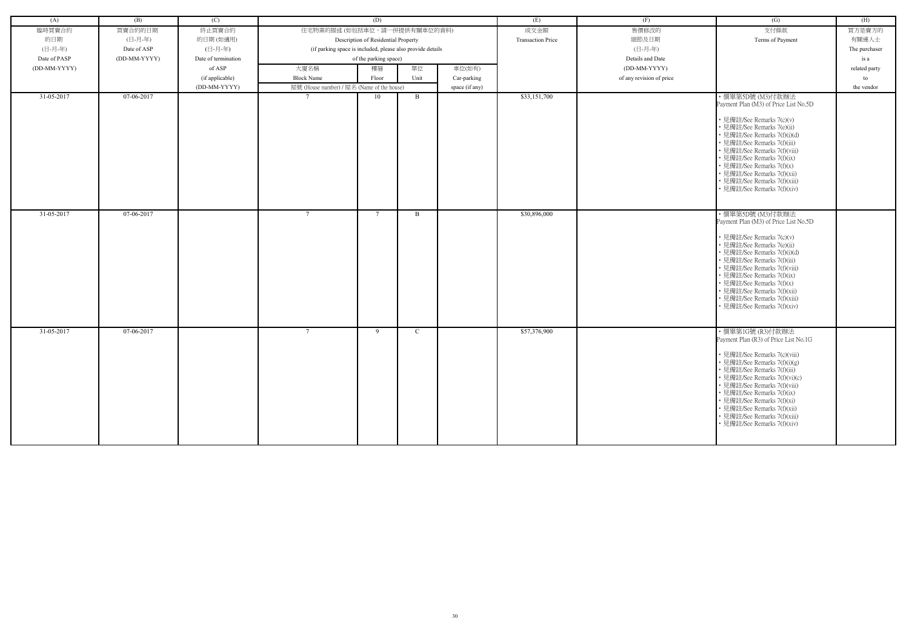| (A) | (B) | (C) | (D) | | | | (E) | (F) | (G) | (H) |
|---|---|---|---|---|---|---|---|---|---|---|
| 臨時買賣合約的日期 (日-月-年) Date of PASP (DD-MM-YYYY) | 買賣合約的日期 (日-月-年) Date of ASP (DD-MM-YYYY) | 終止買賣合約的日期 (如適用) (日-月-年) Date of termination of ASP (if applicable) (DD-MM-YYYY) | 住宅物業的描述 (如包括車位，請一併提供有關車位的資料) Description of Residential Property (if parking space is included, please also provide details of the parking space) | | | | 成交金額 Transaction Price | 售價修改的細節及日期 (日-月-年) Details and Date (DD-MM-YYYY) of any revision of price | 支付條款 Terms of Payment | 買方是賣方的有關連人士 The purchaser is a related party to the vendor |
| | | | 大廈名稱 Block Name | 樓層 Floor | 單位 Unit | 車位(如有) Car-parking space (if any) | | | | |
| | | | 屋號 (House number) / 屋名 (Name of the house) | | | | | | | |
| 31-05-2017 | 07-06-2017 | | 7 | 10 | B | | $33,151,700 | | • 價單第5D號 (M3)付款辦法 Payment Plan (M3) of Price List No.5D<br><br>• 見備註/See Remarks 7(c)(v)<br>• 見備註/See Remarks 7(e)(ii)<br>• 見備註/See Remarks 7(f)(i)(d)<br>• 見備註/See Remarks 7(f)(iii)<br>• 見備註/See Remarks 7(f)(viii)<br>• 見備註/See Remarks 7(f)(ix)<br>• 見備註/See Remarks 7(f)(x)<br>• 見備註/See Remarks 7(f)(xii)<br>• 見備註/See Remarks 7(f)(xiii)<br>• 見備註/See Remarks 7(f)(xiv) | |
| 31-05-2017 | 07-06-2017 | | 7 | 7 | B | | $30,896,000 | | • 價單第5D號 (M3)付款辦法 Payment Plan (M3) of Price List No.5D<br><br>• 見備註/See Remarks 7(c)(v)<br>• 見備註/See Remarks 7(e)(ii)<br>• 見備註/See Remarks 7(f)(i)(d)<br>• 見備註/See Remarks 7(f)(iii)<br>• 見備註/See Remarks 7(f)(viii)<br>• 見備註/See Remarks 7(f)(ix)<br>• 見備註/See Remarks 7(f)(x)<br>• 見備註/See Remarks 7(f)(xii)<br>• 見備註/See Remarks 7(f)(xiii)<br>• 見備註/See Remarks 7(f)(xiv) | |
| 31-05-2017 | 07-06-2017 | | 7 | 9 | C | | $57,376,900 | | • 價單第1G號 (R3)付款辦法 Payment Plan (R3) of Price List No.1G<br><br>• 見備註/See Remarks 7(c)(viii)<br>• 見備註/See Remarks 7(f)(i)(g)<br>• 見備註/See Remarks 7(f)(iii)<br>• 見備註/See Remarks 7(f)(vi)(c)<br>• 見備註/See Remarks 7(f)(viii)<br>• 見備註/See Remarks 7(f)(ix)<br>• 見備註/See Remarks 7(f)(xi)<br>• 見備註/See Remarks 7(f)(xii)<br>• 見備註/See Remarks 7(f)(xiii)<br>• 見備註/See Remarks 7(f)(xiv) | |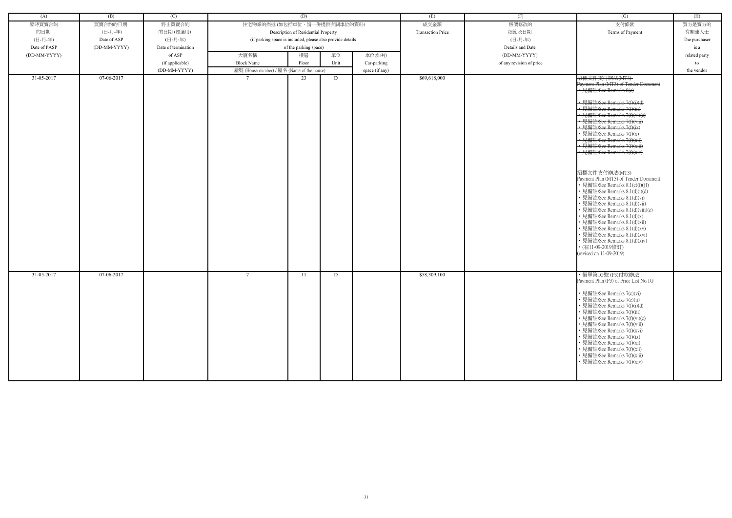| (A) | (B) | (C) | (D) | | | | (E) | (F) | (G) | (H) |
|---|---|---|---|---|---|---|---|---|---|---|
| 臨時買賣合約的日期 (日-月-年) Date of PASP (DD-MM-YYYY) | 買賣合約的日期 (日-月-年) Date of ASP (DD-MM-YYYY) | 終止買賣合約的日期 (如適用) (日-月-年) Date of termination of ASP (if applicable) (DD-MM-YYYY) | 住宅物業的描述 (如包括車位，請一併提供有關車位的資料) Description of Residential Property (if parking space is included, please also provide details of the parking space) | | | | 成交金額 Transaction Price | 售價修改的細節及日期 (日-月-年) Details and Date (DD-MM-YYYY) of any revision of price | 支付條款 Terms of Payment | 買方是賣方的有關連人士 The purchaser is a related party to the vendor |
| | | | 大廈名稱 Block Name | 樓層 Floor | 單位 Unit | 車位(如有) Car-parking space (if any) | | | | |
| | | | 屋號 (House number) / 屋名 (Name of the house) | | | | | | | |
| 31-05-2017 | 07-06-2017 | | 7 | 23 | D | | $69,618,000 | | ~~招標文件支付辦法(MT3) Payment Plan (MT3) of Tender Document • 見備註/See Remarks 8(e) • 見備註/See Remarks 7(f)(i)(d) • 見備註/See Remarks 7(f)(iii) • 見備註/See Remarks 7(f)(vi)(e) • 見備註/See Remarks 7(f)(viii) • 見備註/See Remarks 7(f)(ix) • 見備註/See Remarks 7(f)(x) • 見備註/See Remarks 7(f)(xii) • 見備註/See Remarks 7(f)(xiii) • 見備註/See Remarks 7(f)(xiv)~~ 招標文件支付辦法(MT3) Payment Plan (MT3) of Tender Document • 見備註/See Remarks 8.1(c)(i)(j1) • 見備註/See Remarks 8.1(d)(i)(d) • 見備註/See Remarks 8.1(d)(vi) • 見備註/See Remarks 8.1(d)(vii) • 見備註/See Remarks 8.1(d)(viii)(e) • 見備註/See Remarks 8.1(d)(x) • 見備註/See Remarks 8.1(d)(xii) • 見備註/See Remarks 8.1(d)(xv) • 見備註/See Remarks 8.1(d)(xvi) • 見備註/See Remarks 8.1(d)(xiv) • (在11-09-2019修訂) (revised on 11-09-2019) | |
| 31-05-2017 | 07-06-2017 | | 7 | 11 | D | | $58,309,100 | | • 價單第1G號 (P3)付款辦法 Payment Plan (P3) of Price List No.1G • 見備註/See Remarks 7(c)(vi) • 見備註/See Remarks 7(e)(ii) • 見備註/See Remarks 7(f)(i)(d) • 見備註/See Remarks 7(f)(iii) • 見備註/See Remarks 7(f)(vi)(c) • 見備註/See Remarks 7(f)(viii) • 見備註/See Remarks 7(f)(xvi) • 見備註/See Remarks 7(f)(ix) • 見備註/See Remarks 7(f)(xi) • 見備註/See Remarks 7(f)(xii) • 見備註/See Remarks 7(f)(xiii) • 見備註/See Remarks 7(f)(xiv) | |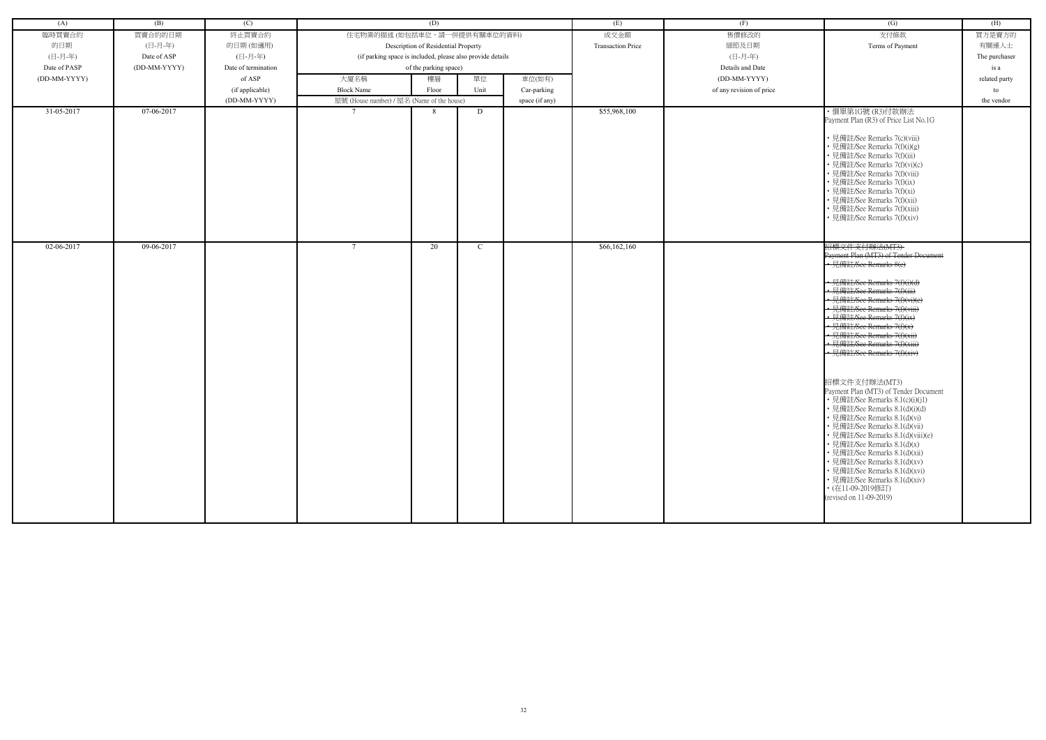| (A) | (B) | (C) | (D) | | | | (E) | (F) | (G) | (H) |
|---|---|---|---|---|---|---|---|---|---|---|
| 臨時買賣合約的日期 (日-月-年) Date of PASP (DD-MM-YYYY) | 買賣合約的日期 (日-月-年) Date of ASP (DD-MM-YYYY) | 終止買賣合約的日期 (如適用) (日-月-年) Date of termination of ASP (if applicable) (DD-MM-YYYY) | 住宅物業的描述 (如包括車位，請一併提供有關車位的資料) Description of Residential Property (if parking space is included, please also provide details of the parking space) | | | | 成交金額 Transaction Price | 售價修改的細節及日期 (日-月-年) Details and Date (DD-MM-YYYY) of any revision of price | 支付條款 Terms of Payment | 買方是賣方的有關連人士 The purchaser is a related party to the vendor |
| | | | 大廈名稱 Block Name<br>屋號 (House number) / 屋名 (Name of the house) | 樓層 Floor | 單位 Unit | 車位(如有) Car-parking space (if any) | | | | |
| 31-05-2017 | 07-06-2017 | | 7 | 8 | D | | $55,968,100 | | • 價單第1G號 (R3)付款辦法<br>Payment Plan (R3) of Price List No.1G<br>• 見備註/See Remarks 7(c)(viii)<br>• 見備註/See Remarks 7(f)(i)(g)<br>• 見備註/See Remarks 7(f)(iii)<br>• 見備註/See Remarks 7(f)(vi)(c)<br>• 見備註/See Remarks 7(f)(viii)<br>• 見備註/See Remarks 7(f)(ix)<br>• 見備註/See Remarks 7(f)(xi)<br>• 見備註/See Remarks 7(f)(xii)<br>• 見備註/See Remarks 7(f)(xiii)<br>• 見備註/See Remarks 7(f)(xiv) | |
| 02-06-2017 | 09-06-2017 | | 7 | 20 | C | | $66,162,160 | | ~~招標文件支付辦法(MT3)~~<br>~~Payment Plan (MT3) of Tender Document~~<br>~~• 見備註/See Remarks 8(c)~~<br>~~• 見備註/See Remarks 7(f)(i)(d)~~<br>~~• 見備註/See Remarks 7(f)(iii)~~<br>~~• 見備註/See Remarks 7(f)(vi)(c)~~<br>~~• 見備註/See Remarks 7(f)(viii)~~<br>~~• 見備註/See Remarks 7(f)(ix)~~<br>~~• 見備註/See Remarks 7(f)(x)~~<br>~~• 見備註/See Remarks 7(f)(xii)~~<br>~~• 見備註/See Remarks 7(f)(xiii)~~<br>~~• 見備註/See Remarks 7(f)(xiv)~~<br>招標文件支付辦法(MT3)<br>Payment Plan (MT3) of Tender Document<br>• 見備註/See Remarks 8.1(c)(i)(j1)<br>• 見備註/See Remarks 8.1(d)(i)(d)<br>• 見備註/See Remarks 8.1(d)(vi)<br>• 見備註/See Remarks 8.1(d)(vii)<br>• 見備註/See Remarks 8.1(d)(viii)(e)<br>• 見備註/See Remarks 8.1(d)(x)<br>• 見備註/See Remarks 8.1(d)(xii)<br>• 見備註/See Remarks 8.1(d)(xv)<br>• 見備註/See Remarks 8.1(d)(xvi)<br>• 見備註/See Remarks 8.1(d)(xiv)<br>• (在11-09-2019修訂)<br>(revised on 11-09-2019) | |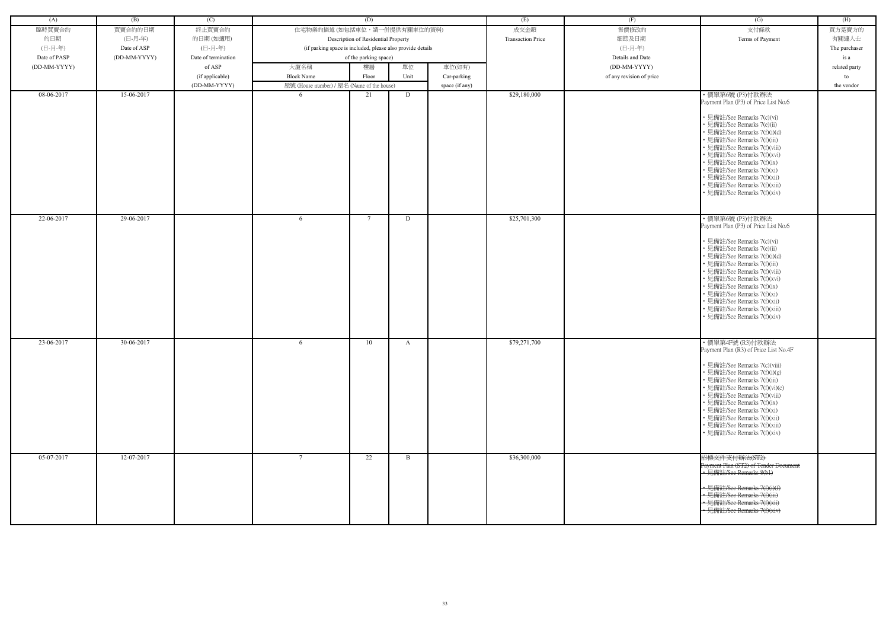| (A) | (B) | (C) | (D) | | | | (E) | (F) | (G) | (H) |
|---|---|---|---|---|---|---|---|---|---|---|
| 臨時買賣合約的日期 (日-月-年) Date of PASP (DD-MM-YYYY) | 買賣合約的日期 (日-月-年) Date of ASP (DD-MM-YYYY) | 終止買賣合約的日期 (如適用) (日-月-年) Date of termination of ASP (if applicable) (DD-MM-YYYY) | 住宅物業的描述 (如包括車位，請一併提供有關車位的資料) Description of Residential Property (if parking space is included, please also provide details of the parking space) | | | | 成交金額 Transaction Price | 售價修改的細節及日期 (日-月-年) Details and Date (DD-MM-YYYY) of any revision of price | 支付條款 Terms of Payment | 買方是賣方的有關連人士 The purchaser is a related party to the vendor |
| | | | 大廈名稱 Block Name | 樓層 Floor | 單位 Unit | 車位(如有) Car-parking space (if any) | | | | |
| | | | 屋號 (House number) / 屋名 (Name of the house) | | | | | | | |
| 08-06-2017 | 15-06-2017 | | 6 | 21 | D | | $29,180,000 | | • 價單第6號 (P3)付款辦法 Payment Plan (P3) of Price List No.6<br><br>• 見備註/See Remarks 7(c)(vi)<br>• 見備註/See Remarks 7(e)(ii)<br>• 見備註/See Remarks 7(f)(i)(d)<br>• 見備註/See Remarks 7(f)(iii)<br>• 見備註/See Remarks 7(f)(viii)<br>• 見備註/See Remarks 7(f)(xvi)<br>• 見備註/See Remarks 7(f)(ix)<br>• 見備註/See Remarks 7(f)(xi)<br>• 見備註/See Remarks 7(f)(xii)<br>• 見備註/See Remarks 7(f)(xiii)<br>• 見備註/See Remarks 7(f)(xiv) | |
| 22-06-2017 | 29-06-2017 | | 6 | 7 | D | | $25,701,300 | | • 價單第6號 (P3)付款辦法 Payment Plan (P3) of Price List No.6<br><br>• 見備註/See Remarks 7(c)(vi)<br>• 見備註/See Remarks 7(e)(ii)<br>• 見備註/See Remarks 7(f)(i)(d)<br>• 見備註/See Remarks 7(f)(iii)<br>• 見備註/See Remarks 7(f)(viii)<br>• 見備註/See Remarks 7(f)(xvi)<br>• 見備註/See Remarks 7(f)(ix)<br>• 見備註/See Remarks 7(f)(xi)<br>• 見備註/See Remarks 7(f)(xii)<br>• 見備註/See Remarks 7(f)(xiii)<br>• 見備註/See Remarks 7(f)(xiv) | |
| 23-06-2017 | 30-06-2017 | | 6 | 10 | A | | $79,271,700 | | • 價單第4F號 (R3)付款辦法 Payment Plan (R3) of Price List No.4F<br><br>• 見備註/See Remarks 7(c)(viii)<br>• 見備註/See Remarks 7(f)(i)(g)<br>• 見備註/See Remarks 7(f)(iii)<br>• 見備註/See Remarks 7(f)(vi)(c)<br>• 見備註/See Remarks 7(f)(viii)<br>• 見備註/See Remarks 7(f)(ix)<br>• 見備註/See Remarks 7(f)(xi)<br>• 見備註/See Remarks 7(f)(xii)<br>• 見備註/See Remarks 7(f)(xiii)<br>• 見備註/See Remarks 7(f)(xiv) | |
| 05-07-2017 | 12-07-2017 | | 7 | 22 | B | | $36,300,000 | | ~~招標文件支付辦法(ST2) Payment Plan (ST2) of Tender Document~~<br>~~• 見備註/See Remarks 8(b1)~~<br><br>~~• 見備註/See Remarks 7(f)(i)(f)~~<br>~~• 見備註/See Remarks 7(f)(iii)~~<br>~~• 見備註/See Remarks 7(f)(xii)~~<br>~~• 見備註/See Remarks 7(f)(xiv)~~ | |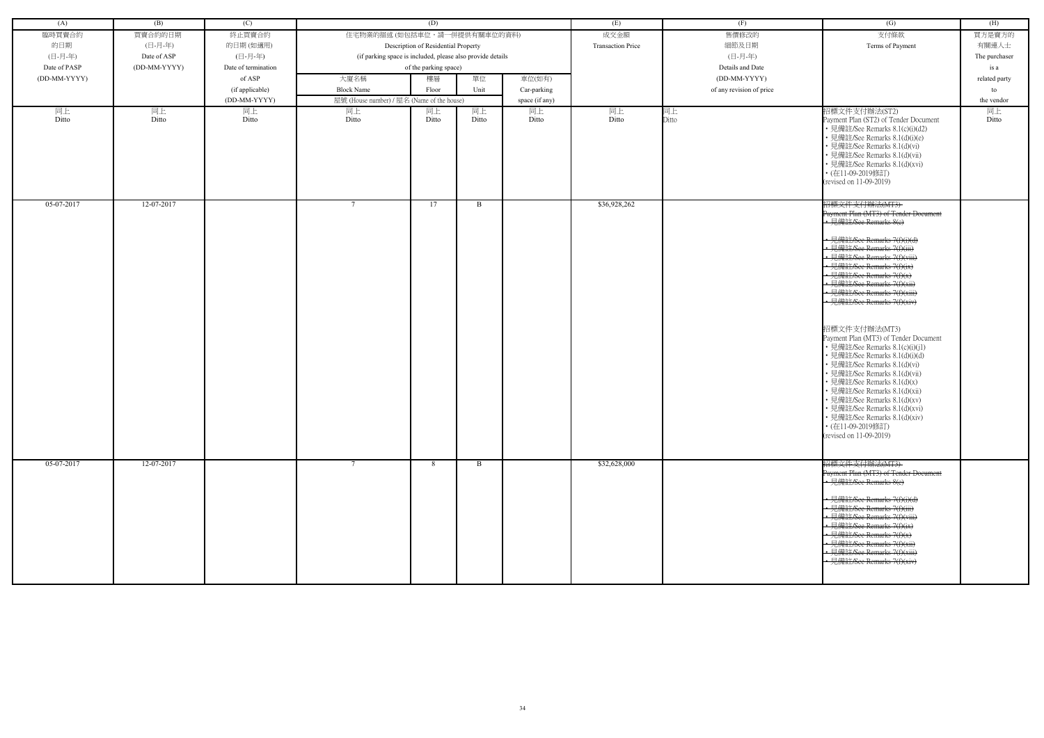| (A) | (B) | (C) | (D) | | | | (E) | (F) | (G) | (H) |
|---|---|---|---|---|---|---|---|---|---|---|
| 臨時買賣合約的日期 (日-月-年) Date of PASP (DD-MM-YYYY) | 買賣合約的日期 (日-月-年) Date of ASP (DD-MM-YYYY) | 終止買賣合約的日期 (如適用) (日-月-年) Date of termination of ASP (if applicable) (DD-MM-YYYY) | 住宅物業的描述 (如包括車位，請一併提供有關車位的資料) Description of Residential Property (if parking space is included, please also provide details of the parking space) | | | | 成交金額 Transaction Price | 售價修改的細節及日期 (日-月-年) Details and Date (DD-MM-YYYY) of any revision of price | 支付條款 Terms of Payment | 買方是賣方的有關連人士 The purchaser is a related party to the vendor |
| | | | 大廈名稱 Block Name | 樓層 Floor | 單位 Unit | 車位(如有) Car-parking space (if any) | | | | |
| | | | 屋號 (House number) / 屋名 (Name of the house) | | | | | | | |
| 同上 Ditto | 同上 Ditto | 同上 Ditto | 同上 Ditto | 同上 Ditto | 同上 Ditto | 同上 Ditto | 同上 Ditto | 同上 Ditto | 招標文件支付辦法(ST2) Payment Plan (ST2) of Tender Document<br>• 見備註/See Remarks 8.1(c)(i)(d2)<br>• 見備註/See Remarks 8.1(d)(i)(e)<br>• 見備註/See Remarks 8.1(d)(vi)<br>• 見備註/See Remarks 8.1(d)(vii)<br>• 見備註/See Remarks 8.1(d)(xvi)<br>• (在11-09-2019修訂) (revised on 11-09-2019) | 同上 Ditto |
| 05-07-2017 | 12-07-2017 | | 7 | 17 | B | | $36,928,262 | | ~~招標文件支付辦法(MT3) Payment Plan (MT3) of Tender Document~~<br>~~• 見備註/See Remarks 8(e)~~<br>~~• 見備註/See Remarks 7(f)(i)(d)~~<br>~~• 見備註/See Remarks 7(f)(iii)~~<br>~~• 見備註/See Remarks 7(f)(viii)~~<br>~~• 見備註/See Remarks 7(f)(ix)~~<br>~~• 見備註/See Remarks 7(f)(x)~~<br>~~• 見備註/See Remarks 7(f)(xii)~~<br>~~• 見備註/See Remarks 7(f)(xiii)~~<br>~~• 見備註/See Remarks 7(f)(xiv)~~<br><br>招標文件支付辦法(MT3) Payment Plan (MT3) of Tender Document<br>• 見備註/See Remarks 8.1(c)(i)(j1)<br>• 見備註/See Remarks 8.1(d)(i)(d)<br>• 見備註/See Remarks 8.1(d)(vi)<br>• 見備註/See Remarks 8.1(d)(vii)<br>• 見備註/See Remarks 8.1(d)(x)<br>• 見備註/See Remarks 8.1(d)(xii)<br>• 見備註/See Remarks 8.1(d)(xv)<br>• 見備註/See Remarks 8.1(d)(xvi)<br>• 見備註/See Remarks 8.1(d)(xiv)<br>• (在11-09-2019修訂) (revised on 11-09-2019) | |
| 05-07-2017 | 12-07-2017 | | 7 | 8 | B | | $32,628,000 | | ~~招標文件支付辦法(MT3) Payment Plan (MT3) of Tender Document~~<br>~~• 見備註/See Remarks 8(e)~~<br>~~• 見備註/See Remarks 7(f)(i)(d)~~<br>~~• 見備註/See Remarks 7(f)(iii)~~<br>~~• 見備註/See Remarks 7(f)(viii)~~<br>~~• 見備註/See Remarks 7(f)(ix)~~<br>~~• 見備註/See Remarks 7(f)(x)~~<br>~~• 見備註/See Remarks 7(f)(xii)~~<br>~~• 見備註/See Remarks 7(f)(xiii)~~<br>~~• 見備註/See Remarks 7(f)(xiv)~~ | |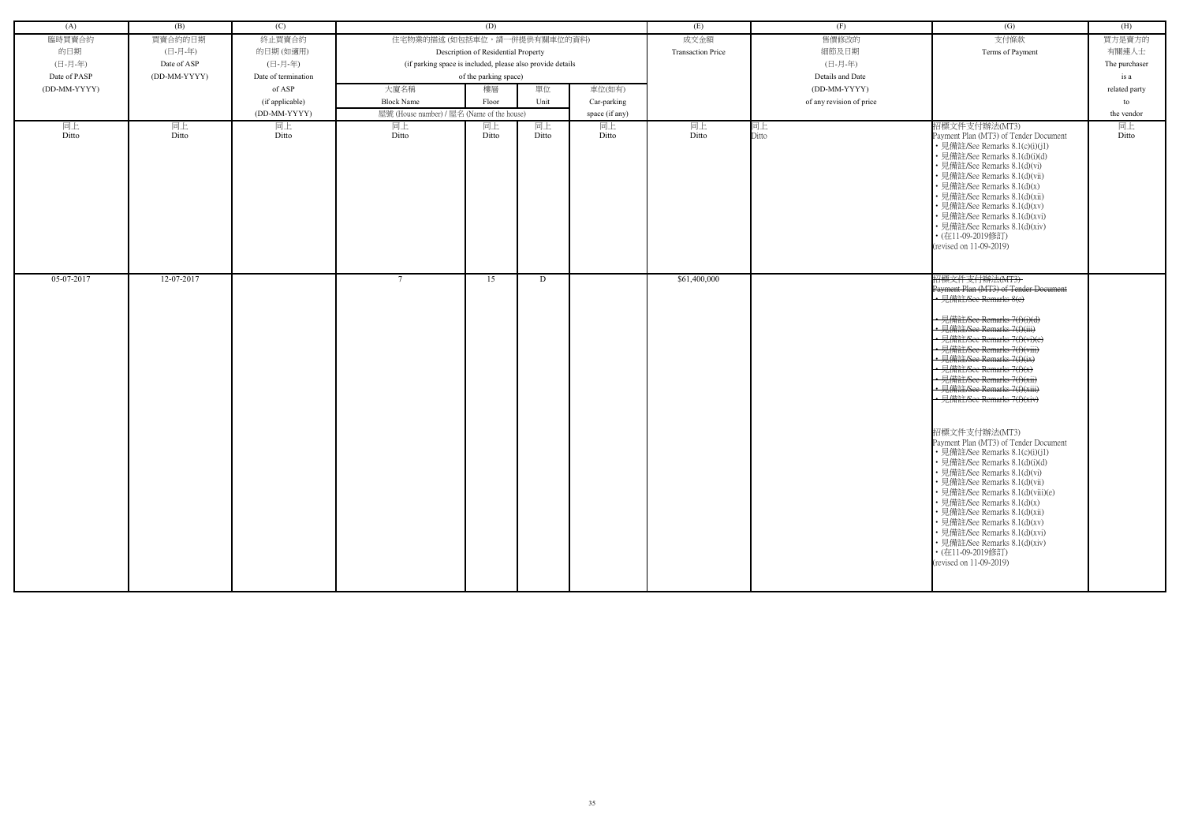| (A) | (B) | (C) | (D) | | | | (E) | (F) | (G) | (H) |
|---|---|---|---|---|---|---|---|---|---|---|
| 臨時買賣合約的日期 (日-月-年) Date of PASP (DD-MM-YYYY) | 買賣合約的日期 (日-月-年) Date of ASP (DD-MM-YYYY) | 終止買賣合約的日期 (如適用) (日-月-年) Date of termination of ASP (if applicable) (DD-MM-YYYY) | 住宅物業的描述 (如包括車位，請一併提供有關車位的資料) Description of Residential Property (if parking space is included, please also provide details of the parking space) | | | | 成交金額 Transaction Price | 售價修改的細節及日期 (日-月-年) Details and Date (DD-MM-YYYY) of any revision of price | 支付條款 Terms of Payment | 買方是賣方的有關連人士 The purchaser is a related party to the vendor |
| | | | 大廈名稱 Block Name | 樓層 Floor | 單位 Unit | 車位(如有) Car-parking space (if any) | | | | |
| | | | 屋號 (House number) / 屋名 (Name of the house) | | | | | | | |
| 同上 Ditto | 同上 Ditto | 同上 Ditto | 同上 Ditto | 同上 Ditto | 同上 Ditto | 同上 Ditto | 同上 Ditto | 同上 Ditto | 招標文件支付辦法(MT3) Payment Plan (MT3) of Tender Document<br>• 見備註/See Remarks 8.1(c)(i)(j1)<br>• 見備註/See Remarks 8.1(d)(i)(d)<br>• 見備註/See Remarks 8.1(d)(vi)<br>• 見備註/See Remarks 8.1(d)(vii)<br>• 見備註/See Remarks 8.1(d)(x)<br>• 見備註/See Remarks 8.1(d)(xii)<br>• 見備註/See Remarks 8.1(d)(xv)<br>• 見備註/See Remarks 8.1(d)(xvi)<br>• 見備註/See Remarks 8.1(d)(xiv)<br>• (在11-09-2019修訂)<br>(revised on 11-09-2019) | 同上 Ditto |
| 05-07-2017 | 12-07-2017 | | 7 | 15 | D | | $61,400,000 | | ~~招標文件支付辦法(MT3) Payment Plan (MT3) of Tender Document~~<br>~~• 見備註/See Remarks 8(c)~~<br>~~• 見備註/See Remarks 7(f)(i)(d)~~<br>~~• 見備註/See Remarks 7(f)(iii)~~<br>~~• 見備註/See Remarks 7(f)(vi)(e)~~<br>~~• 見備註/See Remarks 7(f)(viii)~~<br>~~• 見備註/See Remarks 7(f)(ix)~~<br>~~• 見備註/See Remarks 7(f)(x)~~<br>~~• 見備註/See Remarks 7(f)(xii)~~<br>~~• 見備註/See Remarks 7(f)(xiii)~~<br>~~• 見備註/See Remarks 7(f)(xiv)~~<br><br>招標文件支付辦法(MT3) Payment Plan (MT3) of Tender Document<br>• 見備註/See Remarks 8.1(c)(i)(j1)<br>• 見備註/See Remarks 8.1(d)(i)(d)<br>• 見備註/See Remarks 8.1(d)(vi)<br>• 見備註/See Remarks 8.1(d)(vii)<br>• 見備註/See Remarks 8.1(d)(viii)(e)<br>• 見備註/See Remarks 8.1(d)(x)<br>• 見備註/See Remarks 8.1(d)(xii)<br>• 見備註/See Remarks 8.1(d)(xv)<br>• 見備註/See Remarks 8.1(d)(xvi)<br>• 見備註/See Remarks 8.1(d)(xiv)<br>• (在11-09-2019修訂)<br>(revised on 11-09-2019) | |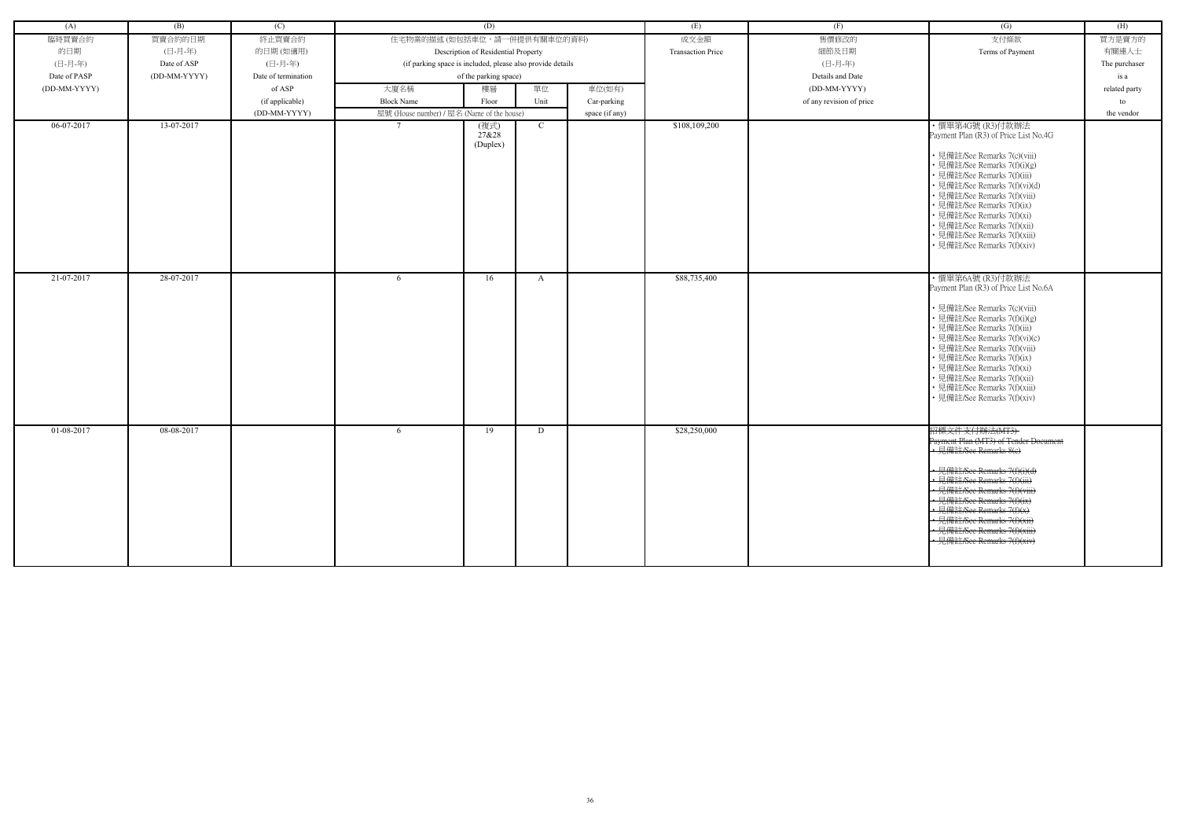| (A) | (B) | (C) | (D) | | | | (E) | (F) | (G) | (H) |
|---|---|---|---|---|---|---|---|---|---|---|
| 臨時買賣合約的日期 (日-月-年) Date of PASP (DD-MM-YYYY) | 買賣合約的日期 (日-月-年) Date of ASP (DD-MM-YYYY) | 終止買賣合約的日期 (如適用) (日-月-年) Date of termination of ASP (if applicable) (DD-MM-YYYY) | 住宅物業的描述 (如包括車位，請一併提供有關車位的資料) Description of Residential Property (if parking space is included, please also provide details of the parking space) | | | | 成交金額 Transaction Price | 售價修改的細節及日期 (日-月-年) Details and Date (DD-MM-YYYY) of any revision of price | 支付條款 Terms of Payment | 買方是賣方的有關連人士 The purchaser is a related party to the vendor |
| | | | 大廈名稱 Block Name | 樓層 Floor | 單位 Unit | 車位(如有) Car-parking space (if any) | | | | |
| | | | 屋號 (House number) / 屋名 (Name of the house) | | | | | | | |
| 06-07-2017 | 13-07-2017 | | 7 | (複式) 27&28 (Duplex) | C | | $108,109,200 | | • 價單第4G號 (R3)付款辦法 Payment Plan (R3) of Price List No.4G<br><br>• 見備註/See Remarks 7(c)(viii)<br>• 見備註/See Remarks 7(f)(i)(g)<br>• 見備註/See Remarks 7(f)(iii)<br>• 見備註/See Remarks 7(f)(vi)(d)<br>• 見備註/See Remarks 7(f)(viii)<br>• 見備註/See Remarks 7(f)(ix)<br>• 見備註/See Remarks 7(f)(xi)<br>• 見備註/See Remarks 7(f)(xii)<br>• 見備註/See Remarks 7(f)(xiii)<br>• 見備註/See Remarks 7(f)(xiv) | |
| 21-07-2017 | 28-07-2017 | | 6 | 16 | A | | $88,735,400 | | • 價單第6A號 (R3)付款辦法 Payment Plan (R3) of Price List No.6A<br><br>• 見備註/See Remarks 7(c)(viii)<br>• 見備註/See Remarks 7(f)(i)(g)<br>• 見備註/See Remarks 7(f)(iii)<br>• 見備註/See Remarks 7(f)(vi)(c)<br>• 見備註/See Remarks 7(f)(viii)<br>• 見備註/See Remarks 7(f)(ix)<br>• 見備註/See Remarks 7(f)(xi)<br>• 見備註/See Remarks 7(f)(xii)<br>• 見備註/See Remarks 7(f)(xiii)<br>• 見備註/See Remarks 7(f)(xiv) | |
| 01-08-2017 | 08-08-2017 | | 6 | 19 | D | | $28,250,000 | | ~~招標文件支付辦法(MT3) Payment Plan (MT3) of Tender Document~~<br>~~• 見備註/See Remarks 8(e)~~<br><br>~~• 見備註/See Remarks 7(f)(i)(d)~~<br>~~• 見備註/See Remarks 7(f)(iii)~~<br>~~• 見備註/See Remarks 7(f)(viii)~~<br>~~• 見備註/See Remarks 7(f)(ix)~~<br>~~• 見備註/See Remarks 7(f)(x)~~<br>~~• 見備註/See Remarks 7(f)(xii)~~<br>~~• 見備註/See Remarks 7(f)(xiii)~~<br>~~• 見備註/See Remarks 7(f)(xiv)~~ | |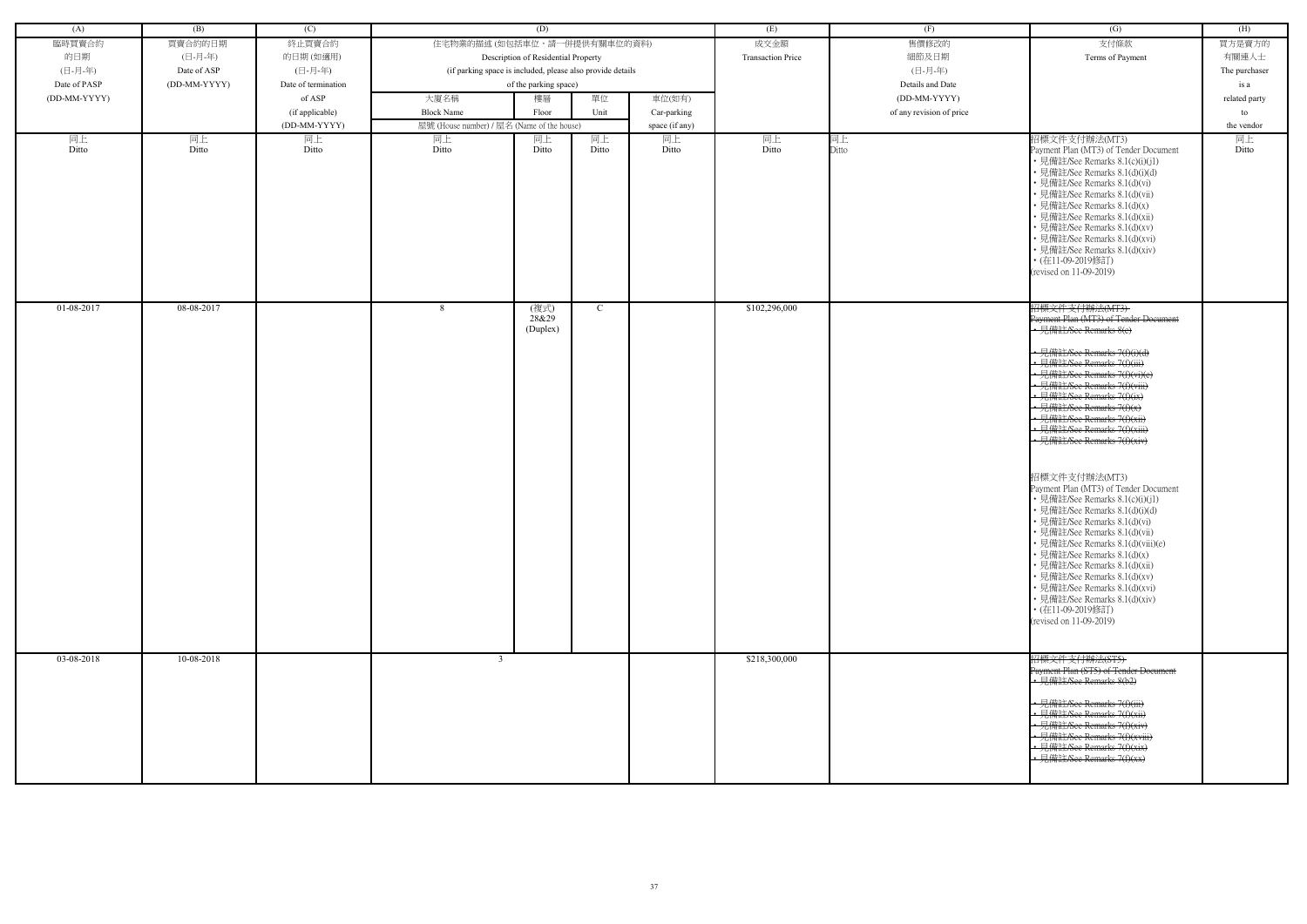| (A) | (B) | (C) | (D) | | | | (E) | (F) | (G) | (H) |
|---|---|---|---|---|---|---|---|---|---|---|
| 臨時買賣合約的日期 (日-月-年) Date of PASP (DD-MM-YYYY) | 買賣合約的日期 (日-月-年) Date of ASP (DD-MM-YYYY) | 終止買賣合約的日期 (如適用) (日-月-年) Date of termination of ASP (if applicable) (DD-MM-YYYY) | 住宅物業的描述 (如包括車位，請一併提供有關車位的資料) Description of Residential Property (if parking space is included, please also provide details of the parking space) | | | | 成交金額 Transaction Price | 售價修改的細節及日期 (日-月-年) Details and Date (DD-MM-YYYY) of any revision of price | 支付條款 Terms of Payment | 買方是賣方的有關連人士 The purchaser is a related party to the vendor |
| | | | 大廈名稱 Block Name | 樓層 Floor | 單位 Unit | 車位(如有) Car-parking space (if any) | | | | |
| | | | 屋號 (House number) / 屋名 (Name of the house) | | | | | | | |
| 同上 Ditto | 同上 Ditto | 同上 Ditto | 同上 Ditto | 同上 Ditto | 同上 Ditto | 同上 Ditto | 同上 Ditto | 同上 Ditto | 招標文件支付辦法(MT3) Payment Plan (MT3) of Tender Document • 見備註/See Remarks 8.1(c)(i)(j1) • 見備註/See Remarks 8.1(d)(i)(d) • 見備註/See Remarks 8.1(d)(vi) • 見備註/See Remarks 8.1(d)(vii) • 見備註/See Remarks 8.1(d)(x) • 見備註/See Remarks 8.1(d)(xii) • 見備註/See Remarks 8.1(d)(xv) • 見備註/See Remarks 8.1(d)(xvi) • 見備註/See Remarks 8.1(d)(xiv) • (在11-09-2019修訂) (revised on 11-09-2019) | 同上 Ditto |
| 01-08-2017 | 08-08-2017 | | 8 | (複式) 28&29 (Duplex) | C | | $102,296,000 | | ~~招標文件支付辦法(MT3) Payment Plan (MT3) of Tender Document • 見備註/See Remarks 8(c) • 見備註/See Remarks 7(f)(i)(d) • 見備註/See Remarks 7(f)(iii) • 見備註/See Remarks 7(f)(vi)(e) • 見備註/See Remarks 7(f)(viii) • 見備註/See Remarks 7(f)(ix) • 見備註/See Remarks 7(f)(x) • 見備註/See Remarks 7(f)(xii) • 見備註/See Remarks 7(f)(xiii) • 見備註/See Remarks 7(f)(xiv)~~ 招標文件支付辦法(MT3) Payment Plan (MT3) of Tender Document • 見備註/See Remarks 8.1(c)(i)(j1) • 見備註/See Remarks 8.1(d)(i)(d) • 見備註/See Remarks 8.1(d)(vi) • 見備註/See Remarks 8.1(d)(vii) • 見備註/See Remarks 8.1(d)(viii)(e) • 見備註/See Remarks 8.1(d)(x) • 見備註/See Remarks 8.1(d)(xii) • 見備註/See Remarks 8.1(d)(xv) • 見備註/See Remarks 8.1(d)(xvi) • 見備註/See Remarks 8.1(d)(xiv) • (在11-09-2019修訂) (revised on 11-09-2019) | |
| 03-08-2018 | 10-08-2018 | | 3 | | | | $218,300,000 | | ~~招標文件支付辦法(ST5) Payment Plan (ST5) of Tender Document • 見備註/See Remarks 8(b2) • 見備註/See Remarks 7(f)(iii) • 見備註/See Remarks 7(f)(xii) • 見備註/See Remarks 7(f)(xiv) • 見備註/See Remarks 7(f)(xviii) • 見備註/See Remarks 7(f)(xix) • 見備註/See Remarks 7(f)(xx)~~ | |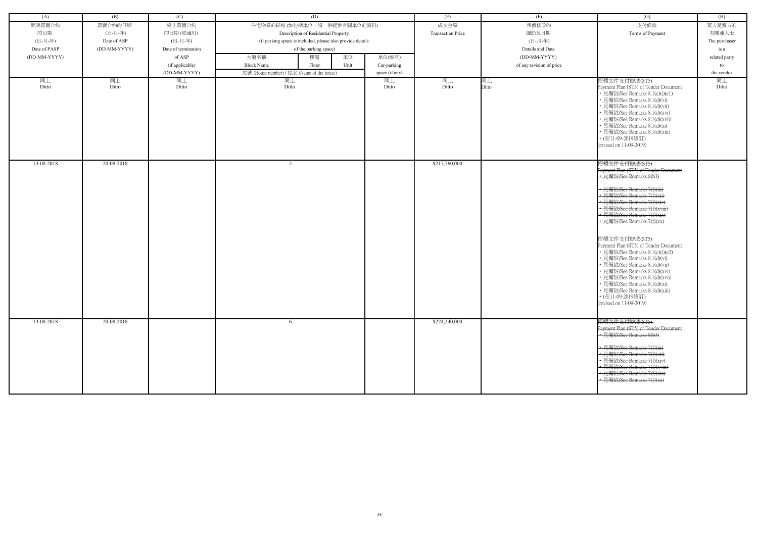| (A) | (B) | (C) | (D) | | | | (E) | (F) | (G) | (H) |
|---|---|---|---|---|---|---|---|---|---|---|
| 臨時買賣合約的日期 (日-月-年) Date of PASP (DD-MM-YYYY) | 買賣合約的日期 (日-月-年) Date of ASP (DD-MM-YYYY) | 終止買賣合約的日期 (如適用) (日-月-年) Date of termination of ASP (if applicable) (DD-MM-YYYY) | 住宅物業的描述 (如包括車位，請一併提供有關車位的資料) Description of Residential Property (if parking space is included, please also provide details of the parking space) | | | | 成交金額 Transaction Price | 售價修改的細節及日期 (日-月-年) Details and Date (DD-MM-YYYY) of any revision of price | 支付條款 Terms of Payment | 買方是賣方的有關連人士 The purchaser is a related party to the vendor |
| | | | 大廈名稱 Block Name | 樓層 Floor | 單位 Unit | 車位(如有) Car-parking space (if any) | | | | |
| | | | 屋號 (House number) / 屋名 (Name of the house) | | | | | | | |
| 同上 Ditto | 同上 Ditto | 同上 Ditto | 同上 Ditto | | | 同上 Ditto | 同上 Ditto | 同上 Ditto | 招標文件支付辦法(ST5) Payment Plan (ST5) of Tender Document • 見備註/See Remarks 8.1(c)(i)(e1) • 見備註/See Remarks 8.1(d)(vi) • 見備註/See Remarks 8.1(d)(vii) • 見備註/See Remarks 8.1(d)(xvi) • 見備註/See Remarks 8.1(d)(xvii) • 見備註/See Remarks 8.1(d)(xi) • 見備註/See Remarks 8.1(d)(xiii) • (在11-09-2019修訂) (revised on 11-09-2019) | 同上 Ditto |
| 13-08-2018 | 20-08-2018 | | 5 | | | | $217,760,000 | | ~~招標文件支付辦法(ST5) Payment Plan (ST5) of Tender Document • 見備註/See Remarks 8(b3) • 見備註/See Remarks 7(f)(iii) • 見備註/See Remarks 7(f)(xii) • 見備註/See Remarks 7(f)(xiv) • 見備註/See Remarks 7(f)(xviii) • 見備註/See Remarks 7(f)(xix) • 見備註/See Remarks 7(f)(xx)~~ 招標文件支付辦法(ST5) Payment Plan (ST5) of Tender Document • 見備註/See Remarks 8.1(c)(i)(e2) • 見備註/See Remarks 8.1(d)(vi) • 見備註/See Remarks 8.1(d)(vii) • 見備註/See Remarks 8.1(d)(xvi) • 見備註/See Remarks 8.1(d)(xvii) • 見備註/See Remarks 8.1(d)(xi) • 見備註/See Remarks 8.1(d)(xiii) • (在11-09-2019修訂) (revised on 11-09-2019) | |
| 13-08-2018 | 20-08-2018 | | 6 | | | | $224,240,000 | | ~~招標文件支付辦法(ST5) Payment Plan (ST5) of Tender Document • 見備註/See Remarks 8(b3) • 見備註/See Remarks 7(f)(iii) • 見備註/See Remarks 7(f)(xii) • 見備註/See Remarks 7(f)(xiv) • 見備註/See Remarks 7(f)(xviii) • 見備註/See Remarks 7(f)(xix) • 見備註/See Remarks 7(f)(xx)~~ | |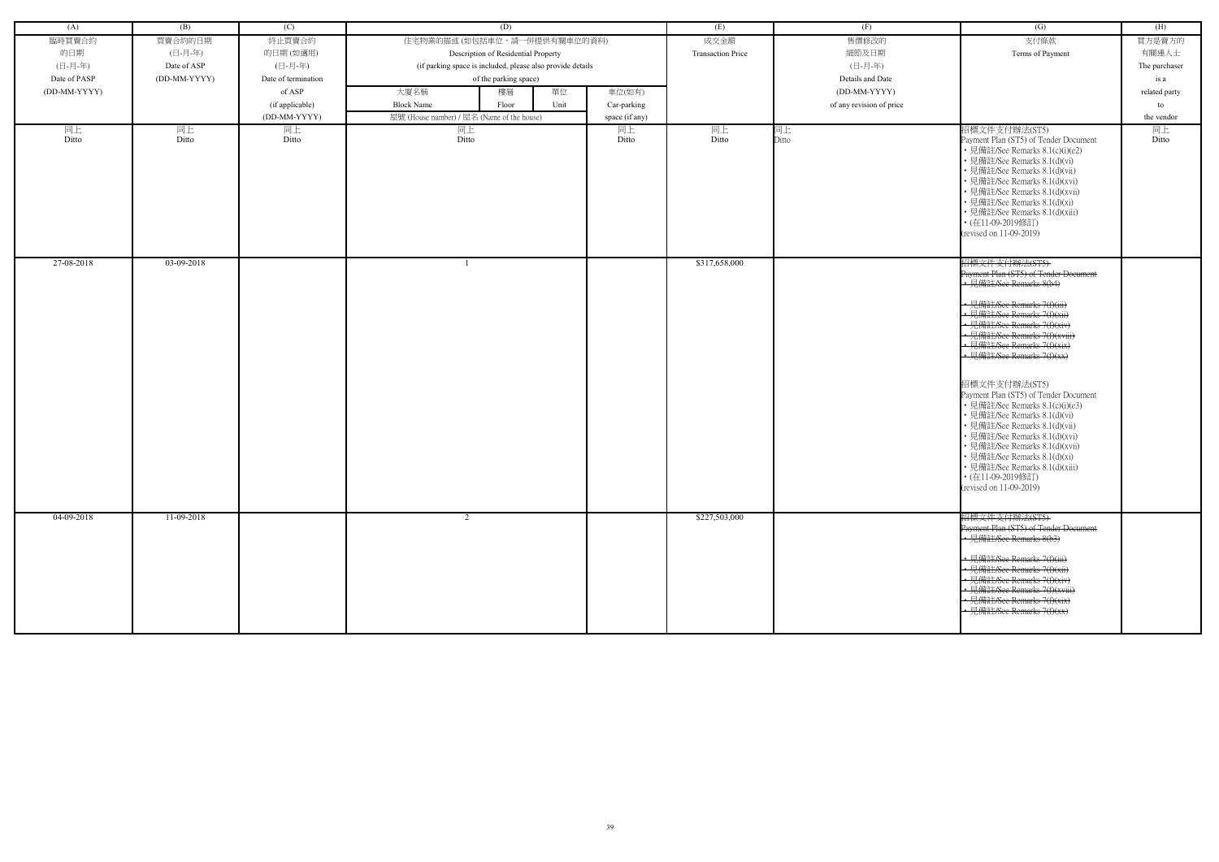| (A) | (B) | (C) | (D) | | | | (E) | (F) | (G) | (H) |
|---|---|---|---|---|---|---|---|---|---|---|
| 臨時買賣合約的日期 (日-月-年) Date of PASP (DD-MM-YYYY) | 買賣合約的日期 (日-月-年) Date of ASP (DD-MM-YYYY) | 終止買賣合約的日期 (如適用) (日-月-年) Date of termination of ASP (if applicable) (DD-MM-YYYY) | 住宅物業的描述 (如包括車位，請一併提供有關車位的資料) Description of Residential Property (if parking space is included, please also provide details of the parking space) | | | | 成交金額 Transaction Price | 售價修改的細節及日期 (日-月-年) Details and Date (DD-MM-YYYY) of any revision of price | 支付條款 Terms of Payment | 買方是賣方的有關連人士 The purchaser is a related party to the vendor |
| | | | 大廈名稱 Block Name | 樓層 Floor | 單位 Unit | 車位(如有) Car-parking space (if any) | | | | |
| | | | 屋號 (House number) / 屋名 (Name of the house) | | | | | | | |
| 同上 Ditto | 同上 Ditto | 同上 Ditto | 同上 Ditto | | | 同上 Ditto | 同上 Ditto | 同上 Ditto | 招標文件支付辦法(ST5) Payment Plan (ST5) of Tender Document • 見備註/See Remarks 8.1(c)(i)(e2) • 見備註/See Remarks 8.1(d)(vi) • 見備註/See Remarks 8.1(d)(vii) • 見備註/See Remarks 8.1(d)(xvi) • 見備註/See Remarks 8.1(d)(xvii) • 見備註/See Remarks 8.1(d)(xi) • 見備註/See Remarks 8.1(d)(xiii) • (在11-09-2019修訂) (revised on 11-09-2019) | 同上 Ditto |
| 27-08-2018 | 03-09-2018 | | 1 | | | | $317,658,000 | | ~~招標文件支付辦法(ST5) Payment Plan (ST5) of Tender Document • 見備註/See Remarks 8(b4) • 見備註/See Remarks 7(f)(iii) • 見備註/See Remarks 7(f)(xii) • 見備註/See Remarks 7(f)(xiv) • 見備註/See Remarks 7(f)(xviii) • 見備註/See Remarks 7(f)(xix) • 見備註/See Remarks 7(f)(xx)~~ 招標文件支付辦法(ST5) Payment Plan (ST5) of Tender Document • 見備註/See Remarks 8.1(c)(i)(e3) • 見備註/See Remarks 8.1(d)(vi) • 見備註/See Remarks 8.1(d)(vii) • 見備註/See Remarks 8.1(d)(xvi) • 見備註/See Remarks 8.1(d)(xvii) • 見備註/See Remarks 8.1(d)(xi) • 見備註/See Remarks 8.1(d)(xiii) • (在11-09-2019修訂) (revised on 11-09-2019) | |
| 04-09-2018 | 11-09-2018 | | 2 | | | | $227,503,000 | | ~~招標文件支付辦法(ST5) Payment Plan (ST5) of Tender Document • 見備註/See Remarks 8(b3) • 見備註/See Remarks 7(f)(iii) • 見備註/See Remarks 7(f)(xii) • 見備註/See Remarks 7(f)(xiv) • 見備註/See Remarks 7(f)(xviii) • 見備註/See Remarks 7(f)(xix) • 見備註/See Remarks 7(f)(xx)~~ | |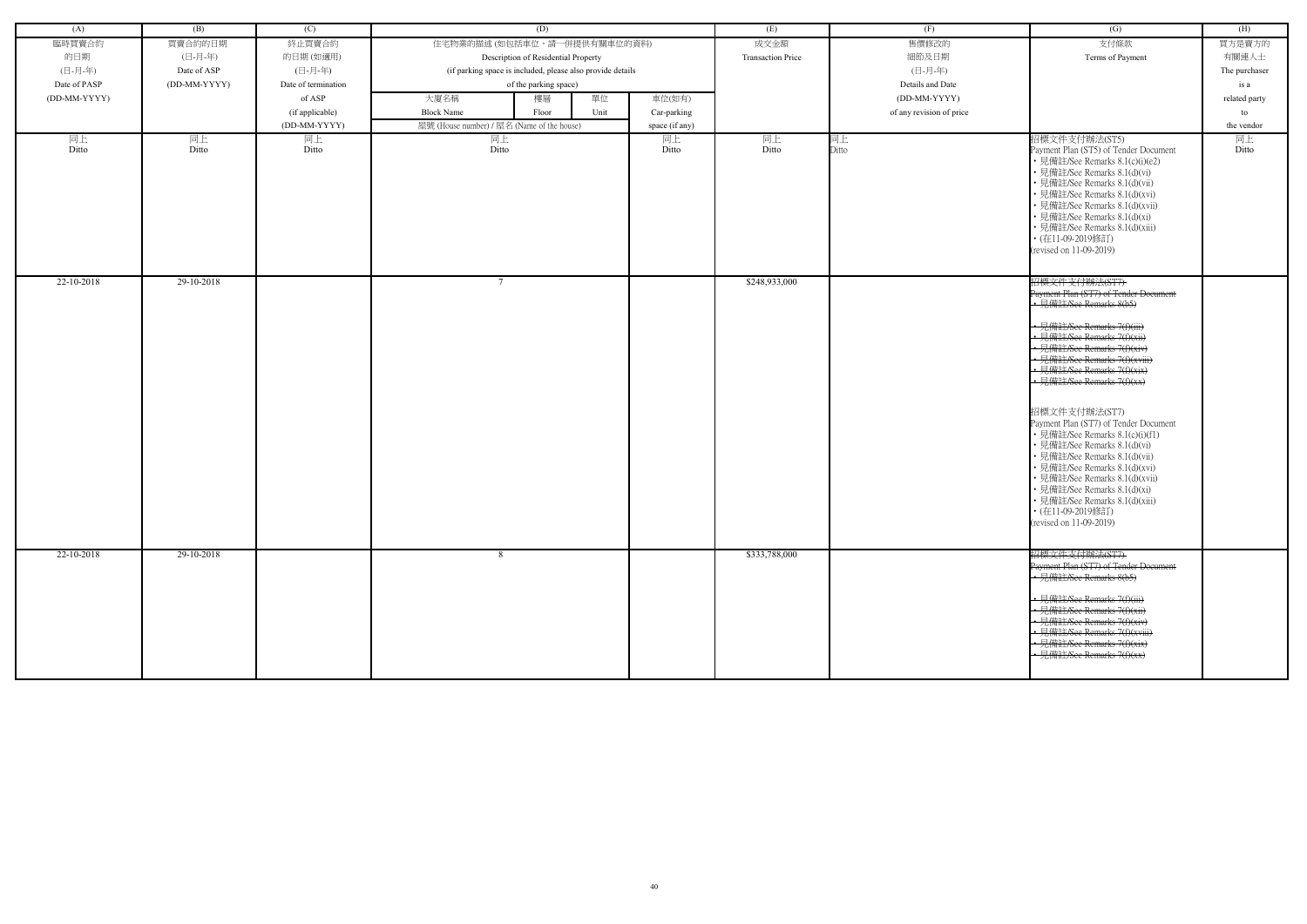| (A) | (B) | (C) | (D) | | | | (E) | (F) | (G) | (H) |
|---|---|---|---|---|---|---|---|---|---|---|
| 臨時買賣合約的日期 (日-月-年) Date of PASP (DD-MM-YYYY) | 買賣合約的日期 (日-月-年) Date of ASP (DD-MM-YYYY) | 終止買賣合約的日期 (如適用) (日-月-年) Date of termination of ASP (if applicable) (DD-MM-YYYY) | 住宅物業的描述 (如包括車位，請一併提供有關車位的資料) Description of Residential Property (if parking space is included, please also provide details of the parking space) | | | | 成交金額 Transaction Price | 售價修改的細節及日期 (日-月-年) Details and Date (DD-MM-YYYY) of any revision of price | 支付條款 Terms of Payment | 買方是賣方的有關連人士 The purchaser is a related party to the vendor |
| | | | 大廈名稱 Block Name | 樓層 Floor | 單位 Unit | 車位(如有) Car-parking space (if any) | | | | |
| | | | 屋號 (House number) / 屋名 (Name of the house) | | | | | | | |
| 同上 Ditto | 同上 Ditto | 同上 Ditto | 同上 Ditto | | | 同上 Ditto | 同上 Ditto | 同上 Ditto | 招標文件支付辦法(ST5) Payment Plan (ST5) of Tender Document • 見備註/See Remarks 8.1(c)(i)(e2) • 見備註/See Remarks 8.1(d)(vi) • 見備註/See Remarks 8.1(d)(vii) • 見備註/See Remarks 8.1(d)(xvi) • 見備註/See Remarks 8.1(d)(xvii) • 見備註/See Remarks 8.1(d)(xi) • 見備註/See Remarks 8.1(d)(xiii) • (在11-09-2019修訂) (revised on 11-09-2019) | 同上 Ditto |
| 22-10-2018 | 29-10-2018 | | 7 | | | | $248,933,000 | | ~~招標文件支付辦法(ST7) Payment Plan (ST7) of Tender Document • 見備註/See Remarks 8(b5) • 見備註/See Remarks 7(f)(iii) • 見備註/See Remarks 7(f)(xii) • 見備註/See Remarks 7(f)(xiv) • 見備註/See Remarks 7(f)(xviii) • 見備註/See Remarks 7(f)(xix) • 見備註/See Remarks 7(f)(xx)~~ 招標文件支付辦法(ST7) Payment Plan (ST7) of Tender Document • 見備註/See Remarks 8.1(c)(i)(f1) • 見備註/See Remarks 8.1(d)(vi) • 見備註/See Remarks 8.1(d)(vii) • 見備註/See Remarks 8.1(d)(xvi) • 見備註/See Remarks 8.1(d)(xvii) • 見備註/See Remarks 8.1(d)(xi) • 見備註/See Remarks 8.1(d)(xiii) • (在11-09-2019修訂) (revised on 11-09-2019) | |
| 22-10-2018 | 29-10-2018 | | 8 | | | | $333,788,000 | | ~~招標文件支付辦法(ST7) Payment Plan (ST7) of Tender Document • 見備註/See Remarks 8(b5) • 見備註/See Remarks 7(f)(iii) • 見備註/See Remarks 7(f)(xii) • 見備註/See Remarks 7(f)(xiv) • 見備註/See Remarks 7(f)(xviii) • 見備註/See Remarks 7(f)(xix) • 見備註/See Remarks 7(f)(xx)~~ | |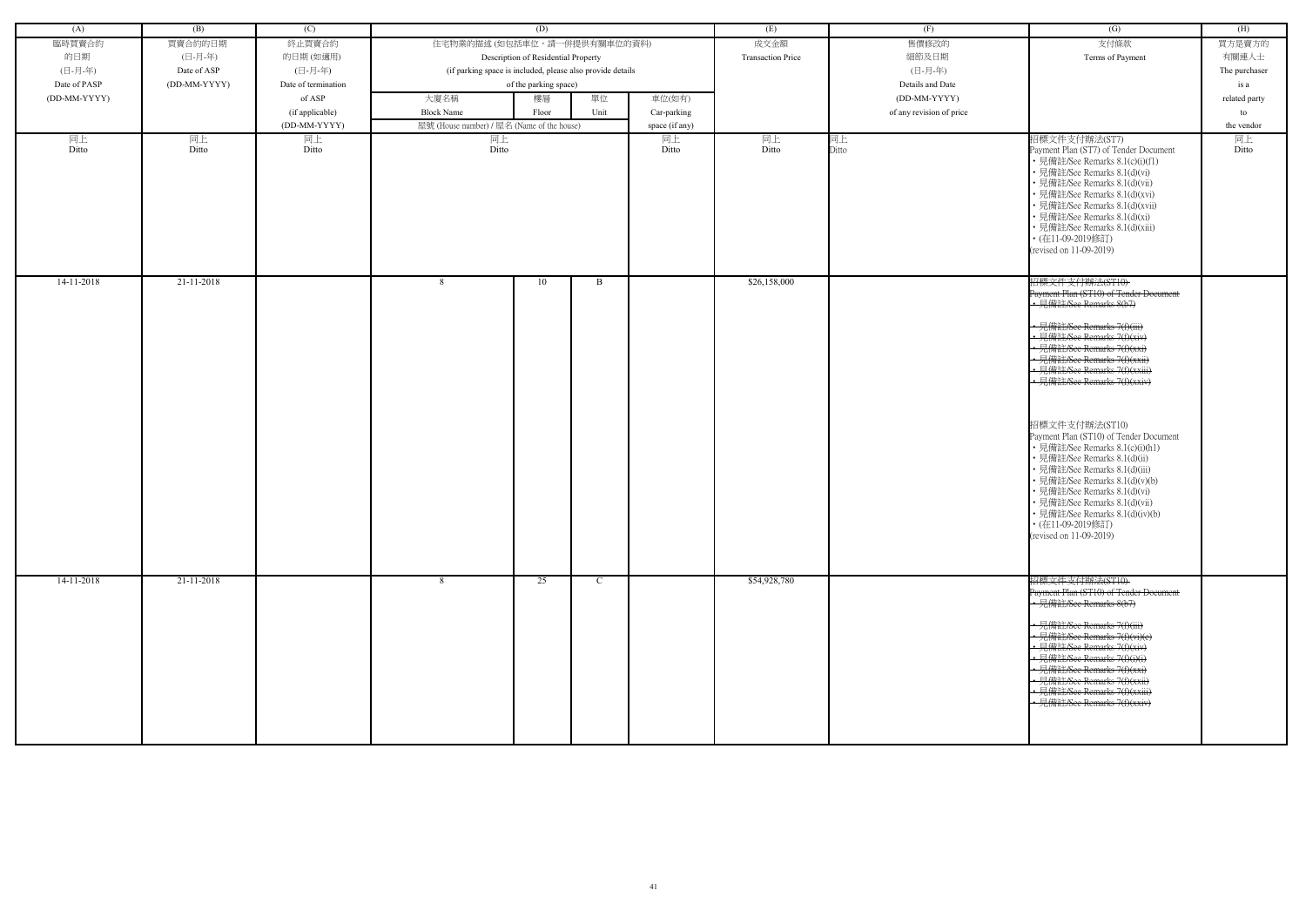| (A) | (B) | (C) | (D) | | | | (E) | (F) | (G) | (H) |
|---|---|---|---|---|---|---|---|---|---|---|
| 臨時買賣合約 的日期 (日-月-年) Date of PASP (DD-MM-YYYY) | 買賣合約的日期 (日-月-年) Date of ASP (DD-MM-YYYY) | 終止買賣合約 的日期 (如適用) (日-月-年) Date of termination of ASP (if applicable) (DD-MM-YYYY) | 住宅物業的描述 (如包括車位，請一併提供有關車位的資料) Description of Residential Property (if parking space is included, please also provide details of the parking space) | | | | 成交金額 Transaction Price | 售價修改的 細節及日期 (日-月-年) Details and Date (DD-MM-YYYY) of any revision of price | 支付條款 Terms of Payment | 買方是賣方的 有關連人士 The purchaser is a related party to the vendor |
| | | | 大廈名稱 Block Name 屋號 (House number) / 屋名 (Name of the house) | 樓層 Floor | 單位 Unit | 車位(如有) Car-parking space (if any) | | | | |
| 同上 Ditto | 同上 Ditto | 同上 Ditto | 同上 Ditto | | | 同上 Ditto | 同上 Ditto | 同上 Ditto | 招標文件支付辦法(ST7) Payment Plan (ST7) of Tender Document • 見備註/See Remarks 8.1(c)(i)(f1) • 見備註/See Remarks 8.1(d)(vi) • 見備註/See Remarks 8.1(d)(vii) • 見備註/See Remarks 8.1(d)(xvi) • 見備註/See Remarks 8.1(d)(xvii) • 見備註/See Remarks 8.1(d)(xi) • 見備註/See Remarks 8.1(d)(xiii) • (在11-09-2019修訂) (revised on 11-09-2019) | 同上 Ditto |
| 14-11-2018 | 21-11-2018 | | 8 | 10 | B | | $26,158,000 | | ~~招標文件支付辦法(ST10) Payment Plan (ST10) of Tender Document • 見備註/See Remarks 8(b7) • 見備註/See Remarks 7(f)(iii) • 見備註/See Remarks 7(f)(xiv) • 見備註/See Remarks 7(f)(xxi) • 見備註/See Remarks 7(f)(xxii) • 見備註/See Remarks 7(f)(xxiii) • 見備註/See Remarks 7(f)(xxiv)~~ 招標文件支付辦法(ST10) Payment Plan (ST10) of Tender Document • 見備註/See Remarks 8.1(c)(i)(h1) • 見備註/See Remarks 8.1(d)(ii) • 見備註/See Remarks 8.1(d)(iii) • 見備註/See Remarks 8.1(d)(v)(b) • 見備註/See Remarks 8.1(d)(vi) • 見備註/See Remarks 8.1(d)(vii) • 見備註/See Remarks 8.1(d)(iv)(b) • (在11-09-2019修訂) (revised on 11-09-2019) | |
| 14-11-2018 | 21-11-2018 | | 8 | 25 | C | | $54,928,780 | | ~~招標文件支付辦法(ST10) Payment Plan (ST10) of Tender Document • 見備註/See Remarks 8(b7) • 見備註/See Remarks 7(f)(iii) • 見備註/See Remarks 7(f)(vi)(e) • 見備註/See Remarks 7(f)(xiv) • 見備註/See Remarks 7(f)(xi) • 見備註/See Remarks 7(f)(xxi) • 見備註/See Remarks 7(f)(xxii) • 見備註/See Remarks 7(f)(xxiii) • 見備註/See Remarks 7(f)(xxiv)~~ | |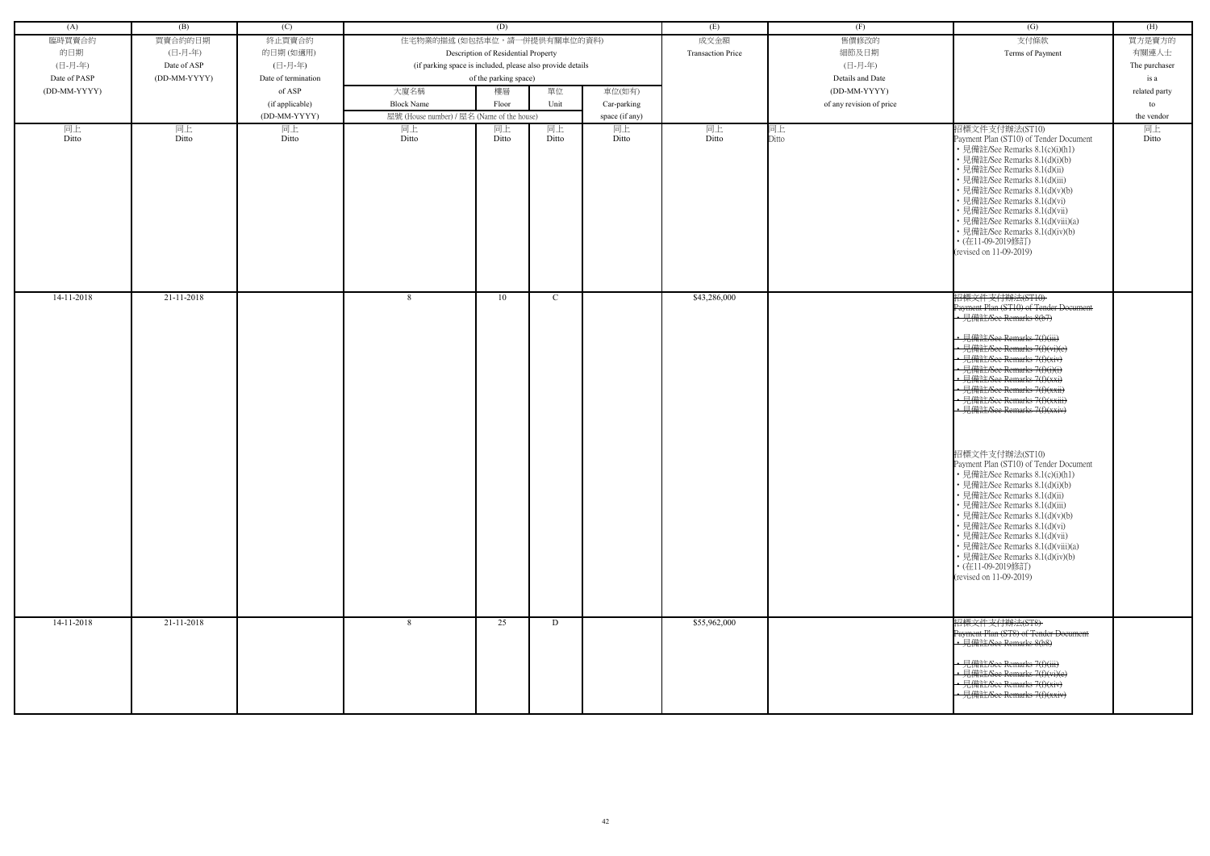| (A) | (B) | (C) | (D) | | | | (E) | (F) | (G) | (H) |
|---|---|---|---|---|---|---|---|---|---|---|
| 臨時買賣合約的日期 (日-月-年) Date of PASP (DD-MM-YYYY) | 買賣合約的日期 (日-月-年) Date of ASP (DD-MM-YYYY) | 終止買賣合約的日期 (如適用) (日-月-年) Date of termination of ASP (if applicable) (DD-MM-YYYY) | 住宅物業的描述 (如包括車位，請一併提供有關車位的資料) Description of Residential Property (if parking space is included, please also provide details of the parking space) | | | | 成交金額 Transaction Price | 售價修改的細節及日期 (日-月-年) Details and Date (DD-MM-YYYY) of any revision of price | 支付條款 Terms of Payment | 買方是賣方的有關連人士 The purchaser is a related party to the vendor |
| | | | 大廈名稱 Block Name 屋號 (House number) / 屋名 (Name of the house) | 樓層 Floor | 單位 Unit | 車位(如有) Car-parking space (if any) | | | | |
| 同上 Ditto | 同上 Ditto | 同上 Ditto | 同上 Ditto | 同上 Ditto | 同上 Ditto | 同上 Ditto | 同上 Ditto | 同上 Ditto | 招標文件支付辦法(ST10) Payment Plan (ST10) of Tender Document<br>• 見備註/See Remarks 8.1(c)(i)(h1)<br>• 見備註/See Remarks 8.1(d)(i)(b)<br>• 見備註/See Remarks 8.1(d)(ii)<br>• 見備註/See Remarks 8.1(d)(iii)<br>• 見備註/See Remarks 8.1(d)(v)(b)<br>• 見備註/See Remarks 8.1(d)(vi)<br>• 見備註/See Remarks 8.1(d)(vii)<br>• 見備註/See Remarks 8.1(d)(viii)(a)<br>• 見備註/See Remarks 8.1(d)(iv)(b)<br>• (在11-09-2019修訂) (revised on 11-09-2019) | 同上 Ditto |
| 14-11-2018 | 21-11-2018 | | 8 | 10 | C | | $43,286,000 | | ~~招標文件支付辦法(ST10) Payment Plan (ST10) of Tender Document<br>• 見備註/See Remarks 8(b7)<br>• 見備註/See Remarks 7(f)(iii)<br>• 見備註/See Remarks 7(f)(vi)(e)<br>• 見備註/See Remarks 7(f)(xiv)<br>• 見備註/See Remarks 7(f)(xi)(i)<br>• 見備註/See Remarks 7(f)(xxi)<br>• 見備註/See Remarks 7(f)(xxii)<br>• 見備註/See Remarks 7(f)(xxiii)<br>• 見備註/See Remarks 7(f)(xxiv)~~<br><br>招標文件支付辦法(ST10) Payment Plan (ST10) of Tender Document<br>• 見備註/See Remarks 8.1(c)(i)(h1)<br>• 見備註/See Remarks 8.1(d)(i)(b)<br>• 見備註/See Remarks 8.1(d)(ii)<br>• 見備註/See Remarks 8.1(d)(iii)<br>• 見備註/See Remarks 8.1(d)(v)(b)<br>• 見備註/See Remarks 8.1(d)(vi)<br>• 見備註/See Remarks 8.1(d)(vii)<br>• 見備註/See Remarks 8.1(d)(viii)(a)<br>• 見備註/See Remarks 8.1(d)(iv)(b)<br>• (在11-09-2019修訂) (revised on 11-09-2019) | |
| 14-11-2018 | 21-11-2018 | | 8 | 25 | D | | $55,962,000 | | ~~招標文件支付辦法(ST8) Payment Plan (ST8) of Tender Document<br>• 見備註/See Remarks 8(b8)<br>• 見備註/See Remarks 7(f)(iii)<br>• 見備註/See Remarks 7(f)(vi)(e)<br>• 見備註/See Remarks 7(f)(xiv)<br>• 見備註/See Remarks 7(f)(xxiv)~~ | |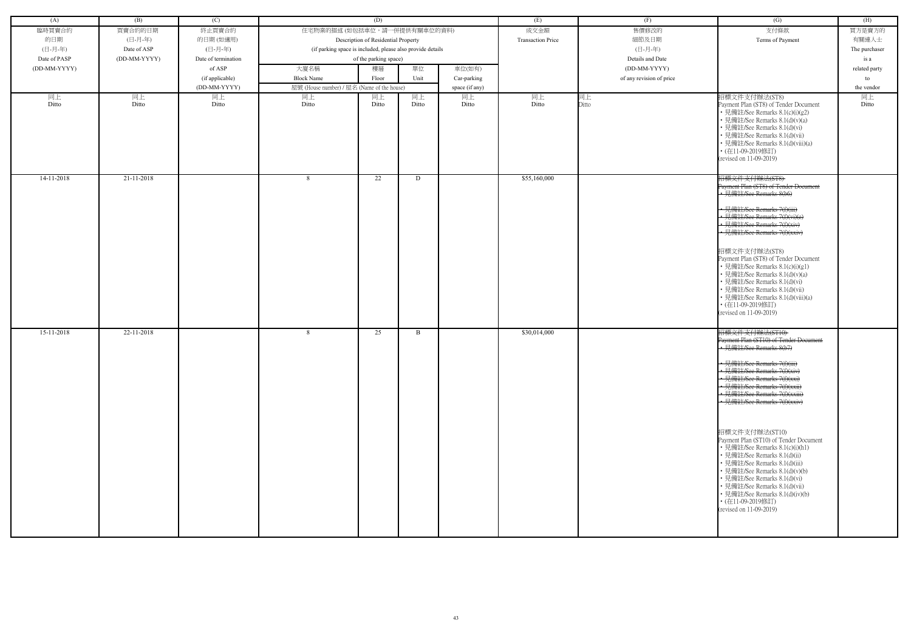| (A) | (B) | (C) | (D) | | | | (E) | (F) | (G) | (H) |
|---|---|---|---|---|---|---|---|---|---|---|
| 臨時買賣合約的日期 (日-月-年) Date of PASP (DD-MM-YYYY) | 買賣合約的日期 (日-月-年) Date of ASP (DD-MM-YYYY) | 終止買賣合約的日期 (如適用) (日-月-年) Date of termination of ASP (if applicable) (DD-MM-YYYY) | 住宅物業的描述 (如包括車位，請一併提供有關車位的資料) Description of Residential Property (if parking space is included, please also provide details of the parking space) | | | | 成交金額 Transaction Price | 售價修改的細節及日期 (日-月-年) Details and Date (DD-MM-YYYY) of any revision of price | 支付條款 Terms of Payment | 買方是賣方的有關連人士 The purchaser is a related party to the vendor |
| | | | 大廈名稱 Block Name | 樓層 Floor | 單位 Unit | 車位(如有) Car-parking space (if any) | | | | |
| | | | 屋號 (House number) / 屋名 (Name of the house) | | | | | | | |
| 同上 Ditto | 同上 Ditto | 同上 Ditto | 同上 Ditto | 同上 Ditto | 同上 Ditto | 同上 Ditto | 同上 Ditto | 同上 Ditto | 招標文件支付辦法(ST8) Payment Plan (ST8) of Tender Document • 見備註/See Remarks 8.1(c)(i)(g2) • 見備註/See Remarks 8.1(d)(v)(a) • 見備註/See Remarks 8.1(d)(vi) • 見備註/See Remarks 8.1(d)(vii) • 見備註/See Remarks 8.1(d)(viii)(a) • (在11-09-2019修訂) (revised on 11-09-2019) | 同上 Ditto |
| 14-11-2018 | 21-11-2018 | | 8 | 22 | D | | $55,160,000 | | ~~招標文件支付辦法(ST8) Payment Plan (ST8) of Tender Document • 見備註/See Remarks 8(b6) • 見備註/See Remarks 7(f)(iii) • 見備註/See Remarks 7(f)(vi)(e) • 見備註/See Remarks 7(f)(xiv) • 見備註/See Remarks 7(f)(xxiv)~~ 招標文件支付辦法(ST8) Payment Plan (ST8) of Tender Document • 見備註/See Remarks 8.1(c)(i)(g1) • 見備註/See Remarks 8.1(d)(v)(a) • 見備註/See Remarks 8.1(d)(vi) • 見備註/See Remarks 8.1(d)(vii) • 見備註/See Remarks 8.1(d)(viii)(a) • (在11-09-2019修訂) (revised on 11-09-2019) | |
| 15-11-2018 | 22-11-2018 | | 8 | 25 | B | | $30,014,000 | | ~~招標文件支付辦法(ST10) Payment Plan (ST10) of Tender Document • 見備註/See Remarks 8(b7) • 見備註/See Remarks 7(f)(iii) • 見備註/See Remarks 7(f)(xiv) • 見備註/See Remarks 7(f)(xxi) • 見備註/See Remarks 7(f)(xxii) • 見備註/See Remarks 7(f)(xxiii) • 見備註/See Remarks 7(f)(xxiv)~~ 招標文件支付辦法(ST10) Payment Plan (ST10) of Tender Document • 見備註/See Remarks 8.1(c)(i)(h1) • 見備註/See Remarks 8.1(d)(ii) • 見備註/See Remarks 8.1(d)(iii) • 見備註/See Remarks 8.1(d)(v)(b) • 見備註/See Remarks 8.1(d)(vi) • 見備註/See Remarks 8.1(d)(vii) • 見備註/See Remarks 8.1(d)(iv)(b) • (在11-09-2019修訂) (revised on 11-09-2019) | |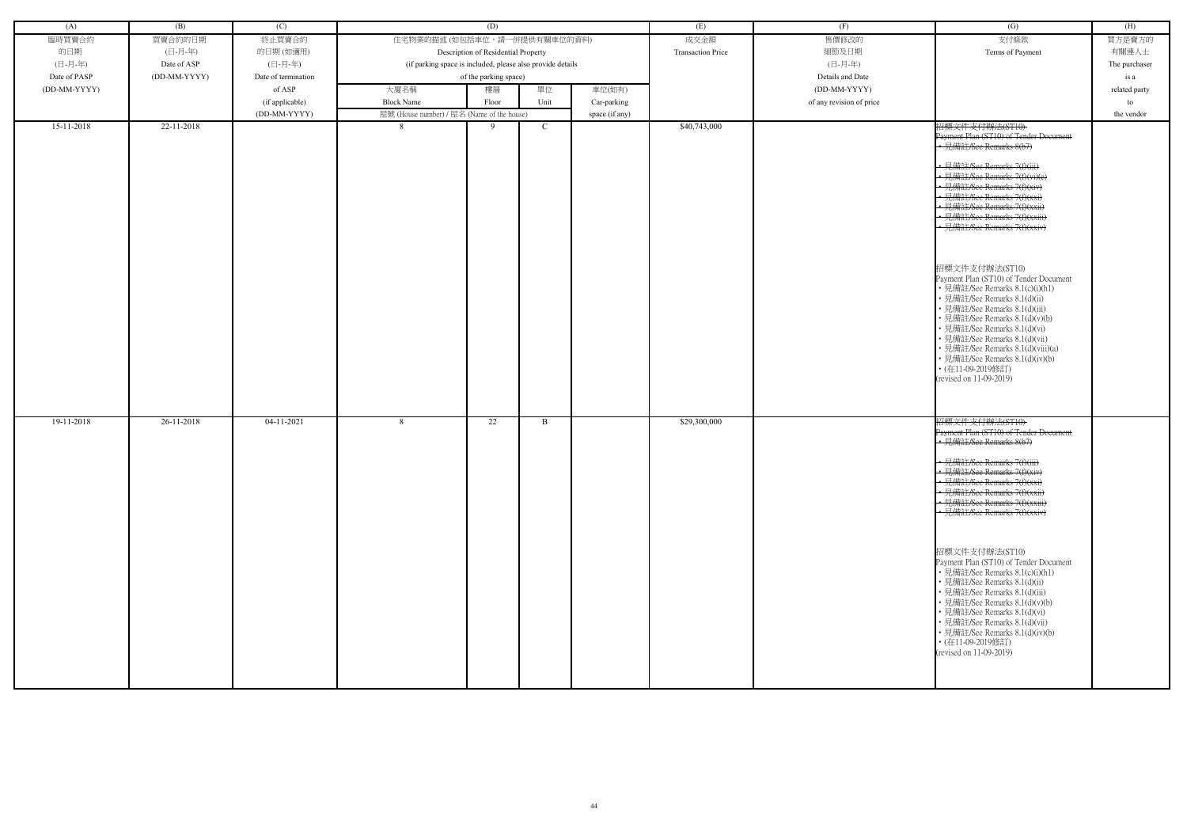| (A) | (B) | (C) | (D) | | | | (E) | (F) | (G) | (H) |
|---|---|---|---|---|---|---|---|---|---|---|
| 臨時買賣合約的日期 (日-月-年) Date of PASP (DD-MM-YYYY) | 買賣合約的日期 (日-月-年) Date of ASP (DD-MM-YYYY) | 終止買賣合約的日期 (如適用) (日-月-年) Date of termination of ASP (if applicable) (DD-MM-YYYY) | 住宅物業的描述 (如包括車位，請一併提供有關車位的資料) Description of Residential Property (if parking space is included, please also provide details of the parking space) | | | | 成交金額 Transaction Price | 售價修改的細節及日期 (日-月-年) Details and Date (DD-MM-YYYY) of any revision of price | 支付條款 Terms of Payment | 買方是賣方的有關連人士 The purchaser is a related party to the vendor |
| | | | 大廈名稱 Block Name | 樓層 Floor | 單位 Unit | 車位(如有) Car-parking space (if any) | | | | |
| | | | 屋號 (House number) / 屋名 (Name of the house) | | | | | | | |
| 15-11-2018 | 22-11-2018 | | 8 | 9 | C | | $40,743,000 | | ~~招標文件支付辦法(ST10) Payment Plan (ST10) of Tender Document<br>• 見備註/See Remarks 8(b7)<br>• 見備註/See Remarks 7(f)(iii)<br>• 見備註/See Remarks 7(f)(vi)(e)<br>• 見備註/See Remarks 7(f)(xiv)<br>• 見備註/See Remarks 7(f)(xxi)<br>• 見備註/See Remarks 7(f)(xxii)<br>• 見備註/See Remarks 7(f)(xxiii)<br>• 見備註/See Remarks 7(f)(xxiv)~~<br><br>招標文件支付辦法(ST10)<br>Payment Plan (ST10) of Tender Document<br>• 見備註/See Remarks 8.1(c)(i)(h1)<br>• 見備註/See Remarks 8.1(d)(ii)<br>• 見備註/See Remarks 8.1(d)(iii)<br>• 見備註/See Remarks 8.1(d)(v)(b)<br>• 見備註/See Remarks 8.1(d)(vi)<br>• 見備註/See Remarks 8.1(d)(vii)<br>• 見備註/See Remarks 8.1(d)(viii)(a)<br>• 見備註/See Remarks 8.1(d)(iv)(b)<br>• (在11-09-2019修訂)<br>(revised on 11-09-2019) | |
| 19-11-2018 | 26-11-2018 | 04-11-2021 | 8 | 22 | B | | $29,300,000 | | ~~招標文件支付辦法(ST10) Payment Plan (ST10) of Tender Document<br>• 見備註/See Remarks 8(b7)<br>• 見備註/See Remarks 7(f)(iii)<br>• 見備註/See Remarks 7(f)(xiv)<br>• 見備註/See Remarks 7(f)(xxi)<br>• 見備註/See Remarks 7(f)(xxii)<br>• 見備註/See Remarks 7(f)(xxiii)<br>• 見備註/See Remarks 7(f)(xxiv)~~<br><br>招標文件支付辦法(ST10)<br>Payment Plan (ST10) of Tender Document<br>• 見備註/See Remarks 8.1(c)(i)(h1)<br>• 見備註/See Remarks 8.1(d)(ii)<br>• 見備註/See Remarks 8.1(d)(iii)<br>• 見備註/See Remarks 8.1(d)(v)(b)<br>• 見備註/See Remarks 8.1(d)(vi)<br>• 見備註/See Remarks 8.1(d)(vii)<br>• 見備註/See Remarks 8.1(d)(iv)(b)<br>• (在11-09-2019修訂)<br>(revised on 11-09-2019) | |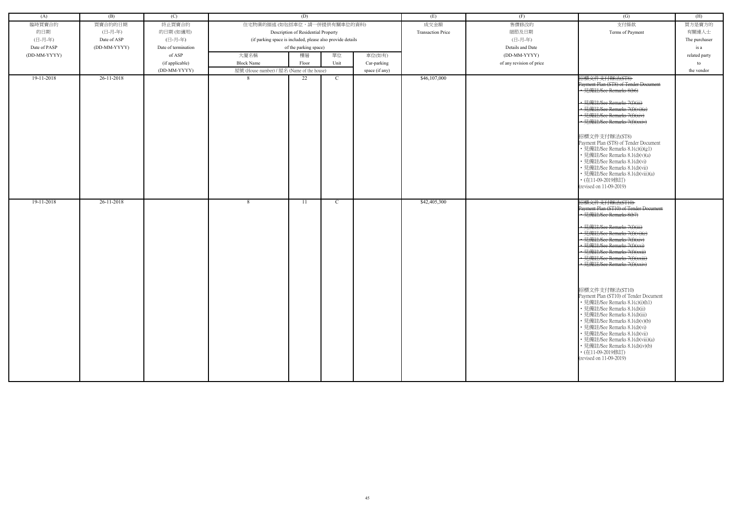| (A) | (B) | (C) | (D) | | | | (E) | (F) | (G) | (H) |
|---|---|---|---|---|---|---|---|---|---|---|
| 臨時買賣合約的日期 (日-月-年) Date of PASP (DD-MM-YYYY) | 買賣合約的日期 (日-月-年) Date of ASP (DD-MM-YYYY) | 終止買賣合約的日期 (如適用) (日-月-年) Date of termination of ASP (if applicable) (DD-MM-YYYY) | 住宅物業的描述 (如包括車位，請一併提供有關車位的資料) Description of Residential Property (if parking space is included, please also provide details of the parking space) | | | | 成交金額 Transaction Price | 售價修改的細節及日期 (日-月-年) Details and Date (DD-MM-YYYY) of any revision of price | 支付條款 Terms of Payment | 買方是賣方的有關連人士 The purchaser is a related party to the vendor |
| | | | 大廈名稱 Block Name | 樓層 Floor | 單位 Unit | 車位(如有) Car-parking space (if any) | | | | |
| | | | 屋號 (House number) / 屋名 (Name of the house) | | | | | | | |
| 19-11-2018 | 26-11-2018 | | 8 | 22 | C | | $46,107,000 | | ~~招標文件支付辦法(ST8) Payment Plan (ST8) of Tender Document • 見備註/See Remarks 8(b6) • 見備註/See Remarks 7(f)(iii) • 見備註/See Remarks 7(f)(vi)(e) • 見備註/See Remarks 7(f)(xiv) • 見備註/See Remarks 7(f)(xxiv)~~ 招標文件支付辦法(ST8) Payment Plan (ST8) of Tender Document • 見備註/See Remarks 8.1(c)(i)(g1) • 見備註/See Remarks 8.1(d)(v)(a) • 見備註/See Remarks 8.1(d)(vi) • 見備註/See Remarks 8.1(d)(vii) • 見備註/See Remarks 8.1(d)(viii)(a) • (在11-09-2019修訂) (revised on 11-09-2019) | |
| 19-11-2018 | 26-11-2018 | | 8 | 11 | C | | $42,405,300 | | ~~招標文件支付辦法(ST10) Payment Plan (ST10) of Tender Document • 見備註/See Remarks 8(b7) • 見備註/See Remarks 7(f)(iii) • 見備註/See Remarks 7(f)(vi)(e) • 見備註/See Remarks 7(f)(xiv) • 見備註/See Remarks 7(f)(xxi) • 見備註/See Remarks 7(f)(xxii) • 見備註/See Remarks 7(f)(xxiii) • 見備註/See Remarks 7(f)(xxiv)~~ 招標文件支付辦法(ST10) Payment Plan (ST10) of Tender Document • 見備註/See Remarks 8.1(c)(i)(h1) • 見備註/See Remarks 8.1(d)(ii) • 見備註/See Remarks 8.1(d)(iii) • 見備註/See Remarks 8.1(d)(v)(b) • 見備註/See Remarks 8.1(d)(vi) • 見備註/See Remarks 8.1(d)(vii) • 見備註/See Remarks 8.1(d)(viii)(a) • 見備註/See Remarks 8.1(d)(iv)(b) • (在11-09-2019修訂) (revised on 11-09-2019) | |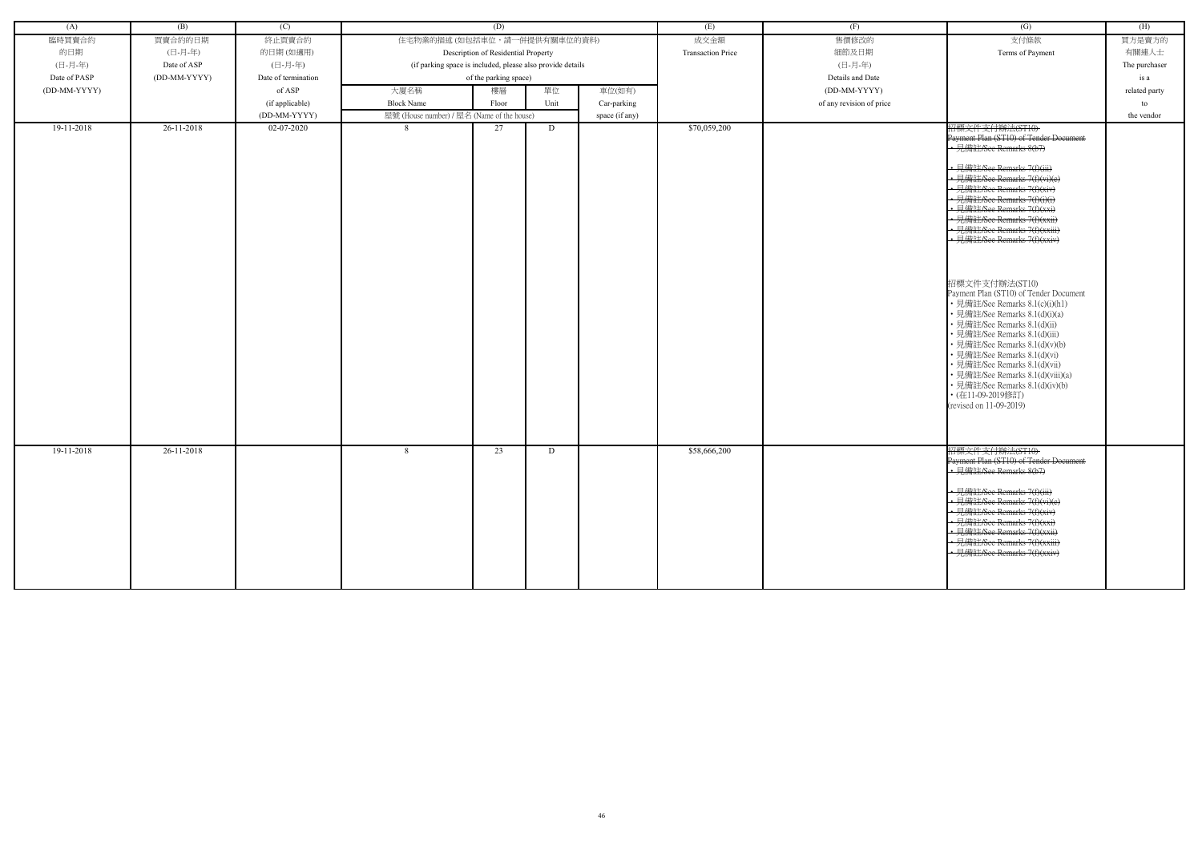| (A) | (B) | (C) | (D) | | | | (E) | (F) | (G) | (H) |
|---|---|---|---|---|---|---|---|---|---|---|
| 臨時買賣合約的日期 (日-月-年) Date of PASP (DD-MM-YYYY) | 買賣合約的日期 (日-月-年) Date of ASP (DD-MM-YYYY) | 終止買賣合約的日期 (如適用) (日-月-年) Date of termination of ASP (if applicable) (DD-MM-YYYY) | 住宅物業的描述 (如包括車位，請一併提供有關車位的資料) Description of Residential Property (if parking space is included, please also provide details of the parking space) | | | | 成交金額 Transaction Price | 售價修改的細節及日期 (日-月-年) Details and Date (DD-MM-YYYY) of any revision of price | 支付條款 Terms of Payment | 買方是賣方的有關連人士 The purchaser is a related party to the vendor |
| | | | 大廈名稱 Block Name | 樓層 Floor | 單位 Unit | 車位(如有) Car-parking space (if any) | | | | |
| | | | 屋號 (House number) / 屋名 (Name of the house) | | | | | | | |
| 19-11-2018 | 26-11-2018 | 02-07-2020 | 8 | 27 | D | | $70,059,200 | | ~~招標文件支付辦法(ST10) Payment Plan (ST10) of Tender Document • 見備註/See Remarks 8(b7) • 見備註/See Remarks 7(f)(iii) • 見備註/See Remarks 7(f)(vi)(e) • 見備註/See Remarks 7(f)(xiv) • 見備註/See Remarks 7(f)(i)(i) • 見備註/See Remarks 7(f)(xxi) • 見備註/See Remarks 7(f)(xxii) • 見備註/See Remarks 7(f)(xxiii) • 見備註/See Remarks 7(f)(xxiv)~~<br><br>招標文件支付辦法(ST10) Payment Plan (ST10) of Tender Document • 見備註/See Remarks 8.1(c)(i)(h1) • 見備註/See Remarks 8.1(d)(i)(a) • 見備註/See Remarks 8.1(d)(ii) • 見備註/See Remarks 8.1(d)(iii) • 見備註/See Remarks 8.1(d)(v)(b) • 見備註/See Remarks 8.1(d)(vi) • 見備註/See Remarks 8.1(d)(vii) • 見備註/See Remarks 8.1(d)(viii)(a) • 見備註/See Remarks 8.1(d)(iv)(b) • (在11-09-2019修訂) (revised on 11-09-2019) | |
| 19-11-2018 | 26-11-2018 | | 8 | 23 | D | | $58,666,200 | | ~~招標文件支付辦法(ST10) Payment Plan (ST10) of Tender Document • 見備註/See Remarks 8(b7) • 見備註/See Remarks 7(f)(iii) • 見備註/See Remarks 7(f)(vi)(e) • 見備註/See Remarks 7(f)(xiv) • 見備註/See Remarks 7(f)(xxi) • 見備註/See Remarks 7(f)(xxii) • 見備註/See Remarks 7(f)(xxiii) • 見備註/See Remarks 7(f)(xxiv)~~ | |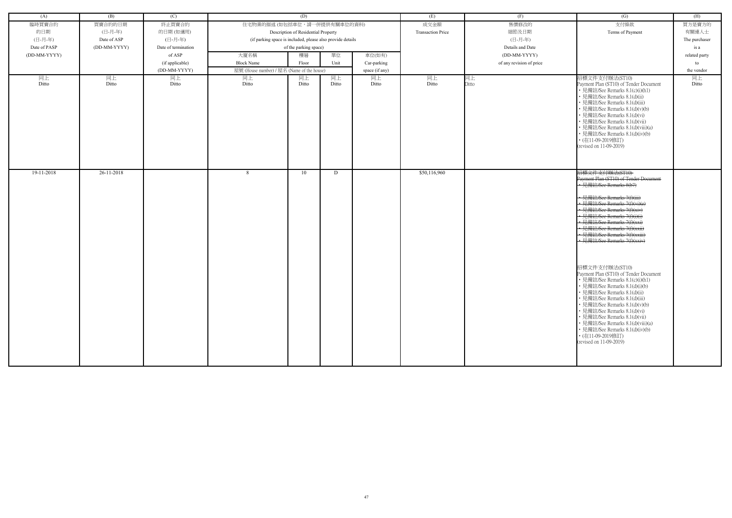| (A) | (B) | (C) | (D) | | | | (E) | (F) | (G) | (H) |
|---|---|---|---|---|---|---|---|---|---|---|
| 臨時買賣合約的日期 (日-月-年) Date of PASP (DD-MM-YYYY) | 買賣合約的日期 (日-月-年) Date of ASP (DD-MM-YYYY) | 終止買賣合約的日期 (如適用) (日-月-年) Date of termination of ASP (if applicable) (DD-MM-YYYY) | 住宅物業的描述 (如包括車位，請一併提供有關車位的資料) Description of Residential Property (if parking space is included, please also provide details of the parking space) | | | | 成交金額 Transaction Price | 售價修改的細節及日期 (日-月-年) Details and Date (DD-MM-YYYY) of any revision of price | 支付條款 Terms of Payment | 買方是賣方的有關連人士 The purchaser is a related party to the vendor |
| | | | 大廈名稱 Block Name | 樓層 Floor | 單位 Unit | 車位(如有) Car-parking space (if any) | | | | |
| | | | 屋號 (House number) / 屋名 (Name of the house) | | | | | | | |
| 同上 Ditto | 同上 Ditto | 同上 Ditto | 同上 Ditto | 同上 Ditto | 同上 Ditto | 同上 Ditto | 同上 Ditto | 同上 Ditto | 招標文件支付辦法(ST10) Payment Plan (ST10) of Tender Document • 見備註/See Remarks 8.1(c)(i)(h1) • 見備註/See Remarks 8.1(d)(ii) • 見備註/See Remarks 8.1(d)(iii) • 見備註/See Remarks 8.1(d)(v)(b) • 見備註/See Remarks 8.1(d)(vi) • 見備註/See Remarks 8.1(d)(vii) • 見備註/See Remarks 8.1(d)(viii)(a) • 見備註/See Remarks 8.1(d)(iv)(b) • (在11-09-2019修訂) (revised on 11-09-2019) | 同上 Ditto |
| 19-11-2018 | 26-11-2018 | | 8 | 10 | D | | $50,116,960 | | ~~招標文件支付辦法(ST10) Payment Plan (ST10) of Tender Document • 見備註/See Remarks 8(b7) • 見備註/See Remarks 7(f)(iii) • 見備註/See Remarks 7(f)(vi)(e) • 見備註/See Remarks 7(f)(xiv) • 見備註/See Remarks 7(f)(i)(i) • 見備註/See Remarks 7(f)(xxi) • 見備註/See Remarks 7(f)(xxii) • 見備註/See Remarks 7(f)(xxiii) • 見備註/See Remarks 7(f)(xxiv)~~ 招標文件支付辦法(ST10) Payment Plan (ST10) of Tender Document • 見備註/See Remarks 8.1(c)(i)(h1) • 見備註/See Remarks 8.1(d)(i)(b) • 見備註/See Remarks 8.1(d)(ii) • 見備註/See Remarks 8.1(d)(iii) • 見備註/See Remarks 8.1(d)(v)(b) • 見備註/See Remarks 8.1(d)(vi) • 見備註/See Remarks 8.1(d)(vii) • 見備註/See Remarks 8.1(d)(viii)(a) • 見備註/See Remarks 8.1(d)(iv)(b) • (在11-09-2019修訂) (revised on 11-09-2019) | |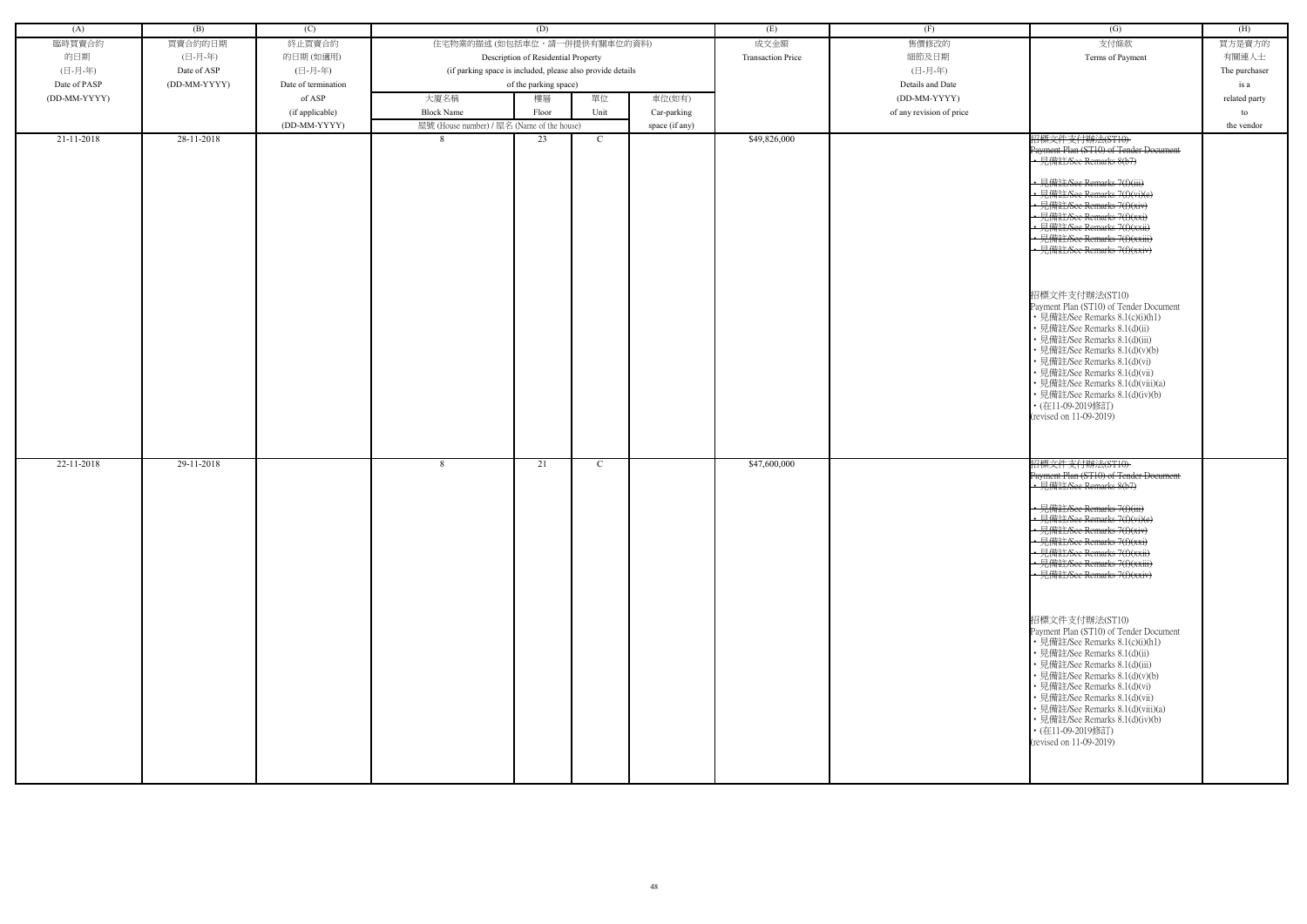| (A) | (B) | (C) | (D) | | | | (E) | (F) | (G) | (H) |
|---|---|---|---|---|---|---|---|---|---|---|
| 臨時買賣合約的日期 (日-月-年) Date of PASP (DD-MM-YYYY) | 買賣合約的日期 (日-月-年) Date of ASP (DD-MM-YYYY) | 終止買賣合約的日期 (如適用) (日-月-年) Date of termination of ASP (if applicable) (DD-MM-YYYY) | 住宅物業的描述 (如包括車位，請一併提供有關車位的資料) Description of Residential Property (if parking space is included, please also provide details of the parking space) | | | | 成交金額 Transaction Price | 售價修改的細節及日期 (日-月-年) Details and Date (DD-MM-YYYY) of any revision of price | 支付條款 Terms of Payment | 買方是賣方的有關連人士 The purchaser is a related party to the vendor |
| | | | 大廈名稱 Block Name | 樓層 Floor | 單位 Unit | 車位(如有) Car-parking space (if any) | | | | |
| | | | 屋號 (House number) / 屋名 (Name of the house) | | | | | | | |
| 21-11-2018 | 28-11-2018 | | 8 | 23 | C | | $49,826,000 | | ~~招標文件支付辦法(ST10) Payment Plan (ST10) of Tender Document • 見備註/See Remarks 8(b7) • 見備註/See Remarks 7(f)(iii) • 見備註/See Remarks 7(f)(vi)(e) • 見備註/See Remarks 7(f)(xiv) • 見備註/See Remarks 7(f)(xxi) • 見備註/See Remarks 7(f)(xxii) • 見備註/See Remarks 7(f)(xxiii) • 見備註/See Remarks 7(f)(xxiv)~~ 招標文件支付辦法(ST10) Payment Plan (ST10) of Tender Document • 見備註/See Remarks 8.1(c)(i)(h1) • 見備註/See Remarks 8.1(d)(ii) • 見備註/See Remarks 8.1(d)(iii) • 見備註/See Remarks 8.1(d)(v)(b) • 見備註/See Remarks 8.1(d)(vi) • 見備註/See Remarks 8.1(d)(vii) • 見備註/See Remarks 8.1(d)(viii)(a) • 見備註/See Remarks 8.1(d)(iv)(b) • (在11-09-2019修訂) (revised on 11-09-2019) | |
| 22-11-2018 | 29-11-2018 | | 8 | 21 | C | | $47,600,000 | | ~~招標文件支付辦法(ST10) Payment Plan (ST10) of Tender Document • 見備註/See Remarks 8(b7) • 見備註/See Remarks 7(f)(iii) • 見備註/See Remarks 7(f)(vi)(e) • 見備註/See Remarks 7(f)(xiv) • 見備註/See Remarks 7(f)(xxi) • 見備註/See Remarks 7(f)(xxii) • 見備註/See Remarks 7(f)(xxiii) • 見備註/See Remarks 7(f)(xxiv)~~ 招標文件支付辦法(ST10) Payment Plan (ST10) of Tender Document • 見備註/See Remarks 8.1(c)(i)(h1) • 見備註/See Remarks 8.1(d)(ii) • 見備註/See Remarks 8.1(d)(iii) • 見備註/See Remarks 8.1(d)(v)(b) • 見備註/See Remarks 8.1(d)(vi) • 見備註/See Remarks 8.1(d)(vii) • 見備註/See Remarks 8.1(d)(viii)(a) • 見備註/See Remarks 8.1(d)(iv)(b) • (在11-09-2019修訂) (revised on 11-09-2019) | |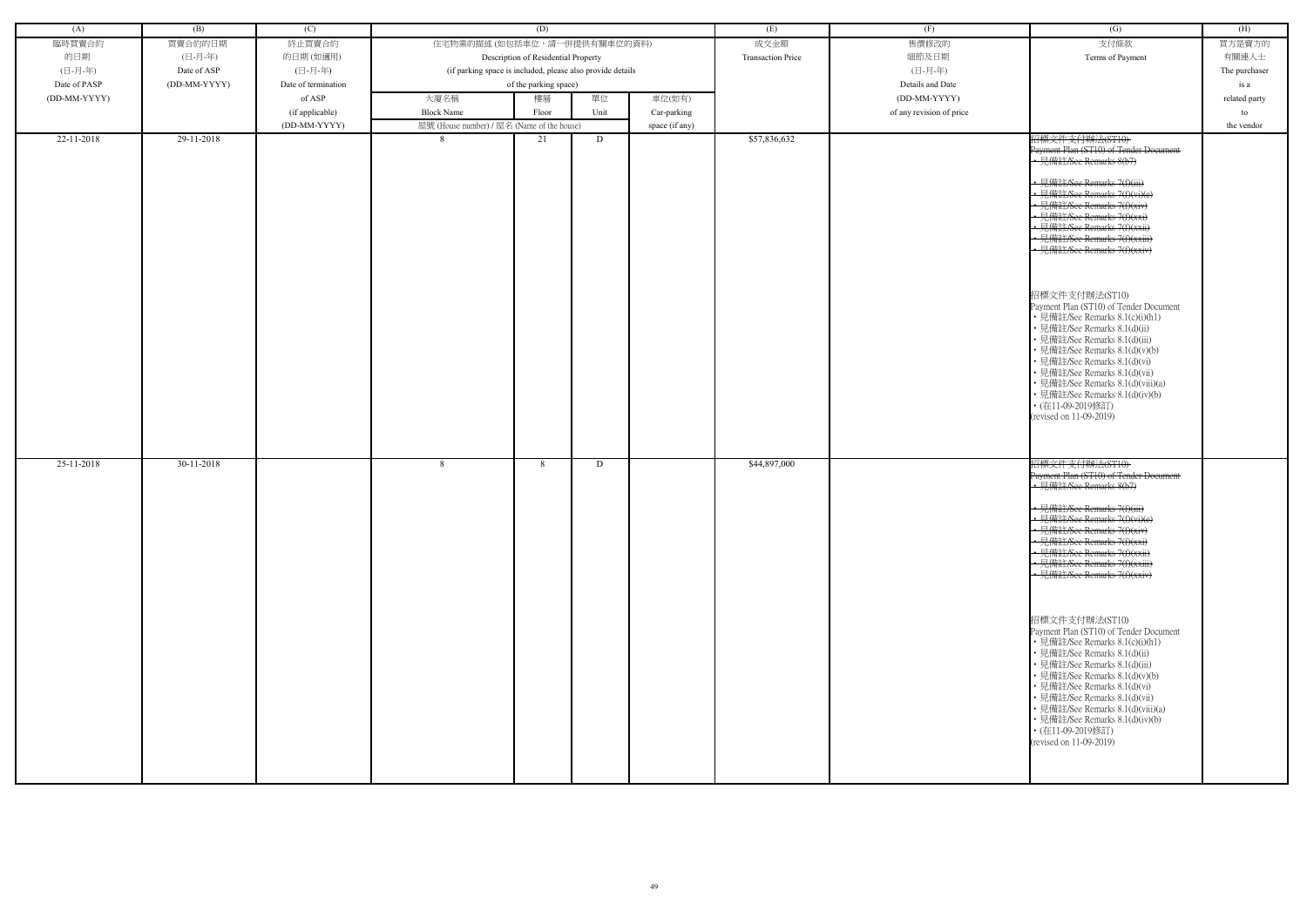| (A) | (B) | (C) | (D) | | | | (E) | (F) | (G) | (H) |
|---|---|---|---|---|---|---|---|---|---|---|
| 臨時買賣合約<br>的日期<br>(日-月-年)<br>Date of PASP<br>(DD-MM-YYYY) | 買賣合約的日期<br>(日-月-年)<br>Date of ASP<br>(DD-MM-YYYY) | 終止買賣合約<br>的日期 (如適用)<br>(日-月-年)<br>Date of termination<br>of ASP<br>(if applicable)<br>(DD-MM-YYYY) | 住宅物業的描述 (如包括車位，請一併提供有關車位的資料)<br>Description of Residential Property<br>(if parking space is included, please also provide details<br>of the parking space) | | | | 成交金額<br>Transaction Price | 售價修改的<br>細節及日期<br>(日-月-年)<br>Details and Date<br>(DD-MM-YYYY)<br>of any revision of price | 支付條款<br>Terms of Payment | 買方是賣方的<br>有關連人士<br>The purchaser<br>is a<br>related party<br>to<br>the vendor |
| | | | 大廈名稱<br>Block Name | 樓層<br>Floor | 單位<br>Unit | 車位(如有)<br>Car-parking<br>space (if any) | | | | |
| | | | 屋號 (House number) / 屋名 (Name of the house) | | | | | | | |
| 22-11-2018 | 29-11-2018 | | 8 | 21 | D | | $57,836,632 | | ~~招標文件支付辦法(ST10)<br>Payment Plan (ST10) of Tender Document<br>• 見備註/See Remarks 8(b7)<br>• 見備註/See Remarks 7(f)(iii)<br>• 見備註/See Remarks 7(f)(vi)(e)<br>• 見備註/See Remarks 7(f)(xiv)<br>• 見備註/See Remarks 7(f)(xxi)<br>• 見備註/See Remarks 7(f)(xxii)<br>• 見備註/See Remarks 7(f)(xxiii)<br>• 見備註/See Remarks 7(f)(xxiv)~~<br><br>招標文件支付辦法(ST10)<br>Payment Plan (ST10) of Tender Document<br>• 見備註/See Remarks 8.1(c)(i)(h1)<br>• 見備註/See Remarks 8.1(d)(ii)<br>• 見備註/See Remarks 8.1(d)(iii)<br>• 見備註/See Remarks 8.1(d)(v)(b)<br>• 見備註/See Remarks 8.1(d)(vi)<br>• 見備註/See Remarks 8.1(d)(vii)<br>• 見備註/See Remarks 8.1(d)(viii)(a)<br>• 見備註/See Remarks 8.1(d)(iv)(b)<br>• (在11-09-2019修訂)<br>(revised on 11-09-2019) | |
| 25-11-2018 | 30-11-2018 | | 8 | 8 | D | | $44,897,000 | | ~~招標文件支付辦法(ST10)<br>Payment Plan (ST10) of Tender Document<br>• 見備註/See Remarks 8(b7)<br>• 見備註/See Remarks 7(f)(iii)<br>• 見備註/See Remarks 7(f)(vi)(e)<br>• 見備註/See Remarks 7(f)(xiv)<br>• 見備註/See Remarks 7(f)(xxi)<br>• 見備註/See Remarks 7(f)(xxii)<br>• 見備註/See Remarks 7(f)(xxiii)<br>• 見備註/See Remarks 7(f)(xxiv)~~<br><br>招標文件支付辦法(ST10)<br>Payment Plan (ST10) of Tender Document<br>• 見備註/See Remarks 8.1(c)(i)(h1)<br>• 見備註/See Remarks 8.1(d)(ii)<br>• 見備註/See Remarks 8.1(d)(iii)<br>• 見備註/See Remarks 8.1(d)(v)(b)<br>• 見備註/See Remarks 8.1(d)(vi)<br>• 見備註/See Remarks 8.1(d)(vii)<br>• 見備註/See Remarks 8.1(d)(viii)(a)<br>• 見備註/See Remarks 8.1(d)(iv)(b)<br>• (在11-09-2019修訂)<br>(revised on 11-09-2019) | |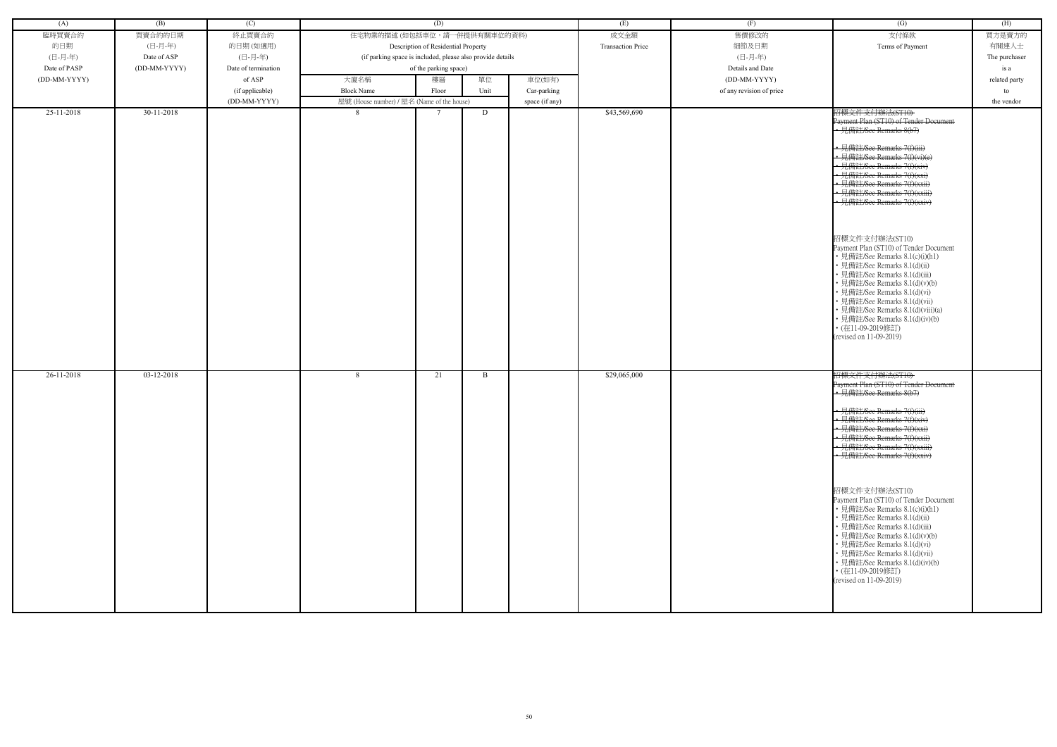| (A) | (B) | (C) | (D) | | | | (E) | (F) | (G) | (H) |
|---|---|---|---|---|---|---|---|---|---|---|
| 臨時買賣合約的日期 (日-月-年) Date of PASP (DD-MM-YYYY) | 買賣合約的日期 (日-月-年) Date of ASP (DD-MM-YYYY) | 終止買賣合約的日期 (如適用) (日-月-年) Date of termination of ASP (if applicable) (DD-MM-YYYY) | 住宅物業的描述 (如包括車位，請一併提供有關車位的資料) Description of Residential Property (if parking space is included, please also provide details of the parking space) | | | | 成交金額 Transaction Price | 售價修改的細節及日期 (日-月-年) Details and Date (DD-MM-YYYY) of any revision of price | 支付條款 Terms of Payment | 買方是賣方的有關連人士 The purchaser is a related party to the vendor |
| | | | 大廈名稱 Block Name | 樓層 Floor | 單位 Unit | 車位(如有) Car-parking space (if any) | | | | |
| | | | 屋號 (House number) / 屋名 (Name of the house) | | | | | | | |
| 25-11-2018 | 30-11-2018 | | 8 | 7 | D | | $43,569,690 | | ~~招標文件支付辦法(ST10) Payment Plan (ST10) of Tender Document • 見備註/See Remarks 8(b7) • 見備註/See Remarks 7(f)(iii) • 見備註/See Remarks 7(f)(vi)(c) • 見備註/See Remarks 7(f)(xiv) • 見備註/See Remarks 7(f)(xxi) • 見備註/See Remarks 7(f)(xxii) • 見備註/See Remarks 7(f)(xxiii) • 見備註/See Remarks 7(f)(xxiv)~~ 招標文件支付辦法(ST10) Payment Plan (ST10) of Tender Document • 見備註/See Remarks 8.1(c)(i)(h1) • 見備註/See Remarks 8.1(d)(ii) • 見備註/See Remarks 8.1(d)(iii) • 見備註/See Remarks 8.1(d)(v)(b) • 見備註/See Remarks 8.1(d)(vi) • 見備註/See Remarks 8.1(d)(vii) • 見備註/See Remarks 8.1(d)(viii)(a) • 見備註/See Remarks 8.1(d)(iv)(b) • (在11-09-2019修訂) (revised on 11-09-2019) | |
| 26-11-2018 | 03-12-2018 | | 8 | 21 | B | | $29,065,000 | | ~~招標文件支付辦法(ST10) Payment Plan (ST10) of Tender Document • 見備註/See Remarks 8(b7) • 見備註/See Remarks 7(f)(iii) • 見備註/See Remarks 7(f)(xiv) • 見備註/See Remarks 7(f)(xxi) • 見備註/See Remarks 7(f)(xxii) • 見備註/See Remarks 7(f)(xxiii) • 見備註/See Remarks 7(f)(xxiv)~~ 招標文件支付辦法(ST10) Payment Plan (ST10) of Tender Document • 見備註/See Remarks 8.1(c)(i)(h1) • 見備註/See Remarks 8.1(d)(ii) • 見備註/See Remarks 8.1(d)(iii) • 見備註/See Remarks 8.1(d)(v)(b) • 見備註/See Remarks 8.1(d)(vi) • 見備註/See Remarks 8.1(d)(vii) • 見備註/See Remarks 8.1(d)(iv)(b) • (在11-09-2019修訂) (revised on 11-09-2019) | |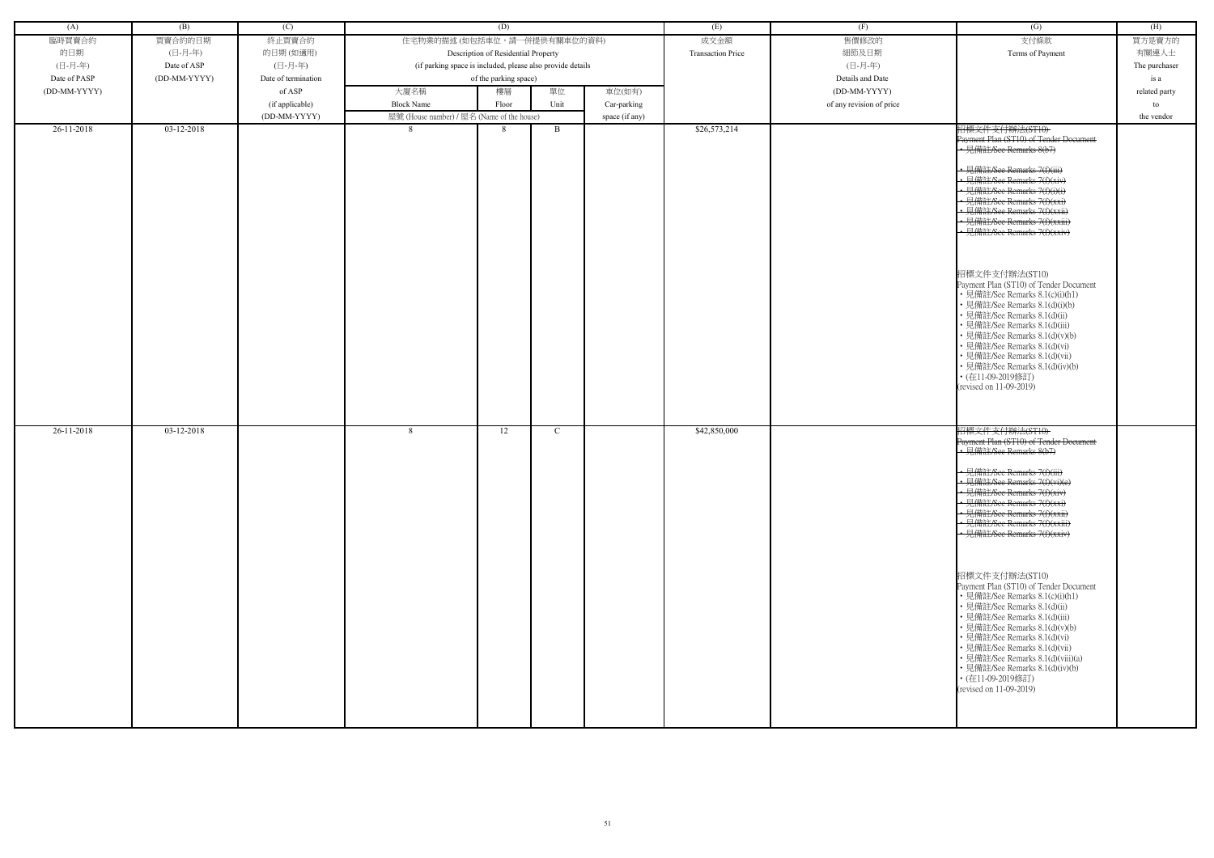| (A) | (B) | (C) | (D) | | | | (E) | (F) | (G) | (H) |
|---|---|---|---|---|---|---|---|---|---|---|
| 臨時買賣合約的日期 (日-月-年) Date of PASP (DD-MM-YYYY) | 買賣合約的日期 (日-月-年) Date of ASP (DD-MM-YYYY) | 終止買賣合約的日期 (如適用) (日-月-年) Date of termination of ASP (if applicable) (DD-MM-YYYY) | 住宅物業的描述 (如包括車位，請一併提供有關車位的資料) Description of Residential Property (if parking space is included, please also provide details of the parking space) | | | | 成交金額 Transaction Price | 售價修改的細節及日期 (日-月-年) Details and Date (DD-MM-YYYY) of any revision of price | 支付條款 Terms of Payment | 買方是賣方的有關連人士 The purchaser is a related party to the vendor |
| | | | 大廈名稱 Block Name | 樓層 Floor | 單位 Unit | 車位(如有) Car-parking space (if any) | | | | |
| | | | 屋號 (House number) / 屋名 (Name of the house) | | | | | | | |
| 26-11-2018 | 03-12-2018 | | 8 | 8 | B | | $26,573,214 | | ~~招標文件支付辦法(ST10) Payment Plan (ST10) of Tender Document • 見備註/See Remarks 8(b7) • 見備註/See Remarks 7(f)(iii) • 見備註/See Remarks 7(f)(xiv) • 見備註/See Remarks 7(f)(xx)(i) • 見備註/See Remarks 7(f)(xxi) • 見備註/See Remarks 7(f)(xxii) • 見備註/See Remarks 7(f)(xxiii) • 見備註/See Remarks 7(f)(xxiv)~~ 招標文件支付辦法(ST10) Payment Plan (ST10) of Tender Document • 見備註/See Remarks 8.1(c)(i)(h1) • 見備註/See Remarks 8.1(d)(i)(b) • 見備註/See Remarks 8.1(d)(ii) • 見備註/See Remarks 8.1(d)(iii) • 見備註/See Remarks 8.1(d)(v)(b) • 見備註/See Remarks 8.1(d)(vi) • 見備註/See Remarks 8.1(d)(vii) • 見備註/See Remarks 8.1(d)(iv)(b) • (在11-09-2019修訂) (revised on 11-09-2019) | |
| 26-11-2018 | 03-12-2018 | | 8 | 12 | C | | $42,850,000 | | ~~招標文件支付辦法(ST10) Payment Plan (ST10) of Tender Document • 見備註/See Remarks 8(b7) • 見備註/See Remarks 7(f)(iii) • 見備註/See Remarks 7(f)(vi)(e) • 見備註/See Remarks 7(f)(xiv) • 見備註/See Remarks 7(f)(xxi) • 見備註/See Remarks 7(f)(xxii) • 見備註/See Remarks 7(f)(xxiii) • 見備註/See Remarks 7(f)(xxiv)~~ 招標文件支付辦法(ST10) Payment Plan (ST10) of Tender Document • 見備註/See Remarks 8.1(c)(i)(h1) • 見備註/See Remarks 8.1(d)(ii) • 見備註/See Remarks 8.1(d)(iii) • 見備註/See Remarks 8.1(d)(v)(b) • 見備註/See Remarks 8.1(d)(vi) • 見備註/See Remarks 8.1(d)(vii) • 見備註/See Remarks 8.1(d)(viii)(a) • 見備註/See Remarks 8.1(d)(iv)(b) • (在11-09-2019修訂) (revised on 11-09-2019) | |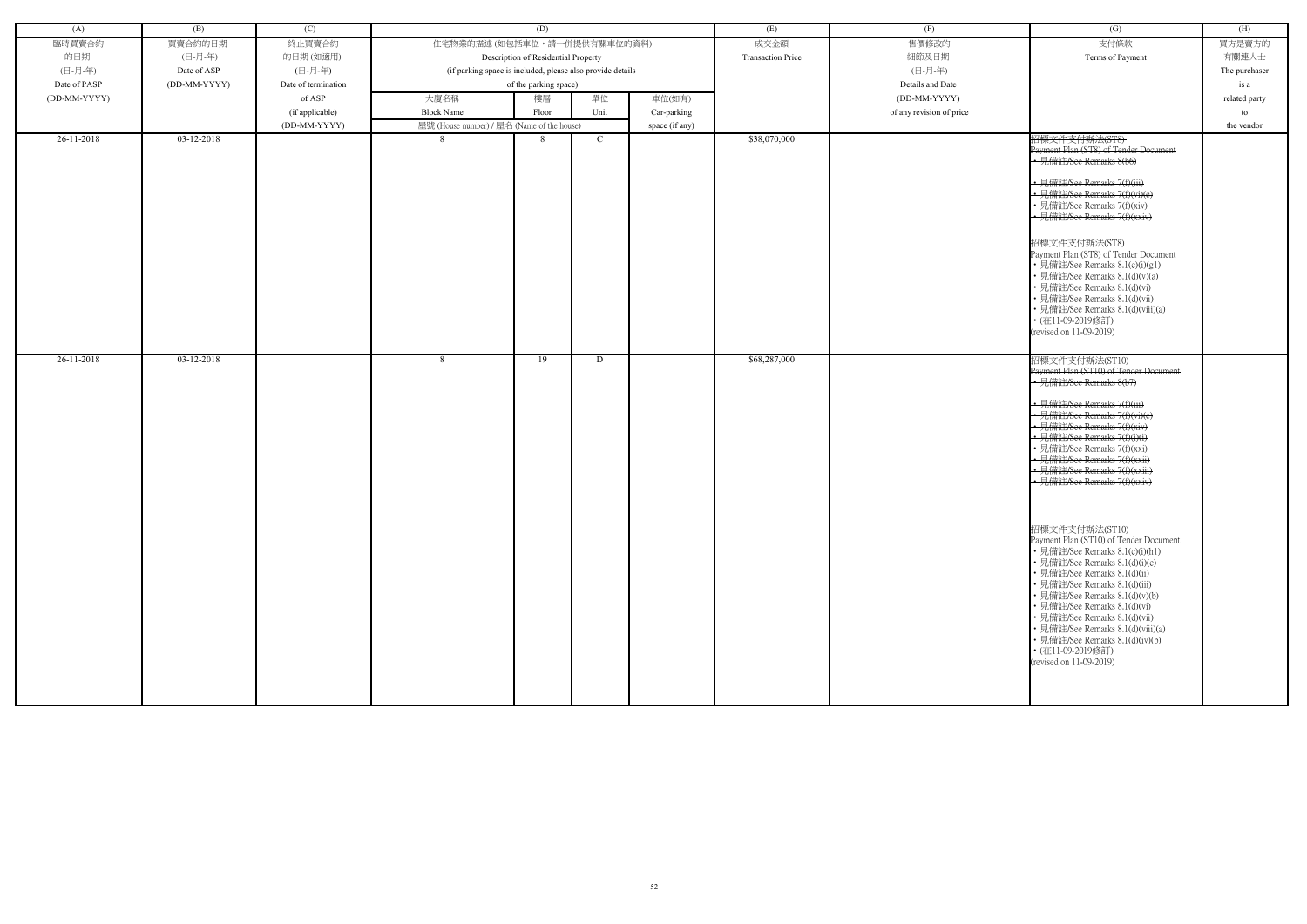| (A) | (B) | (C) | (D) | | | | (E) | (F) | (G) | (H) |
|---|---|---|---|---|---|---|---|---|---|---|
| 臨時買賣合約的日期 (日-月-年) Date of PASP (DD-MM-YYYY) | 買賣合約的日期 (日-月-年) Date of ASP (DD-MM-YYYY) | 終止買賣合約的日期 (如適用) (日-月-年) Date of termination of ASP (if applicable) (DD-MM-YYYY) | 住宅物業的描述 (如包括車位，請一併提供有關車位的資料) Description of Residential Property (if parking space is included, please also provide details of the parking space) | | | | 成交金額 Transaction Price | 售價修改的細節及日期 (日-月-年) Details and Date (DD-MM-YYYY) of any revision of price | 支付條款 Terms of Payment | 買方是賣方的有關連人士 The purchaser is a related party to the vendor |
| | | | 大廈名稱 Block Name | 樓層 Floor | 單位 Unit | 車位(如有) Car-parking space (if any) | | | | |
| | | | 屋號 (House number) / 屋名 (Name of the house) | | | | | | | |
| 26-11-2018 | 03-12-2018 | | 8 | 8 | C | | $38,070,000 | | ~~招標文件支付辦法(ST8) Payment Plan (ST8) of Tender Document • 見備註/See Remarks 8(b6) • 見備註/See Remarks 7(f)(iii) • 見備註/See Remarks 7(f)(vi)(e) • 見備註/See Remarks 7(f)(xiv) • 見備註/See Remarks 7(f)(xxiv)~~ 招標文件支付辦法(ST8) Payment Plan (ST8) of Tender Document • 見備註/See Remarks 8.1(c)(i)(g1) • 見備註/See Remarks 8.1(d)(v)(a) • 見備註/See Remarks 8.1(d)(vi) • 見備註/See Remarks 8.1(d)(vii) • 見備註/See Remarks 8.1(d)(viii)(a) • (在11-09-2019修訂) (revised on 11-09-2019) | |
| 26-11-2018 | 03-12-2018 | | 8 | 19 | D | | $68,287,000 | | ~~招標文件支付辦法(ST10) Payment Plan (ST10) of Tender Document • 見備註/See Remarks 8(b7) • 見備註/See Remarks 7(f)(iii) • 見備註/See Remarks 7(f)(vi)(e) • 見備註/See Remarks 7(f)(xiv) • 見備註/See Remarks 7(f)(xi) • 見備註/See Remarks 7(f)(xxi) • 見備註/See Remarks 7(f)(xxii) • 見備註/See Remarks 7(f)(xxiii) • 見備註/See Remarks 7(f)(xxiv)~~ 招標文件支付辦法(ST10) Payment Plan (ST10) of Tender Document • 見備註/See Remarks 8.1(c)(i)(h1) • 見備註/See Remarks 8.1(d)(i)(c) • 見備註/See Remarks 8.1(d)(ii) • 見備註/See Remarks 8.1(d)(iii) • 見備註/See Remarks 8.1(d)(v)(b) • 見備註/See Remarks 8.1(d)(vi) • 見備註/See Remarks 8.1(d)(vii) • 見備註/See Remarks 8.1(d)(viii)(a) • 見備註/See Remarks 8.1(d)(iv)(b) • (在11-09-2019修訂) (revised on 11-09-2019) | |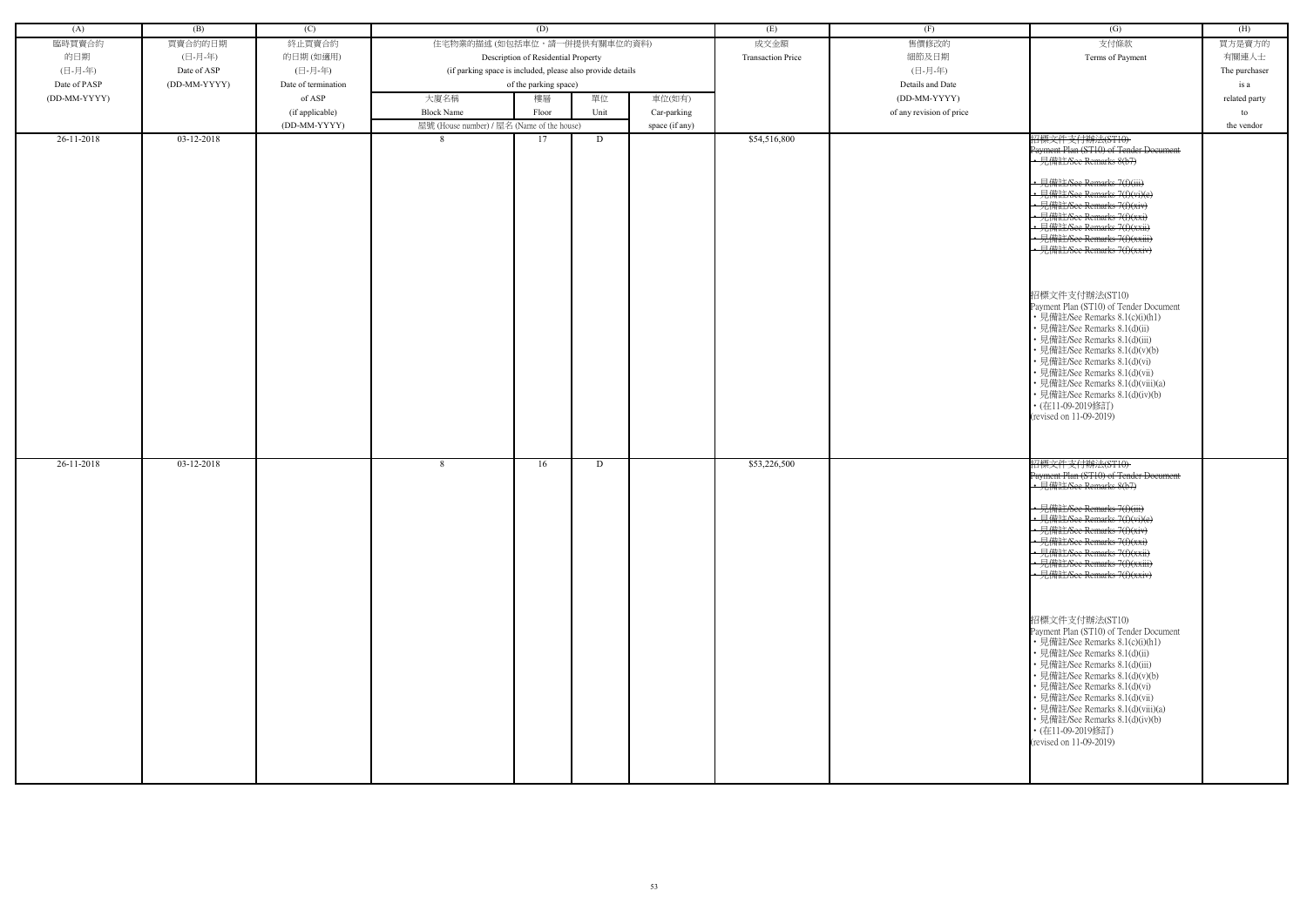| (A) | (B) | (C) | (D) | | | | (E) | (F) | (G) | (H) |
|---|---|---|---|---|---|---|---|---|---|---|
| 臨時買賣合約的日期 (日-月-年) Date of PASP (DD-MM-YYYY) | 買賣合約的日期 (日-月-年) Date of ASP (DD-MM-YYYY) | 終止買賣合約的日期 (如適用) (日-月-年) Date of termination of ASP (if applicable) (DD-MM-YYYY) | 住宅物業的描述 (如包括車位，請一併提供有關車位的資料) Description of Residential Property (if parking space is included, please also provide details of the parking space) | | | | 成交金額 Transaction Price | 售價修改的細節及日期 (日-月-年) Details and Date (DD-MM-YYYY) of any revision of price | 支付條款 Terms of Payment | 買方是賣方的有關連人士 The purchaser is a related party to the vendor |
| | | | 大廈名稱 Block Name / 屋號 (House number) / 屋名 (Name of the house) | 樓層 Floor | 單位 Unit | 車位(如有) Car-parking space (if any) | | | | |
| 26-11-2018 | 03-12-2018 | | 8 | 17 | D | | $54,516,800 | | ~~招標文件支付辦法(ST10) Payment Plan (ST10) of Tender Document • 見備註/See Remarks 8(b7) • 見備註/See Remarks 7(f)(iii) • 見備註/See Remarks 7(f)(vi)(c) • 見備註/See Remarks 7(f)(xiv) • 見備註/See Remarks 7(f)(xxi) • 見備註/See Remarks 7(f)(xxii) • 見備註/See Remarks 7(f)(xxiii) • 見備註/See Remarks 7(f)(xxiv)~~ 招標文件支付辦法(ST10) Payment Plan (ST10) of Tender Document • 見備註/See Remarks 8.1(c)(i)(h1) • 見備註/See Remarks 8.1(d)(ii) • 見備註/See Remarks 8.1(d)(iii) • 見備註/See Remarks 8.1(d)(v)(b) • 見備註/See Remarks 8.1(d)(vi) • 見備註/See Remarks 8.1(d)(vii) • 見備註/See Remarks 8.1(d)(viii)(a) • 見備註/See Remarks 8.1(d)(iv)(b) • (在11-09-2019修訂) (revised on 11-09-2019) | |
| 26-11-2018 | 03-12-2018 | | 8 | 16 | D | | $53,226,500 | | ~~招標文件支付辦法(ST10) Payment Plan (ST10) of Tender Document • 見備註/See Remarks 8(b7) • 見備註/See Remarks 7(f)(iii) • 見備註/See Remarks 7(f)(vi)(c) • 見備註/See Remarks 7(f)(xiv) • 見備註/See Remarks 7(f)(xxi) • 見備註/See Remarks 7(f)(xxii) • 見備註/See Remarks 7(f)(xxiii) • 見備註/See Remarks 7(f)(xxiv)~~ 招標文件支付辦法(ST10) Payment Plan (ST10) of Tender Document • 見備註/See Remarks 8.1(c)(i)(h1) • 見備註/See Remarks 8.1(d)(ii) • 見備註/See Remarks 8.1(d)(iii) • 見備註/See Remarks 8.1(d)(v)(b) • 見備註/See Remarks 8.1(d)(vi) • 見備註/See Remarks 8.1(d)(vii) • 見備註/See Remarks 8.1(d)(viii)(a) • 見備註/See Remarks 8.1(d)(iv)(b) • (在11-09-2019修訂) (revised on 11-09-2019) | |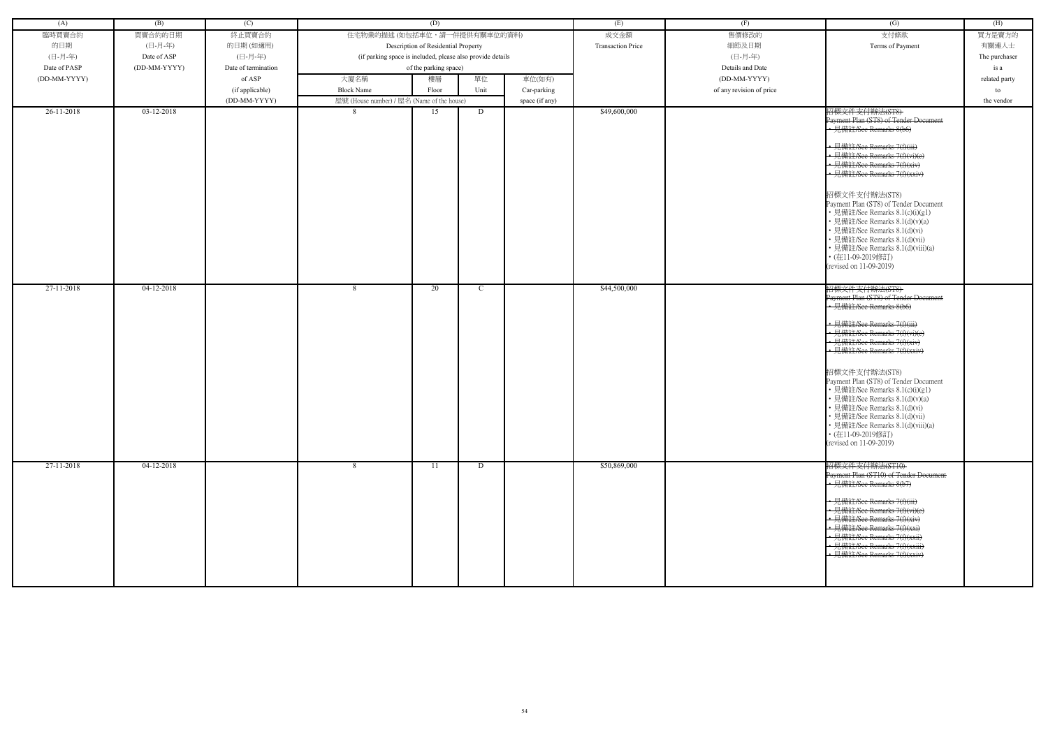| (A) | (B) | (C) | (D) | | | | (E) | (F) | (G) | (H) |
|---|---|---|---|---|---|---|---|---|---|---|
| 臨時買賣合約的日期 (日-月-年) Date of PASP (DD-MM-YYYY) | 買賣合約的日期 (日-月-年) Date of ASP (DD-MM-YYYY) | 終止買賣合約的日期 (如適用) (日-月-年) Date of termination of ASP (if applicable) (DD-MM-YYYY) | 住宅物業的描述 (如包括車位，請一併提供有關車位的資料) Description of Residential Property (if parking space is included, please also provide details of the parking space) | | | | 成交金額 Transaction Price | 售價修改的細節及日期 (日-月-年) Details and Date (DD-MM-YYYY) of any revision of price | 支付條款 Terms of Payment | 買方是賣方的有關連人士 The purchaser is a related party to the vendor |
| | | | 大廈名稱 Block Name | 樓層 Floor | 單位 Unit | 車位(如有) Car-parking space (if any) | | | | |
| | | | 屋號 (House number) / 屋名 (Name of the house) | | | | | | | |
| 26-11-2018 | 03-12-2018 | | 8 | 15 | D | | $49,600,000 | | ~~招標文件支付辦法(ST8) Payment Plan (ST8) of Tender Document • 見備註/See Remarks 8(b6) • 見備註/See Remarks 7(f)(iii) • 見備註/See Remarks 7(f)(vi)(e) • 見備註/See Remarks 7(f)(xiv) • 見備註/See Remarks 7(f)(xxiv)~~ 招標文件支付辦法(ST8) Payment Plan (ST8) of Tender Document • 見備註/See Remarks 8.1(c)(i)(g1) • 見備註/See Remarks 8.1(d)(v)(a) • 見備註/See Remarks 8.1(d)(vi) • 見備註/See Remarks 8.1(d)(vii) • 見備註/See Remarks 8.1(d)(viii)(a) • (在11-09-2019修訂) (revised on 11-09-2019) | |
| 27-11-2018 | 04-12-2018 | | 8 | 20 | C | | $44,500,000 | | ~~招標文件支付辦法(ST8) Payment Plan (ST8) of Tender Document • 見備註/See Remarks 8(b6) • 見備註/See Remarks 7(f)(iii) • 見備註/See Remarks 7(f)(vi)(e) • 見備註/See Remarks 7(f)(xiv) • 見備註/See Remarks 7(f)(xxiv)~~ 招標文件支付辦法(ST8) Payment Plan (ST8) of Tender Document • 見備註/See Remarks 8.1(c)(i)(g1) • 見備註/See Remarks 8.1(d)(v)(a) • 見備註/See Remarks 8.1(d)(vi) • 見備註/See Remarks 8.1(d)(vii) • 見備註/See Remarks 8.1(d)(viii)(a) • (在11-09-2019修訂) (revised on 11-09-2019) | |
| 27-11-2018 | 04-12-2018 | | 8 | 11 | D | | $50,869,000 | | ~~招標文件支付辦法(ST10) Payment Plan (ST10) of Tender Document • 見備註/See Remarks 8(b7) • 見備註/See Remarks 7(f)(iii) • 見備註/See Remarks 7(f)(vi)(e) • 見備註/See Remarks 7(f)(xiv) • 見備註/See Remarks 7(f)(xxi) • 見備註/See Remarks 7(f)(xxii) • 見備註/See Remarks 7(f)(xxiii) • 見備註/See Remarks 7(f)(xxiv)~~ | |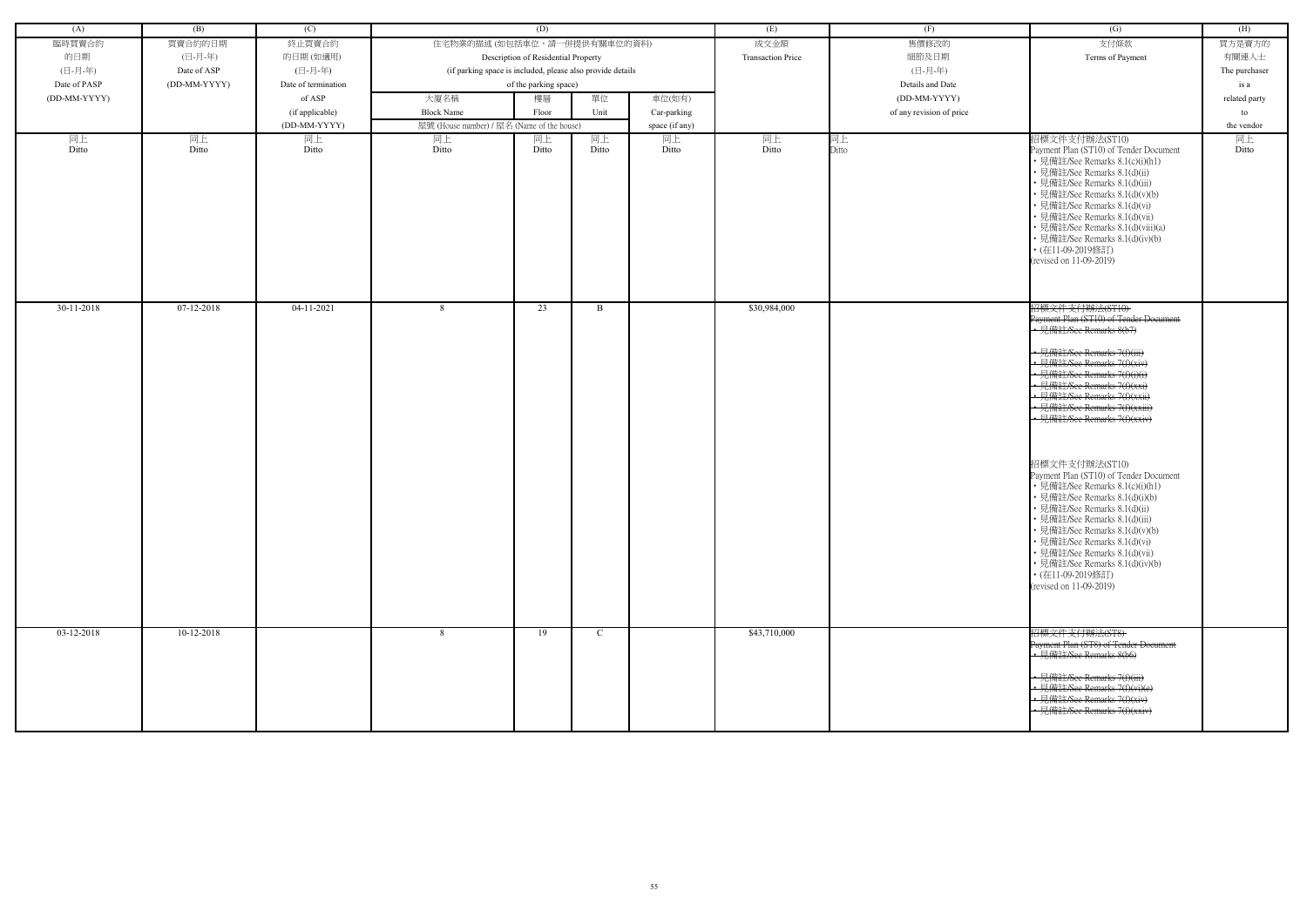| (A) | (B) | (C) | (D) | | | | (E) | (F) | (G) | (H) |
|---|---|---|---|---|---|---|---|---|---|---|
| 臨時買賣合約的日期 (日-月-年) Date of PASP (DD-MM-YYYY) | 買賣合約的日期 (日-月-年) Date of ASP (DD-MM-YYYY) | 終止買賣合約的日期 (如適用) (日-月-年) Date of termination of ASP (if applicable) (DD-MM-YYYY) | 住宅物業的描述 (如包括車位，請一併提供有關車位的資料) Description of Residential Property (if parking space is included, please also provide details of the parking space) | | | | 成交金額 Transaction Price | 售價修改的細節及日期 (日-月-年) Details and Date (DD-MM-YYYY) of any revision of price | 支付條款 Terms of Payment | 買方是賣方的有關連人士 The purchaser is a related party to the vendor |
| | | | 大廈名稱 Block Name | 樓層 Floor | 單位 Unit | 車位(如有) Car-parking space (if any) | | | | |
| | | | 屋號 (House number) / 屋名 (Name of the house) | | | | | | | |
| 同上 Ditto | 同上 Ditto | 同上 Ditto | 同上 Ditto | 同上 Ditto | 同上 Ditto | 同上 Ditto | 同上 Ditto | 同上 Ditto | 招標文件支付辦法(ST10) Payment Plan (ST10) of Tender Document • 見備註/See Remarks 8.1(c)(i)(h1) • 見備註/See Remarks 8.1(d)(ii) • 見備註/See Remarks 8.1(d)(iii) • 見備註/See Remarks 8.1(d)(v)(b) • 見備註/See Remarks 8.1(d)(vi) • 見備註/See Remarks 8.1(d)(vii) • 見備註/See Remarks 8.1(d)(viii)(a) • 見備註/See Remarks 8.1(d)(iv)(b) • (在11-09-2019修訂) (revised on 11-09-2019) | 同上 Ditto |
| 30-11-2018 | 07-12-2018 | 04-11-2021 | 8 | 23 | B | | $30,984,000 | | ~~招標文件支付辦法(ST10) Payment Plan (ST10) of Tender Document • 見備註/See Remarks 8(b7) • 見備註/See Remarks 7(f)(iii) • 見備註/See Remarks 7(f)(xiv) • 見備註/See Remarks 7(f)(i)(t) • 見備註/See Remarks 7(f)(xxi) • 見備註/See Remarks 7(f)(xxii) • 見備註/See Remarks 7(f)(xxiii) • 見備註/See Remarks 7(f)(xxiv)~~ 招標文件支付辦法(ST10) Payment Plan (ST10) of Tender Document • 見備註/See Remarks 8.1(c)(i)(h1) • 見備註/See Remarks 8.1(d)(i)(b) • 見備註/See Remarks 8.1(d)(ii) • 見備註/See Remarks 8.1(d)(iii) • 見備註/See Remarks 8.1(d)(v)(b) • 見備註/See Remarks 8.1(d)(vi) • 見備註/See Remarks 8.1(d)(vii) • 見備註/See Remarks 8.1(d)(iv)(b) • (在11-09-2019修訂) (revised on 11-09-2019) | |
| 03-12-2018 | 10-12-2018 | | 8 | 19 | C | | $43,710,000 | | ~~招標文件支付辦法(ST8) Payment Plan (ST8) of Tender Document • 見備註/See Remarks 8(b6) • 見備註/See Remarks 7(f)(iii) • 見備註/See Remarks 7(f)(vi)(e) • 見備註/See Remarks 7(f)(xiv) • 見備註/See Remarks 7(f)(xxiv)~~ | |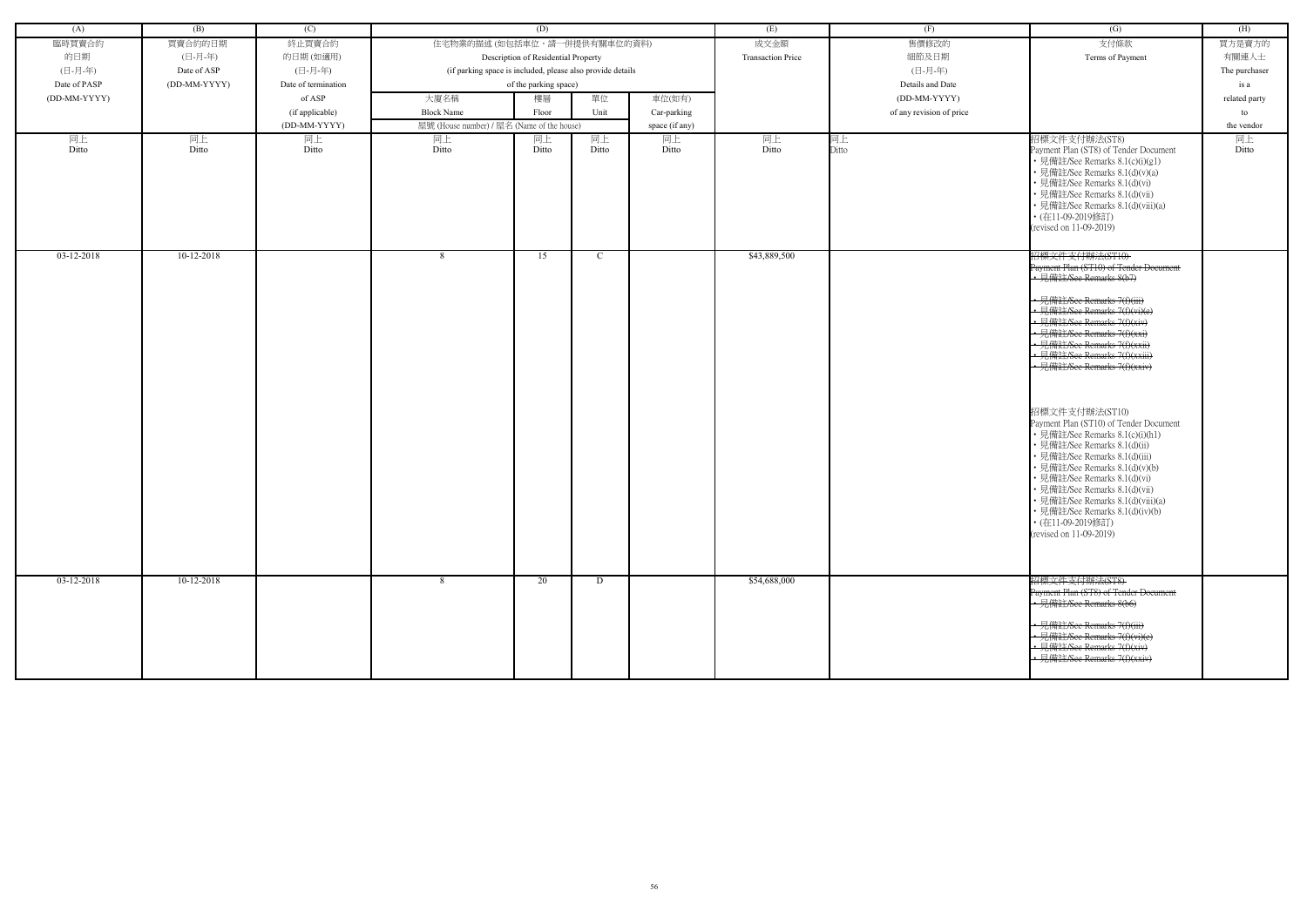| (A) | (B) | (C) | (D) | | | | (E) | (F) | (G) | (H) |
|---|---|---|---|---|---|---|---|---|---|---|
| 臨時買賣合約的日期 (日-月-年) Date of PASP (DD-MM-YYYY) | 買賣合約的日期 (日-月-年) Date of ASP (DD-MM-YYYY) | 終止買賣合約的日期 (如適用) (日-月-年) Date of termination of ASP (if applicable) (DD-MM-YYYY) | 住宅物業的描述 (如包括車位，請一併提供有關車位的資料) Description of Residential Property (if parking space is included, please also provide details of the parking space) | | | | 成交金額 Transaction Price | 售價修改的細節及日期 (日-月-年) Details and Date (DD-MM-YYYY) of any revision of price | 支付條款 Terms of Payment | 買方是賣方的有關連人士 The purchaser is a related party to the vendor |
| | | | 大廈名稱 Block Name | 樓層 Floor | 單位 Unit | 車位(如有) Car-parking space (if any) | | | | |
| | | | 屋號 (House number) / 屋名 (Name of the house) | | | | | | | |
| 同上 Ditto | 同上 Ditto | 同上 Ditto | 同上 Ditto | 同上 Ditto | 同上 Ditto | 同上 Ditto | 同上 Ditto | 同上 Ditto | 招標文件支付辦法(ST8) Payment Plan (ST8) of Tender Document • 見備註/See Remarks 8.1(c)(i)(g1) • 見備註/See Remarks 8.1(d)(v)(a) • 見備註/See Remarks 8.1(d)(vi) • 見備註/See Remarks 8.1(d)(vii) • 見備註/See Remarks 8.1(d)(viii)(a) • (在11-09-2019修訂) (revised on 11-09-2019) | 同上 Ditto |
| 03-12-2018 | 10-12-2018 | | 8 | 15 | C | | $43,889,500 | | ~~招標文件支付辦法(ST10) Payment Plan (ST10) of Tender Document • 見備註/See Remarks 8(b7) • 見備註/See Remarks 7(f)(iii) • 見備註/See Remarks 7(f)(vi)(e) • 見備註/See Remarks 7(f)(xiv) • 見備註/See Remarks 7(f)(xxi) • 見備註/See Remarks 7(f)(xxii) • 見備註/See Remarks 7(f)(xxiii) • 見備註/See Remarks 7(f)(xxiv)~~ 招標文件支付辦法(ST10) Payment Plan (ST10) of Tender Document • 見備註/See Remarks 8.1(c)(i)(h1) • 見備註/See Remarks 8.1(d)(ii) • 見備註/See Remarks 8.1(d)(iii) • 見備註/See Remarks 8.1(d)(v)(b) • 見備註/See Remarks 8.1(d)(vi) • 見備註/See Remarks 8.1(d)(vii) • 見備註/See Remarks 8.1(d)(viii)(a) • 見備註/See Remarks 8.1(d)(iv)(b) • (在11-09-2019修訂) (revised on 11-09-2019) | |
| 03-12-2018 | 10-12-2018 | | 8 | 20 | D | | $54,688,000 | | ~~招標文件支付辦法(ST8) Payment Plan (ST8) of Tender Document • 見備註/See Remarks 8(b6) • 見備註/See Remarks 7(f)(iii) • 見備註/See Remarks 7(f)(vi)(e) • 見備註/See Remarks 7(f)(xiv) • 見備註/See Remarks 7(f)(xxiv)~~ | |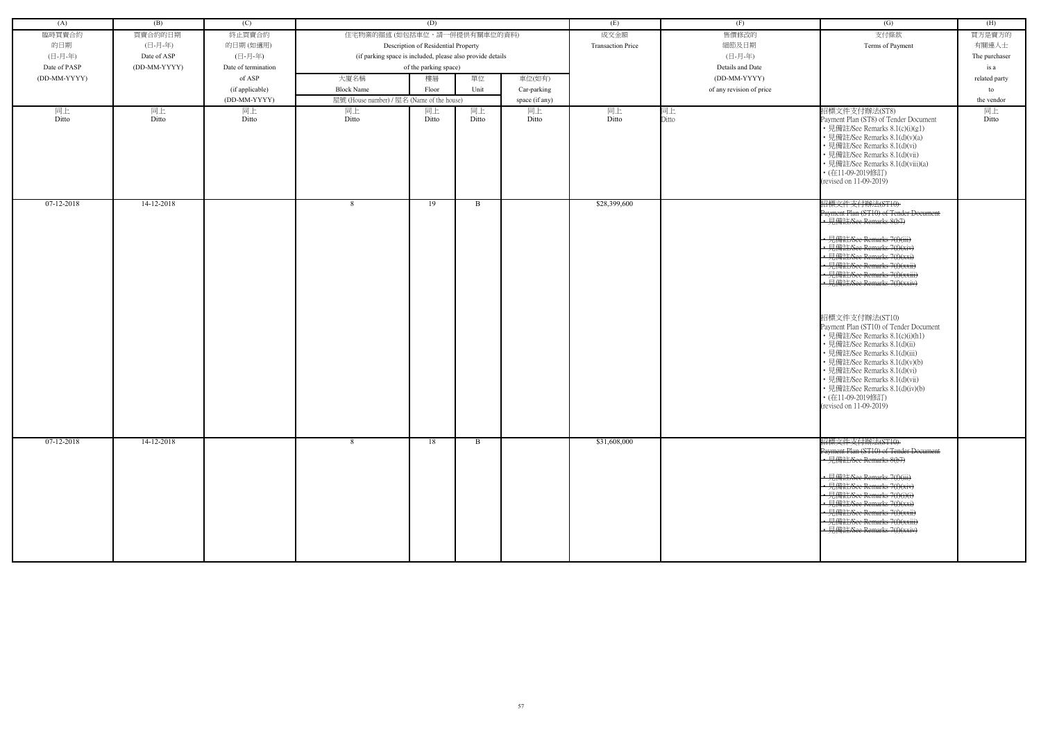| (A) | (B) | (C) | (D) | | | | (E) | (F) | (G) | (H) |
|---|---|---|---|---|---|---|---|---|---|---|
| 臨時買賣合約的日期 (日-月-年) Date of PASP (DD-MM-YYYY) | 買賣合約的日期 (日-月-年) Date of ASP (DD-MM-YYYY) | 終止買賣合約的日期 (如適用) (日-月-年) Date of termination of ASP (if applicable) (DD-MM-YYYY) | 住宅物業的描述 (如包括車位，請一併提供有關車位的資料) Description of Residential Property (if parking space is included, please also provide details of the parking space) | | | | 成交金額 Transaction Price | 售價修改的細節及日期 (日-月-年) Details and Date (DD-MM-YYYY) of any revision of price | 支付條款 Terms of Payment | 買方是賣方的有關連人士 The purchaser is a related party to the vendor |
| | | | 大廈名稱 Block Name 屋號 (House number) / 屋名 (Name of the house) | 樓層 Floor | 單位 Unit | 車位(如有) Car-parking space (if any) | | | | |
| 同上 Ditto | 同上 Ditto | 同上 Ditto | 同上 Ditto | 同上 Ditto | 同上 Ditto | 同上 Ditto | 同上 Ditto | 同上 Ditto | 招標文件支付辦法(ST8) Payment Plan (ST8) of Tender Document • 見備註/See Remarks 8.1(c)(i)(g1) • 見備註/See Remarks 8.1(d)(v)(a) • 見備註/See Remarks 8.1(d)(vi) • 見備註/See Remarks 8.1(d)(vii) • 見備註/See Remarks 8.1(d)(viii)(a) • (在11-09-2019修訂) (revised on 11-09-2019) | 同上 Ditto |
| 07-12-2018 | 14-12-2018 | | 8 | 19 | B | | $28,399,600 | | ~~招標文件支付辦法(ST10) Payment Plan (ST10) of Tender Document • 見備註/See Remarks 8(b7) • 見備註/See Remarks 7(f)(iii) • 見備註/See Remarks 7(f)(xiv) • 見備註/See Remarks 7(f)(xxi) • 見備註/See Remarks 7(f)(xxii) • 見備註/See Remarks 7(f)(xxiii) • 見備註/See Remarks 7(f)(xxiv)~~ 招標文件支付辦法(ST10) Payment Plan (ST10) of Tender Document • 見備註/See Remarks 8.1(c)(i)(h1) • 見備註/See Remarks 8.1(d)(ii) • 見備註/See Remarks 8.1(d)(iii) • 見備註/See Remarks 8.1(d)(v)(b) • 見備註/See Remarks 8.1(d)(vi) • 見備註/See Remarks 8.1(d)(vii) • 見備註/See Remarks 8.1(d)(iv)(b) • (在11-09-2019修訂) (revised on 11-09-2019) | |
| 07-12-2018 | 14-12-2018 | | 8 | 18 | B | | $31,608,000 | | ~~招標文件支付辦法(ST10) Payment Plan (ST10) of Tender Document • 見備註/See Remarks 8(b7) • 見備註/See Remarks 7(f)(iii) • 見備註/See Remarks 7(f)(xiv) • 見備註/See Remarks 7(f)(xi) • 見備註/See Remarks 7(f)(xxi) • 見備註/See Remarks 7(f)(xxii) • 見備註/See Remarks 7(f)(xxiii) • 見備註/See Remarks 7(f)(xxiv)~~ | |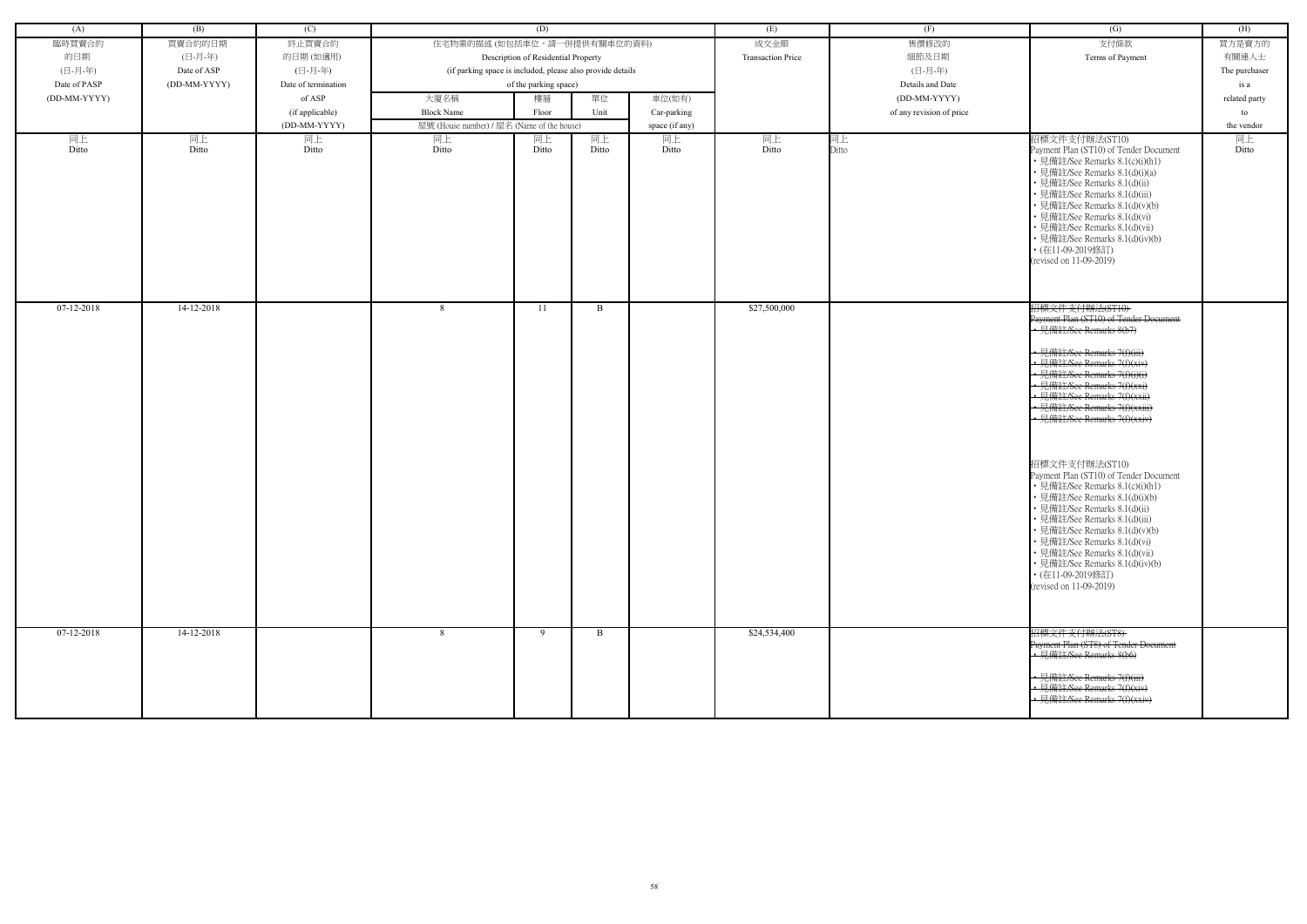| (A) | (B) | (C) | (D) | | | | (E) | (F) | (G) | (H) |
|---|---|---|---|---|---|---|---|---|---|---|
| 臨時買賣合約<br>的日期<br>(日-月-年)<br>Date of PASP<br>(DD-MM-YYYY) | 買賣合約的日期<br>(日-月-年)<br>Date of ASP<br>(DD-MM-YYYY) | 終止買賣合約<br>的日期 (如適用)<br>(日-月-年)<br>Date of termination<br>of ASP<br>(if applicable)<br>(DD-MM-YYYY) | 住宅物業的描述 (如包括車位，請一併提供有關車位的資料)<br>Description of Residential Property<br>(if parking space is included, please also provide details<br>of the parking space) | | | | 成交金額<br>Transaction Price | 售價修改的<br>細節及日期<br>(日-月-年)<br>Details and Date<br>(DD-MM-YYYY)<br>of any revision of price | 支付條款<br>Terms of Payment | 買方是賣方的<br>有關連人士<br>The purchaser<br>is a<br>related party<br>to<br>the vendor |
| | | | 大廈名稱<br>Block Name | 樓層<br>Floor | 單位<br>Unit | 車位(如有)<br>Car-parking<br>space (if any) | | | | |
| | | | 屋號 (House number) / 屋名 (Name of the house) | | | | | | | |
| 同上<br>Ditto | 同上<br>Ditto | 同上<br>Ditto | 同上<br>Ditto | 同上<br>Ditto | 同上<br>Ditto | 同上<br>Ditto | 同上<br>Ditto | 同上<br>Ditto | 招標文件支付辦法(ST10)<br>Payment Plan (ST10) of Tender Document<br>• 見備註/See Remarks 8.1(c)(i)(h1)<br>• 見備註/See Remarks 8.1(d)(i)(a)<br>• 見備註/See Remarks 8.1(d)(ii)<br>• 見備註/See Remarks 8.1(d)(iii)<br>• 見備註/See Remarks 8.1(d)(v)(b)<br>• 見備註/See Remarks 8.1(d)(vi)<br>• 見備註/See Remarks 8.1(d)(vii)<br>• 見備註/See Remarks 8.1(d)(iv)(b)<br>• (在11-09-2019修訂)<br>(revised on 11-09-2019) | 同上<br>Ditto |
| 07-12-2018 | 14-12-2018 | | 8 | 11 | B | | $27,500,000 | | ~~招標文件支付辦法(ST10)~~<br>~~Payment Plan (ST10) of Tender Document~~<br>~~• 見備註/See Remarks 8(b7)~~<br>~~• 見備註/See Remarks 7(f)(iii)~~<br>~~• 見備註/See Remarks 7(f)(xiv)~~<br>~~• 見備註/See Remarks 7(f)(i)(t)~~<br>~~• 見備註/See Remarks 7(f)(xxi)~~<br>~~• 見備註/See Remarks 7(f)(xxii)~~<br>~~• 見備註/See Remarks 7(f)(xxiii)~~<br>~~• 見備註/See Remarks 7(f)(xxiv)~~<br>招標文件支付辦法(ST10)<br>Payment Plan (ST10) of Tender Document<br>• 見備註/See Remarks 8.1(c)(i)(h1)<br>• 見備註/See Remarks 8.1(d)(i)(b)<br>• 見備註/See Remarks 8.1(d)(ii)<br>• 見備註/See Remarks 8.1(d)(iii)<br>• 見備註/See Remarks 8.1(d)(v)(b)<br>• 見備註/See Remarks 8.1(d)(vi)<br>• 見備註/See Remarks 8.1(d)(vii)<br>• 見備註/See Remarks 8.1(d)(iv)(b)<br>• (在11-09-2019修訂)<br>(revised on 11-09-2019) | |
| 07-12-2018 | 14-12-2018 | | 8 | 9 | B | | $24,534,400 | | ~~招標文件支付辦法(ST8)~~<br>~~Payment Plan (ST8) of Tender Document~~<br>~~• 見備註/See Remarks 8(b6)~~<br>~~• 見備註/See Remarks 7(f)(iii)~~<br>~~• 見備註/See Remarks 7(f)(xiv)~~<br>~~• 見備註/See Remarks 7(f)(xxiv)~~ | |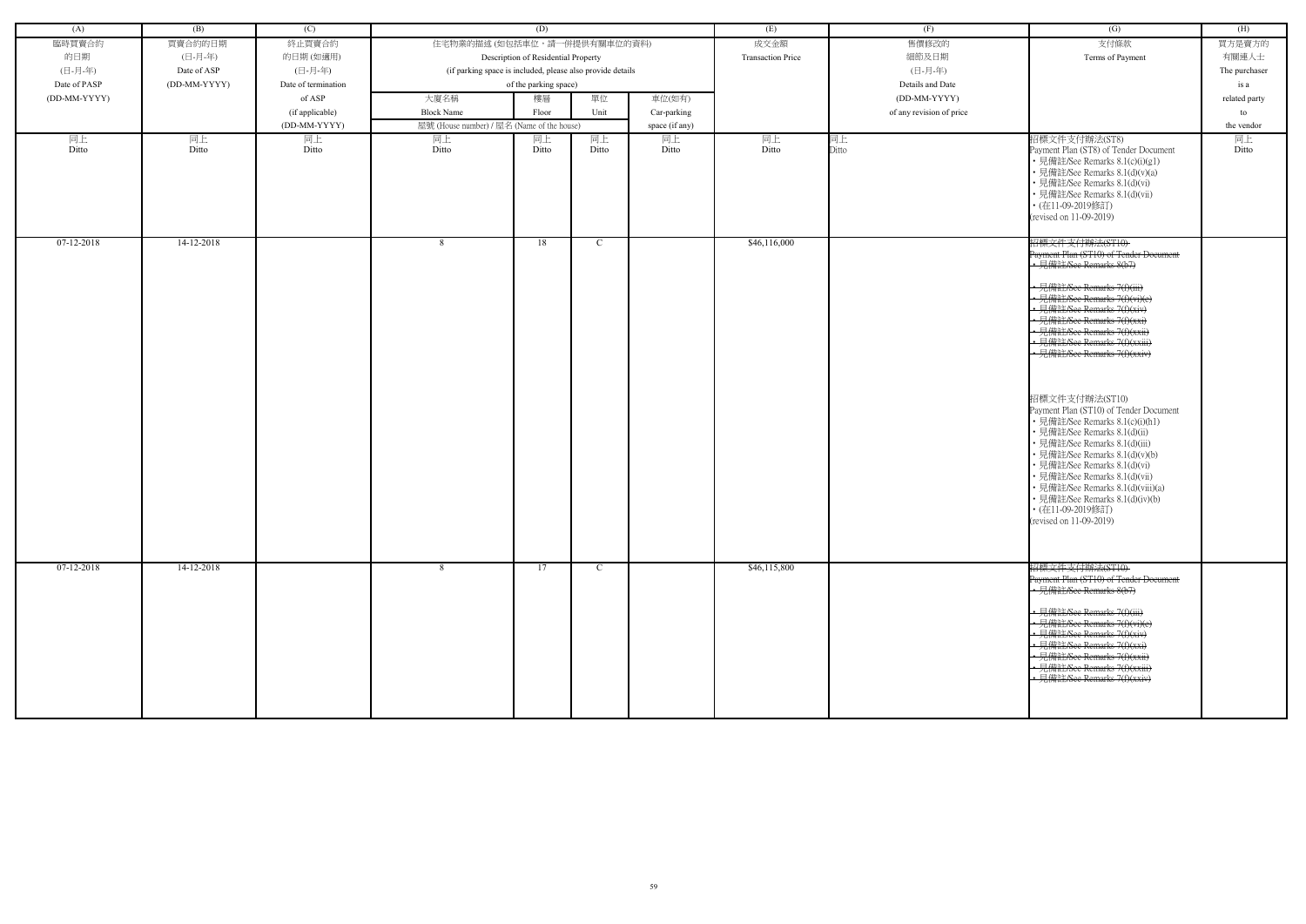| (A) | (B) | (C) | (D) | | | | (E) | (F) | (G) | (H) |
|---|---|---|---|---|---|---|---|---|---|---|
| 臨時買賣合約的日期 (日-月-年) Date of PASP (DD-MM-YYYY) | 買賣合約的日期 (日-月-年) Date of ASP (DD-MM-YYYY) | 終止買賣合約的日期 (如適用) (日-月-年) Date of termination of ASP (if applicable) (DD-MM-YYYY) | 住宅物業的描述 (如包括車位，請一併提供有關車位的資料) Description of Residential Property (if parking space is included, please also provide details of the parking space) | | | | 成交金額 Transaction Price | 售價修改的細節及日期 (日-月-年) Details and Date (DD-MM-YYYY) of any revision of price | 支付條款 Terms of Payment | 買方是賣方的有關連人士 The purchaser is a related party to the vendor |
| | | | 大廈名稱 Block Name | 樓層 Floor | 單位 Unit | 車位(如有) Car-parking space (if any) | | | | |
| | | | 屋號 (House number) / 屋名 (Name of the house) | | | | | | | |
| 同上 Ditto | 同上 Ditto | 同上 Ditto | 同上 Ditto | 同上 Ditto | 同上 Ditto | 同上 Ditto | 同上 Ditto | 同上 Ditto | 招標文件支付辦法(ST8) Payment Plan (ST8) of Tender Document<br>• 見備註/See Remarks 8.1(c)(i)(g1)<br>• 見備註/See Remarks 8.1(d)(v)(a)<br>• 見備註/See Remarks 8.1(d)(vi)<br>• 見備註/See Remarks 8.1(d)(vii)<br>• (在11-09-2019修訂) (revised on 11-09-2019) | 同上 Ditto |
| 07-12-2018 | 14-12-2018 | | 8 | 18 | C | | $46,116,000 | | ~~招標文件支付辦法(ST10) Payment Plan (ST10) of Tender Document~~<br>~~• 見備註/See Remarks 8(b7)~~<br>~~• 見備註/See Remarks 7(f)(iii)~~<br>~~• 見備註/See Remarks 7(f)(vi)(c)~~<br>~~• 見備註/See Remarks 7(f)(xiv)~~<br>~~• 見備註/See Remarks 7(f)(xxi)~~<br>~~• 見備註/See Remarks 7(f)(xxii)~~<br>~~• 見備註/See Remarks 7(f)(xxiii)~~<br>~~• 見備註/See Remarks 7(f)(xxiv)~~<br><br>招標文件支付辦法(ST10) Payment Plan (ST10) of Tender Document<br>• 見備註/See Remarks 8.1(c)(i)(h1)<br>• 見備註/See Remarks 8.1(d)(ii)<br>• 見備註/See Remarks 8.1(d)(iii)<br>• 見備註/See Remarks 8.1(d)(v)(b)<br>• 見備註/See Remarks 8.1(d)(vi)<br>• 見備註/See Remarks 8.1(d)(vii)<br>• 見備註/See Remarks 8.1(d)(viii)(a)<br>• 見備註/See Remarks 8.1(d)(iv)(b)<br>• (在11-09-2019修訂) (revised on 11-09-2019) | |
| 07-12-2018 | 14-12-2018 | | 8 | 17 | C | | $46,115,800 | | ~~招標文件支付辦法(ST10) Payment Plan (ST10) of Tender Document~~<br>~~• 見備註/See Remarks 8(b7)~~<br>~~• 見備註/See Remarks 7(f)(iii)~~<br>~~• 見備註/See Remarks 7(f)(vi)(c)~~<br>~~• 見備註/See Remarks 7(f)(xiv)~~<br>~~• 見備註/See Remarks 7(f)(xxi)~~<br>~~• 見備註/See Remarks 7(f)(xxii)~~<br>~~• 見備註/See Remarks 7(f)(xxiii)~~<br>~~• 見備註/See Remarks 7(f)(xxiv)~~ | |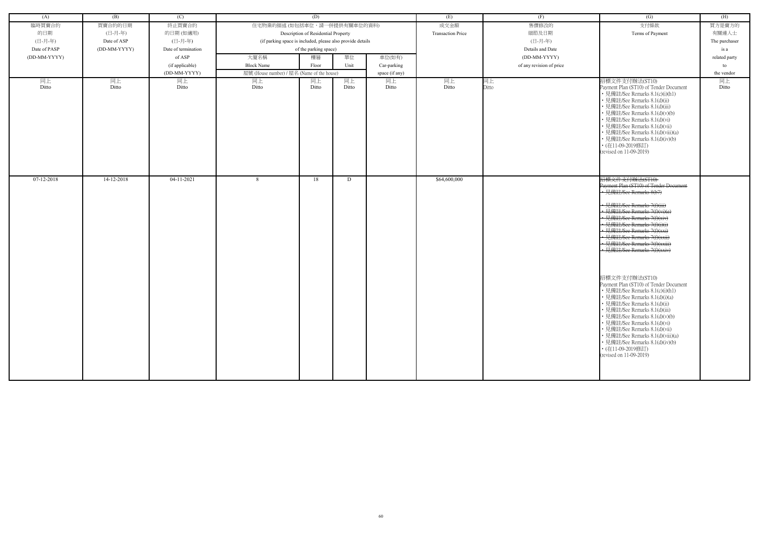| (A) | (B) | (C) | (D) | | | | (E) | (F) | (G) | (H) |
|---|---|---|---|---|---|---|---|---|---|---|
| 臨時買賣合約的日期 (日-月-年) Date of PASP (DD-MM-YYYY) | 買賣合約的日期 (日-月-年) Date of ASP (DD-MM-YYYY) | 終止買賣合約的日期 (如適用) (日-月-年) Date of termination of ASP (if applicable) (DD-MM-YYYY) | 住宅物業的描述 (如包括車位，請一併提供有關車位的資料) Description of Residential Property (if parking space is included, please also provide details of the parking space) | | | | 成交金額 Transaction Price | 售價修改的細節及日期 (日-月-年) Details and Date (DD-MM-YYYY) of any revision of price | 支付條款 Terms of Payment | 買方是賣方的有關連人士 The purchaser is a related party to the vendor |
| | | | 大廈名稱 Block Name | 樓層 Floor | 單位 Unit | 車位(如有) Car-parking space (if any) | | | | |
| | | | 屋號 (House number) / 屋名 (Name of the house) | | | | | | | |
| 同上 Ditto | 同上 Ditto | 同上 Ditto | 同上 Ditto | 同上 Ditto | 同上 Ditto | 同上 Ditto | 同上 Ditto | 同上 Ditto | 招標文件支付辦法(ST10) Payment Plan (ST10) of Tender Document • 見備註/See Remarks 8.1(c)(i)(h1) • 見備註/See Remarks 8.1(d)(ii) • 見備註/See Remarks 8.1(d)(iii) • 見備註/See Remarks 8.1(d)(v)(b) • 見備註/See Remarks 8.1(d)(vi) • 見備註/See Remarks 8.1(d)(vii) • 見備註/See Remarks 8.1(d)(viii)(a) • 見備註/See Remarks 8.1(d)(iv)(b) • (在11-09-2019修訂) (revised on 11-09-2019) | 同上 Ditto |
| 07-12-2018 | 14-12-2018 | 04-11-2021 | 8 | 18 | D | | $64,600,000 | | ~~招標文件支付辦法(ST10) Payment Plan (ST10) of Tender Document • 見備註/See Remarks 8(b7) • 見備註/See Remarks 7(f)(iii) • 見備註/See Remarks 7(f)(vi)(e) • 見備註/See Remarks 7(f)(xiv) • 見備註/See Remarks 7(f)(i)(i) • 見備註/See Remarks 7(f)(xxi) • 見備註/See Remarks 7(f)(xxii) • 見備註/See Remarks 7(f)(xxiii) • 見備註/See Remarks 7(f)(xxiv)~~ 招標文件支付辦法(ST10) Payment Plan (ST10) of Tender Document • 見備註/See Remarks 8.1(c)(i)(h1) • 見備註/See Remarks 8.1(d)(i)(a) • 見備註/See Remarks 8.1(d)(ii) • 見備註/See Remarks 8.1(d)(iii) • 見備註/See Remarks 8.1(d)(v)(b) • 見備註/See Remarks 8.1(d)(vi) • 見備註/See Remarks 8.1(d)(vii) • 見備註/See Remarks 8.1(d)(viii)(a) • 見備註/See Remarks 8.1(d)(iv)(b) • (在11-09-2019修訂) (revised on 11-09-2019) | |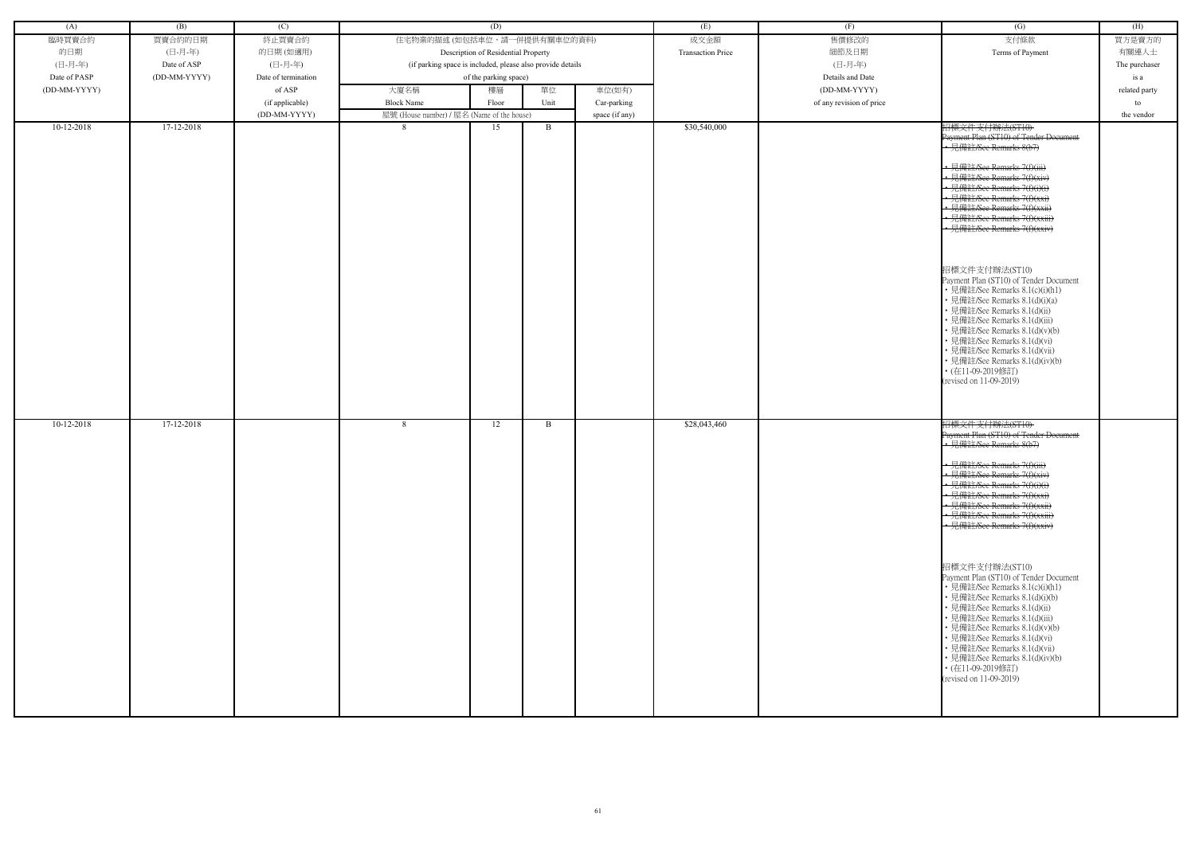| (A) | (B) | (C) | (D) | | | | (E) | (F) | (G) | (H) |
|---|---|---|---|---|---|---|---|---|---|---|
| 臨時買賣合約的日期 (日-月-年) Date of PASP (DD-MM-YYYY) | 買賣合約的日期 (日-月-年) Date of ASP (DD-MM-YYYY) | 終止買賣合約的日期 (如適用) (日-月-年) Date of termination of ASP (if applicable) (DD-MM-YYYY) | 住宅物業的描述 (如包括車位，請一併提供有關車位的資料) Description of Residential Property (if parking space is included, please also provide details of the parking space) | | | | 成交金額 Transaction Price | 售價修改的細節及日期 (日-月-年) Details and Date (DD-MM-YYYY) of any revision of price | 支付條款 Terms of Payment | 買方是賣方的有關連人士 The purchaser is a related party to the vendor |
| | | | 大廈名稱 Block Name | 樓層 Floor | 單位 Unit | 車位(如有) Car-parking space (if any) | | | | |
| | | | 屋號 (House number) / 屋名 (Name of the house) | | | | | | | |
| 10-12-2018 | 17-12-2018 | | 8 | 15 | B | | $30,540,000 | | ~~招標文件支付辦法(ST10) Payment Plan (ST10) of Tender Document • 見備註/See Remarks 8(b7) • 見備註/See Remarks 7(f)(iii) • 見備註/See Remarks 7(f)(xiv) • 見備註/See Remarks 7(f)(i)(i) • 見備註/See Remarks 7(f)(xxi) • 見備註/See Remarks 7(f)(xxii) • 見備註/See Remarks 7(f)(xxiii) • 見備註/See Remarks 7(f)(xxiv)~~ <br>招標文件支付辦法(ST10) Payment Plan (ST10) of Tender Document • 見備註/See Remarks 8.1(c)(i)(h1) • 見備註/See Remarks 8.1(d)(i)(a) • 見備註/See Remarks 8.1(d)(ii) • 見備註/See Remarks 8.1(d)(iii) • 見備註/See Remarks 8.1(d)(v)(b) • 見備註/See Remarks 8.1(d)(vi) • 見備註/See Remarks 8.1(d)(vii) • 見備註/See Remarks 8.1(d)(iv)(b) • (在11-09-2019修訂) (revised on 11-09-2019) | |
| 10-12-2018 | 17-12-2018 | | 8 | 12 | B | | $28,043,460 | | ~~招標文件支付辦法(ST10) Payment Plan (ST10) of Tender Document • 見備註/See Remarks 8(b7) • 見備註/See Remarks 7(f)(iii) • 見備註/See Remarks 7(f)(xiv) • 見備註/See Remarks 7(f)(i)(i) • 見備註/See Remarks 7(f)(xxi) • 見備註/See Remarks 7(f)(xxii) • 見備註/See Remarks 7(f)(xxiii) • 見備註/See Remarks 7(f)(xxiv)~~ <br>招標文件支付辦法(ST10) Payment Plan (ST10) of Tender Document • 見備註/See Remarks 8.1(c)(i)(h1) • 見備註/See Remarks 8.1(d)(i)(b) • 見備註/See Remarks 8.1(d)(ii) • 見備註/See Remarks 8.1(d)(iii) • 見備註/See Remarks 8.1(d)(v)(b) • 見備註/See Remarks 8.1(d)(vi) • 見備註/See Remarks 8.1(d)(vii) • 見備註/See Remarks 8.1(d)(iv)(b) • (在11-09-2019修訂) (revised on 11-09-2019) | |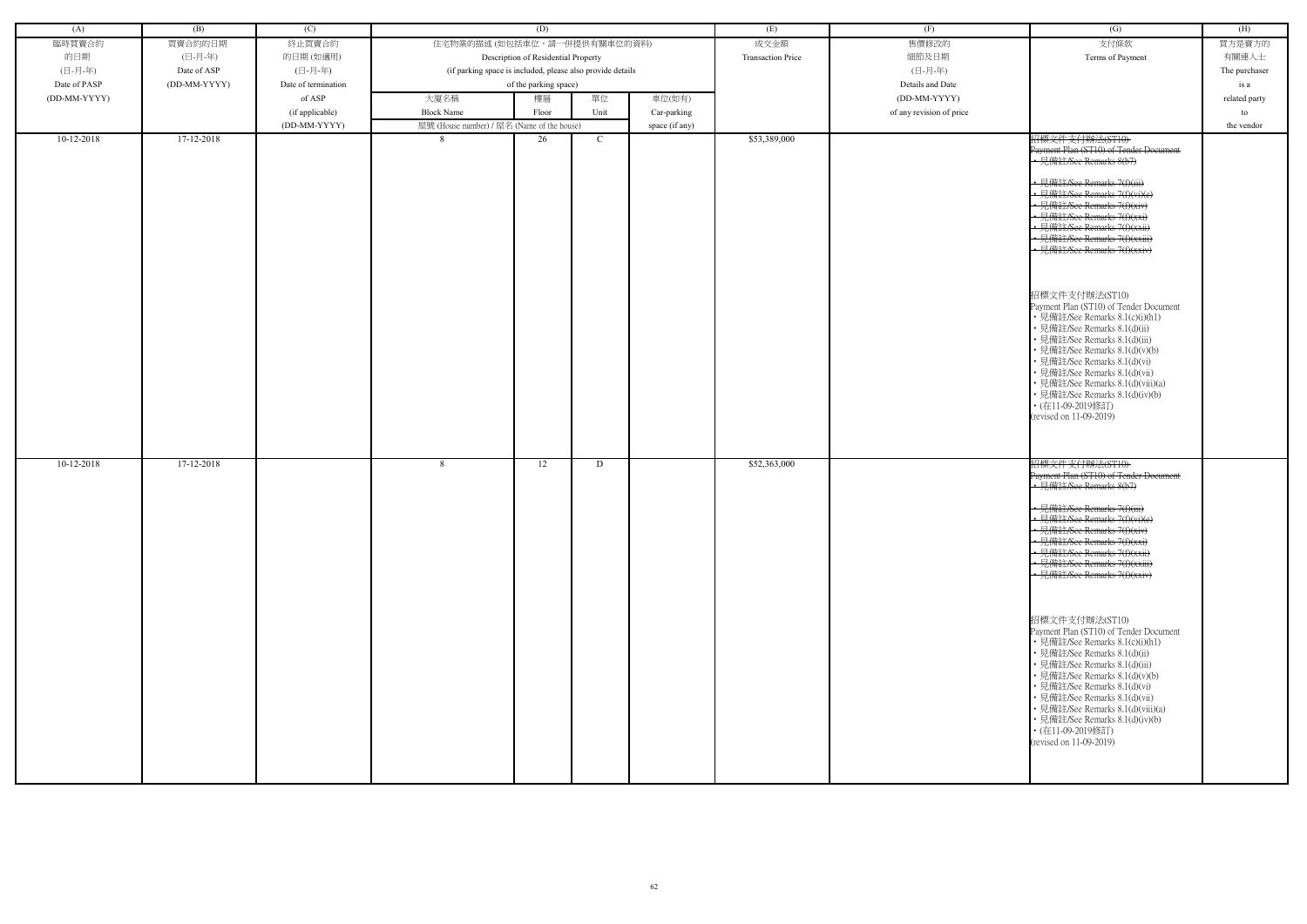| (A) | (B) | (C) | (D) | | | | (E) | (F) | (G) | (H) |
|---|---|---|---|---|---|---|---|---|---|---|
| 臨時買賣合約的日期 (日-月-年) Date of PASP (DD-MM-YYYY) | 買賣合約的日期 (日-月-年) Date of ASP (DD-MM-YYYY) | 終止買賣合約的日期 (如適用) (日-月-年) Date of termination of ASP (if applicable) (DD-MM-YYYY) | 住宅物業的描述 (如包括車位，請一併提供有關車位的資料) Description of Residential Property (if parking space is included, please also provide details of the parking space) | | | | 成交金額 Transaction Price | 售價修改的細節及日期 (日-月-年) Details and Date (DD-MM-YYYY) of any revision of price | 支付條款 Terms of Payment | 買方是賣方的有關連人士 The purchaser is a related party to the vendor |
| | | | 大廈名稱 Block Name | 樓層 Floor | 單位 Unit | 車位(如有) Car-parking space (if any) | | | | |
| | | | 屋號 (House number) / 屋名 (Name of the house) | | | | | | | |
| 10-12-2018 | 17-12-2018 | | 8 | 26 | C | | $53,389,000 | | ~~招標文件支付辦法(ST10) Payment Plan (ST10) of Tender Document • 見備註/See Remarks 8(b7) • 見備註/See Remarks 7(f)(iii) • 見備註/See Remarks 7(f)(vi)(e) • 見備註/See Remarks 7(f)(xiv) • 見備註/See Remarks 7(f)(xxi) • 見備註/See Remarks 7(f)(xxii) • 見備註/See Remarks 7(f)(xxiii) • 見備註/See Remarks 7(f)(xxiv)~~ 招標文件支付辦法(ST10) Payment Plan (ST10) of Tender Document • 見備註/See Remarks 8.1(c)(i)(h1) • 見備註/See Remarks 8.1(d)(ii) • 見備註/See Remarks 8.1(d)(iii) • 見備註/See Remarks 8.1(d)(v)(b) • 見備註/See Remarks 8.1(d)(vi) • 見備註/See Remarks 8.1(d)(vii) • 見備註/See Remarks 8.1(d)(viii)(a) • 見備註/See Remarks 8.1(d)(iv)(b) • (在11-09-2019修訂) (revised on 11-09-2019) | |
| 10-12-2018 | 17-12-2018 | | 8 | 12 | D | | $52,363,000 | | ~~招標文件支付辦法(ST10) Payment Plan (ST10) of Tender Document • 見備註/See Remarks 8(b7) • 見備註/See Remarks 7(f)(iii) • 見備註/See Remarks 7(f)(vi)(e) • 見備註/See Remarks 7(f)(xiv) • 見備註/See Remarks 7(f)(xxi) • 見備註/See Remarks 7(f)(xxii) • 見備註/See Remarks 7(f)(xxiii) • 見備註/See Remarks 7(f)(xxiv)~~ 招標文件支付辦法(ST10) Payment Plan (ST10) of Tender Document • 見備註/See Remarks 8.1(c)(i)(h1) • 見備註/See Remarks 8.1(d)(ii) • 見備註/See Remarks 8.1(d)(iii) • 見備註/See Remarks 8.1(d)(v)(b) • 見備註/See Remarks 8.1(d)(vi) • 見備註/See Remarks 8.1(d)(vii) • 見備註/See Remarks 8.1(d)(viii)(a) • 見備註/See Remarks 8.1(d)(iv)(b) • (在11-09-2019修訂) (revised on 11-09-2019) | |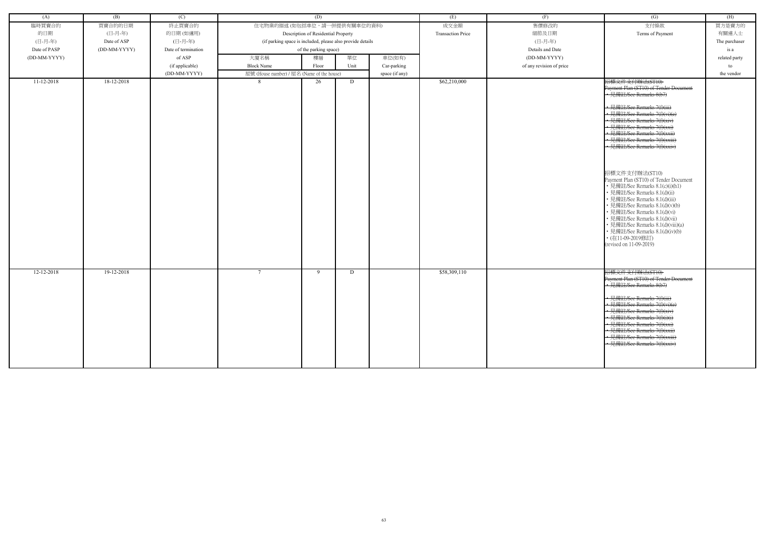| (A) | (B) | (C) | (D) | | | | (E) | (F) | (G) | (H) |
|---|---|---|---|---|---|---|---|---|---|---|
| 臨時買賣合約的日期 (日-月-年) Date of PASP (DD-MM-YYYY) | 買賣合約的日期 (日-月-年) Date of ASP (DD-MM-YYYY) | 終止買賣合約的日期 (如適用) (日-月-年) Date of termination of ASP (if applicable) (DD-MM-YYYY) | 住宅物業的描述 (如包括車位，請一併提供有關車位的資料) Description of Residential Property (if parking space is included, please also provide details of the parking space) | | | | 成交金額 Transaction Price | 售價修改的細節及日期 (日-月-年) Details and Date (DD-MM-YYYY) of any revision of price | 支付條款 Terms of Payment | 買方是賣方的有關連人士 The purchaser is a related party to the vendor |
| | | | 大廈名稱 Block Name | 樓層 Floor | 單位 Unit | 車位(如有) Car-parking space (if any) | | | | |
| | | | 屋號 (House number) / 屋名 (Name of the house) | | | | | | | |
| 11-12-2018 | 18-12-2018 | | 8 | 26 | D | | $62,210,000 | | ~~招標文件支付辦法(ST10) Payment Plan (ST10) of Tender Document • 見備註/See Remarks 8(b7) • 見備註/See Remarks 7(f)(iii) • 見備註/See Remarks 7(f)(vi)(e) • 見備註/See Remarks 7(f)(xiv) • 見備註/See Remarks 7(f)(xxi) • 見備註/See Remarks 7(f)(xxii) • 見備註/See Remarks 7(f)(xxiii) • 見備註/See Remarks 7(f)(xxiv)~~<br>招標文件支付辦法(ST10) Payment Plan (ST10) of Tender Document • 見備註/See Remarks 8.1(c)(i)(h1) • 見備註/See Remarks 8.1(d)(ii) • 見備註/See Remarks 8.1(d)(iii) • 見備註/See Remarks 8.1(d)(v)(b) • 見備註/See Remarks 8.1(d)(vi) • 見備註/See Remarks 8.1(d)(vii) • 見備註/See Remarks 8.1(d)(viii)(a) • 見備註/See Remarks 8.1(d)(iv)(b) • (在11-09-2019修訂) (revised on 11-09-2019) | |
| 12-12-2018 | 19-12-2018 | | 7 | 9 | D | | $58,309,110 | | ~~招標文件支付辦法(ST10) Payment Plan (ST10) of Tender Document • 見備註/See Remarks 8(b7) • 見備註/See Remarks 7(f)(iii) • 見備註/See Remarks 7(f)(vi)(e) • 見備註/See Remarks 7(f)(xiv) • 見備註/See Remarks 7(f)(i)(i) • 見備註/See Remarks 7(f)(xxi) • 見備註/See Remarks 7(f)(xxii) • 見備註/See Remarks 7(f)(xxiii) • 見備註/See Remarks 7(f)(xxiv)~~ | |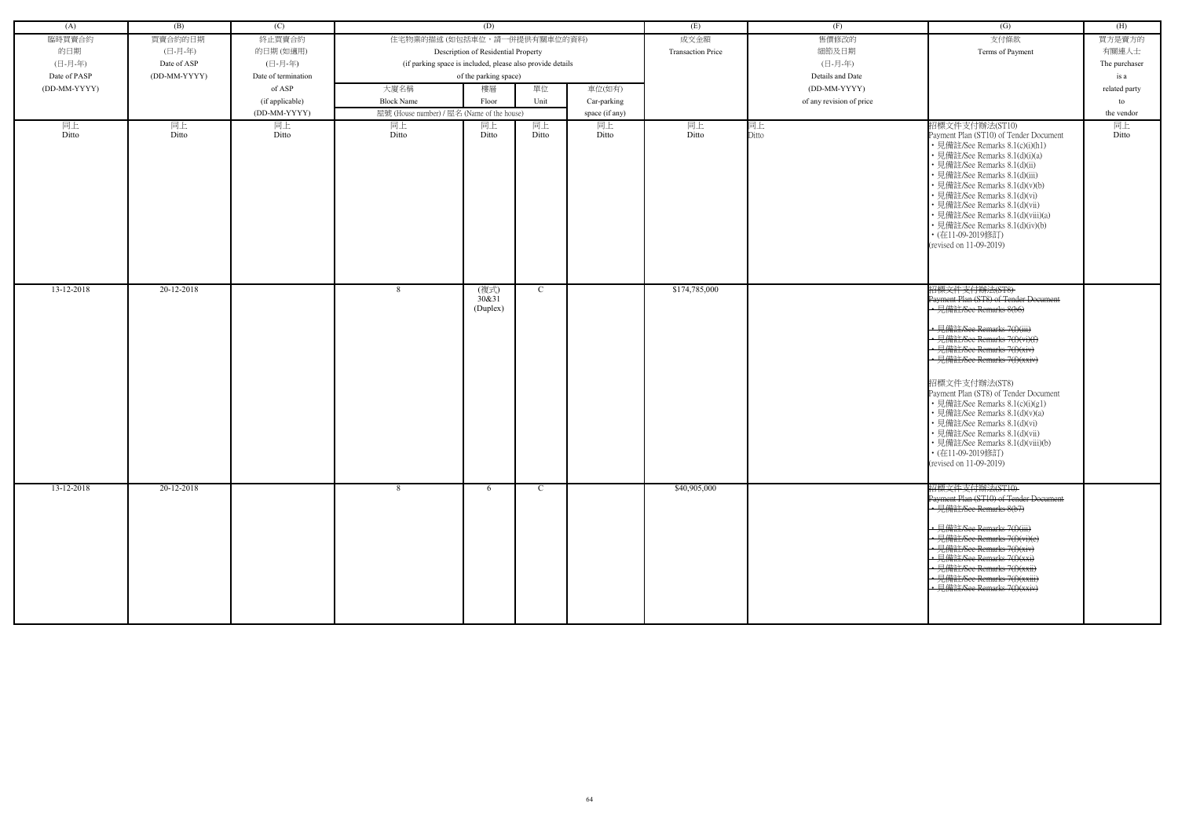| (A) | (B) | (C) | (D) | | | | (E) | (F) | (G) | (H) |
|---|---|---|---|---|---|---|---|---|---|---|
| 臨時買賣合約的日期 (日-月-年) Date of PASP (DD-MM-YYYY) | 買賣合約的日期 (日-月-年) Date of ASP (DD-MM-YYYY) | 終止買賣合約的日期 (如適用) (日-月-年) Date of termination of ASP (if applicable) (DD-MM-YYYY) | 住宅物業的描述 (如包括車位，請一併提供有關車位的資料) Description of Residential Property (if parking space is included, please also provide details of the parking space) | | | | 成交金額 Transaction Price | 售價修改的細節及日期 (日-月-年) Details and Date (DD-MM-YYYY) of any revision of price | 支付條款 Terms of Payment | 買方是賣方的有關連人士 The purchaser is a related party to the vendor |
| | | | 大廈名稱 Block Name | 樓層 Floor | 單位 Unit | 車位(如有) Car-parking space (if any) | | | | |
| | | | 屋號 (House number) / 屋名 (Name of the house) | | | | | | | |
| 同上 Ditto | 同上 Ditto | 同上 Ditto | 同上 Ditto | 同上 Ditto | 同上 Ditto | 同上 Ditto | 同上 Ditto | 同上 Ditto | 招標文件支付辦法(ST10) Payment Plan (ST10) of Tender Document • 見備註/See Remarks 8.1(c)(i)(h1) • 見備註/See Remarks 8.1(d)(i)(a) • 見備註/See Remarks 8.1(d)(ii) • 見備註/See Remarks 8.1(d)(iii) • 見備註/See Remarks 8.1(d)(v)(b) • 見備註/See Remarks 8.1(d)(vi) • 見備註/See Remarks 8.1(d)(vii) • 見備註/See Remarks 8.1(d)(viii)(a) • 見備註/See Remarks 8.1(d)(iv)(b) • (在11-09-2019修訂) (revised on 11-09-2019) | 同上 Ditto |
| 13-12-2018 | 20-12-2018 | | 8 | (複式) 30&31 (Duplex) | C | | $174,785,000 | | ~~招標文件支付辦法(ST8) Payment Plan (ST8) of Tender Document • 見備註/See Remarks 8(b6) • 見備註/See Remarks 7(f)(iii) • 見備註/See Remarks 7(f)(vi)(f) • 見備註/See Remarks 7(f)(xiv) • 見備註/See Remarks 7(f)(xxiv)~~ 招標文件支付辦法(ST8) Payment Plan (ST8) of Tender Document • 見備註/See Remarks 8.1(c)(i)(g1) • 見備註/See Remarks 8.1(d)(v)(a) • 見備註/See Remarks 8.1(d)(vi) • 見備註/See Remarks 8.1(d)(vii) • 見備註/See Remarks 8.1(d)(viii)(b) • (在11-09-2019修訂) (revised on 11-09-2019) | |
| 13-12-2018 | 20-12-2018 | | 8 | 6 | C | | $40,905,000 | | ~~招標文件支付辦法(ST10) Payment Plan (ST10) of Tender Document • 見備註/See Remarks 8(b7) • 見備註/See Remarks 7(f)(iii) • 見備註/See Remarks 7(f)(vi)(e) • 見備註/See Remarks 7(f)(xiv) • 見備註/See Remarks 7(f)(xxi) • 見備註/See Remarks 7(f)(xxii) • 見備註/See Remarks 7(f)(xxiii) • 見備註/See Remarks 7(f)(xxiv)~~ | |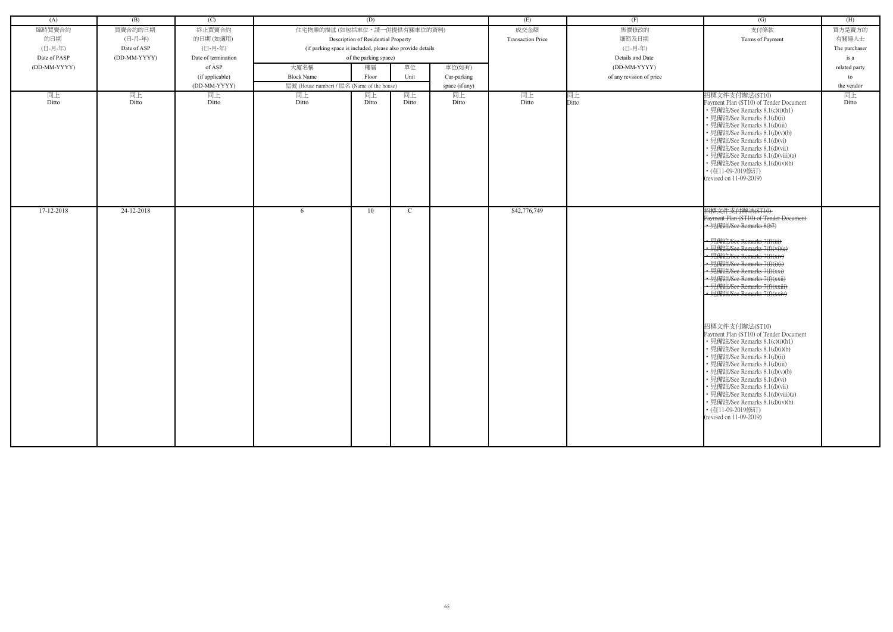| (A) | (B) | (C) | (D) | | | | (E) | (F) | (G) | (H) |
|---|---|---|---|---|---|---|---|---|---|---|
| 臨時買賣合約的日期 (日-月-年) Date of PASP (DD-MM-YYYY) | 買賣合約的日期 (日-月-年) Date of ASP (DD-MM-YYYY) | 終止買賣合約的日期 (如適用) (日-月-年) Date of termination of ASP (if applicable) (DD-MM-YYYY) | 住宅物業的描述 (如包括車位，請一併提供有關車位的資料) Description of Residential Property (if parking space is included, please also provide details of the parking space) | | | | 成交金額 Transaction Price | 售價修改的細節及日期 (日-月-年) Details and Date (DD-MM-YYYY) of any revision of price | 支付條款 Terms of Payment | 買方是賣方的有關連人士 The purchaser is a related party to the vendor |
| | | | 大廈名稱 Block Name | 樓層 Floor | 單位 Unit | 車位(如有) Car-parking space (if any) | | | | |
| | | | 屋號 (House number) / 屋名 (Name of the house) | | | | | | | |
| 同上 Ditto | 同上 Ditto | 同上 Ditto | 同上 Ditto | 同上 Ditto | 同上 Ditto | 同上 Ditto | 同上 Ditto | 同上 Ditto | 招標文件支付辦法(ST10) Payment Plan (ST10) of Tender Document<br>• 見備註/See Remarks 8.1(c)(i)(h1)<br>• 見備註/See Remarks 8.1(d)(ii)<br>• 見備註/See Remarks 8.1(d)(iii)<br>• 見備註/See Remarks 8.1(d)(v)(b)<br>• 見備註/See Remarks 8.1(d)(vi)<br>• 見備註/See Remarks 8.1(d)(vii)<br>• 見備註/See Remarks 8.1(d)(viii)(a)<br>• 見備註/See Remarks 8.1(d)(iv)(b)<br>• (在11-09-2019修訂) (revised on 11-09-2019) | 同上 Ditto |
| 17-12-2018 | 24-12-2018 | | 6 | 10 | C | | $42,776,749 | | ~~招標文件支付辦法(ST10) Payment Plan (ST10) of Tender Document~~<br>~~• 見備註/See Remarks 8(b7)~~<br>~~• 見備註/See Remarks 7(f)(iii)~~<br>~~• 見備註/See Remarks 7(f)(vi)(e)~~<br>~~• 見備註/See Remarks 7(f)(xiv)~~<br>~~• 見備註/See Remarks 7(f)(i)(i)~~<br>~~• 見備註/See Remarks 7(f)(xxi)~~<br>~~• 見備註/See Remarks 7(f)(xxii)~~<br>~~• 見備註/See Remarks 7(f)(xxiii)~~<br>~~• 見備註/See Remarks 7(f)(xxiv)~~<br><br>招標文件支付辦法(ST10) Payment Plan (ST10) of Tender Document<br>• 見備註/See Remarks 8.1(c)(i)(h1)<br>• 見備註/See Remarks 8.1(d)(i)(b)<br>• 見備註/See Remarks 8.1(d)(ii)<br>• 見備註/See Remarks 8.1(d)(iii)<br>• 見備註/See Remarks 8.1(d)(v)(b)<br>• 見備註/See Remarks 8.1(d)(vi)<br>• 見備註/See Remarks 8.1(d)(vii)<br>• 見備註/See Remarks 8.1(d)(viii)(a)<br>• 見備註/See Remarks 8.1(d)(iv)(b)<br>• (在11-09-2019修訂) (revised on 11-09-2019) | |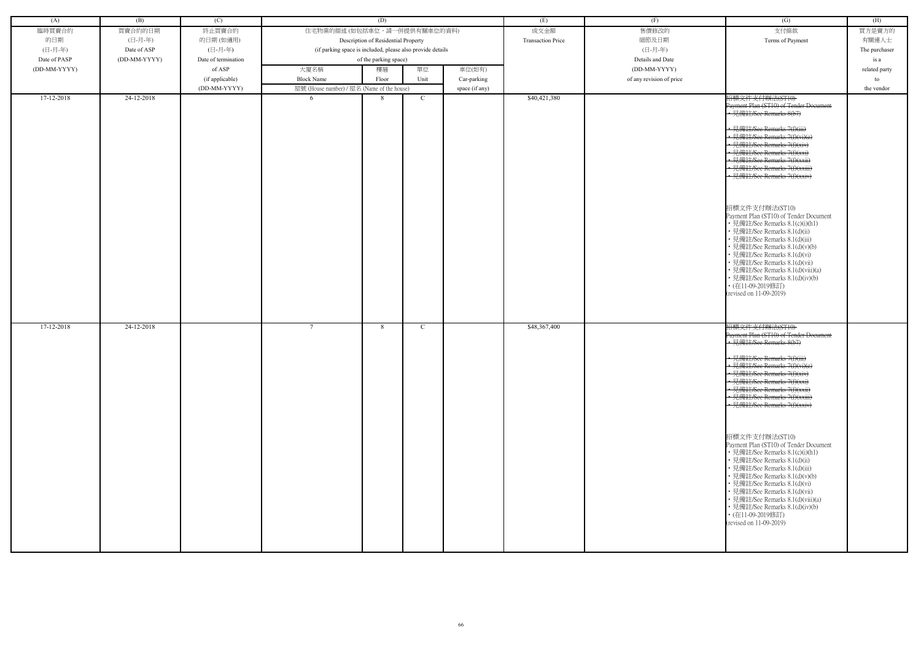| (A) | (B) | (C) | (D) | | | | (E) | (F) | (G) | (H) |
|---|---|---|---|---|---|---|---|---|---|---|
| 臨時買賣合約的日期 (日-月-年) Date of PASP (DD-MM-YYYY) | 買賣合約的日期 (日-月-年) Date of ASP (DD-MM-YYYY) | 終止買賣合約的日期 (如適用) (日-月-年) Date of termination of ASP (if applicable) (DD-MM-YYYY) | 住宅物業的描述 (如包括車位，請一併提供有關車位的資料) Description of Residential Property (if parking space is included, please also provide details of the parking space) | | | | 成交金額 Transaction Price | 售價修改的細節及日期 (日-月-年) Details and Date (DD-MM-YYYY) of any revision of price | 支付條款 Terms of Payment | 買方是賣方的有關連人士 The purchaser is a related party to the vendor |
| | | | 大廈名稱 Block Name | 樓層 Floor | 單位 Unit | 車位(如有) Car-parking space (if any) | | | | |
| | | | 屋號 (House number) / 屋名 (Name of the house) | | | | | | | |
| 17-12-2018 | 24-12-2018 | | 6 | 8 | C | | $40,421,380 | | ~~招標文件支付辦法(ST10) Payment Plan (ST10) of Tender Document • 見備註/See Remarks 8(b7) • 見備註/See Remarks 7(f)(iii) • 見備註/See Remarks 7(f)(vi)(c) • 見備註/See Remarks 7(f)(xiv) • 見備註/See Remarks 7(f)(xxi) • 見備註/See Remarks 7(f)(xxii) • 見備註/See Remarks 7(f)(xxiii) • 見備註/See Remarks 7(f)(xxiv)~~ 招標文件支付辦法(ST10) Payment Plan (ST10) of Tender Document • 見備註/See Remarks 8.1(c)(i)(h1) • 見備註/See Remarks 8.1(d)(ii) • 見備註/See Remarks 8.1(d)(iii) • 見備註/See Remarks 8.1(d)(v)(b) • 見備註/See Remarks 8.1(d)(vi) • 見備註/See Remarks 8.1(d)(vii) • 見備註/See Remarks 8.1(d)(viii)(a) • 見備註/See Remarks 8.1(d)(iv)(b) • (在11-09-2019修訂) (revised on 11-09-2019) | |
| 17-12-2018 | 24-12-2018 | | 7 | 8 | C | | $48,367,400 | | ~~招標文件支付辦法(ST10) Payment Plan (ST10) of Tender Document • 見備註/See Remarks 8(b7) • 見備註/See Remarks 7(f)(iii) • 見備註/See Remarks 7(f)(vi)(c) • 見備註/See Remarks 7(f)(xiv) • 見備註/See Remarks 7(f)(xxi) • 見備註/See Remarks 7(f)(xxii) • 見備註/See Remarks 7(f)(xxiii) • 見備註/See Remarks 7(f)(xxiv)~~ 招標文件支付辦法(ST10) Payment Plan (ST10) of Tender Document • 見備註/See Remarks 8.1(c)(i)(h1) • 見備註/See Remarks 8.1(d)(ii) • 見備註/See Remarks 8.1(d)(iii) • 見備註/See Remarks 8.1(d)(v)(b) • 見備註/See Remarks 8.1(d)(vi) • 見備註/See Remarks 8.1(d)(vii) • 見備註/See Remarks 8.1(d)(viii)(a) • 見備註/See Remarks 8.1(d)(iv)(b) • (在11-09-2019修訂) (revised on 11-09-2019) | |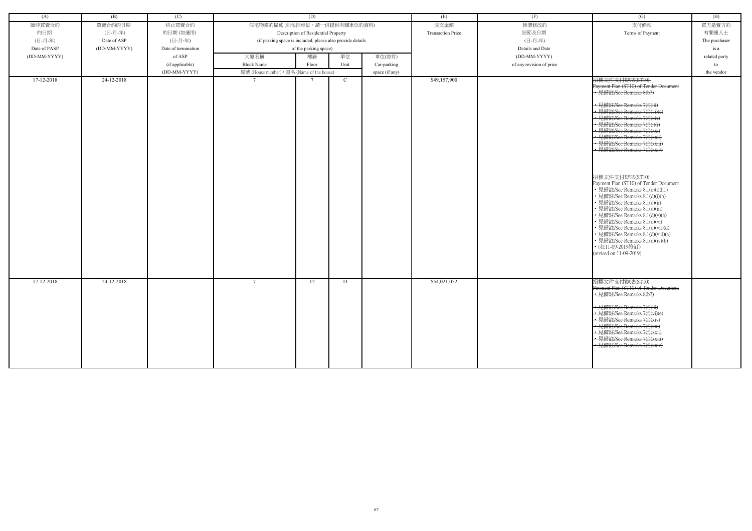| (A) | (B) | (C) | (D) | | | | (E) | (F) | (G) | (H) |
|---|---|---|---|---|---|---|---|---|---|---|
| 臨時買賣合約的日期 (日-月-年) Date of PASP (DD-MM-YYYY) | 買賣合約的日期 (日-月-年) Date of ASP (DD-MM-YYYY) | 終止買賣合約的日期 (如適用) (日-月-年) Date of termination of ASP (if applicable) (DD-MM-YYYY) | 住宅物業的描述 (如包括車位，請一併提供有關車位的資料) Description of Residential Property (if parking space is included, please also provide details of the parking space) | | | | 成交金額 Transaction Price | 售價修改的細節及日期 (日-月-年) Details and Date (DD-MM-YYYY) of any revision of price | 支付條款 Terms of Payment | 買方是賣方的有關連人士 The purchaser is a related party to the vendor |
| | | | 大廈名稱 Block Name | 樓層 Floor | 單位 Unit | 車位(如有) Car-parking space (if any) | | | | |
| | | | 屋號 (House number) / 屋名 (Name of the house) | | | | | | | |
| 17-12-2018 | 24-12-2018 | | 7 | 7 | C | | $49,157,900 | | ~~招標文件支付辦法(ST10) Payment Plan (ST10) of Tender Document • 見備註/See Remarks 8(b7) • 見備註/See Remarks 7(f)(iii) • 見備註/See Remarks 7(f)(vi)(e) • 見備註/See Remarks 7(f)(xiv) • 見備註/See Remarks 7(f)(xi) • 見備註/See Remarks 7(f)(xxi) • 見備註/See Remarks 7(f)(xxii) • 見備註/See Remarks 7(f)(xxiii) • 見備註/See Remarks 7(f)(xxiv)~~ 招標文件支付辦法(ST10) Payment Plan (ST10) of Tender Document • 見備註/See Remarks 8.1(c)(i)(h1) • 見備註/See Remarks 8.1(d)(i)(b) • 見備註/See Remarks 8.1(d)(ii) • 見備註/See Remarks 8.1(d)(iii) • 見備註/See Remarks 8.1(d)(v)(b) • 見備註/See Remarks 8.1(d)(vi) • 見備註/See Remarks 8.1(d)(vii)(d) • 見備註/See Remarks 8.1(d)(viii)(a) • 見備註/See Remarks 8.1(d)(iv)(b) • (在11-09-2019修訂) (revised on 11-09-2019) | |
| 17-12-2018 | 24-12-2018 | | 7 | 12 | D | | $54,021,052 | | ~~招標文件支付辦法(ST10) Payment Plan (ST10) of Tender Document • 見備註/See Remarks 8(b7) • 見備註/See Remarks 7(f)(iii) • 見備註/See Remarks 7(f)(vi)(e) • 見備註/See Remarks 7(f)(xiv) • 見備註/See Remarks 7(f)(xxi) • 見備註/See Remarks 7(f)(xxii) • 見備註/See Remarks 7(f)(xxiii) • 見備註/See Remarks 7(f)(xxiv)~~ | |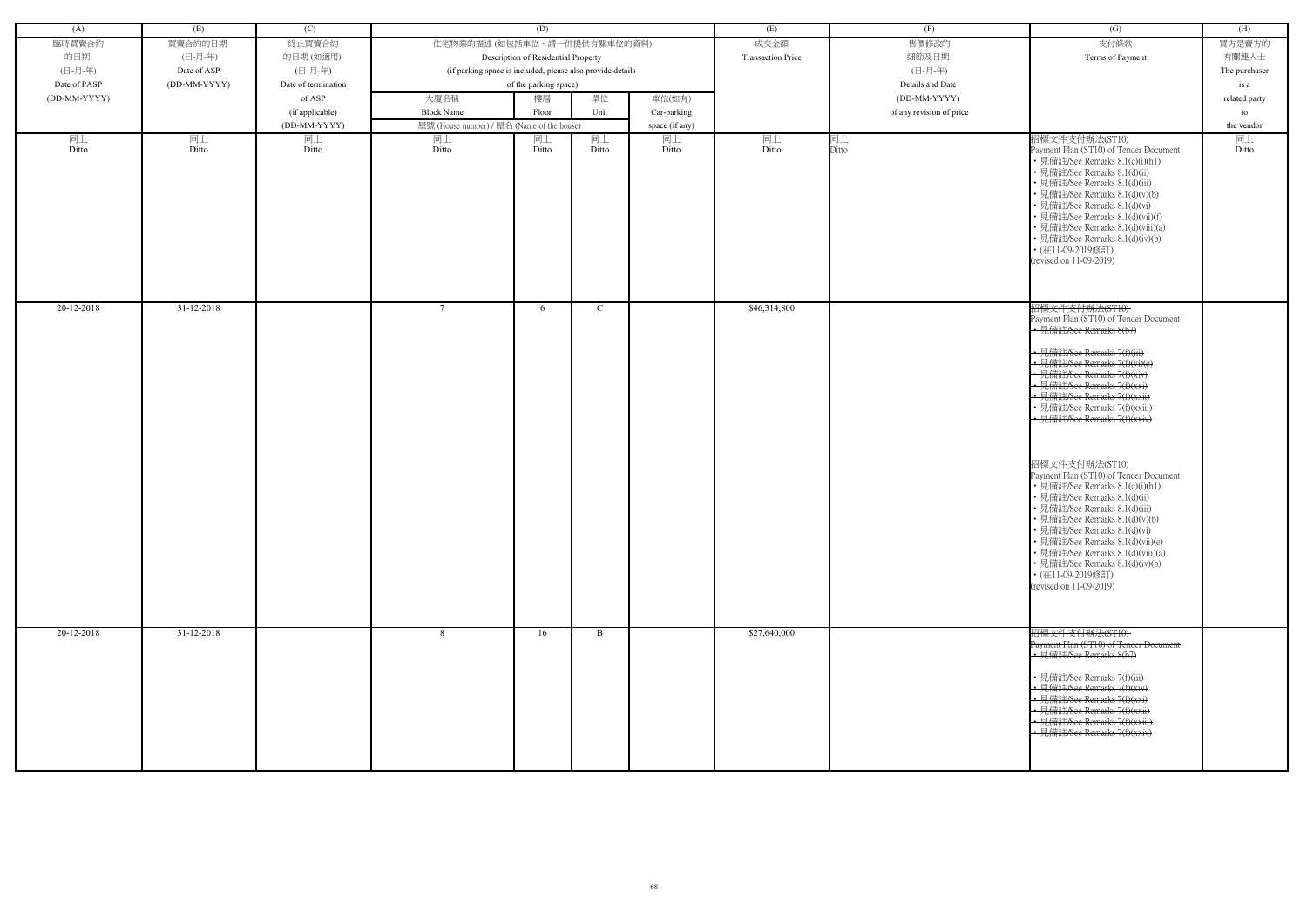| (A) | (B) | (C) | (D) | | | | (E) | (F) | (G) | (H) |
|---|---|---|---|---|---|---|---|---|---|---|
| 臨時買賣合約的日期 (日-月-年) Date of PASP (DD-MM-YYYY) | 買賣合約的日期 (日-月-年) Date of ASP (DD-MM-YYYY) | 終止買賣合約的日期 (如適用) (日-月-年) Date of termination of ASP (if applicable) (DD-MM-YYYY) | 住宅物業的描述 (如包括車位，請一併提供有關車位的資料) Description of Residential Property (if parking space is included, please also provide details of the parking space) | | | | 成交金額 Transaction Price | 售價修改的細節及日期 (日-月-年) Details and Date (DD-MM-YYYY) of any revision of price | 支付條款 Terms of Payment | 買方是賣方的有關連人士 The purchaser is a related party to the vendor |
| | | | 大廈名稱 Block Name 屋號 (House number) / 屋名 (Name of the house) | 樓層 Floor | 單位 Unit | 車位(如有) Car-parking space (if any) | | | | |
| 同上 Ditto | 同上 Ditto | 同上 Ditto | 同上 Ditto | 同上 Ditto | 同上 Ditto | 同上 Ditto | 同上 Ditto | 同上 Ditto | 招標文件支付辦法(ST10) Payment Plan (ST10) of Tender Document • 見備註/See Remarks 8.1(c)(i)(h1) • 見備註/See Remarks 8.1(d)(ii) • 見備註/See Remarks 8.1(d)(iii) • 見備註/See Remarks 8.1(d)(v)(b) • 見備註/See Remarks 8.1(d)(vi) • 見備註/See Remarks 8.1(d)(vii)(f) • 見備註/See Remarks 8.1(d)(viii)(a) • 見備註/See Remarks 8.1(d)(iv)(b) • (在11-09-2019修訂) (revised on 11-09-2019) | 同上 Ditto |
| 20-12-2018 | 31-12-2018 | | 7 | 6 | C | | $46,314,800 | | ~~招標文件支付辦法(ST10) Payment Plan (ST10) of Tender Document • 見備註/See Remarks 8(b7) • 見備註/See Remarks 7(f)(iii) • 見備註/See Remarks 7(f)(vi)(e) • 見備註/See Remarks 7(f)(xiv) • 見備註/See Remarks 7(f)(xxi) • 見備註/See Remarks 7(f)(xxii) • 見備註/See Remarks 7(f)(xxiii) • 見備註/See Remarks 7(f)(xxiv)~~ 招標文件支付辦法(ST10) Payment Plan (ST10) of Tender Document • 見備註/See Remarks 8.1(c)(i)(h1) • 見備註/See Remarks 8.1(d)(ii) • 見備註/See Remarks 8.1(d)(iii) • 見備註/See Remarks 8.1(d)(v)(b) • 見備註/See Remarks 8.1(d)(vi) • 見備註/See Remarks 8.1(d)(vii)(e) • 見備註/See Remarks 8.1(d)(viii)(a) • 見備註/See Remarks 8.1(d)(iv)(b) • (在11-09-2019修訂) (revised on 11-09-2019) | |
| 20-12-2018 | 31-12-2018 | | 8 | 16 | B | | $27,640,000 | | ~~招標文件支付辦法(ST10) Payment Plan (ST10) of Tender Document • 見備註/See Remarks 8(b7) • 見備註/See Remarks 7(f)(iii) • 見備註/See Remarks 7(f)(xiv) • 見備註/See Remarks 7(f)(xxi) • 見備註/See Remarks 7(f)(xxii) • 見備註/See Remarks 7(f)(xxiii) • 見備註/See Remarks 7(f)(xxiv)~~ | |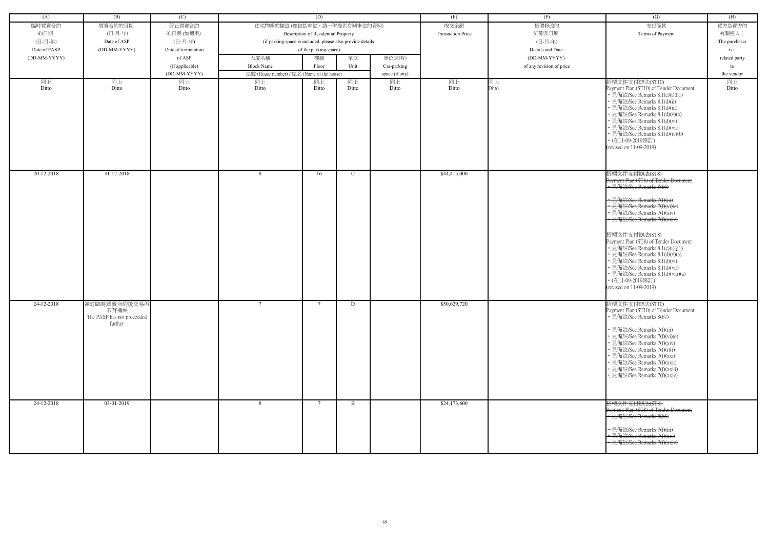| (A) | (B) | (C) | (D) | | | | (E) | (F) | (G) | (H) |
|---|---|---|---|---|---|---|---|---|---|---|
| 臨時買賣合約的日期 (日-月-年) Date of PASP (DD-MM-YYYY) | 買賣合約的日期 (日-月-年) Date of ASP (DD-MM-YYYY) | 終止買賣合約的日期 (如適用) (日-月-年) Date of termination of ASP (if applicable) (DD-MM-YYYY) | 住宅物業的描述 (如包括車位，請一併提供有關車位的資料) Description of Residential Property (if parking space is included, please also provide details of the parking space) | | | | 成交金額 Transaction Price | 售價修改的細節及日期 (日-月-年) Details and Date (DD-MM-YYYY) of any revision of price | 支付條款 Terms of Payment | 買方是賣方的有關連人士 The purchaser is a related party to the vendor |
| | | | 大廈名稱 Block Name 屋號 (House number) / 屋名 (Name of the house) | 樓層 Floor | 單位 Unit | 車位(如有) Car-parking space (if any) | | | | |
| 同上 Ditto | 同上 Ditto | 同上 Ditto | 同上 Ditto | 同上 Ditto | 同上 Ditto | 同上 Ditto | 同上 Ditto | 同上 Ditto | 招標文件支付辦法(ST10) Payment Plan (ST10) of Tender Document • 見備註/See Remarks 8.1(c)(i)(h1) • 見備註/See Remarks 8.1(d)(ii) • 見備註/See Remarks 8.1(d)(iii) • 見備註/See Remarks 8.1(d)(v)(b) • 見備註/See Remarks 8.1(d)(vi) • 見備註/See Remarks 8.1(d)(vii) • 見備註/See Remarks 8.1(d)(iv)(b) • (在11-09-2019修訂) (revised on 11-09-2019) | 同上 Ditto |
| 20-12-2018 | 31-12-2018 | | 8 | 16 | C | | $44,415,000 | | ~~招標文件支付辦法(ST8) Payment Plan (ST8) of Tender Document • 見備註/See Remarks 8(b6) • 見備註/See Remarks 7(f)(iii) • 見備註/See Remarks 7(f)(vi)(e) • 見備註/See Remarks 7(f)(xiv) • 見備註/See Remarks 7(f)(xxiv)~~ 招標文件支付辦法(ST8) Payment Plan (ST8) of Tender Document • 見備註/See Remarks 8.1(c)(i)(g1) • 見備註/See Remarks 8.1(d)(v)(a) • 見備註/See Remarks 8.1(d)(vi) • 見備註/See Remarks 8.1(d)(vii) • 見備註/See Remarks 8.1(d)(viii)(a) • (在11-09-2019修訂) (revised on 11-09-2019) | |
| 24-12-2018 | 簽訂臨時買賣合約後交易再未有進展 The PASP has not proceeded further | | 7 | 7 | D | | $50,629,720 | | 招標文件支付辦法(ST10) Payment Plan (ST10) of Tender Document • 見備註/See Remarks 8(b7) • 見備註/See Remarks 7(f)(iii) • 見備註/See Remarks 7(f)(vi)(e) • 見備註/See Remarks 7(f)(xiv) • 見備註/See Remarks 7(f)(i)(i) • 見備註/See Remarks 7(f)(xxi) • 見備註/See Remarks 7(f)(xxii) • 見備註/See Remarks 7(f)(xxiii) • 見備註/See Remarks 7(f)(xxiv) | |
| 24-12-2018 | 03-01-2019 | | 8 | 7 | B | | $24,173,600 | | ~~招標文件支付辦法(ST8) Payment Plan (ST8) of Tender Document • 見備註/See Remarks 8(b6) • 見備註/See Remarks 7(f)(iii) • 見備註/See Remarks 7(f)(xiv) • 見備註/See Remarks 7(f)(xxiv)~~ | |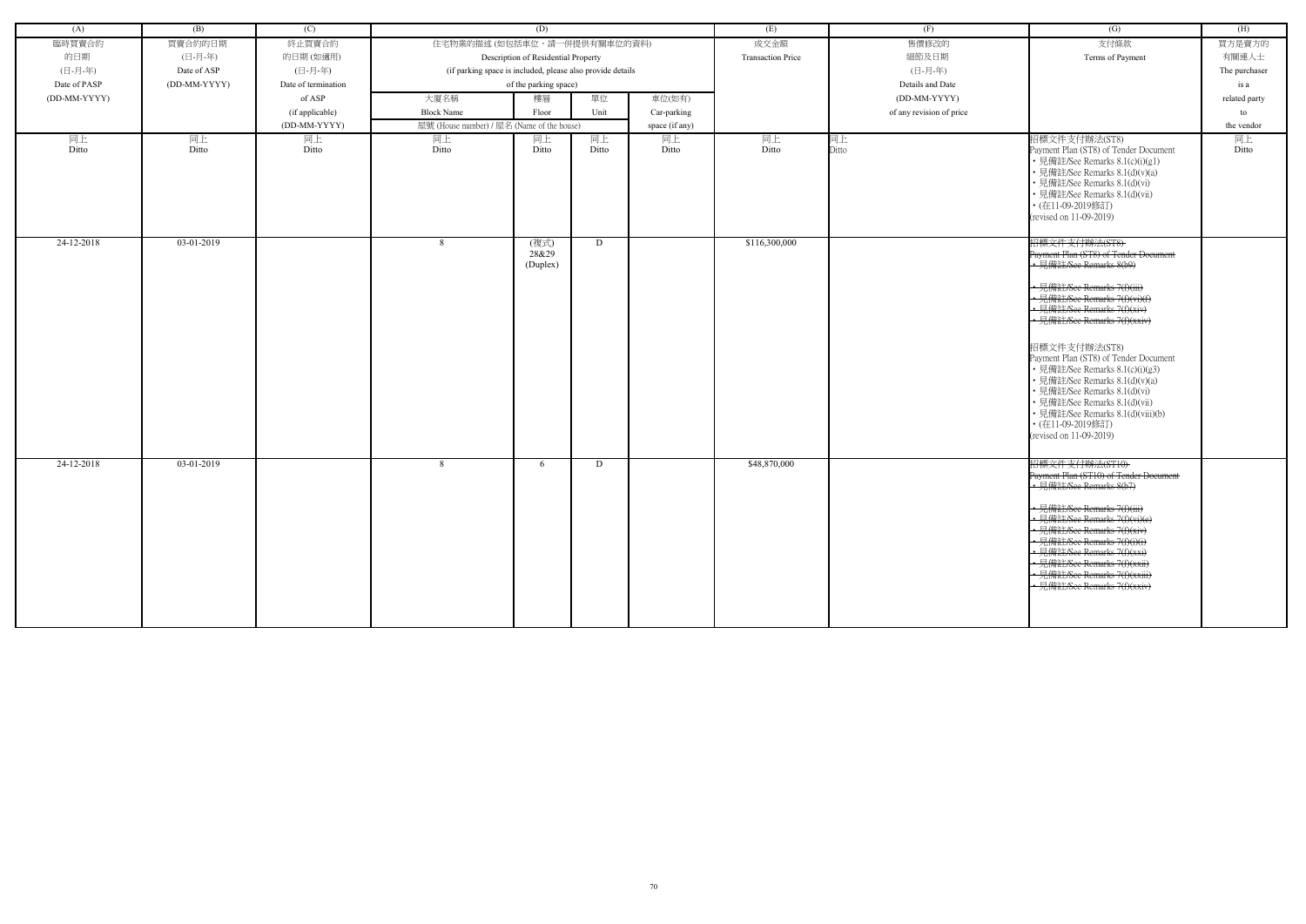| (A) | (B) | (C) | (D) | | | | (E) | (F) | (G) | (H) |
|---|---|---|---|---|---|---|---|---|---|---|
| 臨時買賣合約的日期 (日-月-年) Date of PASP (DD-MM-YYYY) | 買賣合約的日期 (日-月-年) Date of ASP (DD-MM-YYYY) | 終止買賣合約的日期 (如適用) (日-月-年) Date of termination of ASP (if applicable) (DD-MM-YYYY) | 住宅物業的描述 (如包括車位，請一併提供有關車位的資料) Description of Residential Property (if parking space is included, please also provide details of the parking space) | | | | 成交金額 Transaction Price | 售價修改的細節及日期 (日-月-年) Details and Date (DD-MM-YYYY) of any revision of price | 支付條款 Terms of Payment | 買方是賣方的有關連人士 The purchaser is a related party to the vendor |
| | | | 大廈名稱 Block Name | 樓層 Floor | 單位 Unit | 車位(如有) Car-parking space (if any) | | | | |
| | | | 屋號 (House number) / 屋名 (Name of the house) | | | | | | | |
| 同上 Ditto | 同上 Ditto | 同上 Ditto | 同上 Ditto | 同上 Ditto | 同上 Ditto | 同上 Ditto | 同上 Ditto | 同上 Ditto | 招標文件支付辦法(ST8) Payment Plan (ST8) of Tender Document<br>• 見備註/See Remarks 8.1(c)(i)(g1)<br>• 見備註/See Remarks 8.1(d)(v)(a)<br>• 見備註/See Remarks 8.1(d)(vi)<br>• 見備註/See Remarks 8.1(d)(vii)<br>• (在11-09-2019修訂) (revised on 11-09-2019) | 同上 Ditto |
| 24-12-2018 | 03-01-2019 | | 8 | (複式) 28&29 (Duplex) | D | | $116,300,000 | | ~~招標文件支付辦法(ST8) Payment Plan (ST8) of Tender Document • 見備註/See Remarks 8(b9) • 見備註/See Remarks 7(f)(iii) • 見備註/See Remarks 7(f)(vi)(f) • 見備註/See Remarks 7(f)(xiv) • 見備註/See Remarks 7(f)(xxiv)~~<br><br>招標文件支付辦法(ST8) Payment Plan (ST8) of Tender Document<br>• 見備註/See Remarks 8.1(c)(i)(g3)<br>• 見備註/See Remarks 8.1(d)(v)(a)<br>• 見備註/See Remarks 8.1(d)(vi)<br>• 見備註/See Remarks 8.1(d)(vii)<br>• 見備註/See Remarks 8.1(d)(viii)(b)<br>• (在11-09-2019修訂) (revised on 11-09-2019) | |
| 24-12-2018 | 03-01-2019 | | 8 | 6 | D | | $48,870,000 | | ~~招標文件支付辦法(ST10) Payment Plan (ST10) of Tender Document • 見備註/See Remarks 8(b7) • 見備註/See Remarks 7(f)(iii) • 見備註/See Remarks 7(f)(vi)(e) • 見備註/See Remarks 7(f)(xiv) • 見備註/See Remarks 7(f)(i)(i) • 見備註/See Remarks 7(f)(xxi) • 見備註/See Remarks 7(f)(xxii) • 見備註/See Remarks 7(f)(xxiii) • 見備註/See Remarks 7(f)(xxiv)~~ | |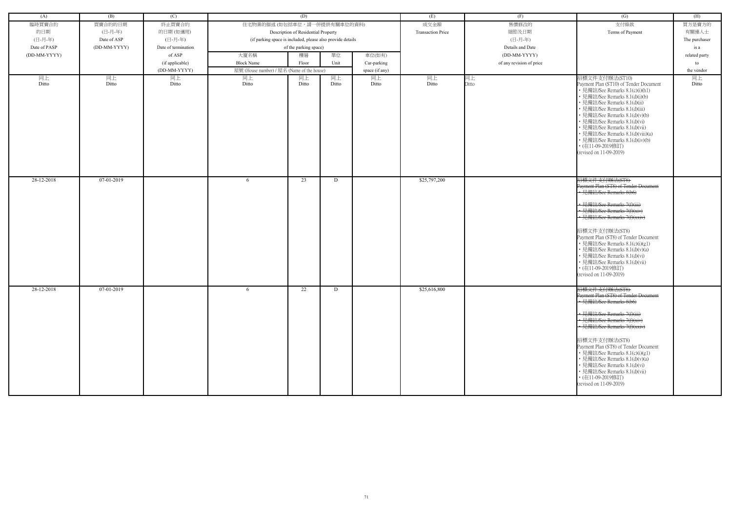| (A) | (B) | (C) | (D) | | | | (E) | (F) | (G) | (H) |
|---|---|---|---|---|---|---|---|---|---|---|
| 臨時買賣合約的日期 (日-月-年) Date of PASP (DD-MM-YYYY) | 買賣合約的日期 (日-月-年) Date of ASP (DD-MM-YYYY) | 終止買賣合約的日期 (如適用) (日-月-年) Date of termination of ASP (if applicable) (DD-MM-YYYY) | 住宅物業的描述 (如包括車位，請一併提供有關車位的資料) Description of Residential Property (if parking space is included, please also provide details of the parking space) | | | | 成交金額 Transaction Price | 售價修改的細節及日期 (日-月-年) Details and Date (DD-MM-YYYY) of any revision of price | 支付條款 Terms of Payment | 買方是賣方的有關連人士 The purchaser is a related party to the vendor |
| | | | 大廈名稱 Block Name | 樓層 Floor | 單位 Unit | 車位(如有) Car-parking space (if any) | | | | |
| | | | 屋號 (House number) / 屋名 (Name of the house) | | | | | | | |
| 同上 Ditto | 同上 Ditto | 同上 Ditto | 同上 Ditto | 同上 Ditto | 同上 Ditto | 同上 Ditto | 同上 Ditto | 同上 Ditto | 招標文件支付辦法(ST10) Payment Plan (ST10) of Tender Document • 見備註/See Remarks 8.1(c)(i)(h1) • 見備註/See Remarks 8.1(d)(i)(b) • 見備註/See Remarks 8.1(d)(ii) • 見備註/See Remarks 8.1(d)(iii) • 見備註/See Remarks 8.1(d)(v)(b) • 見備註/See Remarks 8.1(d)(vi) • 見備註/See Remarks 8.1(d)(vii) • 見備註/See Remarks 8.1(d)(viii)(a) • 見備註/See Remarks 8.1(d)(iv)(b) • (在11-09-2019修訂) (revised on 11-09-2019) | 同上 Ditto |
| 28-12-2018 | 07-01-2019 | | 6 | 23 | D | | $25,797,200 | | ~~招標文件支付辦法(ST8) Payment Plan (ST8) of Tender Document • 見備註/See Remarks 8(b6) • 見備註/See Remarks 7(f)(iii) • 見備註/See Remarks 7(f)(xiv) • 見備註/See Remarks 7(f)(xxiv)~~ 招標文件支付辦法(ST8) Payment Plan (ST8) of Tender Document • 見備註/See Remarks 8.1(c)(i)(g1) • 見備註/See Remarks 8.1(d)(v)(a) • 見備註/See Remarks 8.1(d)(vi) • 見備註/See Remarks 8.1(d)(vii) • (在11-09-2019修訂) (revised on 11-09-2019) | |
| 28-12-2018 | 07-01-2019 | | 6 | 22 | D | | $25,616,800 | | ~~招標文件支付辦法(ST8) Payment Plan (ST8) of Tender Document • 見備註/See Remarks 8(b6) • 見備註/See Remarks 7(f)(iii) • 見備註/See Remarks 7(f)(xiv) • 見備註/See Remarks 7(f)(xxiv)~~ 招標文件支付辦法(ST8) Payment Plan (ST8) of Tender Document • 見備註/See Remarks 8.1(c)(i)(g1) • 見備註/See Remarks 8.1(d)(v)(a) • 見備註/See Remarks 8.1(d)(vi) • 見備註/See Remarks 8.1(d)(vii) • (在11-09-2019修訂) (revised on 11-09-2019) | |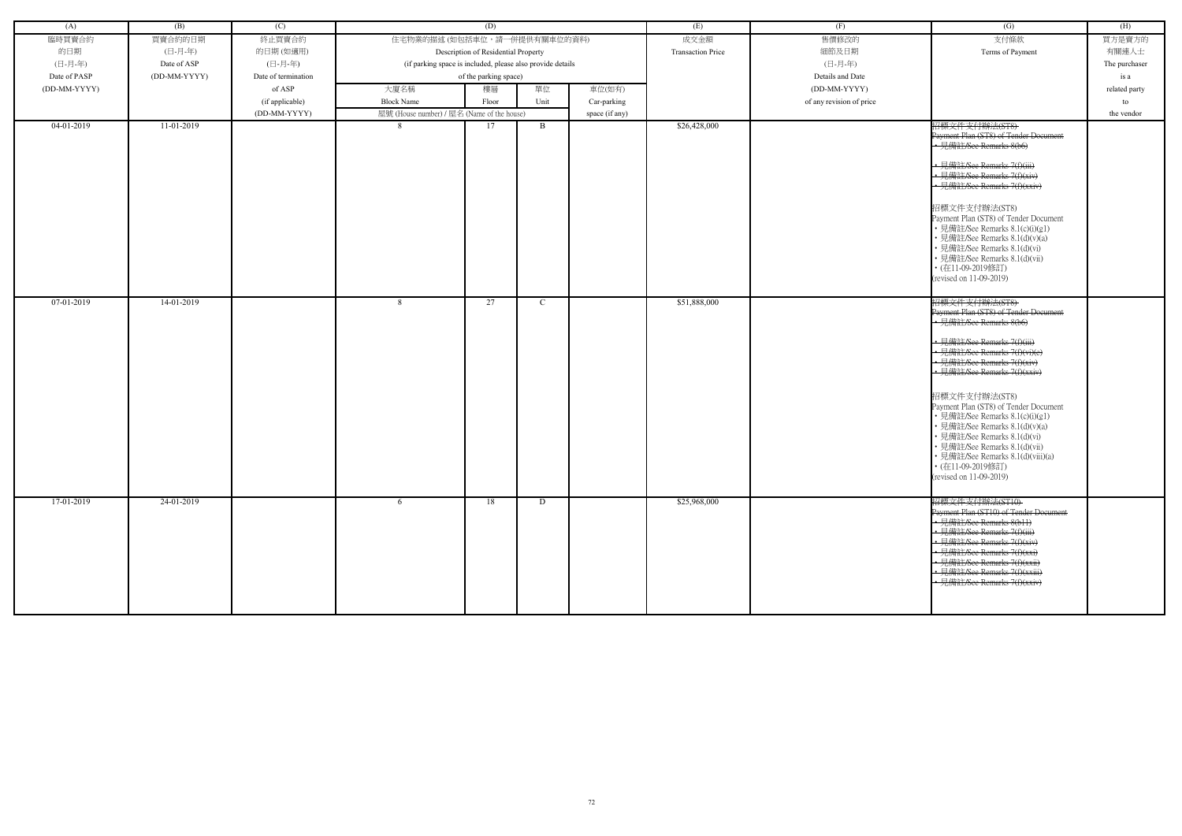| (A) | (B) | (C) | (D) | | | | (E) | (F) | (G) | (H) |
|---|---|---|---|---|---|---|---|---|---|---|
| 臨時買賣合約的日期 (日-月-年) Date of PASP (DD-MM-YYYY) | 買賣合約的日期 (日-月-年) Date of ASP (DD-MM-YYYY) | 終止買賣合約的日期 (如適用) (日-月-年) Date of termination of ASP (if applicable) (DD-MM-YYYY) | 住宅物業的描述 (如包括車位，請一併提供有關車位的資料) Description of Residential Property (if parking space is included, please also provide details of the parking space) | | | | 成交金額 Transaction Price | 售價修改的細節及日期 (日-月-年) Details and Date (DD-MM-YYYY) of any revision of price | 支付條款 Terms of Payment | 買方是賣方的有關連人士 The purchaser is a related party to the vendor |
| | | | 大廈名稱 Block Name | 樓層 Floor | 單位 Unit | 車位(如有) Car-parking space (if any) | | | | |
| | | | 屋號 (House number) / 屋名 (Name of the house) | | | | | | | |
| 04-01-2019 | 11-01-2019 | | 8 | 17 | B | | $26,428,000 | | ~~招標文件支付辦法(ST8)~~<br>~~Payment Plan (ST8) of Tender Document~~<br>~~• 見備註/See Remarks 8(b6)~~<br><br>~~• 見備註/See Remarks 7(f)(iii)~~<br>~~• 見備註/See Remarks 7(f)(xiv)~~<br>~~• 見備註/See Remarks 7(f)(xxiv)~~<br><br>招標文件支付辦法(ST8)<br>Payment Plan (ST8) of Tender Document<br>• 見備註/See Remarks 8.1(c)(i)(g1)<br>• 見備註/See Remarks 8.1(d)(v)(a)<br>• 見備註/See Remarks 8.1(d)(vi)<br>• 見備註/See Remarks 8.1(d)(vii)<br>• (在11-09-2019修訂)<br>(revised on 11-09-2019) | |
| 07-01-2019 | 14-01-2019 | | 8 | 27 | C | | $51,888,000 | | ~~招標文件支付辦法(ST8)~~<br>~~Payment Plan (ST8) of Tender Document~~<br>~~• 見備註/See Remarks 8(b6)~~<br><br>~~• 見備註/See Remarks 7(f)(iii)~~<br>~~• 見備註/See Remarks 7(f)(vi)(c)~~<br>~~• 見備註/See Remarks 7(f)(xiv)~~<br>~~• 見備註/See Remarks 7(f)(xxiv)~~<br><br>招標文件支付辦法(ST8)<br>Payment Plan (ST8) of Tender Document<br>• 見備註/See Remarks 8.1(c)(i)(g1)<br>• 見備註/See Remarks 8.1(d)(v)(a)<br>• 見備註/See Remarks 8.1(d)(vi)<br>• 見備註/See Remarks 8.1(d)(vii)<br>• 見備註/See Remarks 8.1(d)(viii)(a)<br>• (在11-09-2019修訂)<br>(revised on 11-09-2019) | |
| 17-01-2019 | 24-01-2019 | | 6 | 18 | D | | $25,968,000 | | ~~招標文件支付辦法(ST10)~~<br>~~Payment Plan (ST10) of Tender Document~~<br>~~• 見備註/See Remarks 8(b11)~~<br>~~• 見備註/See Remarks 7(f)(iii)~~<br>~~• 見備註/See Remarks 7(f)(xiv)~~<br>~~• 見備註/See Remarks 7(f)(xxi)~~<br>~~• 見備註/See Remarks 7(f)(xxii)~~<br>~~• 見備註/See Remarks 7(f)(xxiii)~~<br>~~• 見備註/See Remarks 7(f)(xxiv)~~ | |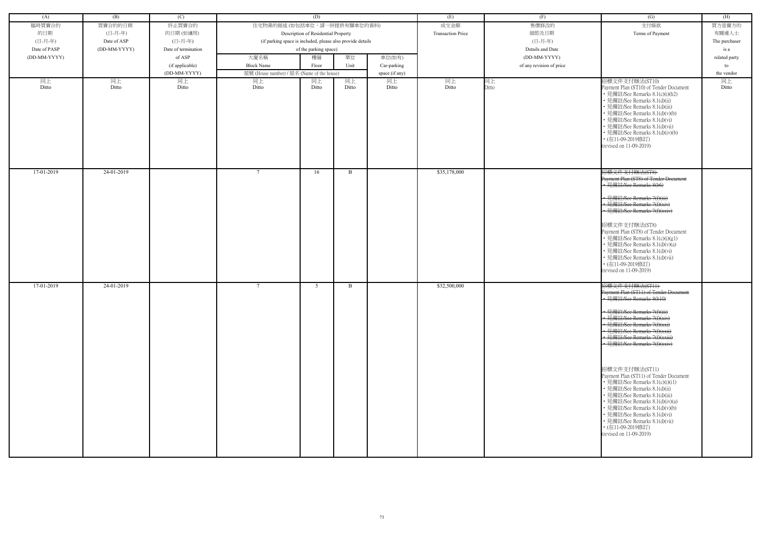| (A) | (B) | (C) | (D) | | | | (E) | (F) | (G) | (H) |
|---|---|---|---|---|---|---|---|---|---|---|
| 臨時買賣合約的日期 (日-月-年) Date of PASP (DD-MM-YYYY) | 買賣合約的日期 (日-月-年) Date of ASP (DD-MM-YYYY) | 終止買賣合約的日期 (如適用) (日-月-年) Date of termination of ASP (if applicable) (DD-MM-YYYY) | 住宅物業的描述 (如包括車位，請一併提供有關車位的資料) Description of Residential Property (if parking space is included, please also provide details of the parking space) | | | | 成交金額 Transaction Price | 售價修改的細節及日期 (日-月-年) Details and Date (DD-MM-YYYY) of any revision of price | 支付條款 Terms of Payment | 買方是賣方的有關連人士 The purchaser is a related party to the vendor |
| | | | 大廈名稱 Block Name | 樓層 Floor | 單位 Unit | 車位(如有) Car-parking space (if any) | | | | |
| | | | 屋號 (House number) / 屋名 (Name of the house) | | | | | | | |
| 同上 Ditto | 同上 Ditto | 同上 Ditto | 同上 Ditto | 同上 Ditto | 同上 Ditto | 同上 Ditto | 同上 Ditto | 同上 Ditto | 招標文件支付辦法(ST10) Payment Plan (ST10) of Tender Document • 見備註/See Remarks 8.1(c)(i)(h2) • 見備註/See Remarks 8.1(d)(ii) • 見備註/See Remarks 8.1(d)(iii) • 見備註/See Remarks 8.1(d)(v)(b) • 見備註/See Remarks 8.1(d)(vi) • 見備註/See Remarks 8.1(d)(vii) • 見備註/See Remarks 8.1(d)(iv)(b) • (在11-09-2019修訂) (revised on 11-09-2019) | 同上 Ditto |
| 17-01-2019 | 24-01-2019 | | 7 | 16 | B | | $35,178,000 | | ~~招標文件支付辦法(ST8) Payment Plan (ST8) of Tender Document • 見備註/See Remarks 8(b6) • 見備註/See Remarks 7(f)(iii) • 見備註/See Remarks 7(f)(xiv) • 見備註/See Remarks 7(f)(xxiv)~~ 招標文件支付辦法(ST8) Payment Plan (ST8) of Tender Document • 見備註/See Remarks 8.1(c)(i)(g1) • 見備註/See Remarks 8.1(d)(v)(a) • 見備註/See Remarks 8.1(d)(vi) • 見備註/See Remarks 8.1(d)(vii) • (在11-09-2019修訂) (revised on 11-09-2019) | |
| 17-01-2019 | 24-01-2019 | | 7 | 5 | B | | $32,500,000 | | ~~招標文件支付辦法(ST11) Payment Plan (ST11) of Tender Document • 見備註/See Remarks 8(b10) • 見備註/See Remarks 7(f)(iii) • 見備註/See Remarks 7(f)(xiv) • 見備註/See Remarks 7(f)(xxi) • 見備註/See Remarks 7(f)(xxii) • 見備註/See Remarks 7(f)(xxiii) • 見備註/See Remarks 7(f)(xxiv)~~ 招標文件支付辦法(ST11) Payment Plan (ST11) of Tender Document • 見備註/See Remarks 8.1(c)(i)(i1) • 見備註/See Remarks 8.1(d)(ii) • 見備註/See Remarks 8.1(d)(iii) • 見備註/See Remarks 8.1(d)(iv)(a) • 見備註/See Remarks 8.1(d)(v)(b) • 見備註/See Remarks 8.1(d)(vi) • 見備註/See Remarks 8.1(d)(vii) • (在11-09-2019修訂) (revised on 11-09-2019) | |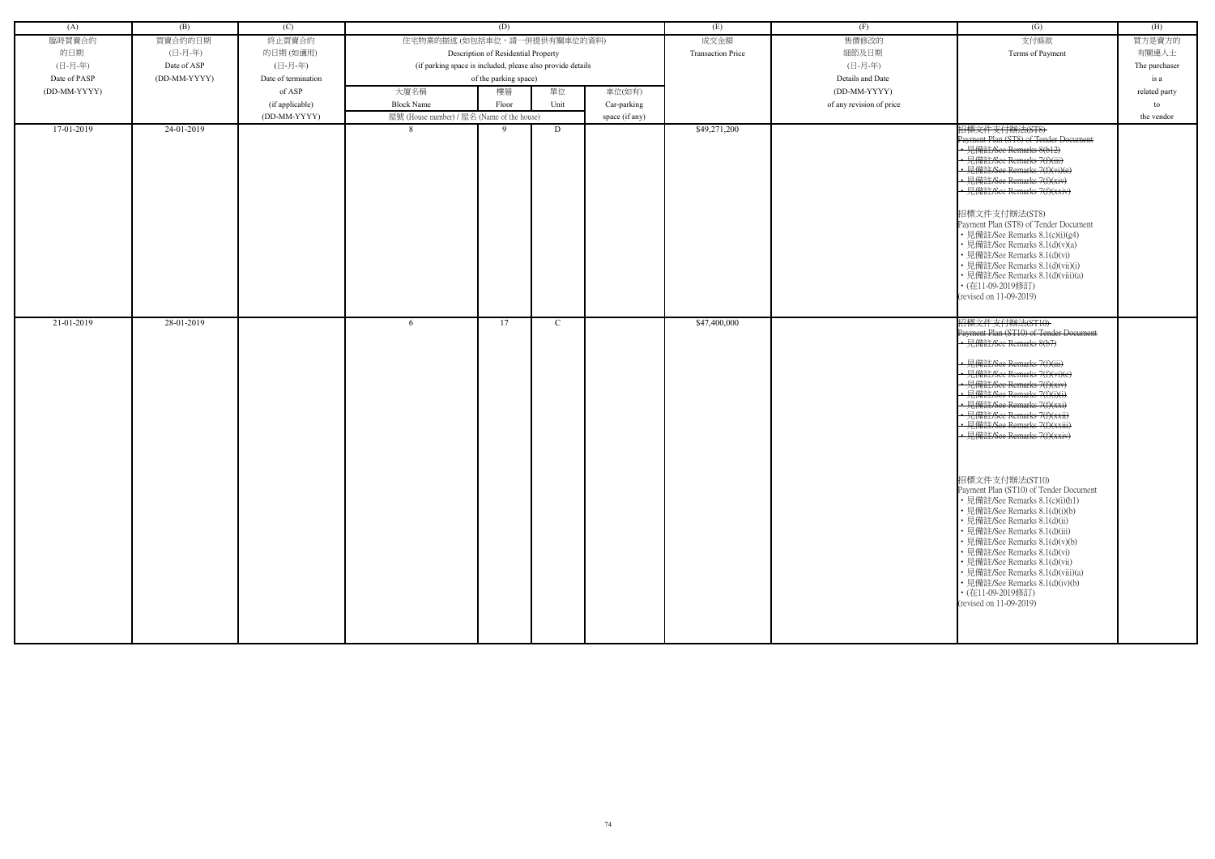| (A) | (B) | (C) | (D) | | | | (E) | (F) | (G) | (H) |
|---|---|---|---|---|---|---|---|---|---|---|
| 臨時買賣合約的日期 (日-月-年) Date of PASP (DD-MM-YYYY) | 買賣合約的日期 (日-月-年) Date of ASP (DD-MM-YYYY) | 終止買賣合約的日期 (如適用) (日-月-年) Date of termination of ASP (if applicable) (DD-MM-YYYY) | 住宅物業的描述 (如包括車位，請一併提供有關車位的資料) Description of Residential Property (if parking space is included, please also provide details of the parking space) | | | | 成交金額 Transaction Price | 售價修改的細節及日期 (日-月-年) Details and Date (DD-MM-YYYY) of any revision of price | 支付條款 Terms of Payment | 買方是賣方的有關連人士 The purchaser is a related party to the vendor |
| | | | 大廈名稱 Block Name | 樓層 Floor | 單位 Unit | 車位(如有) Car-parking space (if any) | | | | |
| | | | 屋號 (House number) / 屋名 (Name of the house) | | | | | | | |
| 17-01-2019 | 24-01-2019 | | 8 | 9 | D | | $49,271,200 | | ~~招標文件支付辦法(ST8) Payment Plan (ST8) of Tender Document • 見備註/See Remarks 8(b12) • 見備註/See Remarks 7(f)(iii) • 見備註/See Remarks 7(f)(vi)(e) • 見備註/See Remarks 7(f)(xiv) • 見備註/See Remarks 7(f)(xxiv)~~ 招標文件支付辦法(ST8) Payment Plan (ST8) of Tender Document • 見備註/See Remarks 8.1(c)(i)(g4) • 見備註/See Remarks 8.1(d)(v)(a) • 見備註/See Remarks 8.1(d)(vi) • 見備註/See Remarks 8.1(d)(vii)(i) • 見備註/See Remarks 8.1(d)(viii)(a) • (在11-09-2019修訂) (revised on 11-09-2019) | |
| 21-01-2019 | 28-01-2019 | | 6 | 17 | C | | $47,400,000 | | ~~招標文件支付辦法(ST10) Payment Plan (ST10) of Tender Document • 見備註/See Remarks 8(b7) • 見備註/See Remarks 7(f)(iii) • 見備註/See Remarks 7(f)(vi)(e) • 見備註/See Remarks 7(f)(xiv) • 見備註/See Remarks 7(f)(i)(i) • 見備註/See Remarks 7(f)(xxi) • 見備註/See Remarks 7(f)(xxii) • 見備註/See Remarks 7(f)(xxiii) • 見備註/See Remarks 7(f)(xxiv)~~ 招標文件支付辦法(ST10) Payment Plan (ST10) of Tender Document • 見備註/See Remarks 8.1(c)(i)(h1) • 見備註/See Remarks 8.1(d)(i)(b) • 見備註/See Remarks 8.1(d)(ii) • 見備註/See Remarks 8.1(d)(iii) • 見備註/See Remarks 8.1(d)(v)(b) • 見備註/See Remarks 8.1(d)(vi) • 見備註/See Remarks 8.1(d)(vii) • 見備註/See Remarks 8.1(d)(viii)(a) • 見備註/See Remarks 8.1(d)(iv)(b) • (在11-09-2019修訂) (revised on 11-09-2019) | |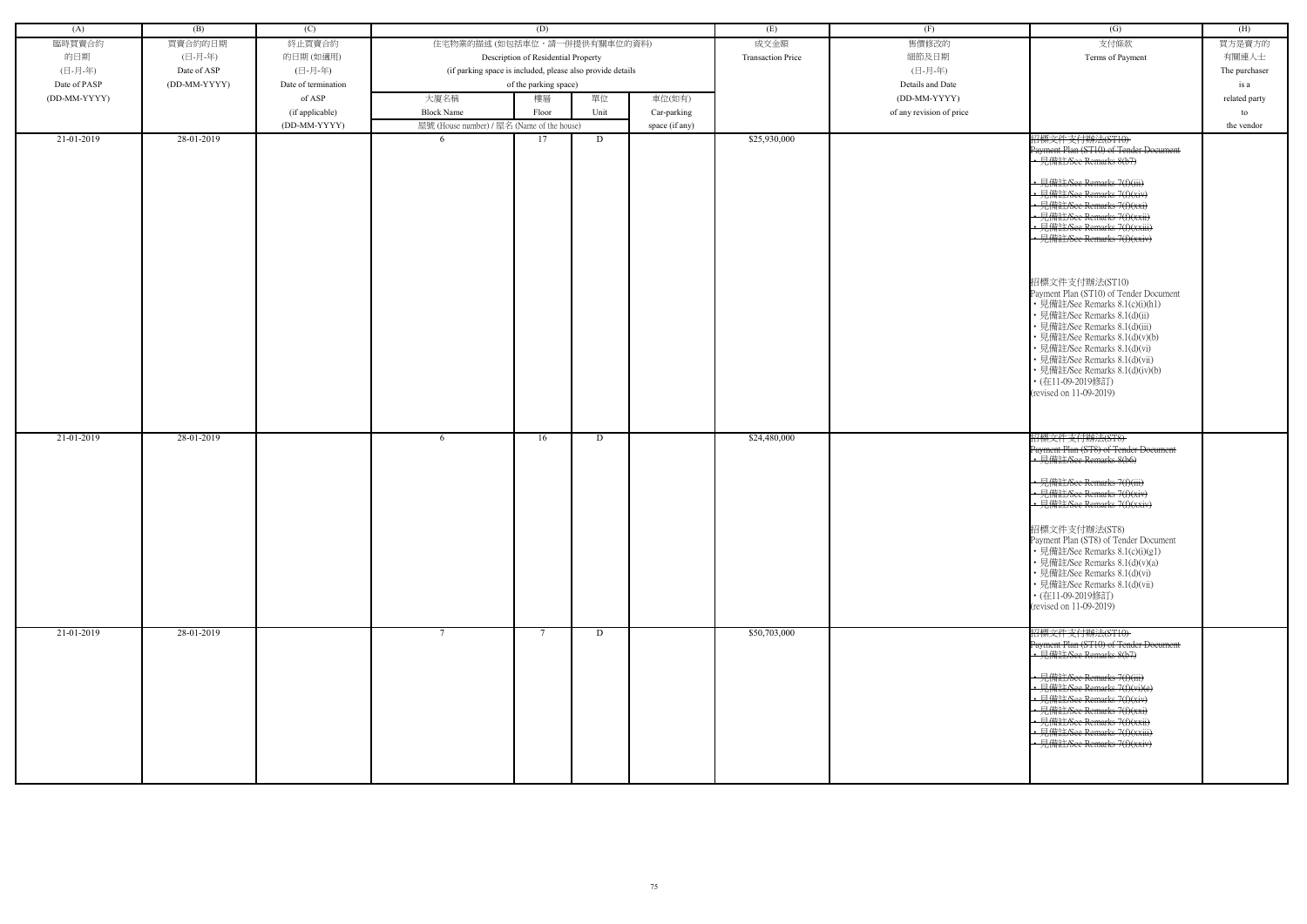| (A) | (B) | (C) | (D) | | | | (E) | (F) | (G) | (H) |
|---|---|---|---|---|---|---|---|---|---|---|
| 臨時買賣合約的日期 (日-月-年) Date of PASP (DD-MM-YYYY) | 買賣合約的日期 (日-月-年) Date of ASP (DD-MM-YYYY) | 終止買賣合約的日期 (如適用) (日-月-年) Date of termination of ASP (if applicable) (DD-MM-YYYY) | 住宅物業的描述 (如包括車位，請一併提供有關車位的資料) Description of Residential Property (if parking space is included, please also provide details of the parking space) | | | | 成交金額 Transaction Price | 售價修改的細節及日期 (日-月-年) Details and Date (DD-MM-YYYY) of any revision of price | 支付條款 Terms of Payment | 買方是賣方的有關連人士 The purchaser is a related party to the vendor |
| | | | 大廈名稱 Block Name | 樓層 Floor | 單位 Unit | 車位(如有) Car-parking space (if any) | | | | |
| | | | 屋號 (House number) / 屋名 (Name of the house) | | | | | | | |
| 21-01-2019 | 28-01-2019 | | 6 | 17 | D | | $25,930,000 | | ~~招標文件支付辦法(ST10) Payment Plan (ST10) of Tender Document • 見備註/See Remarks 8(b7) • 見備註/See Remarks 7(f)(iii) • 見備註/See Remarks 7(f)(xiv) • 見備註/See Remarks 7(f)(xxi) • 見備註/See Remarks 7(f)(xxii) • 見備註/See Remarks 7(f)(xxiii) • 見備註/See Remarks 7(f)(xxiv)~~ 招標文件支付辦法(ST10) Payment Plan (ST10) of Tender Document • 見備註/See Remarks 8.1(c)(i)(h1) • 見備註/See Remarks 8.1(d)(ii) • 見備註/See Remarks 8.1(d)(iii) • 見備註/See Remarks 8.1(d)(v)(b) • 見備註/See Remarks 8.1(d)(vi) • 見備註/See Remarks 8.1(d)(vii) • 見備註/See Remarks 8.1(d)(iv)(b) • (在11-09-2019修訂) (revised on 11-09-2019) | |
| 21-01-2019 | 28-01-2019 | | 6 | 16 | D | | $24,480,000 | | ~~招標文件支付辦法(ST8) Payment Plan (ST8) of Tender Document • 見備註/See Remarks 8(b6) • 見備註/See Remarks 7(f)(iii) • 見備註/See Remarks 7(f)(xiv) • 見備註/See Remarks 7(f)(xxiv)~~ 招標文件支付辦法(ST8) Payment Plan (ST8) of Tender Document • 見備註/See Remarks 8.1(c)(i)(g1) • 見備註/See Remarks 8.1(d)(v)(a) • 見備註/See Remarks 8.1(d)(vi) • 見備註/See Remarks 8.1(d)(vii) • (在11-09-2019修訂) (revised on 11-09-2019) | |
| 21-01-2019 | 28-01-2019 | | 7 | 7 | D | | $50,703,000 | | ~~招標文件支付辦法(ST10) Payment Plan (ST10) of Tender Document • 見備註/See Remarks 8(b7) • 見備註/See Remarks 7(f)(iii) • 見備註/See Remarks 7(f)(vi)(e) • 見備註/See Remarks 7(f)(xiv) • 見備註/See Remarks 7(f)(xxi) • 見備註/See Remarks 7(f)(xxii) • 見備註/See Remarks 7(f)(xxiii) • 見備註/See Remarks 7(f)(xxiv)~~ | |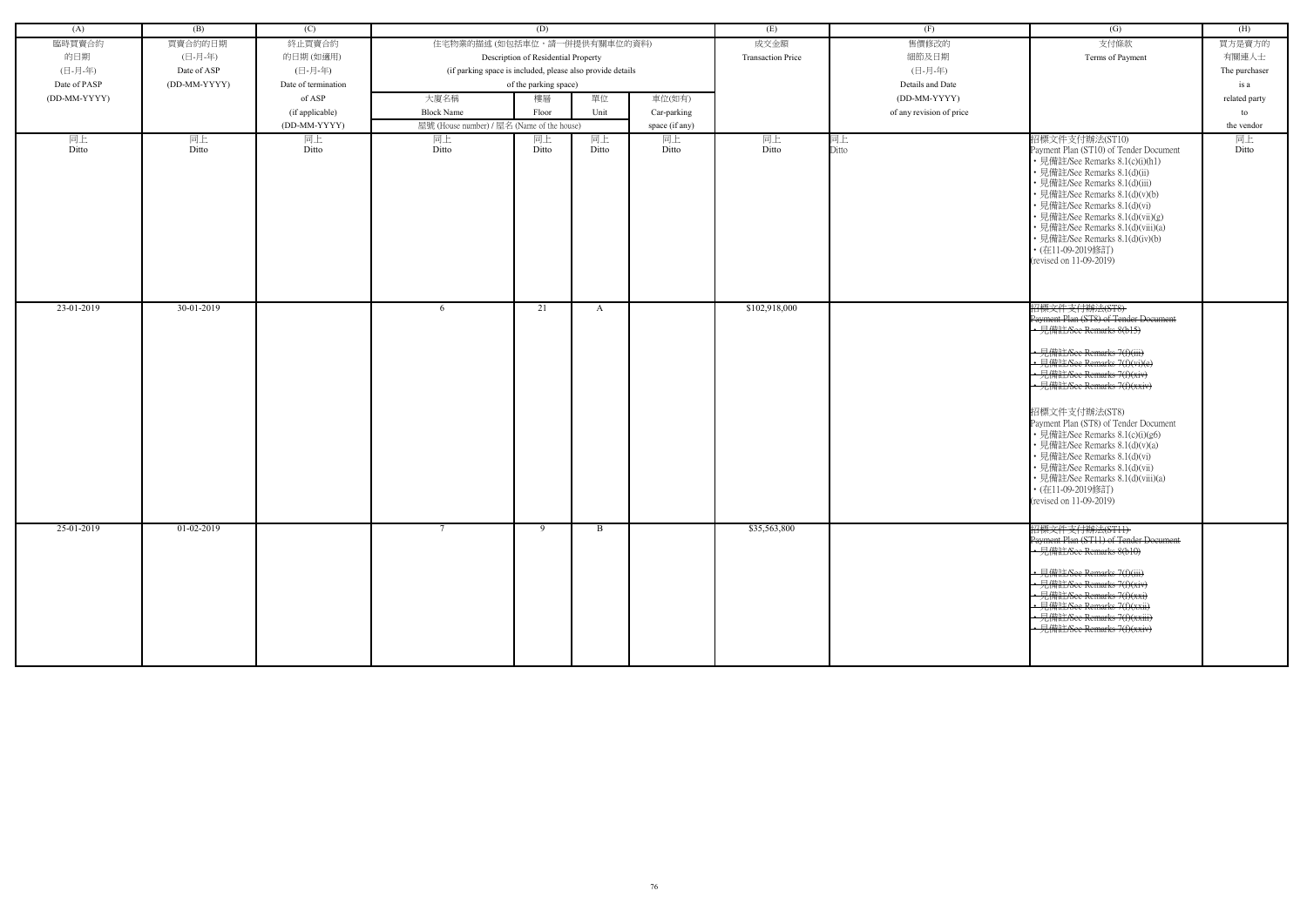| (A) | (B) | (C) | (D) | | | | (E) | (F) | (G) | (H) |
|---|---|---|---|---|---|---|---|---|---|---|
| 臨時買賣合約的日期 (日-月-年) Date of PASP (DD-MM-YYYY) | 買賣合約的日期 (日-月-年) Date of ASP (DD-MM-YYYY) | 終止買賣合約的日期 (如適用) (日-月-年) Date of termination of ASP (if applicable) (DD-MM-YYYY) | 住宅物業的描述 (如包括車位，請一併提供有關車位的資料) Description of Residential Property (if parking space is included, please also provide details of the parking space) | | | | 成交金額 Transaction Price | 售價修改的細節及日期 (日-月-年) Details and Date (DD-MM-YYYY) of any revision of price | 支付條款 Terms of Payment | 買方是賣方的有關連人士 The purchaser is a related party to the vendor |
| | | | 大廈名稱 Block Name | 樓層 Floor | 單位 Unit | 車位(如有) Car-parking space (if any) | | | | |
| | | | 屋號 (House number) / 屋名 (Name of the house) | | | | | | | |
| 同上 Ditto | 同上 Ditto | 同上 Ditto | 同上 Ditto | 同上 Ditto | 同上 Ditto | 同上 Ditto | 同上 Ditto | 同上 Ditto | 招標文件支付辦法(ST10) Payment Plan (ST10) of Tender Document<br>• 見備註/See Remarks 8.1(c)(i)(h1)<br>• 見備註/See Remarks 8.1(d)(ii)<br>• 見備註/See Remarks 8.1(d)(iii)<br>• 見備註/See Remarks 8.1(d)(v)(b)<br>• 見備註/See Remarks 8.1(d)(vi)<br>• 見備註/See Remarks 8.1(d)(vii)(g)<br>• 見備註/See Remarks 8.1(d)(viii)(a)<br>• 見備註/See Remarks 8.1(d)(iv)(b)<br>• (在11-09-2019修訂) (revised on 11-09-2019) | 同上 Ditto |
| 23-01-2019 | 30-01-2019 | | 6 | 21 | A | | $102,918,000 | | ~~招標文件支付辦法(ST8) Payment Plan (ST8) of Tender Document~~<br>~~• 見備註/See Remarks 8(b15)~~<br>~~• 見備註/See Remarks 7(f)(iii)~~<br>~~• 見備註/See Remarks 7(f)(vi)(e)~~<br>~~• 見備註/See Remarks 7(f)(xiv)~~<br>~~• 見備註/See Remarks 7(f)(xxiv)~~<br>招標文件支付辦法(ST8) Payment Plan (ST8) of Tender Document<br>• 見備註/See Remarks 8.1(c)(i)(g6)<br>• 見備註/See Remarks 8.1(d)(v)(a)<br>• 見備註/See Remarks 8.1(d)(vi)<br>• 見備註/See Remarks 8.1(d)(vii)<br>• 見備註/See Remarks 8.1(d)(viii)(a)<br>• (在11-09-2019修訂) (revised on 11-09-2019) | |
| 25-01-2019 | 01-02-2019 | | 7 | 9 | B | | $35,563,800 | | ~~招標文件支付辦法(ST11) Payment Plan (ST11) of Tender Document~~<br>~~• 見備註/See Remarks 8(b10)~~<br>~~• 見備註/See Remarks 7(f)(iii)~~<br>~~• 見備註/See Remarks 7(f)(xiv)~~<br>~~• 見備註/See Remarks 7(f)(xxi)~~<br>~~• 見備註/See Remarks 7(f)(xxii)~~<br>~~• 見備註/See Remarks 7(f)(xxiii)~~<br>~~• 見備註/See Remarks 7(f)(xxiv)~~ | |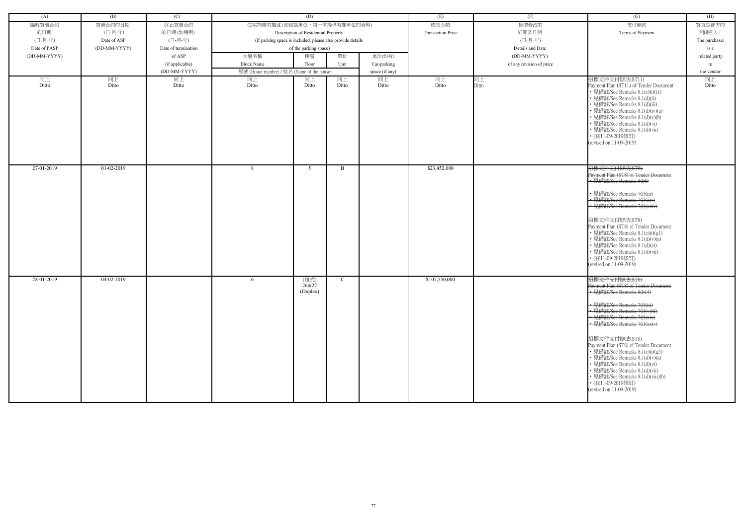| (A) | (B) | (C) | (D) | | | | (E) | (F) | (G) | (H) |
|---|---|---|---|---|---|---|---|---|---|---|
| 臨時買賣合約的日期 (日-月-年) Date of PASP (DD-MM-YYYY) | 買賣合約的日期 (日-月-年) Date of ASP (DD-MM-YYYY) | 終止買賣合約的日期 (如適用) (日-月-年) Date of termination of ASP (if applicable) (DD-MM-YYYY) | 住宅物業的描述 (如包括車位，請一併提供有關車位的資料) Description of Residential Property (if parking space is included, please also provide details of the parking space) | | | | 成交金額 Transaction Price | 售價修改的細節及日期 (日-月-年) Details and Date (DD-MM-YYYY) of any revision of price | 支付條款 Terms of Payment | 買方是賣方的有關連人士 The purchaser is a related party to the vendor |
| | | | 大廈名稱 Block Name | 樓層 Floor | 單位 Unit | 車位(如有) Car-parking space (if any) | | | | |
| | | | 屋號 (House number) / 屋名 (Name of the house) | | | | | | | |
| 同上 Ditto | 同上 Ditto | 同上 Ditto | 同上 Ditto | 同上 Ditto | 同上 Ditto | 同上 Ditto | 同上 Ditto | 同上 Ditto | 招標文件支付辦法(ST11) Payment Plan (ST11) of Tender Document • 見備註/See Remarks 8.1(c)(i)(i1) • 見備註/See Remarks 8.1(d)(ii) • 見備註/See Remarks 8.1(d)(iii) • 見備註/See Remarks 8.1(d)(iv)(a) • 見備註/See Remarks 8.1(d)(v)(b) • 見備註/See Remarks 8.1(d)(vi) • 見備註/See Remarks 8.1(d)(vii) • (在11-09-2019修訂) (revised on 11-09-2019) | 同上 Ditto |
| 27-01-2019 | 01-02-2019 | | 8 | 5 | B | | $23,452,000 | | ~~招標文件支付辦法(ST8) Payment Plan (ST8) of Tender Document • 見備註/See Remarks 8(b6) • 見備註/See Remarks 7(f)(iii) • 見備註/See Remarks 7(f)(xiv) • 見備註/See Remarks 7(f)(xxiv)~~ 招標文件支付辦法(ST8) Payment Plan (ST8) of Tender Document • 見備註/See Remarks 8.1(c)(i)(g1) • 見備註/See Remarks 8.1(d)(v)(a) • 見備註/See Remarks 8.1(d)(vi) • 見備註/See Remarks 8.1(d)(vii) • (在11-09-2019修訂) (revised on 11-09-2019) | |
| 28-01-2019 | 04-02-2019 | | 6 | (複式) 26&27 (Duplex) | C | | $107,550,000 | | ~~招標文件支付辦法(ST8) Payment Plan (ST8) of Tender Document • 見備註/See Remarks 8(b14) • 見備註/See Remarks 7(f)(iii) • 見備註/See Remarks 7(f)(vi)(f) • 見備註/See Remarks 7(f)(xiv) • 見備註/See Remarks 7(f)(xxiv)~~ 招標文件支付辦法(ST8) Payment Plan (ST8) of Tender Document • 見備註/See Remarks 8.1(c)(i)(g5) • 見備註/See Remarks 8.1(d)(v)(a) • 見備註/See Remarks 8.1(d)(vi) • 見備註/See Remarks 8.1(d)(vii) • 見備註/See Remarks 8.1(d)(viii)(b) • (在11-09-2019修訂) (revised on 11-09-2019) | |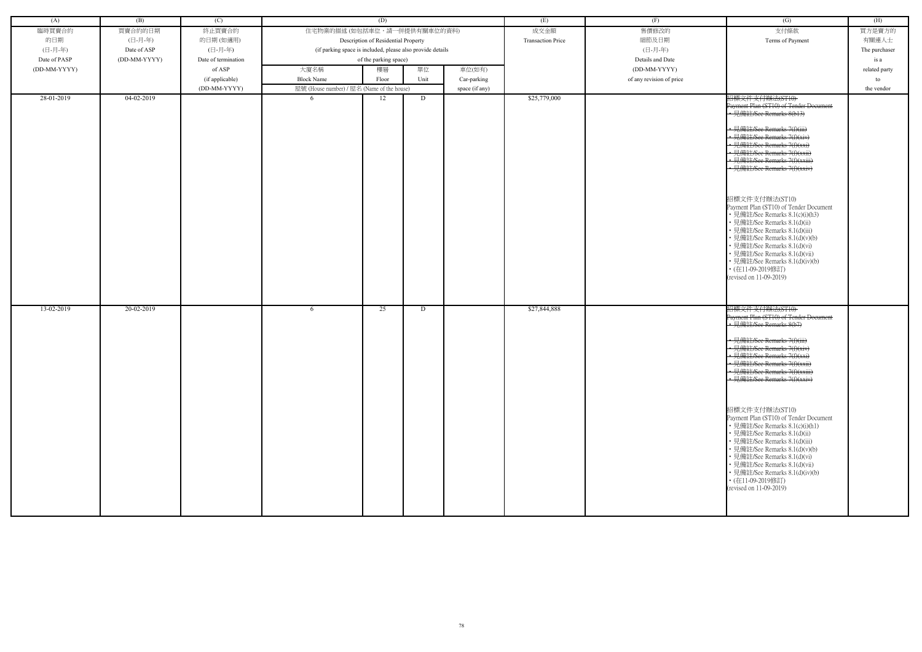| (A) | (B) | (C) | (D) | | | | (E) | (F) | (G) | (H) |
|---|---|---|---|---|---|---|---|---|---|---|
| 臨時買賣合約的日期 (日-月-年) Date of PASP (DD-MM-YYYY) | 買賣合約的日期 (日-月-年) Date of ASP (DD-MM-YYYY) | 終止買賣合約的日期 (如適用) (日-月-年) Date of termination of ASP (if applicable) (DD-MM-YYYY) | 住宅物業的描述 (如包括車位，請一併提供有關車位的資料) Description of Residential Property (if parking space is included, please also provide details of the parking space) | | | | 成交金額 Transaction Price | 售價修改的細節及日期 (日-月-年) Details and Date (DD-MM-YYYY) of any revision of price | 支付條款 Terms of Payment | 買方是賣方的有關連人士 The purchaser is a related party to the vendor |
| | | | 大廈名稱 Block Name | 樓層 Floor | 單位 Unit | 車位(如有) Car-parking space (if any) | | | | |
| | | | 屋號 (House number) / 屋名 (Name of the house) | | | | | | | |
| 28-01-2019 | 04-02-2019 | | 6 | 12 | D | | $25,779,000 | | ~~招標文件支付辦法(ST10) Payment Plan (ST10) of Tender Document • 見備註/See Remarks 8(b13) • 見備註/See Remarks 7(f)(iii) • 見備註/See Remarks 7(f)(xiv) • 見備註/See Remarks 7(f)(xxi) • 見備註/See Remarks 7(f)(xxii) • 見備註/See Remarks 7(f)(xxiii) • 見備註/See Remarks 7(f)(xxiv)~~<br>招標文件支付辦法(ST10) Payment Plan (ST10) of Tender Document • 見備註/See Remarks 8.1(c)(i)(h3) • 見備註/See Remarks 8.1(d)(ii) • 見備註/See Remarks 8.1(d)(iii) • 見備註/See Remarks 8.1(d)(v)(b) • 見備註/See Remarks 8.1(d)(vi) • 見備註/See Remarks 8.1(d)(vii) • 見備註/See Remarks 8.1(d)(iv)(b) • (在11-09-2019修訂) (revised on 11-09-2019) | |
| 13-02-2019 | 20-02-2019 | | 6 | 25 | D | | $27,844,888 | | ~~招標文件支付辦法(ST10) Payment Plan (ST10) of Tender Document • 見備註/See Remarks 8(b7) • 見備註/See Remarks 7(f)(iii) • 見備註/See Remarks 7(f)(xiv) • 見備註/See Remarks 7(f)(xxi) • 見備註/See Remarks 7(f)(xxii) • 見備註/See Remarks 7(f)(xxiii) • 見備註/See Remarks 7(f)(xxiv)~~<br>招標文件支付辦法(ST10) Payment Plan (ST10) of Tender Document • 見備註/See Remarks 8.1(c)(i)(h1) • 見備註/See Remarks 8.1(d)(ii) • 見備註/See Remarks 8.1(d)(iii) • 見備註/See Remarks 8.1(d)(v)(b) • 見備註/See Remarks 8.1(d)(vi) • 見備註/See Remarks 8.1(d)(vii) • 見備註/See Remarks 8.1(d)(iv)(b) • (在11-09-2019修訂) (revised on 11-09-2019) | |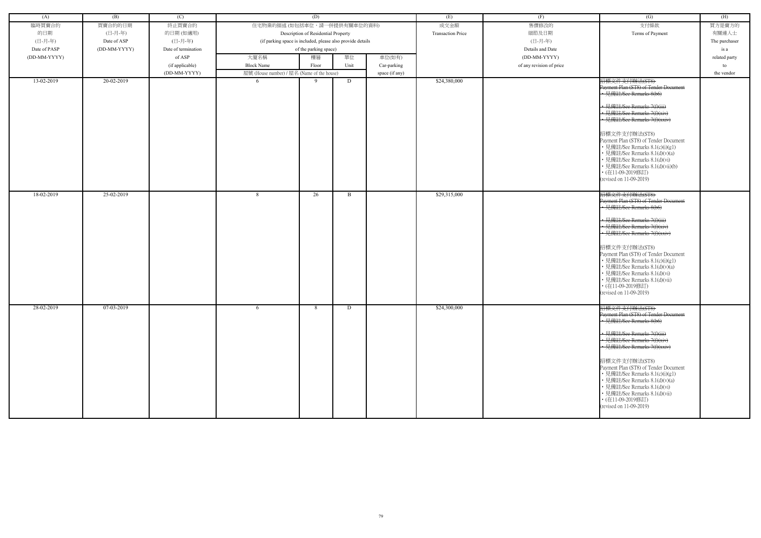| (A) | (B) | (C) | (D) | | | | (E) | (F) | (G) | (H) |
|---|---|---|---|---|---|---|---|---|---|---|
| 臨時買賣合約的日期 (日-月-年) Date of PASP (DD-MM-YYYY) | 買賣合約的日期 (日-月-年) Date of ASP (DD-MM-YYYY) | 終止買賣合約的日期 (如適用) (日-月-年) Date of termination of ASP (if applicable) (DD-MM-YYYY) | 住宅物業的描述 (如包括車位，請一併提供有關車位的資料) Description of Residential Property (if parking space is included, please provide details of the parking space) | | | | 成交金額 Transaction Price | 售價修改的細節及日期 (日-月-年) Details and Date (DD-MM-YYYY) of any revision of price | 支付條款 Terms of Payment | 買方是賣方的有關連人士 The purchaser is a related party to the vendor |
| | | | 大廈名稱 Block Name | 樓層 Floor | 單位 Unit | 車位(如有) Car-parking space (if any) | | | | |
| | | | 屋號 (House number) / 屋名 (Name of the house) | | | | | | | |
| 13-02-2019 | 20-02-2019 | | 6 | 9 | D | | $24,380,000 | | ~~招標文件支付辦法(ST8) Payment Plan (ST8) of Tender Document • 見備註/See Remarks 8(b6) • 見備註/See Remarks 7(f)(iii) • 見備註/See Remarks 7(f)(xiv) • 見備註/See Remarks 7(f)(xxiv)~~ 招標文件支付辦法(ST8) Payment Plan (ST8) of Tender Document • 見備註/See Remarks 8.1(c)(i)(g1) • 見備註/See Remarks 8.1(d)(v)(a) • 見備註/See Remarks 8.1(d)(vi) • 見備註/See Remarks 8.1(d)(vii)(b) • (在11-09-2019修訂) (revised on 11-09-2019) | |
| 18-02-2019 | 25-02-2019 | | 8 | 26 | B | | $29,315,000 | | ~~招標文件支付辦法(ST8) Payment Plan (ST8) of Tender Document • 見備註/See Remarks 8(b6) • 見備註/See Remarks 7(f)(iii) • 見備註/See Remarks 7(f)(xiv) • 見備註/See Remarks 7(f)(xxiv)~~ 招標文件支付辦法(ST8) Payment Plan (ST8) of Tender Document • 見備註/See Remarks 8.1(c)(i)(g1) • 見備註/See Remarks 8.1(d)(v)(a) • 見備註/See Remarks 8.1(d)(vi) • 見備註/See Remarks 8.1(d)(vii) • (在11-09-2019修訂) (revised on 11-09-2019) | |
| 28-02-2019 | 07-03-2019 | | 6 | 8 | D | | $24,300,000 | | ~~招標文件支付辦法(ST8) Payment Plan (ST8) of Tender Document • 見備註/See Remarks 8(b6) • 見備註/See Remarks 7(f)(iii) • 見備註/See Remarks 7(f)(xiv) • 見備註/See Remarks 7(f)(xxiv)~~ 招標文件支付辦法(ST8) Payment Plan (ST8) of Tender Document • 見備註/See Remarks 8.1(c)(i)(g1) • 見備註/See Remarks 8.1(d)(v)(a) • 見備註/See Remarks 8.1(d)(vi) • 見備註/See Remarks 8.1(d)(vii) • (在11-09-2019修訂) (revised on 11-09-2019) | |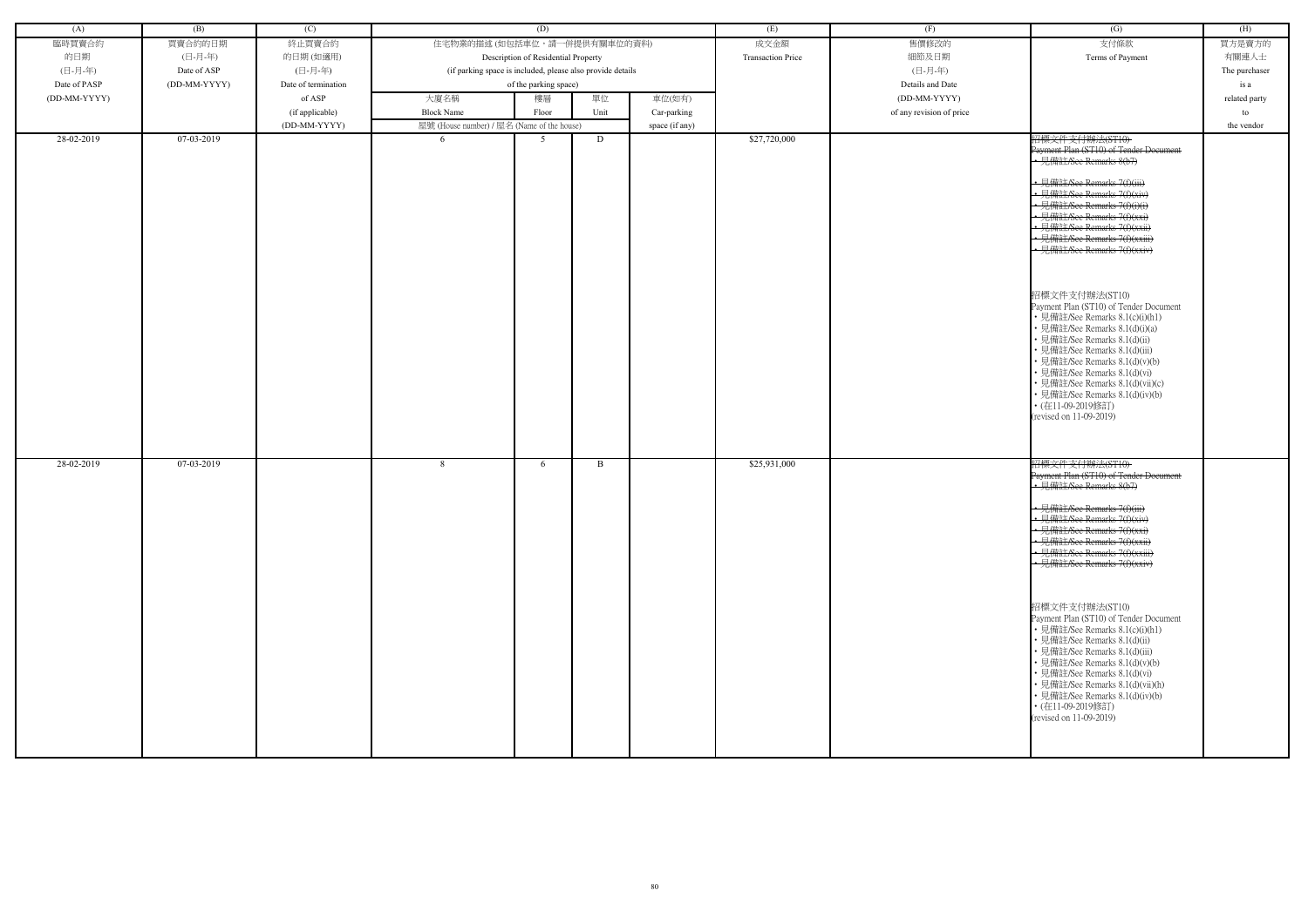| (A) | (B) | (C) | (D) | | | | (E) | (F) | (G) | (H) |
|---|---|---|---|---|---|---|---|---|---|---|
| 臨時買賣合約的日期 (日-月-年) Date of PASP (DD-MM-YYYY) | 買賣合約的日期 (日-月-年) Date of ASP (DD-MM-YYYY) | 終止買賣合約的日期 (如適用) (日-月-年) Date of termination of ASP (if applicable) (DD-MM-YYYY) | 住宅物業的描述 (如包括車位，請一併提供有關車位的資料) Description of Residential Property (if parking space is included, please also provide details of the parking space) | | | | 成交金額 Transaction Price | 售價修改的細節及日期 (日-月-年) Details and Date (DD-MM-YYYY) of any revision of price | 支付條款 Terms of Payment | 買方是賣方的有關連人士 The purchaser is a related party to the vendor |
| | | | 大廈名稱 Block Name | 樓層 Floor | 單位 Unit | 車位(如有) Car-parking space (if any) | | | | |
| | | | 屋號 (House number) / 屋名 (Name of the house) | | | | | | | |
| 28-02-2019 | 07-03-2019 | | 6 | 5 | D | | $27,720,000 | | ~~招標文件支付辦法(ST10) Payment Plan (ST10) of Tender Document • 見備註/See Remarks 8(b7) • 見備註/See Remarks 7(f)(iii) • 見備註/See Remarks 7(f)(xiv) • 見備註/See Remarks 7(f)(i)(i) • 見備註/See Remarks 7(f)(xxi) • 見備註/See Remarks 7(f)(xxii) • 見備註/See Remarks 7(f)(xxiii) • 見備註/See Remarks 7(f)(xxiv)~~ 招標文件支付辦法(ST10) Payment Plan (ST10) of Tender Document • 見備註/See Remarks 8.1(c)(i)(h1) • 見備註/See Remarks 8.1(d)(i)(a) • 見備註/See Remarks 8.1(d)(ii) • 見備註/See Remarks 8.1(d)(iii) • 見備註/See Remarks 8.1(d)(v)(b) • 見備註/See Remarks 8.1(d)(vi) • 見備註/See Remarks 8.1(d)(vii)(c) • 見備註/See Remarks 8.1(d)(iv)(b) • (在11-09-2019修訂) (revised on 11-09-2019) | |
| 28-02-2019 | 07-03-2019 | | 8 | 6 | B | | $25,931,000 | | ~~招標文件支付辦法(ST10) Payment Plan (ST10) of Tender Document • 見備註/See Remarks 8(b7) • 見備註/See Remarks 7(f)(iii) • 見備註/See Remarks 7(f)(xiv) • 見備註/See Remarks 7(f)(xxi) • 見備註/See Remarks 7(f)(xxii) • 見備註/See Remarks 7(f)(xxiii) • 見備註/See Remarks 7(f)(xxiv)~~ 招標文件支付辦法(ST10) Payment Plan (ST10) of Tender Document • 見備註/See Remarks 8.1(c)(i)(h1) • 見備註/See Remarks 8.1(d)(ii) • 見備註/See Remarks 8.1(d)(iii) • 見備註/See Remarks 8.1(d)(v)(b) • 見備註/See Remarks 8.1(d)(vi) • 見備註/See Remarks 8.1(d)(vii)(h) • 見備註/See Remarks 8.1(d)(iv)(b) • (在11-09-2019修訂) (revised on 11-09-2019) | |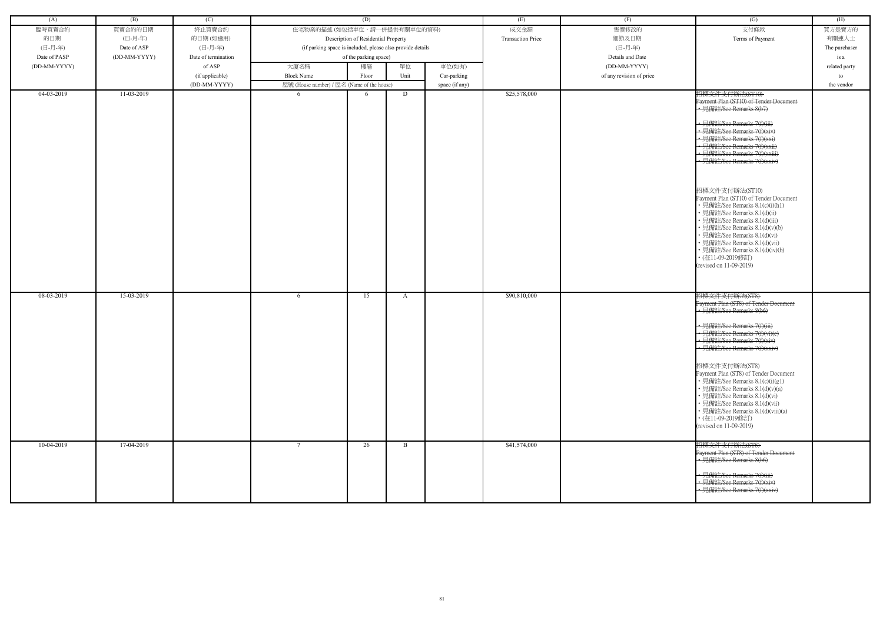| (A) | (B) | (C) | (D) | | | | (E) | (F) | (G) | (H) |
|---|---|---|---|---|---|---|---|---|---|---|
| 臨時買賣合約的日期 (日-月-年) Date of PASP (DD-MM-YYYY) | 買賣合約的日期 (日-月-年) Date of ASP (DD-MM-YYYY) | 終止買賣合約的日期 (如適用) (日-月-年) Date of termination of ASP (if applicable) (DD-MM-YYYY) | 住宅物業的描述 (如包括車位，請一併提供有關車位的資料) Description of Residential Property (if parking space is included, please also provide details of the parking space) | | | | 成交金額 Transaction Price | 售價修改的細節及日期 (日-月-年) Details and Date (DD-MM-YYYY) of any revision of price | 支付條款 Terms of Payment | 買方是賣方的有關連人士 The purchaser is a related party to the vendor |
| | | | 大廈名稱 Block Name | 樓層 Floor | 單位 Unit | 車位(如有) Car-parking space (if any) | | | | |
| | | | 屋號 (House number) / 屋名 (Name of the house) | | | | | | | |
| 04-03-2019 | 11-03-2019 | | 6 | 6 | D | | $25,578,000 | | ~~招標文件支付辦法(ST10) Payment Plan (ST10) of Tender Document • 見備註/See Remarks 8(b7) • 見備註/See Remarks 7(f)(iii) • 見備註/See Remarks 7(f)(xiv) • 見備註/See Remarks 7(f)(xxi) • 見備註/See Remarks 7(f)(xxii) • 見備註/See Remarks 7(f)(xxiii) • 見備註/See Remarks 7(f)(xxiv)~~ 招標文件支付辦法(ST10) Payment Plan (ST10) of Tender Document • 見備註/See Remarks 8.1(c)(i)(h1) • 見備註/See Remarks 8.1(d)(ii) • 見備註/See Remarks 8.1(d)(iii) • 見備註/See Remarks 8.1(d)(v)(b) • 見備註/See Remarks 8.1(d)(vi) • 見備註/See Remarks 8.1(d)(vii) • 見備註/See Remarks 8.1(d)(iv)(b) • (在11-09-2019修訂) (revised on 11-09-2019) | |
| 08-03-2019 | 15-03-2019 | | 6 | 15 | A | | $90,810,000 | | ~~招標文件支付辦法(ST8) Payment Plan (ST8) of Tender Document • 見備註/See Remarks 8(b6) • 見備註/See Remarks 7(f)(iii) • 見備註/See Remarks 7(f)(vi)(c) • 見備註/See Remarks 7(f)(xiv) • 見備註/See Remarks 7(f)(xxiv)~~ 招標文件支付辦法(ST8) Payment Plan (ST8) of Tender Document • 見備註/See Remarks 8.1(c)(i)(g1) • 見備註/See Remarks 8.1(d)(v)(a) • 見備註/See Remarks 8.1(d)(vi) • 見備註/See Remarks 8.1(d)(vii) • 見備註/See Remarks 8.1(d)(viii)(a) • (在11-09-2019修訂) (revised on 11-09-2019) | |
| 10-04-2019 | 17-04-2019 | | 7 | 26 | B | | $41,574,000 | | ~~招標文件支付辦法(ST8) Payment Plan (ST8) of Tender Document • 見備註/See Remarks 8(b6) • 見備註/See Remarks 7(f)(iii) • 見備註/See Remarks 7(f)(xiv) • 見備註/See Remarks 7(f)(xxiv)~~ | |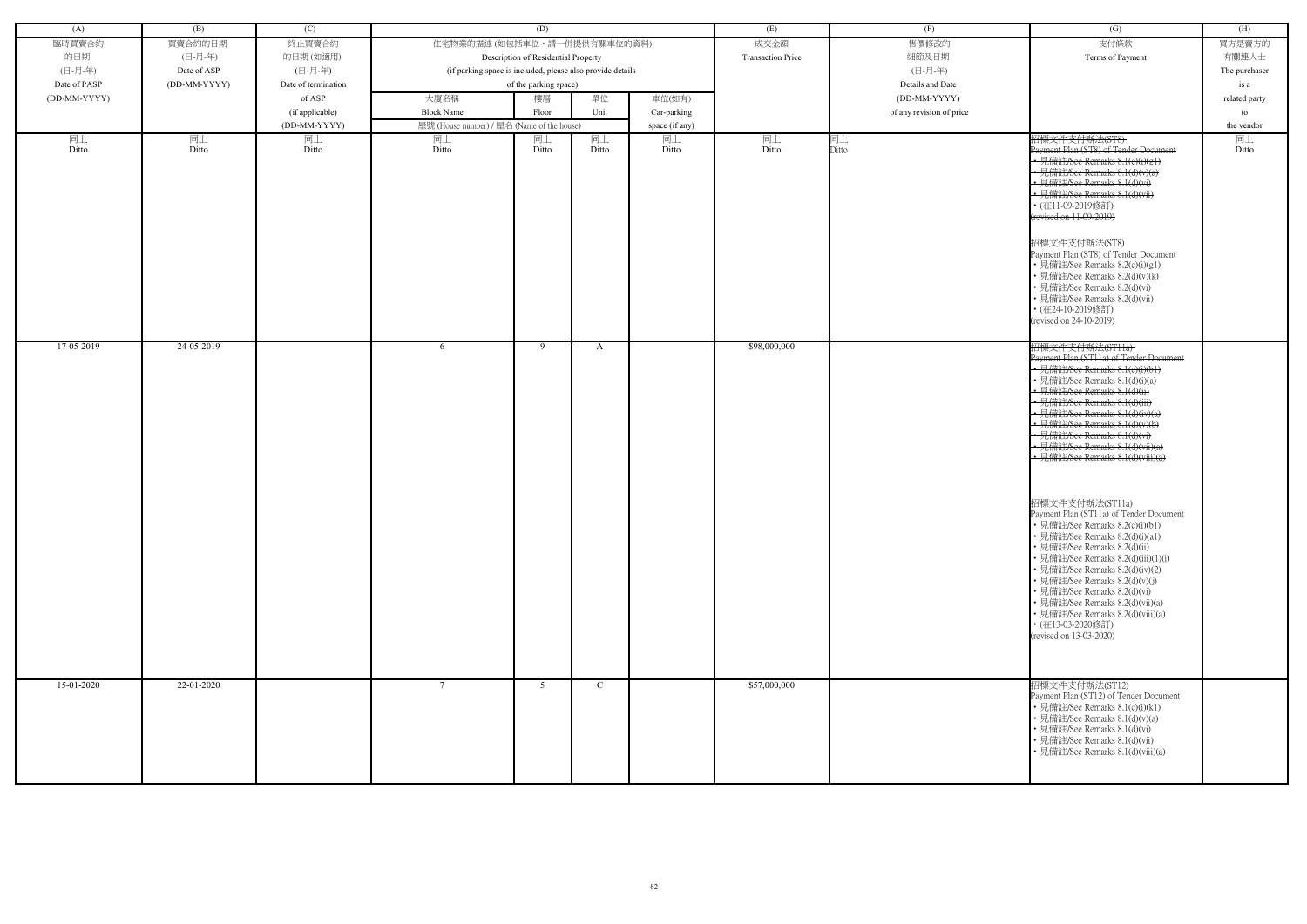| (A) | (B) | (C) | (D) | | | | (E) | (F) | (G) | (H) |
|---|---|---|---|---|---|---|---|---|---|---|
| 臨時買賣合約的日期 (日-月-年) Date of PASP (DD-MM-YYYY) | 買賣合約的日期 (日-月-年) Date of ASP (DD-MM-YYYY) | 終止買賣合約的日期 (如適用) (日-月-年) Date of termination of ASP (if applicable) (DD-MM-YYYY) | 住宅物業的描述 (如包括車位，請一併提供有關車位的資料) Description of Residential Property (if parking space is included, please also provide details of the parking space) | | | | 成交金額 Transaction Price | 售價修改的細節及日期 (日-月-年) Details and Date (DD-MM-YYYY) of any revision of price | 支付條款 Terms of Payment | 買方是賣方的有關連人士 The purchaser is a related party to the vendor |
| | | | 大廈名稱 Block Name | 樓層 Floor | 單位 Unit | 車位(如有) Car-parking space (if any) | | | | |
| | | | 屋號 (House number) / 屋名 (Name of the house) | | | | | | | |
| 同上 Ditto | 同上 Ditto | 同上 Ditto | 同上 Ditto | 同上 Ditto | 同上 Ditto | 同上 Ditto | 同上 Ditto | 同上 Ditto | ~~招標文件支付辦法(ST8) Payment Plan (ST8) of Tender Document • 見備註/See Remarks 8.1(c)(i)(g1) • 見備註/See Remarks 8.1(d)(v)(a) • 見備註/See Remarks 8.1(d)(vi) • 見備註/See Remarks 8.1(d)(vii) • (在11-09-2019修訂) (revised on 11-09-2019)~~ 招標文件支付辦法(ST8) Payment Plan (ST8) of Tender Document • 見備註/See Remarks 8.2(c)(i)(g1) • 見備註/See Remarks 8.2(d)(v)(k) • 見備註/See Remarks 8.2(d)(vi) • 見備註/See Remarks 8.2(d)(vii) • (在24-10-2019修訂) (revised on 24-10-2019) | 同上 Ditto |
| 17-05-2019 | 24-05-2019 | | 6 | 9 | A | | $98,000,000 | | ~~招標文件支付辦法(ST11a) Payment Plan (ST11a) of Tender Document • 見備註/See Remarks 8.1(c)(i)(b1) • 見備註/See Remarks 8.1(d)(i)(a) • 見備註/See Remarks 8.1(d)(ii) • 見備註/See Remarks 8.1(d)(iii) • 見備註/See Remarks 8.1(d)(iv)(a) • 見備註/See Remarks 8.1(d)(v)(b) • 見備註/See Remarks 8.1(d)(vi) • 見備註/See Remarks 8.1(d)(vii)(a) • 見備註/See Remarks 8.1(d)(viii)(a)~~ 招標文件支付辦法(ST11a) Payment Plan (ST11a) of Tender Document • 見備註/See Remarks 8.2(c)(i)(b1) • 見備註/See Remarks 8.2(d)(i)(a1) • 見備註/See Remarks 8.2(d)(ii) • 見備註/See Remarks 8.2(d)(iii)(1)(i) • 見備註/See Remarks 8.2(d)(iv)(2) • 見備註/See Remarks 8.2(d)(v)(j) • 見備註/See Remarks 8.2(d)(vi) • 見備註/See Remarks 8.2(d)(vii)(a) • 見備註/See Remarks 8.2(d)(viii)(a) • (在13-03-2020修訂) (revised on 13-03-2020) | |
| 15-01-2020 | 22-01-2020 | | 7 | 5 | C | | $57,000,000 | | 招標文件支付辦法(ST12) Payment Plan (ST12) of Tender Document • 見備註/See Remarks 8.1(c)(i)(k1) • 見備註/See Remarks 8.1(d)(v)(a) • 見備註/See Remarks 8.1(d)(vi) • 見備註/See Remarks 8.1(d)(vii) • 見備註/See Remarks 8.1(d)(viii)(a) | |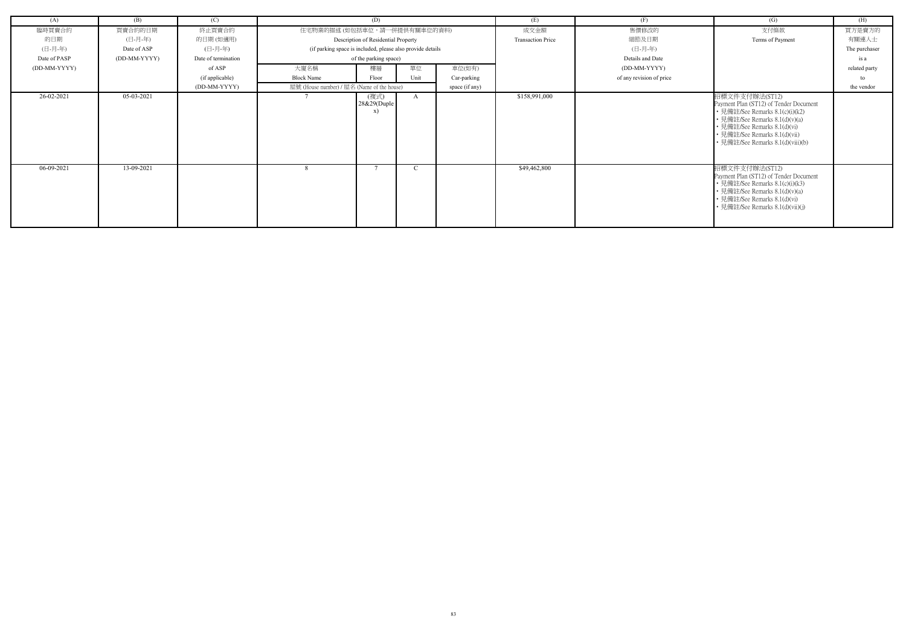| (A) | (B) | (C) | (D) | | | | (E) | (F) | (G) | (H) |
|---|---|---|---|---|---|---|---|---|---|---|
| 臨時買賣合約的日期 (日-月-年) Date of PASP (DD-MM-YYYY) | 買賣合約的日期 (日-月-年) Date of ASP (DD-MM-YYYY) | 終止買賣合約的日期 (如適用) (日-月-年) Date of termination of ASP (if applicable) (DD-MM-YYYY) | 住宅物業的描述 (如包括車位，請一併提供有關車位的資料) Description of Residential Property (if parking space is included, please also provide details of the parking space) | | | | 成交金額 Transaction Price | 售價修改的細節及日期 (日-月-年) Details and Date (DD-MM-YYYY) of any revision of price | 支付條款 Terms of Payment | 買方是賣方的有關連人士 The purchaser is a related party to the vendor |
| | | | 大廈名稱 Block Name | 樓層 Floor | 單位 Unit | 車位(如有) Car-parking space (if any) | | | | |
| | | | 屋號 (House number) / 屋名 (Name of the house) | | | | | | | |
| 26-02-2021 | 05-03-2021 | | 7 | (複式) 28&29(Duplex) | A | | $158,991,000 | | 招標文件支付辦法(ST12) Payment Plan (ST12) of Tender Document<br>• 見備註/See Remarks 8.1(c)(i)(k2)<br>• 見備註/See Remarks 8.1(d)(v)(a)<br>• 見備註/See Remarks 8.1(d)(vi)<br>• 見備註/See Remarks 8.1(d)(vii)<br>• 見備註/See Remarks 8.1(d)(viii)(b) | |
| 06-09-2021 | 13-09-2021 | | 8 | 7 | C | | $49,462,800 | | 招標文件支付辦法(ST12) Payment Plan (ST12) of Tender Document<br>• 見備註/See Remarks 8.1(c)(i)(k3)<br>• 見備註/See Remarks 8.1(d)(v)(a)<br>• 見備註/See Remarks 8.1(d)(vi)<br>• 見備註/See Remarks 8.1(d)(vii)(j) | |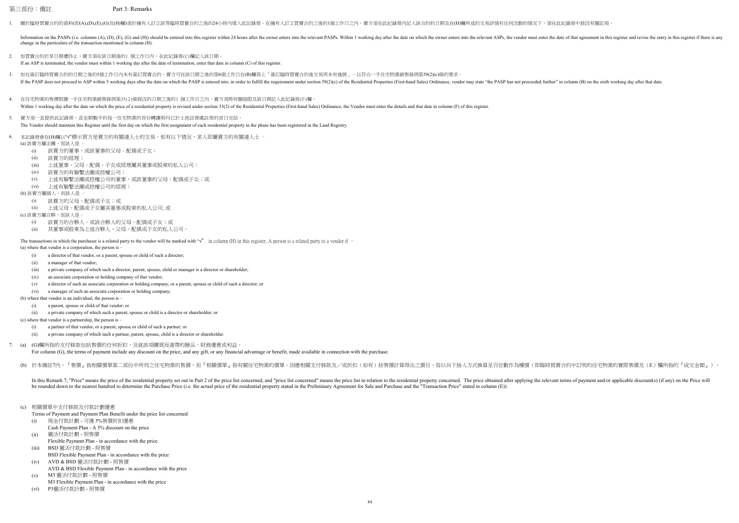## 第三部份：備註 Part 3: Remarks

1. 關於臨時買賣合約的資料(即(A),(D),(E),(G)及(H)欄)須於擁有人訂立該等臨時買賣合約之後的24小時內填入此記錄冊。在擁有人訂立買賣合約之後的1個工作日之內，賣方須在此紀錄冊內記入該合約的日期及在(H)欄所述的交易詳情有任何改動的情況下，須在此紀錄冊中修改有關記項。

   Information on the PASPs (i.e. columns (A), (D), (E), (G) and (H)) should be entered into this register within 24 hours after the owner enters into the relevant PASPs. Within 1 working day after the date on which the owner enters into the relevant ASPs, the vendor must enter the date of that agreement in this register and revise the entry in this register if there is any change in the particulars of the transaction mentioned in column (H).

2. 如買賣合約於某日期遭終止，賣方須在該日期後的1 個工作日內，在此紀錄冊(C)欄記入該日期。

   If an ASP is terminated, the vendor must within 1 working day after the date of termination, enter that date in column (C) of this register.

3. 如在簽訂臨時買賣合約的日期之後的5個工作日內未有簽訂買賣合約，賣方可在該日期之後的第6個工作日在(B)欄寫上「簽訂臨時買賣合約後交易再未有進展」，以符合一手住宅物業銷售條例第59(2)(c)條的要求。

   If the PASP does not proceed to ASP within 5 working days after the date on which the PASP is entered into, in order to fulfill the requirement under section 59(2)(c) of the Residential Properties (First-hand Sales) Ordinance, vendor may state "the PASP has not proceeded further" in column (B) on the sixth working day after that date.

4. 在住宅物業的售價根據一手住宅物業銷售條例第35(2)條修改的日期之後的1 個工作日之內，賣方須將有關細節及該日期記入此紀錄冊(F)欄。

   Within 1 working day after the date on which the price of a residential property is revised under section 35(2) of the Residential Properties (First-hand Sales) Ordinance, the Vendor must enter the details and that date in column (F) of this register.

5. 賣方須一直提供此記錄冊，直至期數中的每一住宅物業的首份轉讓契均已於土地註冊處註冊的首日完結。

   The Vendor should maintain this Register until the first day on which the first assignment of each residential property in the phase has been registered in the Land Registry.

6. 本記錄冊會在(H)欄以"√"標示買方是賣方的有關連人士的交易。如有以下情況，某人即屬賣方的有關連人士 –

   (a) 該賣方屬法團，而該人是 –
      - (i) 該賣方的董事，或該董事的父母、配偶或子女；
      - (ii) 該賣方的經理；
      - (iii) 上述董事、父母、配偶、子女或經理屬其董事或股東的私人公司；
      - (iv) 該賣方的有聯繫法團或控權公司；
      - (v) 上述有聯繫法團或控權公司的董事，或該董事的父母、配偶或子女；或
      - (vi) 上述有聯繫法團或控權公司的經理；

   (b) 該賣方屬個人，而該人是 –
      - (i) 該賣方的父母、配偶或子女；或
      - (ii) 上述父母、配偶或子女屬其董事或股東的私人公司; 或

   (c) 該賣方屬合夥，而該人是 –
      - (i) 該賣方的合夥人，或該合夥人的父母、配偶或子女；或
      - (ii) 其董事或股東為上述合夥人、父母，配偶或子女的私人公司。

   The transactions in which the purchaser is a related party to the vendor will be marked with "√" in column (H) in this register. A person is a related party to a vendor if –

   (a) where that vendor is a corporation, the person is –
      - (i) a director of that vendor, or a parent, spouse or child of such a director;
      - (ii) a manager of that vendor;
      - (iii) a private company of which such a director, parent, spouse, child or manager is a director or shareholder;
      - (iv) an associate corporation or holding company of that vendor;
      - (v) a director of such an associate corporation or holding company, or a parent, spouse or child of such a director; or
      - (vi) a manager of such an associate corporation or holding company;

   (b) where that vendor is an individual, the person is –
      - (i) a parent, spouse or child of that vendor; or
      - (ii) a private company of which such a parent, spouse or child is a director or shareholder; or

   (c) where that vendor is a partnership, the person is –
      - (i) a partner of that vendor, or a parent, spouse or child of such a partner; or
      - (ii) a private company of which such a partner, parent, spouse, child is a director or shareholder.

7. (a) (G)欄所指的支付條款包括售價的任何折扣，及就該項購買而連帶的贈品、財務優惠或利益。

   For column (G), the terms of payment include any discount on the price, and any gift, or any financial advantage or benefit, made available in connection with the purchase.

   (b) 於本備註7內，『售價』指相關價單第二部份中所列之住宅物業的售價，而『相關價單』指有關住宅物業的價單。因應相關支付條款及／或折扣（如有）按售價計算得出之價目，皆以向下捨入方式換算至百位數作為樓價（即臨時買賣合約中訂明的住宅物業的實際售價及（E）欄所指的『成交金額』）。

   In this Remark 7, "Price" means the price of the residential property set out in Part 2 of the price list concerned, and "price list concerned" means the price list in relation to the residential property concerned. The price obtained after applying the relevant terms of payment and/or applicable discount(s) (if any) on the Price will be rounded down to the nearest hundred to determine the Purchase Price (i.e. the actual price of the residential property stated in the Preliminary Agreement for Sale and Purchase and the "Transaction Price" stated in column (E)).

   (c) 相關價單中支付條款及付款計劃優惠

   Terms of Payment and Payment Plan Benefit under the price list concerned
      - (i) 現金付款計劃 - 可獲 5%售價折扣優惠
        Cash Payment Plan - A 5% discount on the price
      - (ii) 靈活付款計劃 - 照售價
        Flexible Payment Plan - in accordance with the price
      - (iii) BSD 靈活付款計劃 - 照售價
        BSD Flexible Payment Plan - in accordance with the price
      - (iv) AVD & BSD 靈活付款計劃 - 照售價
        AVD & BSD Flexible Payment Plan - in accordance with the price
      - (v) M3 靈活付款計劃 - 照售價
        M3 Flexible Payment Plan - in accordance with the price
      - (vi) P3靈活付款計劃 - 照售價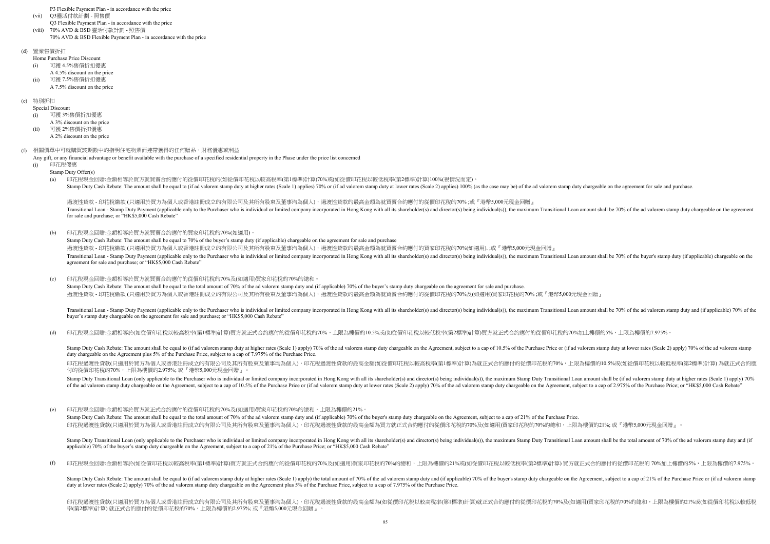P3 Flexible Payment Plan - in accordance with the price

(vii) Q3靈活付款計劃 - 照售價
Q3 Flexible Payment Plan - in accordance with the price

(viii) 70% AVD & BSD 靈活付款計劃 - 照售價
70% AVD & BSD Flexible Payment Plan - in accordance with the price

(d) 置業售價折扣
Home Purchase Price Discount

(i) 可獲 4.5%售價折扣優惠
A 4.5% discount on the price

(ii) 可獲 7.5%售價折扣優惠
A 7.5% discount on the price

(e) 特別折扣
Special Discount

(i) 可獲 3%售價折扣優惠
A 3% discount on the price

(ii) 可獲 2%售價折扣優惠
A 2% discount on the price

(f) 相關價單中可就購買該期數中的指明住宅物業而連帶獲得的任何贈品，財務優惠或利益
Any gift, or any financial advantage or benefit available with the purchase of a specified residential property in the Phase under the price list concerned

(i) 印花稅優惠
Stamp Duty Offer(s)

(a) 印花稅現金回贈:金額相等於買方就買賣合約應付的從價印花稅的(如從價印花稅以較高稅率(第1標準)計算)70%或(如從價印花稅以較低稅率(第2標準)計算)100%(視情況而定)。
Stamp Duty Cash Rebate: The amount shall be equal to (if ad valorem stamp duty at higher rates (Scale 1) applies) 70% or (if ad valorem stamp duty at lower rates (Scale 2) applies) 100% (as the case may be) of the ad valorem stamp duty chargeable on the agreement for sale and purchase.

過渡性貸款 - 印花稅繳款 (只適用於買方為個人或香港註冊成立的有限公司及其所有股東及董事均為個人)，過渡性貸款的最高金額為就買賣合約應付的從價印花稅的70% ;或『港幣5,000元現金回贈』
Transitional Loan - Stamp Duty Payment (applicable only to the Purchaser who is individual or limited company incorporated in Hong Kong with all its shareholder(s) and director(s) being individual(s)), the maximum Transitional Loan amount shall be 70% of the ad valorem stamp duty chargeable on the agreement for sale and purchase; or "HK$5,000 Cash Rebate"

(b) 印花稅現金回贈:金額相等於買方就買賣合約應付的買家印花稅的70%(如適用)。
Stamp Duty Cash Rebate: The amount shall be equal to 70% of the buyer's stamp duty (if applicable) chargeable on the agreement for sale and purchase
過渡性貸款 - 印花稅繳款 (只適用於買方為個人或香港註冊成立的有限公司及其所有股東及董事均為個人)，過渡性貸款的最高金額為就買賣合約應付的買家印花稅的70%(如適用). ;或『港幣5,000元現金回贈』
Transitional Loan - Stamp Duty Payment (applicable only to the Purchaser who is individual or limited company incorporated in Hong Kong with all its shareholder(s) and director(s) being individual(s)), the maximum Transitional Loan amount shall be 70% of the buyer's stamp duty (if applicable) chargeable on the agreement for sale and purchase; or "HK$5,000 Cash Rebate"

(c) 印花稅現金回贈:金額相等於買方就買賣合約應付的從價印花稅的70%及(如適用)買家印花稅的70%的總和。
Stamp Duty Cash Rebate: The amount shall be equal to the total amount of 70% of the ad valorem stamp duty and (if applicable) 70% of the buyer's stamp duty chargeable on the agreement for sale and purchase.
過渡性貸款 - 印花稅繳款 (只適用於買方為個人或香港註冊成立的有限公司及其所有股東及董事均為個人)，過渡性貸款的最高金額為就買賣合約應付的從價印花稅的70%及(如適用)買家印花稅的70% ;或『港幣5,000元現金回贈』

Transitional Loan - Stamp Duty Payment (applicable only to the Purchaser who is individual or limited company incorporated in Hong Kong with all its shareholder(s) and director(s) being individual(s)), the maximum Transitional Loan amount shall be 70% of the ad valorem stamp duty and (if applicable) 70% of the buyer's stamp duty chargeable on the agreement for sale and purchase; or "HK$5,000 Cash Rebate"

(d) 印花稅現金回贈:金額相等於(如從價印花稅以較高稅率(第1標準)計算)買方就正式合約應付的從價印花稅的70%，上限為樓價的10.5%或(如從價印花稅以較低稅率(第2標準)計算)買方就正式合約應付的從價印花稅的70%加上樓價的5%，上限為樓價的7.975%。

Stamp Duty Cash Rebate: The amount shall be equal to (if ad valorem stamp duty at higher rates (Scale 1) apply) 70% of the ad valorem stamp duty chargeable on the Agreement, subject to a cap of 10.5% of the Purchase Price or (if ad valorem stamp duty at lower rates (Scale 2) apply) 70% of the ad valorem stamp duty chargeable on the Agreement plus 5% of the Purchase Price, subject to a cap of 7.975% of the Purchase Price.
印花稅過渡性貸款(只適用於買方為個人或香港註冊成立的有限公司及其所有股東及董事均為個人)，印花稅過渡性貸款的最高金額(如從價印花稅以較高稅率(第1標準)計算)為就正式合約應付的從價印花稅的70%，上限為樓價的10.5%或(如從價印花稅以較低稅率(第2標準)計算) 為就正式合約應付的從價印花稅的70%，上限為樓價的2.975%; 或『港幣5,000元現金回贈』。
Stamp Duty Transitional Loan (only applicable to the Purchaser who is individual or limited company incorporated in Hong Kong with all its shareholder(s) and director(s) being individual(s)), the maximum Stamp Duty Transitional Loan amount shall be (if ad valorem stamp duty at higher rates (Scale 1) apply) 70% of the ad valorem stamp duty chargeable on the Agreement, subject to a cap of 10.5% of the Purchase Price or (if ad valorem stamp duty at lower rates (Scale 2) apply) 70% of the ad valorem stamp duty chargeable on the Agreement, subject to a cap of 2.975% of the Purchase Price; or "HK$5,000 Cash Rebate"

(e) 印花稅現金回贈:金額相等於買方就正式合約應付的從價印花稅的70%及(如適用)買家印花稅的70%的總和，上限為樓價的21%。
Stamp Duty Cash Rebate: The amount shall be equal to the total amount of 70% of the ad valorem stamp duty and (if applicable) 70% of the buyer's stamp duty chargeable on the Agreement, subject to a cap of 21% of the Purchase Price.
印花稅過渡性貸款(只適用於買方為個人或香港註冊成立的有限公司及其所有股東及董事均為個人)，印花稅過渡性貸款的最高金額為買方就正式合約應付的從價印花稅的70%及(如適用)買家印花稅的70%的總和，上限為樓價的21%; 或『港幣5,000元現金回贈』。

Stamp Duty Transitional Loan (only applicable to the Purchaser who is individual or limited company incorporated in Hong Kong with all its shareholder(s) and director(s) being individual(s)), the maximum Stamp Duty Transitional Loan amount shall be the total amount of 70% of the ad valorem stamp duty and (if applicable) 70% of the buyer's stamp duty chargeable on the Agreement, subject to a cap of 21% of the Purchase Price; or "HK$5,000 Cash Rebate"

(f) 印花稅現金回贈:金額相等於(如從價印花稅以較高稅率(第1標準)計算)買方就正式合約應付的從價印花稅的70%及(如適用)買家印花稅的70%的總和，上限為樓價的21%或(如從價印花稅以較低稅率(第2標準)計算) 買方就正式合約應付的從價印花稅的 70%加上樓價的5%，上限為樓價的7.975%。

Stamp Duty Cash Rebate: The amount shall be equal to (if ad valorem stamp duty at higher rates (Scale 1) apply) the total amount of 70% of the ad valorem stamp duty and (if applicable) 70% of the buyer's stamp duty chargeable on the Agreement, subject to a cap of 21% of the Purchase Price or (if ad valorem stamp duty at lower rates (Scale 2) apply) 70% of the ad valorem stamp duty chargeable on the Agreement plus 5% of the Purchase Price, subject to a cap of 7.975% of the Purchase Price.

印花稅過渡性貸款(只適用於買方為個人或香港註冊成立的有限公司及其所有股東及董事均為個人)，印花稅過渡性貸款的最高金額為(如從價印花稅以較高稅率(第1標準)計算)就正式合約應付的從價印花稅的70%及(如適用)買家印花稅的70%的總和，上限為樓價的21%或(如從價印花稅以較低稅率(第2標準)計算) 就正式合約應付的從價印花稅的70%，上限為樓價的2.975%; 或『港幣5,000元現金回贈』。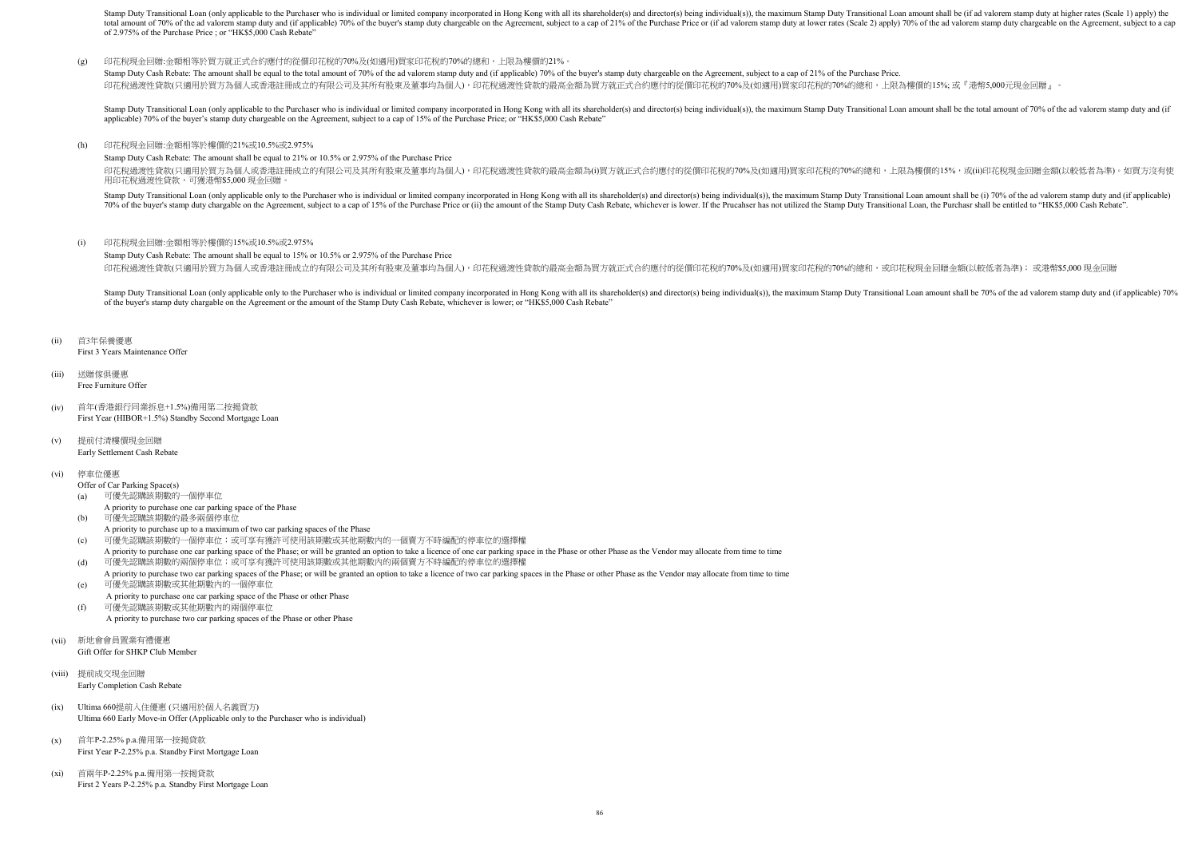Stamp Duty Transitional Loan (only applicable to the Purchaser who is individual or limited company incorporated in Hong Kong with all its shareholder(s) and director(s) being individual(s)), the maximum Stamp Duty Transitional Loan amount shall be (if ad valorem stamp duty at higher rates (Scale 1) apply) the total amount of 70% of the ad valorem stamp duty and (if applicable) 70% of the buyer's stamp duty chargeable on the Agreement, subject to a cap of 21% of the Purchase Price or (if ad valorem stamp duty at lower rates (Scale 2) apply) 70% of the ad valorem stamp duty chargeable on the Agreement, subject to a cap of 2.975% of the Purchase Price ; or "HK$5,000 Cash Rebate"

(g) 印花稅現金回贈:金額相等於買方就正式合約應付的從價印花稅的70%及(如適用)買家印花稅的70%的總和，上限為樓價的21%。

Stamp Duty Cash Rebate: The amount shall be equal to the total amount of 70% of the ad valorem stamp duty and (if applicable) 70% of the buyer's stamp duty chargeable on the Agreement, subject to a cap of 21% of the Purchase Price.

印花稅過渡性貸款(只適用於買方為個人或香港註冊成立的有限公司及其所有股東及董事均為個人)，印花稅過渡性貸款的最高金額為買方就正式合約應付的從價印花稅的70%及(如適用)買家印花稅的70%的總和，上限為樓價的15%; 或『港幣5,000元現金回贈』。

Stamp Duty Transitional Loan (only applicable to the Purchaser who is individual or limited company incorporated in Hong Kong with all its shareholder(s) and director(s) being individual(s)), the maximum Stamp Duty Transitional Loan amount shall be the total amount of 70% of the ad valorem stamp duty and (if applicable) 70% of the buyer's stamp duty chargeable on the Agreement, subject to a cap of 15% of the Purchase Price; or "HK$5,000 Cash Rebate"

(h) 印花稅現金回贈:金額相等於樓價的21%或10.5%或2.975%

Stamp Duty Cash Rebate: The amount shall be equal to 21% or 10.5% or 2.975% of the Purchase Price

印花稅過渡性貸款(只適用於買方為個人或香港註冊成立的有限公司及其所有股東及董事均為個人)，印花稅過渡性貸款的最高金額為(i)買方就正式合約應付的從價印花稅的70%及(如適用)買家印花稅的70%的總和，上限為樓價的15%，或(ii)印花稅現金回贈金額(以較低者為準)。如買方沒有使用印花稅過渡性貸款，可獲港幣$5,000 現金回贈。

Stamp Duty Transitional Loan (only applicable only to the Purchaser who is individual or limited company incorporated in Hong Kong with all its shareholder(s) and director(s) being individual(s)), the maximum Stamp Duty Transitional Loan amount shall be (i) 70% of the ad valorem stamp duty and (if applicable) 70% of the buyer's stamp duty chargable on the Agreement, subject to a cap of 15% of the Purchase Price or (ii) the amount of the Stamp Duty Cash Rebate, whichever is lower. If the Prucahser has not utilized the Stamp Duty Transitional Loan, the Purchasr shall be entitled to "HK$5,000 Cash Rebate".

(i) 印花稅現金回贈:金額相等於樓價的15%或10.5%或2.975%

Stamp Duty Cash Rebate: The amount shall be equal to 15% or 10.5% or 2.975% of the Purchase Price

印花稅過渡性貸款(只適用於買方為個人或香港註冊成立的有限公司及其所有股東及董事均為個人)，印花稅過渡性貸款的最高金額為買方就正式合約應付的從價印花稅的70%及(如適用)買家印花稅的70%的總和，或印花稅現金回贈金額(以較低者為準)； 或港幣$5,000 現金回贈

Stamp Duty Transitional Loan (only applicable only to the Purchaser who is individual or limited company incorporated in Hong Kong with all its shareholder(s) and director(s) being individual(s)), the maximum Stamp Duty Transitional Loan amount shall be 70% of the ad valorem stamp duty and (if applicable) 70% of the buyer's stamp duty chargable on the Agreement or the amount of the Stamp Duty Cash Rebate, whichever is lower; or "HK$5,000 Cash Rebate"

(ii) 首3年保養優惠
First 3 Years Maintenance Offer

(iii) 送贈傢俱優惠
Free Furniture Offer

(iv) 首年(香港銀行同業拆息+1.5%)備用第二按揭貸款
First Year (HIBOR+1.5%) Standby Second Mortgage Loan

(v) 提前付清樓價現金回贈
Early Settlement Cash Rebate

(vi) 停車位優惠
Offer of Car Parking Space(s)

(a) 可優先認購該期數的一個停車位
A priority to purchase one car parking space of the Phase

(b) 可優先認購該期數的最多兩個停車位
A priority to purchase up to a maximum of two car parking spaces of the Phase

(c) 可優先認購該期數的一個停車位；或可享有獲許可使用該期數或其他期數內的一個賣方不時編配的停車位的選擇權
A priority to purchase one car parking space of the Phase; or will be granted an option to take a licence of one car parking space in the Phase or other Phase as the Vendor may allocate from time to time

(d) 可優先認購該期數的兩個停車位；或可享有獲許可使用該期數或其他期數內的兩個賣方不時編配的停車位的選擇權
A priority to purchase two car parking spaces of the Phase; or will be granted an option to take a licence of two car parking spaces in the Phase or other Phase as the Vendor may allocate from time to time

(e) 可優先認購該期數或其他期數內的一個停車位
A priority to purchase one car parking space of the Phase or other Phase

(f) 可優先認購該期數或其他期數內的兩個停車位
A priority to purchase two car parking spaces of the Phase or other Phase

(vii) 新地會會員置業有禮優惠
Gift Offer for SHKP Club Member

(viii) 提前成交現金回贈
Early Completion Cash Rebate

(ix) Ultima 660提前入住優惠 (只適用於個人名義買方)
Ultima 660 Early Move-in Offer (Applicable only to the Purchaser who is individual)

(x) 首年P-2.25% p.a.備用第一按揭貸款
First Year P-2.25% p.a. Standby First Mortgage Loan

(xi) 首兩年P-2.25% p.a.備用第一按揭貸款
First 2 Years P-2.25% p.a. Standby First Mortgage Loan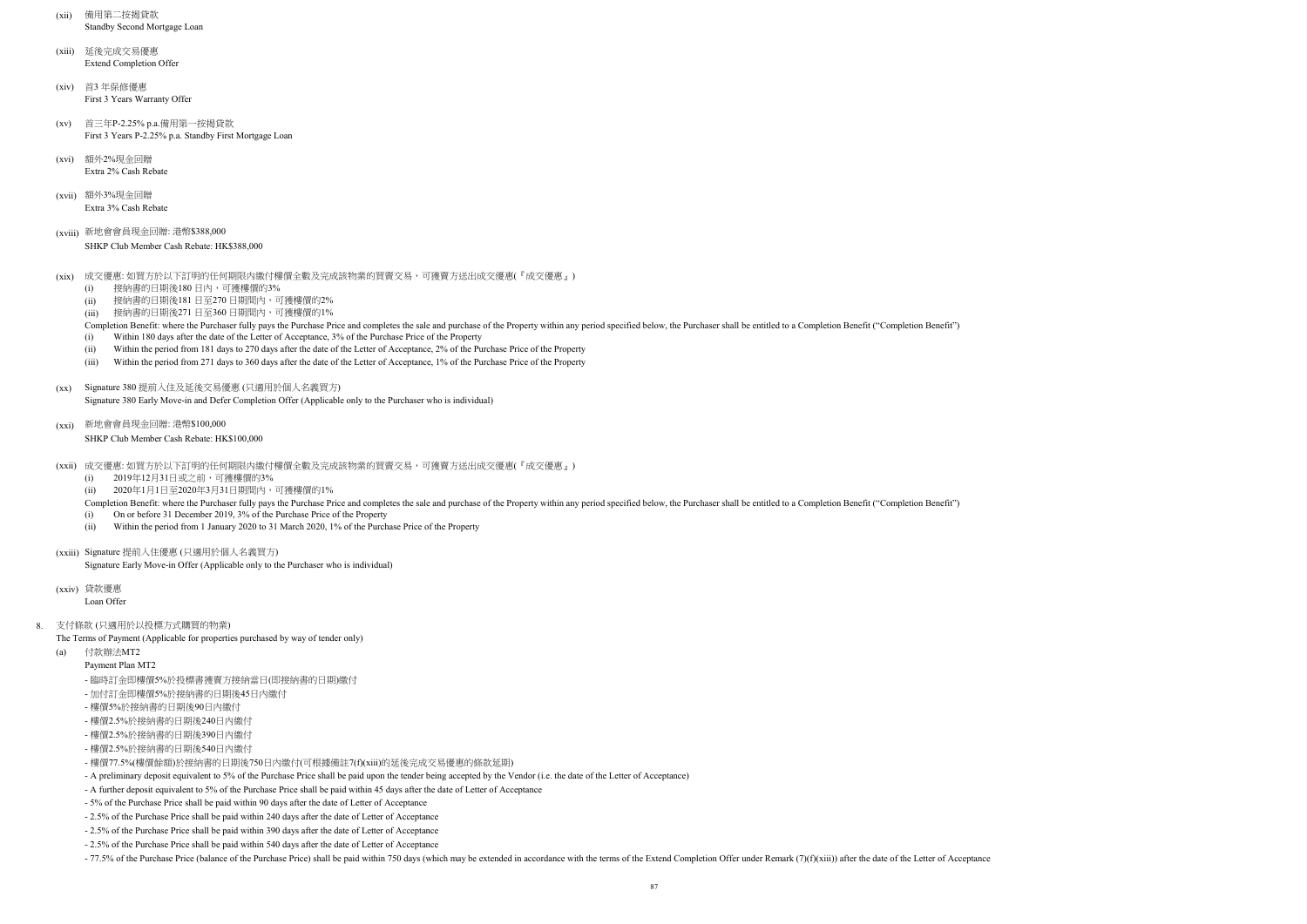(xii) 備用第二按揭貸款
Standby Second Mortgage Loan

(xiii) 延後完成交易優惠
Extend Completion Offer

(xiv) 首3 年保修優惠
First 3 Years Warranty Offer

(xv) 首三年P-2.25% p.a.備用第一按揭貸款
First 3 Years P-2.25% p.a. Standby First Mortgage Loan

(xvi) 額外2%現金回贈
Extra 2% Cash Rebate

(xvii) 額外3%現金回贈
Extra 3% Cash Rebate

(xviii) 新地會會員現金回贈: 港幣$388,000
SHKP Club Member Cash Rebate: HK$388,000

(xix) 成交優惠: 如買方於以下訂明的任何期限內繳付樓價全數及完成該物業的買賣交易，可獲賣方送出成交優惠(『成交優惠』)
   (i) 接納書的日期後180 日內，可獲樓價的3%
   (ii) 接納書的日期後181 日至270 日期間內，可獲樓價的2%
   (iii) 接納書的日期後271 日至360 日期間內，可獲樓價的1%

Completion Benefit: where the Purchaser fully pays the Purchase Price and completes the sale and purchase of the Property within any period specified below, the Purchaser shall be entitled to a Completion Benefit ("Completion Benefit")
   (i) Within 180 days after the date of the Letter of Acceptance, 3% of the Purchase Price of the Property
   (ii) Within the period from 181 days to 270 days after the date of the Letter of Acceptance, 2% of the Purchase Price of the Property
   (iii) Within the period from 271 days to 360 days after the date of the Letter of Acceptance, 1% of the Purchase Price of the Property

(xx) Signature 380 提前入住及延後交易優惠 (只適用於個人名義買方)
Signature 380 Early Move-in and Defer Completion Offer (Applicable only to the Purchaser who is individual)

(xxi) 新地會會員現金回贈: 港幣$100,000
SHKP Club Member Cash Rebate: HK$100,000

(xxii) 成交優惠: 如買方於以下訂明的任何期限內繳付樓價全數及完成該物業的買賣交易，可獲賣方送出成交優惠(『成交優惠』)
   (i) 2019年12月31日或之前，可獲樓價的3%
   (ii) 2020年1月1日至2020年3月31日期間內，可獲樓價的1%

Completion Benefit: where the Purchaser fully pays the Purchase Price and completes the sale and purchase of the Property within any period specified below, the Purchaser shall be entitled to a Completion Benefit ("Completion Benefit")
   (i) On or before 31 December 2019, 3% of the Purchase Price of the Property
   (ii) Within the period from 1 January 2020 to 31 March 2020, 1% of the Purchase Price of the Property

(xxiii) Signature 提前入住優惠 (只適用於個人名義買方)
Signature Early Move-in Offer (Applicable only to the Purchaser who is individual)

(xxiv) 貸款優惠
Loan Offer

8. 支付條款 (只適用於以投標方式購買的物業)
The Terms of Payment (Applicable for properties purchased by way of tender only)

(a) 付款辦法MT2
Payment Plan MT2

- 臨時訂金即樓價5%於投標書獲賣方接納當日(即接納書的日期)繳付
- 加付訂金即樓價5%於接納書的日期後45日內繳付
- 樓價5%於接納書的日期後90日內繳付
- 樓價2.5%於接納書的日期後240日內繳付
- 樓價2.5%於接納書的日期後390日內繳付
- 樓價2.5%於接納書的日期後540日內繳付
- 樓價77.5%(樓價餘額)於接納書的日期後750日內繳付(可根據備註7(f)(xiii)的延後完成交易優惠的條款延期)
- A preliminary deposit equivalent to 5% of the Purchase Price shall be paid upon the tender being accepted by the Vendor (i.e. the date of the Letter of Acceptance)
- A further deposit equivalent to 5% of the Purchase Price shall be paid within 45 days after the date of Letter of Acceptance
- 5% of the Purchase Price shall be paid within 90 days after the date of Letter of Acceptance
- 2.5% of the Purchase Price shall be paid within 240 days after the date of Letter of Acceptance
- 2.5% of the Purchase Price shall be paid within 390 days after the date of Letter of Acceptance
- 2.5% of the Purchase Price shall be paid within 540 days after the date of Letter of Acceptance
- 77.5% of the Purchase Price (balance of the Purchase Price) shall be paid within 750 days (which may be extended in accordance with the terms of the Extend Completion Offer under Remark (7)(f)(xiii)) after the date of the Letter of Acceptance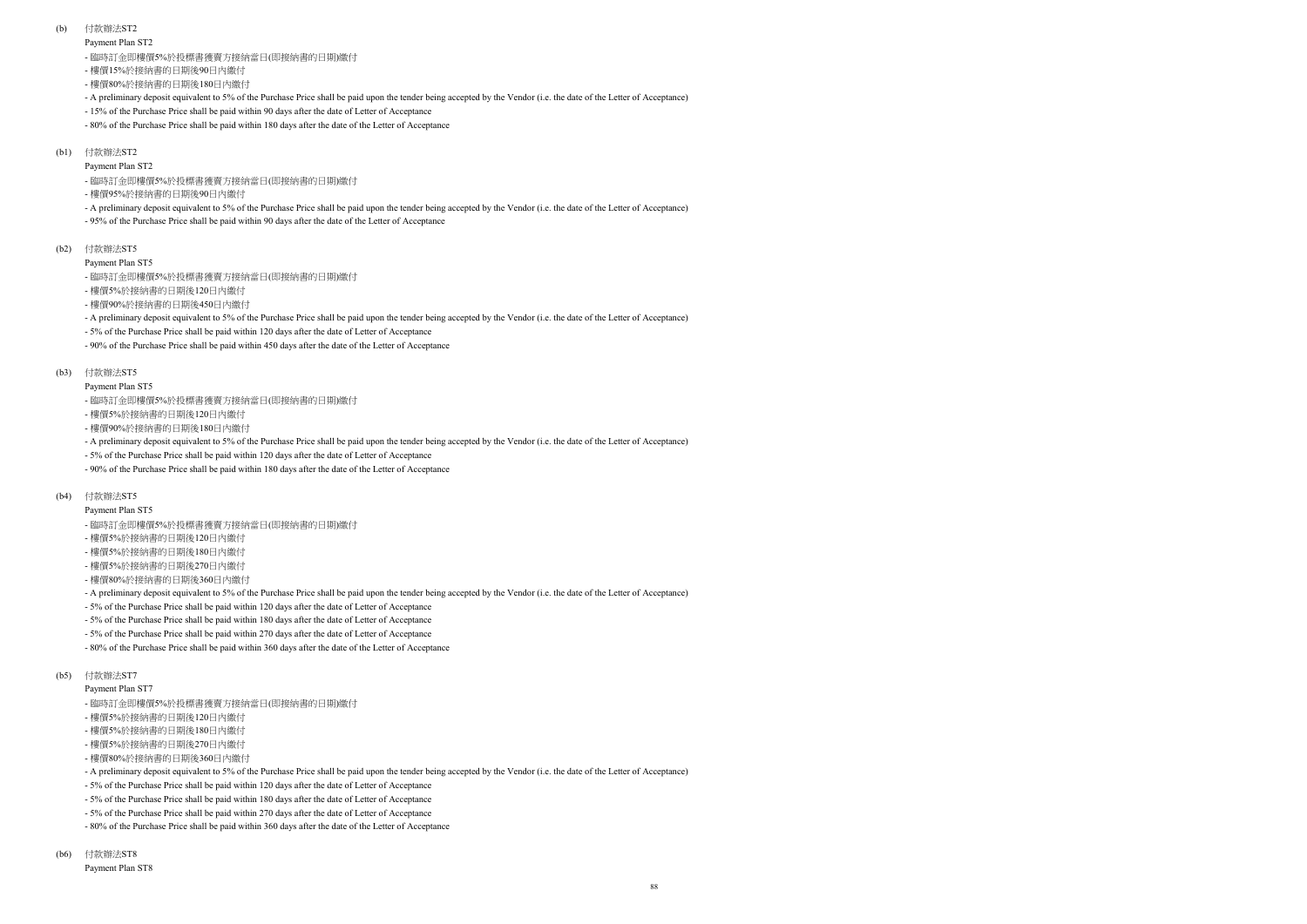(b) 付款辦法ST2

Payment Plan ST2

- 臨時訂金即樓價5%於投標書獲賣方接納當日(即接納書的日期)繳付
- 樓價15%於接納書的日期後90日內繳付
- 樓價80%於接納書的日期後180日內繳付
- A preliminary deposit equivalent to 5% of the Purchase Price shall be paid upon the tender being accepted by the Vendor (i.e. the date of the Letter of Acceptance)
- 15% of the Purchase Price shall be paid within 90 days after the date of Letter of Acceptance
- 80% of the Purchase Price shall be paid within 180 days after the date of the Letter of Acceptance

(b1) 付款辦法ST2

Payment Plan ST2

- 臨時訂金即樓價5%於投標書獲賣方接納當日(即接納書的日期)繳付
- 樓價95%於接納書的日期後90日內繳付
- A preliminary deposit equivalent to 5% of the Purchase Price shall be paid upon the tender being accepted by the Vendor (i.e. the date of the Letter of Acceptance)
- 95% of the Purchase Price shall be paid within 90 days after the date of the Letter of Acceptance

(b2) 付款辦法ST5

Payment Plan ST5

- 臨時訂金即樓價5%於投標書獲賣方接納當日(即接納書的日期)繳付
- 樓價5%於接納書的日期後120日內繳付
- 樓價90%於接納書的日期後450日內繳付
- A preliminary deposit equivalent to 5% of the Purchase Price shall be paid upon the tender being accepted by the Vendor (i.e. the date of the Letter of Acceptance)
- 5% of the Purchase Price shall be paid within 120 days after the date of Letter of Acceptance
- 90% of the Purchase Price shall be paid within 450 days after the date of the Letter of Acceptance

(b3) 付款辦法ST5

Payment Plan ST5

- 臨時訂金即樓價5%於投標書獲賣方接納當日(即接納書的日期)繳付
- 樓價5%於接納書的日期後120日內繳付
- 樓價90%於接納書的日期後180日內繳付
- A preliminary deposit equivalent to 5% of the Purchase Price shall be paid upon the tender being accepted by the Vendor (i.e. the date of the Letter of Acceptance)
- 5% of the Purchase Price shall be paid within 120 days after the date of Letter of Acceptance
- 90% of the Purchase Price shall be paid within 180 days after the date of the Letter of Acceptance

(b4) 付款辦法ST5

Payment Plan ST5

- 臨時訂金即樓價5%於投標書獲賣方接納當日(即接納書的日期)繳付
- 樓價5%於接納書的日期後120日內繳付
- 樓價5%於接納書的日期後180日內繳付
- 樓價5%於接納書的日期後270日內繳付
- 樓價80%於接納書的日期後360日內繳付
- A preliminary deposit equivalent to 5% of the Purchase Price shall be paid upon the tender being accepted by the Vendor (i.e. the date of the Letter of Acceptance)
- 5% of the Purchase Price shall be paid within 120 days after the date of Letter of Acceptance
- 5% of the Purchase Price shall be paid within 180 days after the date of Letter of Acceptance
- 5% of the Purchase Price shall be paid within 270 days after the date of Letter of Acceptance
- 80% of the Purchase Price shall be paid within 360 days after the date of the Letter of Acceptance

(b5) 付款辦法ST7

Payment Plan ST7

- 臨時訂金即樓價5%於投標書獲賣方接納當日(即接納書的日期)繳付
- 樓價5%於接納書的日期後120日內繳付
- 樓價5%於接納書的日期後180日內繳付
- 樓價5%於接納書的日期後270日內繳付
- 樓價80%於接納書的日期後360日內繳付
- A preliminary deposit equivalent to 5% of the Purchase Price shall be paid upon the tender being accepted by the Vendor (i.e. the date of the Letter of Acceptance)
- 5% of the Purchase Price shall be paid within 120 days after the date of Letter of Acceptance
- 5% of the Purchase Price shall be paid within 180 days after the date of Letter of Acceptance
- 5% of the Purchase Price shall be paid within 270 days after the date of Letter of Acceptance
- 80% of the Purchase Price shall be paid within 360 days after the date of the Letter of Acceptance

(b6) 付款辦法ST8

Payment Plan ST8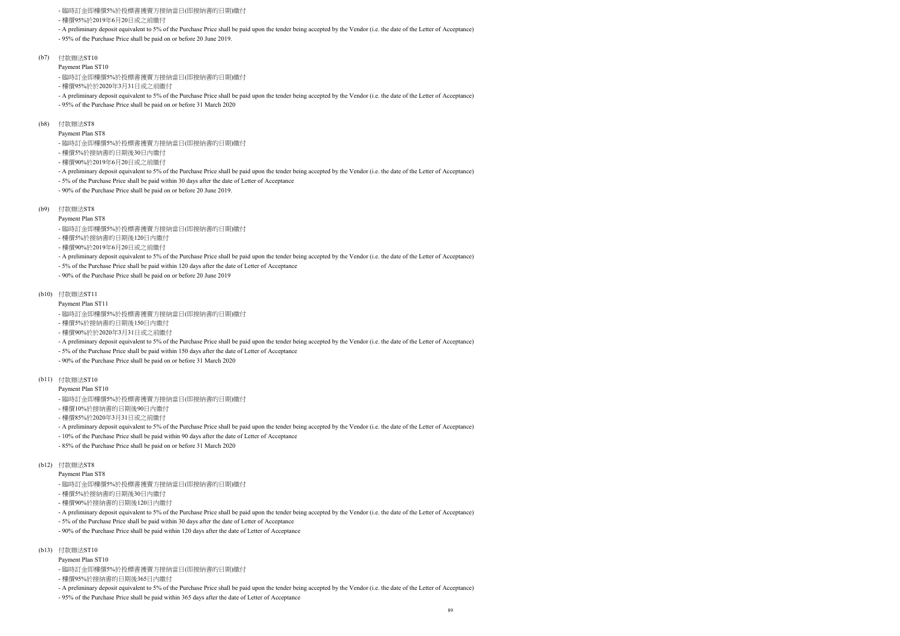- 臨時訂金即樓價5%於投標書獲賣方接納當日(即接納書的日期)繳付
- 樓價95%於2019年6月20日或之前繳付
- A preliminary deposit equivalent to 5% of the Purchase Price shall be paid upon the tender being accepted by the Vendor (i.e. the date of the Letter of Acceptance)
- 95% of the Purchase Price shall be paid on or before 20 June 2019.

(b7) 付款辦法ST10

Payment Plan ST10

- 臨時訂金即樓價5%於投標書獲賣方接納當日(即接納書的日期)繳付
- 樓價95%於於2020年3月31日或之前繳付
- A preliminary deposit equivalent to 5% of the Purchase Price shall be paid upon the tender being accepted by the Vendor (i.e. the date of the Letter of Acceptance)
- 95% of the Purchase Price shall be paid on or before 31 March 2020

(b8) 付款辦法ST8

Payment Plan ST8

- 臨時訂金即樓價5%於投標書獲賣方接納當日(即接納書的日期)繳付
- 樓價5%於接納書的日期後30日內繳付
- 樓價90%於2019年6月20日或之前繳付
- A preliminary deposit equivalent to 5% of the Purchase Price shall be paid upon the tender being accepted by the Vendor (i.e. the date of the Letter of Acceptance)
- 5% of the Purchase Price shall be paid within 30 days after the date of Letter of Acceptance
- 90% of the Purchase Price shall be paid on or before 20 June 2019.

(b9) 付款辦法ST8

Payment Plan ST8

- 臨時訂金即樓價5%於投標書獲賣方接納當日(即接納書的日期)繳付
- 樓價5%於接納書的日期後120日內繳付
- 樓價90%於2019年6月20日或之前繳付
- A preliminary deposit equivalent to 5% of the Purchase Price shall be paid upon the tender being accepted by the Vendor (i.e. the date of the Letter of Acceptance)
- 5% of the Purchase Price shall be paid within 120 days after the date of Letter of Acceptance
- 90% of the Purchase Price shall be paid on or before 20 June 2019

(b10) 付款辦法ST11

Payment Plan ST11

- 臨時訂金即樓價5%於投標書獲賣方接納當日(即接納書的日期)繳付
- 樓價5%於接納書的日期後150日內繳付
- 樓價90%於於2020年3月31日或之前繳付
- A preliminary deposit equivalent to 5% of the Purchase Price shall be paid upon the tender being accepted by the Vendor (i.e. the date of the Letter of Acceptance)
- 5% of the Purchase Price shall be paid within 150 days after the date of Letter of Acceptance
- 90% of the Purchase Price shall be paid on or before 31 March 2020

(b11) 付款辦法ST10

Payment Plan ST10

- 臨時訂金即樓價5%於投標書獲賣方接納當日(即接納書的日期)繳付
- 樓價10%於接納書的日期後90日內繳付
- 樓價85%於2020年3月31日或之前繳付
- A preliminary deposit equivalent to 5% of the Purchase Price shall be paid upon the tender being accepted by the Vendor (i.e. the date of the Letter of Acceptance)
- 10% of the Purchase Price shall be paid within 90 days after the date of Letter of Acceptance
- 85% of the Purchase Price shall be paid on or before 31 March 2020

(b12) 付款辦法ST8

Payment Plan ST8

- 臨時訂金即樓價5%於投標書獲賣方接納當日(即接納書的日期)繳付
- 樓價5%於接納書的日期後30日內繳付
- 樓價90%於接納書的日期後120日內繳付
- A preliminary deposit equivalent to 5% of the Purchase Price shall be paid upon the tender being accepted by the Vendor (i.e. the date of the Letter of Acceptance)
- 5% of the Purchase Price shall be paid within 30 days after the date of Letter of Acceptance
- 90% of the Purchase Price shall be paid within 120 days after the date of Letter of Acceptance

(b13) 付款辦法ST10

Payment Plan ST10

- 臨時訂金即樓價5%於投標書獲賣方接納當日(即接納書的日期)繳付
- 樓價95%於接納書的日期後365日內繳付
- A preliminary deposit equivalent to 5% of the Purchase Price shall be paid upon the tender being accepted by the Vendor (i.e. the date of the Letter of Acceptance)
- 95% of the Purchase Price shall be paid within 365 days after the date of Letter of Acceptance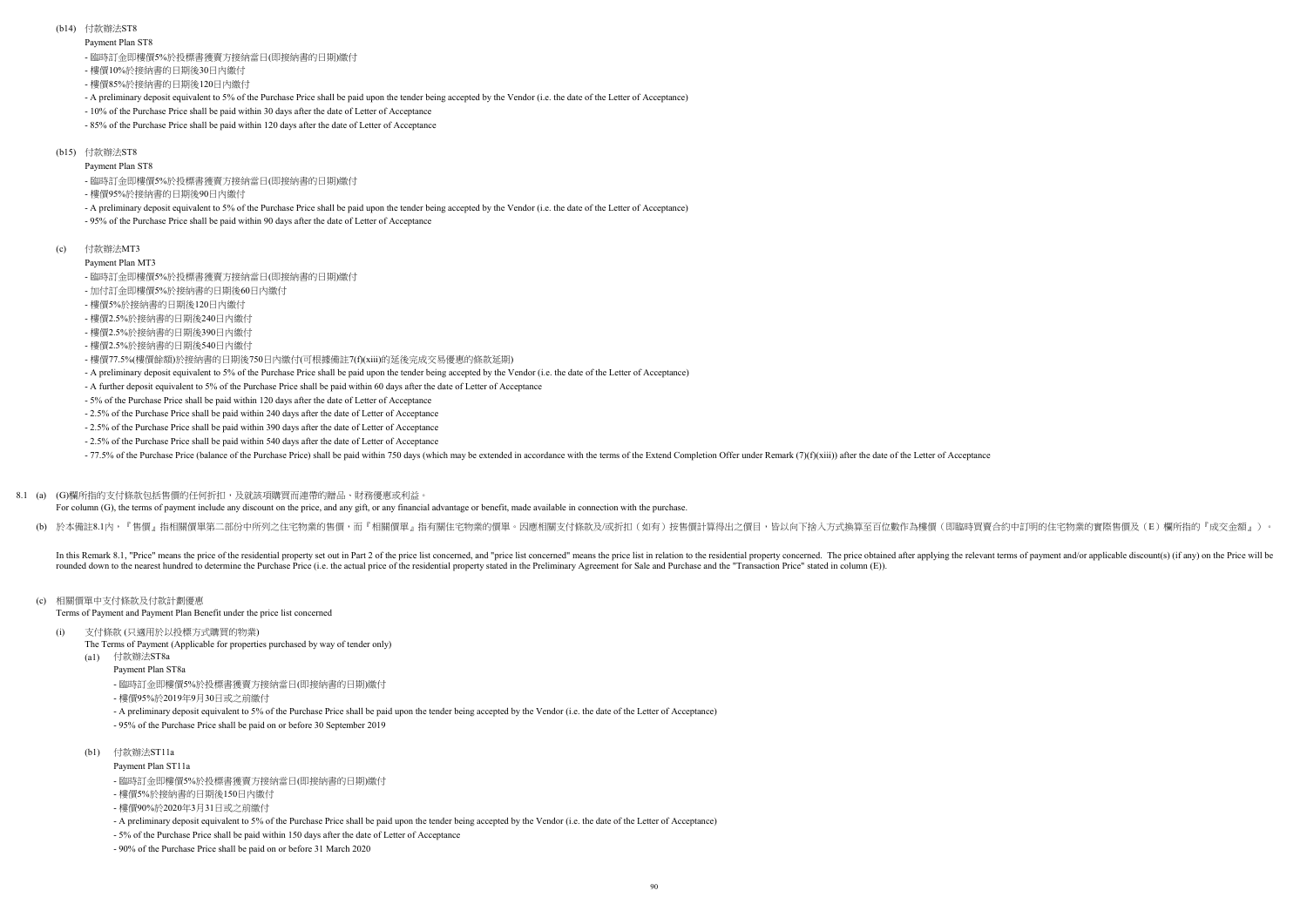(b14) 付款辦法ST8

Payment Plan ST8

- 臨時訂金即樓價5%於投標書獲賣方接納當日(即接納書的日期)繳付
- 樓價10%於接納書的日期後30日內繳付
- 樓價85%於接納書的日期後120日內繳付
- A preliminary deposit equivalent to 5% of the Purchase Price shall be paid upon the tender being accepted by the Vendor (i.e. the date of the Letter of Acceptance)
- 10% of the Purchase Price shall be paid within 30 days after the date of Letter of Acceptance
- 85% of the Purchase Price shall be paid within 120 days after the date of Letter of Acceptance

(b15) 付款辦法ST8

Payment Plan ST8

- 臨時訂金即樓價5%於投標書獲賣方接納當日(即接納書的日期)繳付
- 樓價95%於接納書的日期後90日內繳付
- A preliminary deposit equivalent to 5% of the Purchase Price shall be paid upon the tender being accepted by the Vendor (i.e. the date of the Letter of Acceptance)
- 95% of the Purchase Price shall be paid within 90 days after the date of Letter of Acceptance

(c) 付款辦法MT3

Payment Plan MT3

- 臨時訂金即樓價5%於投標書獲賣方接納當日(即接納書的日期)繳付
- 加付訂金即樓價5%於接納書的日期後60日內繳付
- 樓價5%於接納書的日期後120日內繳付
- 樓價2.5%於接納書的日期後240日內繳付
- 樓價2.5%於接納書的日期後390日內繳付
- 樓價2.5%於接納書的日期後540日內繳付
- 樓價77.5%(樓價餘額)於接納書的日期後750日內繳付(可根據備註7(f)(xiii)的延後完成交易優惠的條款延期)
- A preliminary deposit equivalent to 5% of the Purchase Price shall be paid upon the tender being accepted by the Vendor (i.e. the date of the Letter of Acceptance)
- A further deposit equivalent to 5% of the Purchase Price shall be paid within 60 days after the date of Letter of Acceptance
- 5% of the Purchase Price shall be paid within 120 days after the date of Letter of Acceptance
- 2.5% of the Purchase Price shall be paid within 240 days after the date of Letter of Acceptance
- 2.5% of the Purchase Price shall be paid within 390 days after the date of Letter of Acceptance
- 2.5% of the Purchase Price shall be paid within 540 days after the date of Letter of Acceptance
- 77.5% of the Purchase Price (balance of the Purchase Price) shall be paid within 750 days (which may be extended in accordance with the terms of the Extend Completion Offer under Remark (7)(f)(xiii)) after the date of the Letter of Acceptance

8.1 (a) (G)欄所指的支付條款包括售價的任何折扣，及就該項購買而連帶的贈品、財務優惠或利益。

For column (G), the terms of payment include any discount on the price, and any gift, or any financial advantage or benefit, made available in connection with the purchase.

(b) 於本備註8.1內，『售價』指相關價單第二部份中所列之住宅物業的售價，而『相關價單』指有關住宅物業的價單。因應相關支付條款及/或折扣（如有）按售價計算得出之價目，皆以向下捨入方式換算至百位數作為樓價（即臨時買賣合約中訂明的住宅物業的實際售價及（E）欄所指的『成交金額』）。

In this Remark 8.1, "Price" means the price of the residential property set out in Part 2 of the price list concerned, and "price list concerned" means the price list in relation to the residential property concerned. The price obtained after applying the relevant terms of payment and/or applicable discount(s) (if any) on the Price will be rounded down to the nearest hundred to determine the Purchase Price (i.e. the actual price of the residential property stated in the Preliminary Agreement for Sale and Purchase and the "Transaction Price" stated in column (E)).

(c) 相關價單中支付條款及付款計劃優惠

Terms of Payment and Payment Plan Benefit under the price list concerned

(i) 支付條款 (只適用於以投標方式購買的物業)

The Terms of Payment (Applicable for properties purchased by way of tender only)

(a1) 付款辦法ST8a

Payment Plan ST8a

- 臨時訂金即樓價5%於投標書獲賣方接納當日(即接納書的日期)繳付
- 樓價95%於2019年9月30日或之前繳付
- A preliminary deposit equivalent to 5% of the Purchase Price shall be paid upon the tender being accepted by the Vendor (i.e. the date of the Letter of Acceptance)
- 95% of the Purchase Price shall be paid on or before 30 September 2019

(b1) 付款辦法ST11a

Payment Plan ST11a

- 臨時訂金即樓價5%於投標書獲賣方接納當日(即接納書的日期)繳付
- 樓價5%於接納書的日期後150日內繳付
- 樓價90%於2020年3月31日或之前繳付
- A preliminary deposit equivalent to 5% of the Purchase Price shall be paid upon the tender being accepted by the Vendor (i.e. the date of the Letter of Acceptance)
- 5% of the Purchase Price shall be paid within 150 days after the date of Letter of Acceptance
- 90% of the Purchase Price shall be paid on or before 31 March 2020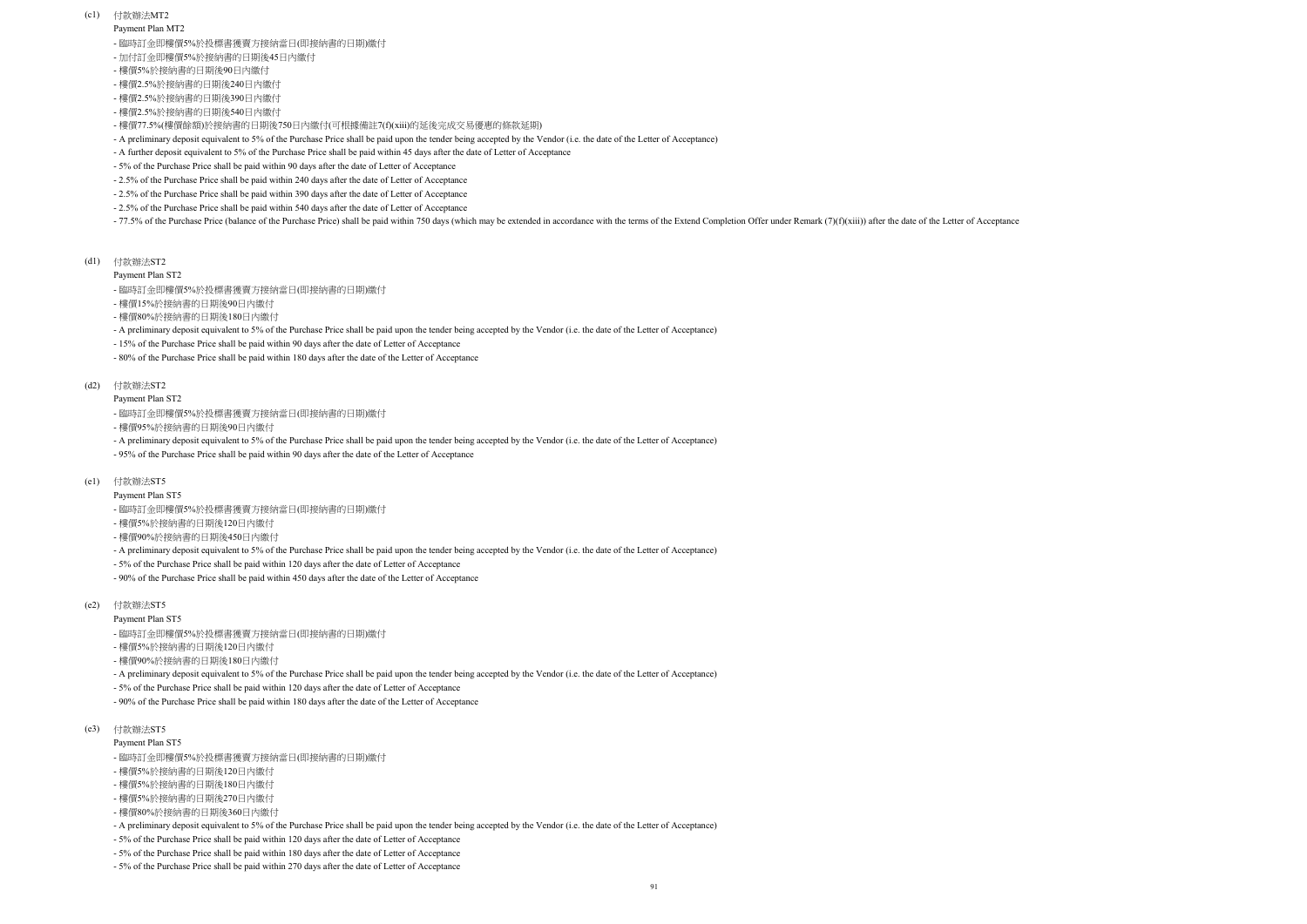(c1) 付款辦法MT2

Payment Plan MT2

- 臨時訂金即樓價5%於投標書獲賣方接納當日(即接納書的日期)繳付
- 加付訂金即樓價5%於接納書的日期後45日內繳付
- 樓價5%於接納書的日期後90日內繳付
- 樓價2.5%於接納書的日期後240日內繳付
- 樓價2.5%於接納書的日期後390日內繳付
- 樓價2.5%於接納書的日期後540日內繳付
- 樓價77.5%(樓價餘額)於接納書的日期後750日內繳付(可根據備註7(f)(xiii)的延後完成交易優惠的條款延期)
- A preliminary deposit equivalent to 5% of the Purchase Price shall be paid upon the tender being accepted by the Vendor (i.e. the date of the Letter of Acceptance)
- A further deposit equivalent to 5% of the Purchase Price shall be paid within 45 days after the date of Letter of Acceptance
- 5% of the Purchase Price shall be paid within 90 days after the date of Letter of Acceptance
- 2.5% of the Purchase Price shall be paid within 240 days after the date of Letter of Acceptance
- 2.5% of the Purchase Price shall be paid within 390 days after the date of Letter of Acceptance
- 2.5% of the Purchase Price shall be paid within 540 days after the date of Letter of Acceptance
- 77.5% of the Purchase Price (balance of the Purchase Price) shall be paid within 750 days (which may be extended in accordance with the terms of the Extend Completion Offer under Remark (7)(f)(xiii)) after the date of the Letter of Acceptance

(d1) 付款辦法ST2

Payment Plan ST2

- 臨時訂金即樓價5%於投標書獲賣方接納當日(即接納書的日期)繳付
- 樓價15%於接納書的日期後90日內繳付
- 樓價80%於接納書的日期後180日內繳付
- A preliminary deposit equivalent to 5% of the Purchase Price shall be paid upon the tender being accepted by the Vendor (i.e. the date of the Letter of Acceptance)
- 15% of the Purchase Price shall be paid within 90 days after the date of Letter of Acceptance
- 80% of the Purchase Price shall be paid within 180 days after the date of the Letter of Acceptance

(d2) 付款辦法ST2

Payment Plan ST2

- 臨時訂金即樓價5%於投標書獲賣方接納當日(即接納書的日期)繳付
- 樓價95%於接納書的日期後90日內繳付
- A preliminary deposit equivalent to 5% of the Purchase Price shall be paid upon the tender being accepted by the Vendor (i.e. the date of the Letter of Acceptance)
- 95% of the Purchase Price shall be paid within 90 days after the date of the Letter of Acceptance

(e1) 付款辦法ST5

Payment Plan ST5

- 臨時訂金即樓價5%於投標書獲賣方接納當日(即接納書的日期)繳付
- 樓價5%於接納書的日期後120日內繳付
- 樓價90%於接納書的日期後450日內繳付
- A preliminary deposit equivalent to 5% of the Purchase Price shall be paid upon the tender being accepted by the Vendor (i.e. the date of the Letter of Acceptance)
- 5% of the Purchase Price shall be paid within 120 days after the date of Letter of Acceptance
- 90% of the Purchase Price shall be paid within 450 days after the date of the Letter of Acceptance

(e2) 付款辦法ST5

Payment Plan ST5

- 臨時訂金即樓價5%於投標書獲賣方接納當日(即接納書的日期)繳付
- 樓價5%於接納書的日期後120日內繳付
- 樓價90%於接納書的日期後180日內繳付
- A preliminary deposit equivalent to 5% of the Purchase Price shall be paid upon the tender being accepted by the Vendor (i.e. the date of the Letter of Acceptance)
- 5% of the Purchase Price shall be paid within 120 days after the date of Letter of Acceptance
- 90% of the Purchase Price shall be paid within 180 days after the date of the Letter of Acceptance

(e3) 付款辦法ST5

Payment Plan ST5

- 臨時訂金即樓價5%於投標書獲賣方接納當日(即接納書的日期)繳付
- 樓價5%於接納書的日期後120日內繳付
- 樓價5%於接納書的日期後180日內繳付
- 樓價5%於接納書的日期後270日內繳付
- 樓價80%於接納書的日期後360日內繳付
- A preliminary deposit equivalent to 5% of the Purchase Price shall be paid upon the tender being accepted by the Vendor (i.e. the date of the Letter of Acceptance)
- 5% of the Purchase Price shall be paid within 120 days after the date of Letter of Acceptance
- 5% of the Purchase Price shall be paid within 180 days after the date of Letter of Acceptance
- 5% of the Purchase Price shall be paid within 270 days after the date of Letter of Acceptance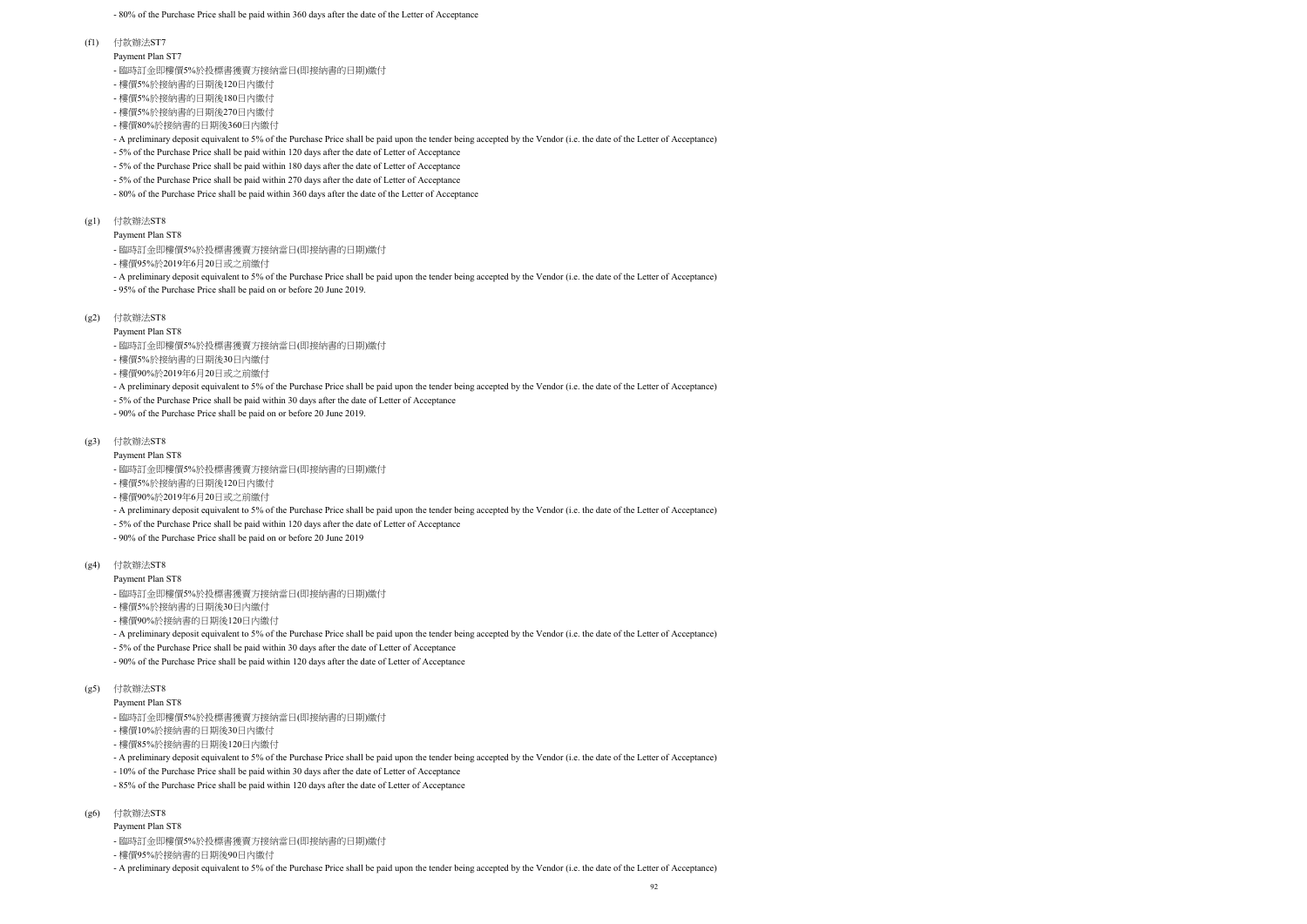- 80% of the Purchase Price shall be paid within 360 days after the date of the Letter of Acceptance

(f1) 付款辦法ST7

Payment Plan ST7

- 臨時訂金即樓價5%於投標書獲賣方接納當日(即接納書的日期)繳付
- 樓價5%於接納書的日期後120日內繳付
- 樓價5%於接納書的日期後180日內繳付
- 樓價5%於接納書的日期後270日內繳付
- 樓價80%於接納書的日期後360日內繳付
- A preliminary deposit equivalent to 5% of the Purchase Price shall be paid upon the tender being accepted by the Vendor (i.e. the date of the Letter of Acceptance)
- 5% of the Purchase Price shall be paid within 120 days after the date of Letter of Acceptance
- 5% of the Purchase Price shall be paid within 180 days after the date of Letter of Acceptance
- 5% of the Purchase Price shall be paid within 270 days after the date of Letter of Acceptance
- 80% of the Purchase Price shall be paid within 360 days after the date of the Letter of Acceptance

(g1) 付款辦法ST8

Payment Plan ST8

- 臨時訂金即樓價5%於投標書獲賣方接納當日(即接納書的日期)繳付
- 樓價95%於2019年6月20日或之前繳付
- A preliminary deposit equivalent to 5% of the Purchase Price shall be paid upon the tender being accepted by the Vendor (i.e. the date of the Letter of Acceptance)
- 95% of the Purchase Price shall be paid on or before 20 June 2019.

(g2) 付款辦法ST8

Payment Plan ST8

- 臨時訂金即樓價5%於投標書獲賣方接納當日(即接納書的日期)繳付
- 樓價5%於接納書的日期後30日內繳付
- 樓價90%於2019年6月20日或之前繳付
- A preliminary deposit equivalent to 5% of the Purchase Price shall be paid upon the tender being accepted by the Vendor (i.e. the date of the Letter of Acceptance)
- 5% of the Purchase Price shall be paid within 30 days after the date of Letter of Acceptance
- 90% of the Purchase Price shall be paid on or before 20 June 2019.

(g3) 付款辦法ST8

Payment Plan ST8

- 臨時訂金即樓價5%於投標書獲賣方接納當日(即接納書的日期)繳付
- 樓價5%於接納書的日期後120日內繳付
- 樓價90%於2019年6月20日或之前繳付
- A preliminary deposit equivalent to 5% of the Purchase Price shall be paid upon the tender being accepted by the Vendor (i.e. the date of the Letter of Acceptance)
- 5% of the Purchase Price shall be paid within 120 days after the date of Letter of Acceptance
- 90% of the Purchase Price shall be paid on or before 20 June 2019

(g4) 付款辦法ST8

Payment Plan ST8

- 臨時訂金即樓價5%於投標書獲賣方接納當日(即接納書的日期)繳付
- 樓價5%於接納書的日期後30日內繳付
- 樓價90%於接納書的日期後120日內繳付
- A preliminary deposit equivalent to 5% of the Purchase Price shall be paid upon the tender being accepted by the Vendor (i.e. the date of the Letter of Acceptance)
- 5% of the Purchase Price shall be paid within 30 days after the date of Letter of Acceptance
- 90% of the Purchase Price shall be paid within 120 days after the date of Letter of Acceptance

(g5) 付款辦法ST8

Payment Plan ST8

- 臨時訂金即樓價5%於投標書獲賣方接納當日(即接納書的日期)繳付
- 樓價10%於接納書的日期後30日內繳付
- 樓價85%於接納書的日期後120日內繳付
- A preliminary deposit equivalent to 5% of the Purchase Price shall be paid upon the tender being accepted by the Vendor (i.e. the date of the Letter of Acceptance)
- 10% of the Purchase Price shall be paid within 30 days after the date of Letter of Acceptance
- 85% of the Purchase Price shall be paid within 120 days after the date of Letter of Acceptance

(g6) 付款辦法ST8

Payment Plan ST8

- 臨時訂金即樓價5%於投標書獲賣方接納當日(即接納書的日期)繳付
- 樓價95%於接納書的日期後90日內繳付
- A preliminary deposit equivalent to 5% of the Purchase Price shall be paid upon the tender being accepted by the Vendor (i.e. the date of the Letter of Acceptance)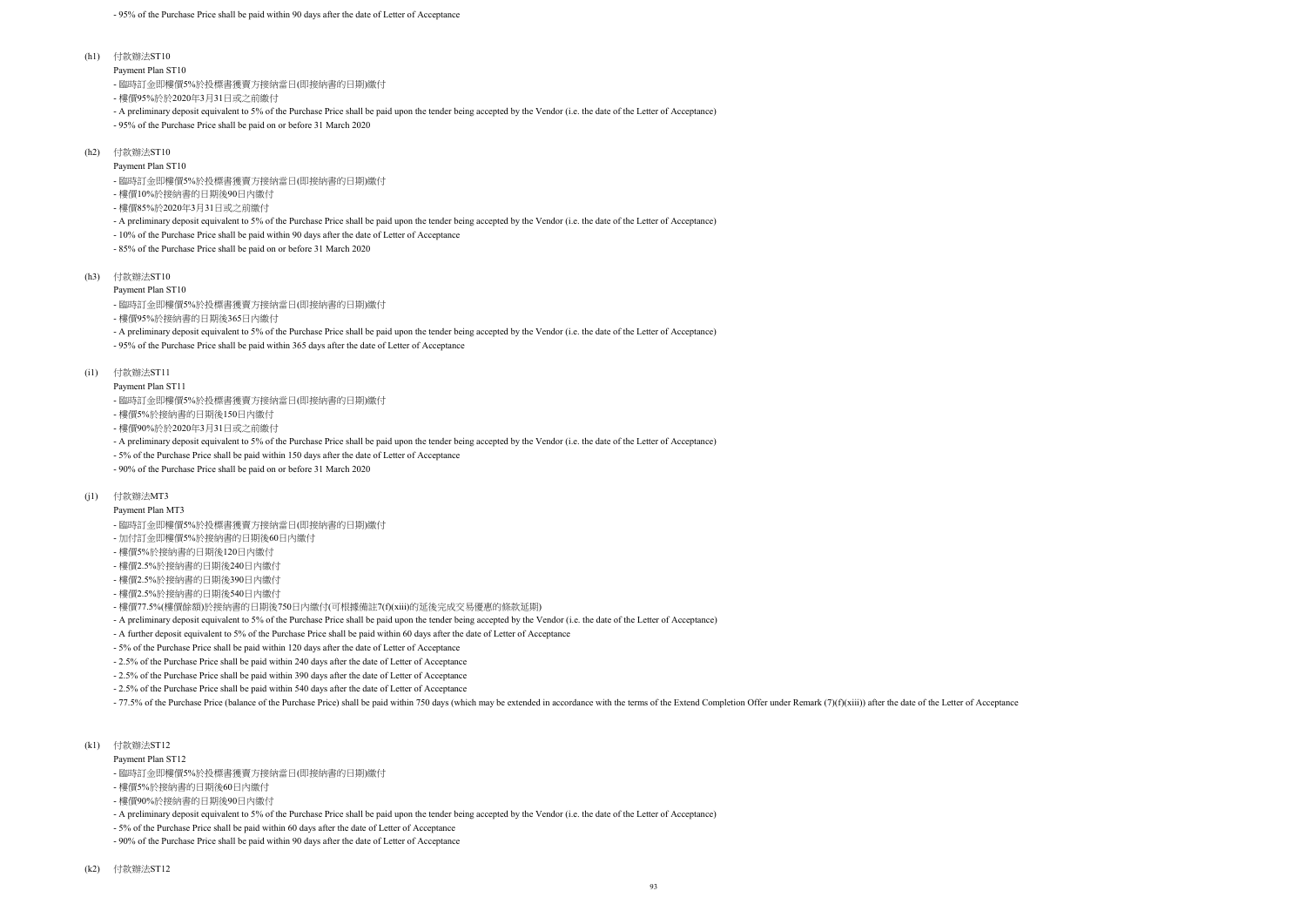- 95% of the Purchase Price shall be paid within 90 days after the date of Letter of Acceptance

(h1) 付款辦法ST10

Payment Plan ST10

- 臨時訂金即樓價5%於投標書獲賣方接納當日(即接納書的日期)繳付
- 樓價95%於於2020年3月31日或之前繳付
- A preliminary deposit equivalent to 5% of the Purchase Price shall be paid upon the tender being accepted by the Vendor (i.e. the date of the Letter of Acceptance)
- 95% of the Purchase Price shall be paid on or before 31 March 2020

(h2) 付款辦法ST10

Payment Plan ST10

- 臨時訂金即樓價5%於投標書獲賣方接納當日(即接納書的日期)繳付
- 樓價10%於接納書的日期後90日內繳付
- 樓價85%於2020年3月31日或之前繳付
- A preliminary deposit equivalent to 5% of the Purchase Price shall be paid upon the tender being accepted by the Vendor (i.e. the date of the Letter of Acceptance)
- 10% of the Purchase Price shall be paid within 90 days after the date of Letter of Acceptance
- 85% of the Purchase Price shall be paid on or before 31 March 2020

(h3) 付款辦法ST10

Payment Plan ST10

- 臨時訂金即樓價5%於投標書獲賣方接納當日(即接納書的日期)繳付
- 樓價95%於接納書的日期後365日內繳付
- A preliminary deposit equivalent to 5% of the Purchase Price shall be paid upon the tender being accepted by the Vendor (i.e. the date of the Letter of Acceptance)
- 95% of the Purchase Price shall be paid within 365 days after the date of Letter of Acceptance

(i1) 付款辦法ST11

Payment Plan ST11

- 臨時訂金即樓價5%於投標書獲賣方接納當日(即接納書的日期)繳付
- 樓價5%於接納書的日期後150日內繳付
- 樓價90%於於2020年3月31日或之前繳付
- A preliminary deposit equivalent to 5% of the Purchase Price shall be paid upon the tender being accepted by the Vendor (i.e. the date of the Letter of Acceptance)
- 5% of the Purchase Price shall be paid within 150 days after the date of Letter of Acceptance
- 90% of the Purchase Price shall be paid on or before 31 March 2020

(j1) 付款辦法MT3

Payment Plan MT3

- 臨時訂金即樓價5%於投標書獲賣方接納當日(即接納書的日期)繳付
- 加付訂金即樓價5%於接納書的日期後60日內繳付
- 樓價5%於接納書的日期後120日內繳付
- 樓價2.5%於接納書的日期後240日內繳付
- 樓價2.5%於接納書的日期後390日內繳付
- 樓價2.5%於接納書的日期後540日內繳付
- 樓價77.5%(樓價餘額)於接納書的日期後750日內繳付(可根據備註7(f)(xiii)的延後完成交易優惠的條款延期)
- A preliminary deposit equivalent to 5% of the Purchase Price shall be paid upon the tender being accepted by the Vendor (i.e. the date of the Letter of Acceptance)
- A further deposit equivalent to 5% of the Purchase Price shall be paid within 60 days after the date of Letter of Acceptance
- 5% of the Purchase Price shall be paid within 120 days after the date of Letter of Acceptance
- 2.5% of the Purchase Price shall be paid within 240 days after the date of Letter of Acceptance
- 2.5% of the Purchase Price shall be paid within 390 days after the date of Letter of Acceptance
- 2.5% of the Purchase Price shall be paid within 540 days after the date of Letter of Acceptance
- 77.5% of the Purchase Price (balance of the Purchase Price) shall be paid within 750 days (which may be extended in accordance with the terms of the Extend Completion Offer under Remark (7)(f)(xiii)) after the date of the Letter of Acceptance

(k1) 付款辦法ST12

Payment Plan ST12

- 臨時訂金即樓價5%於投標書獲賣方接納當日(即接納書的日期)繳付
- 樓價5%於接納書的日期後60日內繳付
- 樓價90%於接納書的日期後90日內繳付
- A preliminary deposit equivalent to 5% of the Purchase Price shall be paid upon the tender being accepted by the Vendor (i.e. the date of the Letter of Acceptance)
- 5% of the Purchase Price shall be paid within 60 days after the date of Letter of Acceptance
- 90% of the Purchase Price shall be paid within 90 days after the date of Letter of Acceptance

(k2) 付款辦法ST12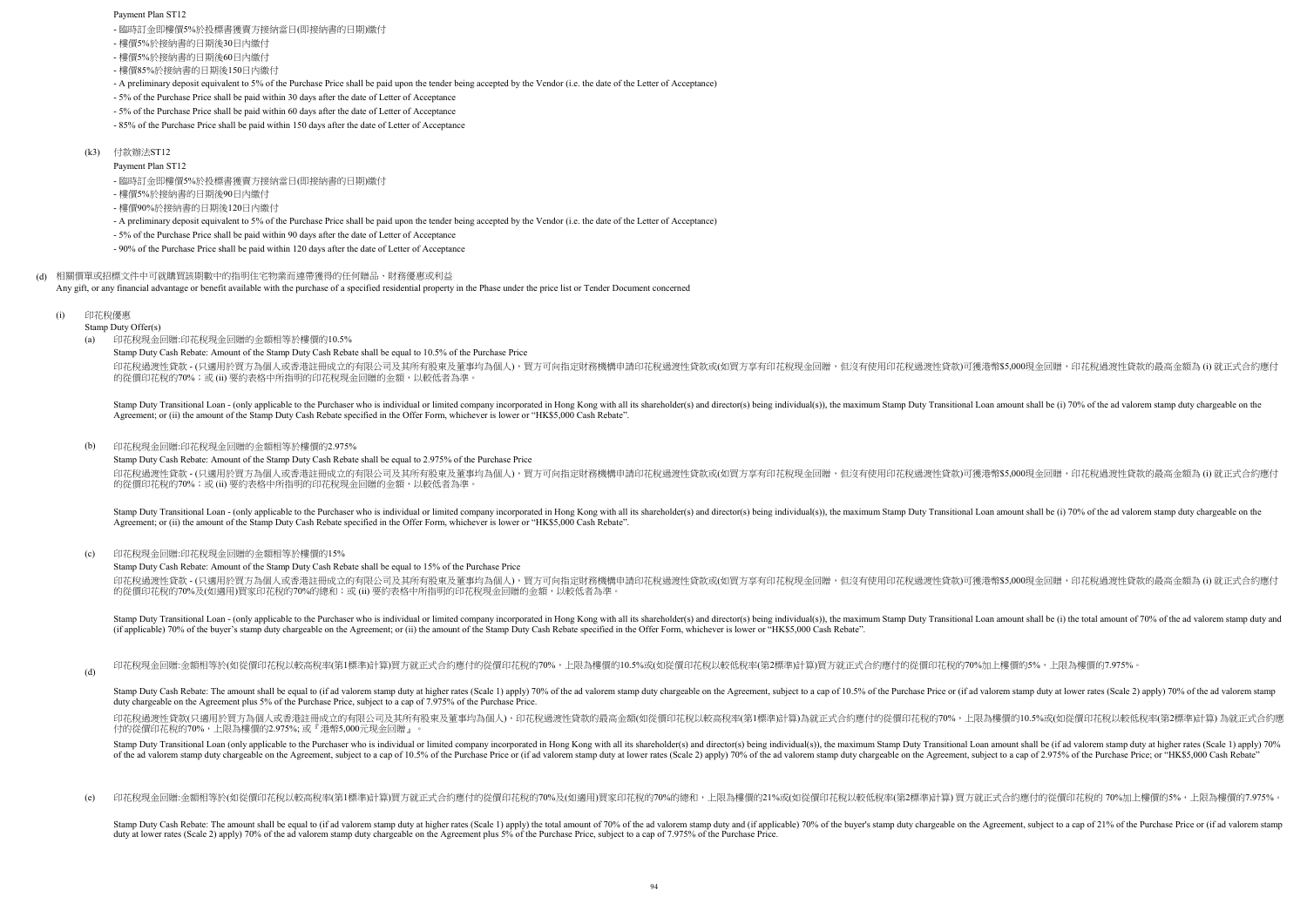Payment Plan ST12

- 臨時訂金即樓價5%於投標書獲賣方接納當日(即接納書的日期)繳付
- 樓價5%於接納書的日期後30日內繳付
- 樓價5%於接納書的日期後60日內繳付
- 樓價85%於接納書的日期後150日內繳付
- A preliminary deposit equivalent to 5% of the Purchase Price shall be paid upon the tender being accepted by the Vendor (i.e. the date of the Letter of Acceptance)
- 5% of the Purchase Price shall be paid within 30 days after the date of Letter of Acceptance
- 5% of the Purchase Price shall be paid within 60 days after the date of Letter of Acceptance
- 85% of the Purchase Price shall be paid within 150 days after the date of Letter of Acceptance

(k3) 付款辦法ST12

Payment Plan ST12

- 臨時訂金即樓價5%於投標書獲賣方接納當日(即接納書的日期)繳付
- 樓價5%於接納書的日期後90日內繳付
- 樓價90%於接納書的日期後120日內繳付
- A preliminary deposit equivalent to 5% of the Purchase Price shall be paid upon the tender being accepted by the Vendor (i.e. the date of the Letter of Acceptance)
- 5% of the Purchase Price shall be paid within 90 days after the date of Letter of Acceptance
- 90% of the Purchase Price shall be paid within 120 days after the date of Letter of Acceptance

(d) 相關價單或招標文件中可就購買該期數中的指明住宅物業而連帶獲得的任何贈品、財務優惠或利益

Any gift, or any financial advantage or benefit available with the purchase of a specified residential property in the Phase under the price list or Tender Document concerned

(i) 印花稅優惠

Stamp Duty Offer(s)

(a) 印花稅現金回贈:印花稅現金回贈的金額相等於樓價的10.5%

Stamp Duty Cash Rebate: Amount of the Stamp Duty Cash Rebate shall be equal to 10.5% of the Purchase Price

印花稅過渡性貸款 - (只適用於買方為個人或香港註冊成立的有限公司及其所有股東及董事均為個人)，買方可向指定財務機構申請印花稅過渡性貸款或(如買方享有印花稅現金回贈，但沒有使用印花稅過渡性貸款)可獲港幣$5,000現金回贈，印花稅過渡性貸款的最高金額為 (i) 就正式合約應付的從價印花稅的70%；或 (ii) 要約表格中所指明的印花稅現金回贈的金額，以較低者為準。

Stamp Duty Transitional Loan - (only applicable to the Purchaser who is individual or limited company incorporated in Hong Kong with all its shareholder(s) and director(s) being individual(s)), the maximum Stamp Duty Transitional Loan amount shall be (i) 70% of the ad valorem stamp duty chargeable on the Agreement; or (ii) the amount of the Stamp Duty Cash Rebate specified in the Offer Form, whichever is lower or "HK$5,000 Cash Rebate".

(b) 印花稅現金回贈:印花稅現金回贈的金額相等於樓價的2.975%

Stamp Duty Cash Rebate: Amount of the Stamp Duty Cash Rebate shall be equal to 2.975% of the Purchase Price

印花稅過渡性貸款 - (只適用於買方為個人或香港註冊成立的有限公司及其所有股東及董事均為個人)，買方可向指定財務機構申請印花稅過渡性貸款或(如買方享有印花稅現金回贈，但沒有使用印花稅過渡性貸款)可獲港幣$5,000現金回贈，印花稅過渡性貸款的最高金額為 (i) 就正式合約應付的從價印花稅的70%；或 (ii) 要約表格中所指明的印花稅現金回贈的金額，以較低者為準。

Stamp Duty Transitional Loan - (only applicable to the Purchaser who is individual or limited company incorporated in Hong Kong with all its shareholder(s) and director(s) being individual(s)), the maximum Stamp Duty Transitional Loan amount shall be (i) 70% of the ad valorem stamp duty chargeable on the Agreement; or (ii) the amount of the Stamp Duty Cash Rebate specified in the Offer Form, whichever is lower or "HK$5,000 Cash Rebate".

(c) 印花稅現金回贈:印花稅現金回贈的金額相等於樓價的15%

Stamp Duty Cash Rebate: Amount of the Stamp Duty Cash Rebate shall be equal to 15% of the Purchase Price

印花稅過渡性貸款 - (只適用於買方為個人或香港註冊成立的有限公司及其所有股東及董事均為個人)，買方可向指定財務機構申請印花稅過渡性貸款或(如買方享有印花稅現金回贈，但沒有使用印花稅過渡性貸款)可獲港幣$5,000現金回贈，印花稅過渡性貸款的最高金額為 (i) 就正式合約應付的從價印花稅的70%及(如適用)買家印花稅的70%的總和；或 (ii) 要約表格中所指明的印花稅現金回贈的金額，以較低者為準。

Stamp Duty Transitional Loan - (only applicable to the Purchaser who is individual or limited company incorporated in Hong Kong with all its shareholder(s) and director(s) being individual(s)), the maximum Stamp Duty Transitional Loan amount shall be (i) the total amount of 70% of the ad valorem stamp duty and (if applicable) 70% of the buyer's stamp duty chargeable on the Agreement; or (ii) the amount of the Stamp Duty Cash Rebate specified in the Offer Form, whichever is lower or "HK$5,000 Cash Rebate".

(d) 印花稅現金回贈:金額相等於(如從價印花稅以較高稅率(第1標準)計算)買方就正式合約應付的從價印花稅的70%，上限為樓價的10.5%或(如從價印花稅以較低稅率(第2標準)計算)買方就正式合約應付的從價印花稅的70%加上樓價的5%，上限為樓價的7.975%。

Stamp Duty Cash Rebate: The amount shall be equal to (if ad valorem stamp duty at higher rates (Scale 1) apply) 70% of the ad valorem stamp duty chargeable on the Agreement, subject to a cap of 10.5% of the Purchase Price or (if ad valorem stamp duty at lower rates (Scale 2) apply) 70% of the ad valorem stamp duty chargeable on the Agreement plus 5% of the Purchase Price, subject to a cap of 7.975% of the Purchase Price.

印花稅過渡性貸款(只適用於買方為個人或香港註冊成立的有限公司及其所有股東及董事均為個人)，印花稅過渡性貸款的最高金額(如從價印花稅以較高稅率(第1標準)計算)為就正式合約應付的從價印花稅的70%，上限為樓價的10.5%或(如從價印花稅以較低稅率(第2標準)計算) 為就正式合約應付的從價印花稅的70%，上限為樓價的2.975%; 或『港幣5,000元現金回贈』。

Stamp Duty Transitional Loan (only applicable to the Purchaser who is individual or limited company incorporated in Hong Kong with all its shareholder(s) and director(s) being individual(s)), the maximum Stamp Duty Transitional Loan amount shall be (if ad valorem stamp duty at higher rates (Scale 1) apply) 70% of the ad valorem stamp duty chargeable on the Agreement, subject to a cap of 10.5% of the Purchase Price or (if ad valorem stamp duty at lower rates (Scale 2) apply) 70% of the ad valorem stamp duty chargeable on the Agreement, subject to a cap of 2.975% of the Purchase Price; or "HK$5,000 Cash Rebate"

(e) 印花稅現金回贈:金額相等於(如從價印花稅以較高稅率(第1標準)計算)買方就正式合約應付的從價印花稅的70%及(如適用)買家印花稅的70%的總和，上限為樓價的21%或(如從價印花稅以較低稅率(第2標準)計算) 買方就正式合約應付的從價印花稅的 70%加上樓價的5%，上限為樓價的7.975%。

Stamp Duty Cash Rebate: The amount shall be equal to (if ad valorem stamp duty at higher rates (Scale 1) apply) the total amount of 70% of the ad valorem stamp duty and (if applicable) 70% of the buyer's stamp duty chargeable on the Agreement, subject to a cap of 21% of the Purchase Price or (if ad valorem stamp duty at lower rates (Scale 2) apply) 70% of the ad valorem stamp duty chargeable on the Agreement plus 5% of the Purchase Price, subject to a cap of 7.975% of the Purchase Price.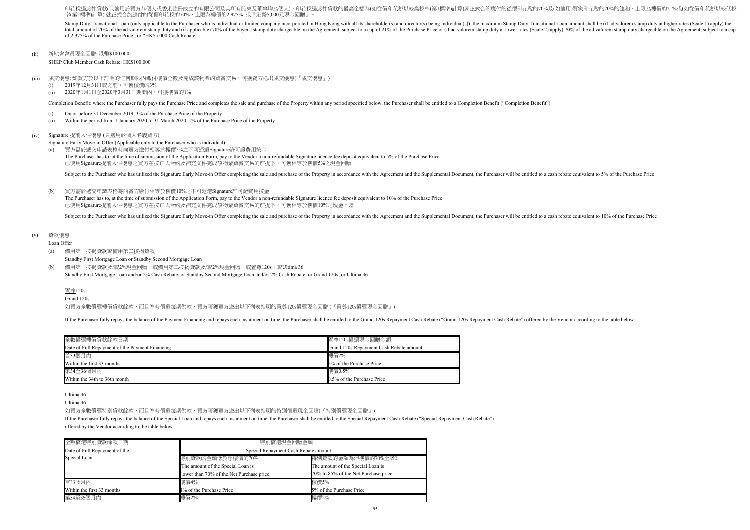印花稅過渡性貸款(只適用於買方為個人或香港註冊成立的有限公司及其所有股東及董事均為個人)，印花稅過渡性貸款的最高金額為(如從價印花稅以較高稅率(第1標準)計算)就正式合約應付的從價印花稅的70%及(如適用)買家印花稅的70%的總和，上限為樓價的21%或(如從價印花稅以較低稅率(第2標準)計算) 就正式合約應付的從價印花稅的70%，上限為樓價的2.975%; 或『港幣5,000元現金回贈』。

Stamp Duty Transitional Loan (only applicable to the Purchaser who is individual or limited company incorporated in Hong Kong with all its shareholder(s) and director(s) being individual(s)), the maximum Stamp Duty Transitional Loan amount shall be (if ad valorem stamp duty at higher rates (Scale 1) apply) the total amount of 70% of the ad valorem stamp duty and (if applicable) 70% of the buyer's stamp duty chargeable on the Agreement, subject to a cap of 21% of the Purchase Price or (if ad valorem stamp duty at lower rates (Scale 2) apply) 70% of the ad valorem stamp duty chargeable on the Agreement, subject to a cap of 2.975% of the Purchase Price ; or "HK$5,000 Cash Rebate"

(ii) 新地會會員現金回贈: 港幣$100,000

SHKP Club Member Cash Rebate: HK$100,000

(iii) 成交優惠: 如買方於以下訂明的任何期限內繳付樓價全數及完成該物業的買賣交易，可獲賣方送出成交優惠(『成交優惠』)

(i) 2019年12月31日或之前，可獲樓價的3%

(ii) 2020年1月1日至2020年3月31日期間內，可獲樓價的1%

Completion Benefit: where the Purchaser fully pays the Purchase Price and completes the sale and purchase of the Property within any period specified below, the Purchaser shall be entitled to a Completion Benefit ("Completion Benefit")

(i) On or before 31 December 2019, 3% of the Purchase Price of the Property

(ii) Within the period from 1 January 2020 to 31 March 2020, 1% of the Purchase Price of the Property

(iv) Signature 提前入住優惠 (只適用於個人名義買方)

Signature Early Move-in Offer (Applicable only to the Purchaser who is individual)

(a) 買方需於遞交申請表格時向賣方繳付相等於樓價5%之不可退還Signature許可證費用按金

The Purchaser has to, at the time of submission of the Application Form, pay to the Vendor a non-refundable Signature licence fee deposit equivalent to 5% of the Purchase Price

已使用Signature提前入住優惠之買方在按正式合約及補充文件完成該物業買賣交易的前提下，可獲相等於樓價5%之現金回贈

Subject to the Purchaser who has utilized the Signature Early Move-in Offer completing the sale and purchase of the Property in accordance with the Agreement and the Supplemental Document, the Purchaser will be entitled to a cash rebate equivalent to 5% of the Purchase Price

(b) 買方需於遞交申請表格時向賣方繳付相等於樓價10%之不可退還Signature許可證費用按金

The Purchaser has to, at the time of submission of the Application Form, pay to the Vendor a non-refundable Signature licence fee deposit equivalent to 10% of the Purchase Price

已使用Signature提前入住優惠之買方在按正式合約及補充文件完成該物業買賣交易的前提下，可獲相等於樓價10%之現金回贈

Subject to the Purchaser who has utilized the Signature Early Move-in Offer completing the sale and purchase of the Property in accordance with the Agreement and the Supplemental Document, the Purchaser will be entitled to a cash rebate equivalent to 10% of the Purchase Price

(v) 貸款優惠

Loan Offer

(a) 備用第一按揭貸款或備用第二按揭貸款

Standby First Mortgage Loan or Standby Second Mortgage Loan

(b) 備用第一按揭貸款及/或2%現金回贈；或備用第二按揭貸款及/或2%現金回贈；或置尊120s；或Ultima 36

Standby First Mortgage Loan and/or 2% Cash Rebate; or Standby Second Mortgage Loan and/or 2% Cash Rebate; or Grand 120s; or Ultima 36

置尊120s

Grand 120s

如買方全數償還樓價貸款餘款，而且準時償還每期供款，買方可獲賣方送出以下列表指明的置尊120s償還現金回贈 (『置尊120s償還現金回贈』)。

If the Purchaser fully repays the balance of the Payment Financing and repays each instalment on time, the Purchaser shall be entitled to the Grand 120s Repayment Cash Rebate ("Grand 120s Repayment Cash Rebate") offered by the Vendor according to the table below.

| 全數償還樓價貸款餘款日期<br>Date of Full Repayment of the Payment Financing | 置尊120s償還現金回贈金額<br>Grand 120s Repayment Cash Rebate amount |
|---|---|
| 首33個月內<br>Within the first 33 months | 樓價2%<br>2% of the Purchase Price |
| 第34至36個月內<br>Within the 34th to 36th month | 樓價0.5%<br>0.5% of the Purchase Price |

Ultima 36

Ultima 36

如買方全數償還特別貸款餘款，而且準時償還每期供款，買方可獲賣方送出以下列表指明的特別償還現金回贈(『特別償還現金回贈』)。

If the Purchaser fully repays the balance of the Special Loan and repays each instalment on time, the Purchaser shall be entitled to the Special Repayment Cash Rebate ("Special Repayment Cash Rebate") offered by the Vendor according to the table below.

| 全數償還特別貸款餘款日期<br>Date of Full Repayment of the Special Loan | 特別償還現金回贈金額<br>Special Repayment Cash Rebate amount | |
|---|---|---|
| | 特別貸款的金額低於淨樓價的70%<br>The amount of the Special Loan is lower than 70% of the Net Purchase price | 特別貸款的金額為淨樓價的70%至85%<br>The amount of the Special Loan is 70% to 85% of the Net Purchase price |
| 首33個月內<br>Within the first 33 months | 樓價4%<br>4% of the Purchase Price | 樓價5%<br>5% of the Purchase Price |
| 第34至36個月內 | 樓價2% | 樓價2% |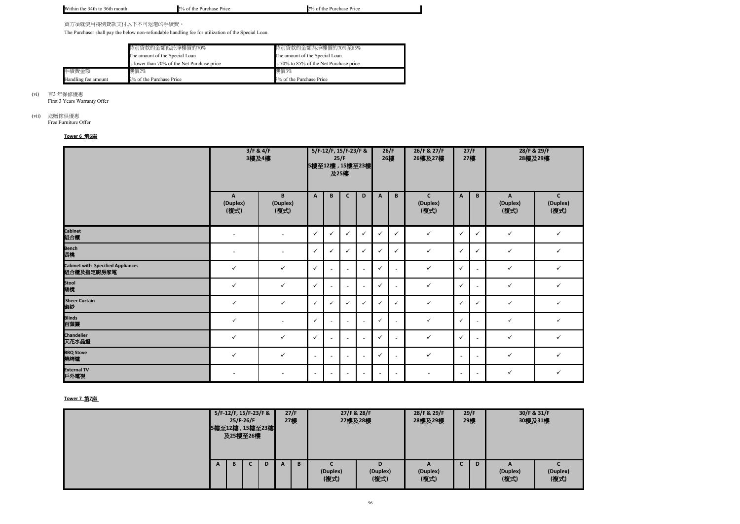| Within the 34th to 36th month | 2% of the Purchase Price | 2% of the Purchase Price |
|---|---|---|

買方須就使用特別貸款支付以下不可退還的手續費。

The Purchaser shall pay the below non-refundable handling fee for utilization of the Special Loan.

| | 特別貸款的金額低於淨樓價的70%<br>The amount of the Special Loan<br>is lower than 70% of the Net Purchase price | 特別貸款的金額為淨樓價的70%至85%<br>The amount of the Special Loan<br>is 70% to 85% of the Net Purchase price |
|---|---|---|
| 手續費金額<br>Handling fee amount | 樓價2%<br>2% of the Purchase Price | 樓價3%<br>3% of the Purchase Price |

(vi) 首3 年保修優惠
First 3 Years Warranty Offer

(vii) 送贈傢俱優惠
Free Furniture Offer

**Tower 6 第6座**

| | 3/F & 4/F 3樓及4樓 | | 5/F-12/F, 15/F-23/F & 25/F 5樓至12樓，15樓至23樓及25樓 | | | | 26/F 26樓 | | 26/F & 27/F 26樓及27樓 | 27/F 27樓 | | 28/F & 29/F 28樓及29樓 | |
|---|---|---|---|---|---|---|---|---|---|---|---|---|---|
| | A (Duplex) (複式) | B (Duplex) (複式) | A | B | C | D | A | B | C (Duplex) (複式) | A | B | A (Duplex) (複式) | C (Duplex) (複式) |
| Cabinet 組合櫃 | - | - | ✓ | ✓ | ✓ | ✓ | ✓ | ✓ | ✓ | ✓ | ✓ | ✓ | ✓ |
| Bench 長櫈 | - | - | ✓ | ✓ | ✓ | ✓ | ✓ | ✓ | ✓ | ✓ | ✓ | ✓ | ✓ |
| Cabinet with Specified Appliances 組合櫃及指定廚房家電 | ✓ | ✓ | ✓ | - | - | - | ✓ | - | ✓ | ✓ | - | ✓ | ✓ |
| Stool 矮櫈 | ✓ | ✓ | ✓ | - | - | - | ✓ | - | ✓ | ✓ | - | ✓ | ✓ |
| Sheer Curtain 窗紗 | ✓ | ✓ | ✓ | ✓ | ✓ | ✓ | ✓ | ✓ | ✓ | ✓ | ✓ | ✓ | ✓ |
| Blinds 百葉簾 | ✓ | - | ✓ | - | - | - | ✓ | - | ✓ | ✓ | - | ✓ | ✓ |
| Chandelier 天花水晶燈 | ✓ | ✓ | ✓ | - | - | - | ✓ | - | ✓ | ✓ | - | ✓ | ✓ |
| BBQ Stove 燒烤爐 | ✓ | ✓ | - | - | - | - | ✓ | - | ✓ | - | - | ✓ | ✓ |
| External TV 戶外電視 | - | - | - | - | - | - | - | - | - | - | - | ✓ | ✓ |

**Tower 7 第7座**

| | 5/F-12/F, 15/F-23/F & 25/F-26/F 5樓至12樓，15樓至23樓及25樓至26樓 | | | | 27/F 27樓 | | 27/F & 28/F 27樓及28樓 | | 28/F & 29/F 28樓及29樓 | 29/F 29樓 | | 30/F & 31/F 30樓及31樓 | |
|---|---|---|---|---|---|---|---|---|---|---|---|---|---|
| | A | B | C | D | A | B | C (Duplex) (複式) | D (Duplex) (複式) | A (Duplex) (複式) | C | D | A (Duplex) (複式) | C (Duplex) (複式) |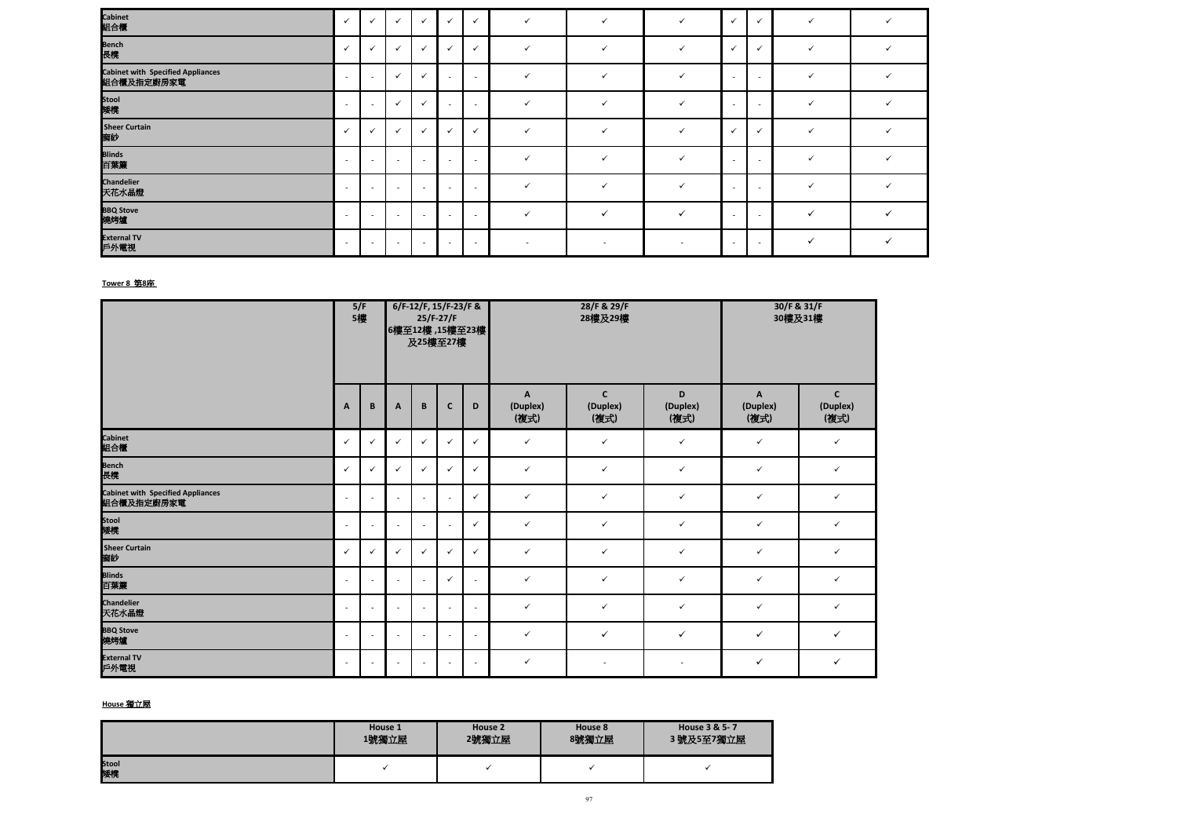| | | | | | | | | | | | | | |
|---|---|---|---|---|---|---|---|---|---|---|---|---|---|
| Cabinet 組合櫃 | ✓ | ✓ | ✓ | ✓ | ✓ | ✓ | ✓ | ✓ | ✓ | ✓ | ✓ | ✓ | ✓ |
| Bench 長櫈 | ✓ | ✓ | ✓ | ✓ | ✓ | ✓ | ✓ | ✓ | ✓ | ✓ | ✓ | ✓ | ✓ |
| Cabinet with Specified Appliances 組合櫃及指定廚房家電 | - | - | ✓ | ✓ | - | - | ✓ | ✓ | ✓ | - | - | ✓ | ✓ |
| Stool 矮櫈 | - | - | ✓ | ✓ | - | - | ✓ | ✓ | ✓ | - | - | ✓ | ✓ |
| Sheer Curtain 窗紗 | ✓ | ✓ | ✓ | ✓ | ✓ | ✓ | ✓ | ✓ | ✓ | ✓ | ✓ | ✓ | ✓ |
| Blinds 百葉簾 | - | - | - | - | - | - | ✓ | ✓ | ✓ | - | - | ✓ | ✓ |
| Chandelier 天花水晶燈 | - | - | - | - | - | - | ✓ | ✓ | ✓ | - | - | ✓ | ✓ |
| BBQ Stove 燒烤爐 | - | - | - | - | - | - | ✓ | ✓ | ✓ | - | - | ✓ | ✓ |
| External TV 戶外電視 | - | - | - | - | - | - | - | - | - | - | - | ✓ | ✓ |

**Tower 8 第8座**

| | 5/F 5樓 | | 6/F-12/F, 15/F-23/F & 25/F-27/F 6樓至12樓 ,15樓至23樓及25樓至27樓 | | | | 28/F & 29/F 28樓及29樓 | | | 30/F & 31/F 30樓及31樓 | |
|---|---|---|---|---|---|---|---|---|---|---|---|
| | A | B | A | B | C | D | A (Duplex) (複式) | C (Duplex) (複式) | D (Duplex) (複式) | A (Duplex) (複式) | C (Duplex) (複式) |
| Cabinet 組合櫃 | ✓ | ✓ | ✓ | ✓ | ✓ | ✓ | ✓ | ✓ | ✓ | ✓ | ✓ |
| Bench 長櫈 | ✓ | ✓ | ✓ | ✓ | ✓ | ✓ | ✓ | ✓ | ✓ | ✓ | ✓ |
| Cabinet with Specified Appliances 組合櫃及指定廚房家電 | - | - | - | - | - | ✓ | ✓ | ✓ | ✓ | ✓ | ✓ |
| Stool 矮櫈 | - | - | - | - | - | ✓ | ✓ | ✓ | ✓ | ✓ | ✓ |
| Sheer Curtain 窗紗 | ✓ | ✓ | ✓ | ✓ | ✓ | ✓ | ✓ | ✓ | ✓ | ✓ | ✓ |
| Blinds 百葉簾 | - | - | - | - | ✓ | - | ✓ | ✓ | ✓ | ✓ | ✓ |
| Chandelier 天花水晶燈 | - | - | - | - | - | - | ✓ | ✓ | ✓ | ✓ | ✓ |
| BBQ Stove 燒烤爐 | - | - | - | - | - | - | ✓ | ✓ | ✓ | ✓ | ✓ |
| External TV 戶外電視 | - | - | - | - | - | - | ✓ | - | - | ✓ | ✓ |

**House 獨立屋**

| | House 1 1號獨立屋 | House 2 2號獨立屋 | House 8 8號獨立屋 | House 3 & 5- 7 3 號及5至7獨立屋 |
|---|---|---|---|---|
| Stool 矮櫈 | ✓ | ✓ | ✓ | ✓ |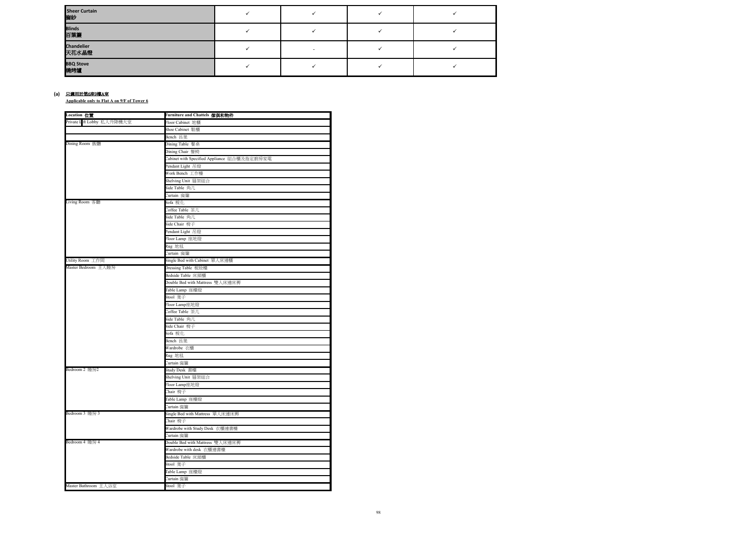| | | | | |
|---|---|---|---|---|
| **Sheer Curtain 窗紗** | ✓ | ✓ | ✓ | ✓ |
| **Blinds 百葉簾** | ✓ | ✓ | ✓ | ✓ |
| **Chandelier 天花水晶燈** | ✓ | - | ✓ | ✓ |
| **BBQ Stove 燒烤爐** | ✓ | ✓ | ✓ | ✓ |

**(a) 只適用於第6座9樓A室**

**Applicable only to Flat A on 9/F of Tower 6**

| Location 位置 | Furniture and Chattels 傢俱和物件 |
|---|---|
| Private Lift Lobby 私人升降機大堂 | Floor Cabinet 地櫃 |
| | Shoe Cabinet 鞋櫃 |
| | Bench 長凳 |
| Dining Room 飯廳 | Dining Table 餐桌 |
| | Dining Chair 餐椅 |
| | Cabinet with Specified Appliance 組合櫃及指定廚房家電 |
| | Pendant Light 吊燈 |
| | Work Bench 工作檯 |
| | Shelving Unit 層架組合 |
| | Side Table 角几 |
| | Curtain 窗簾 |
| Living Room 客廳 | Sofa 梳化 |
| | Coffee Table 茶几 |
| | Side Table 角几 |
| | Side Chair 椅子 |
| | Pendant Light 吊燈 |
| | Floor Lamp 座地燈 |
| | Rug 地毯 |
| | Curtain 窗簾 |
| Utility Room 工作間 | Single Bed with Cabinet 單人床連櫃 |
| Master Bedroom 主人睡房 | Dressing Table 梳妝檯 |
| | Bedside Table 床頭櫃 |
| | Double Bed with Mattress 雙人床連床褥 |
| | Table Lamp 座檯燈 |
| | Stool 凳子 |
| | Floor Lamp座地燈 |
| | Coffee Table 茶几 |
| | Side Table 角几 |
| | Side Chair 椅子 |
| | Sofa 梳化 |
| | Bench 長凳 |
| | Wardrobe 衣櫃 |
| | Rug 地毯 |
| | Curtain 窗簾 |
| Bedroom 2 睡房2 | Study Desk 書檯 |
| | Shelving Unit 層架組合 |
| | Floor Lamp座地燈 |
| | Chair 椅子 |
| | Table Lamp 座檯燈 |
| | Curtain 窗簾 |
| Bedroom 3 睡房 3 | Single Bed with Mattress 單人床連床褥 |
| | Chair 椅子 |
| | Wardrobe with Study Desk 衣櫃連書檯 |
| | Curtain 窗簾 |
| Bedroom 4 睡房 4 | Double Bed with Mattress 雙人床連床褥 |
| | Wardrobe with desk 衣櫃連書檯 |
| | Bedside Table 床頭櫃 |
| | Stool 凳子 |
| | Table Lamp 座檯燈 |
| | Curtain 窗簾 |
| Master Bathroom 主人浴室 | Stool 凳子 |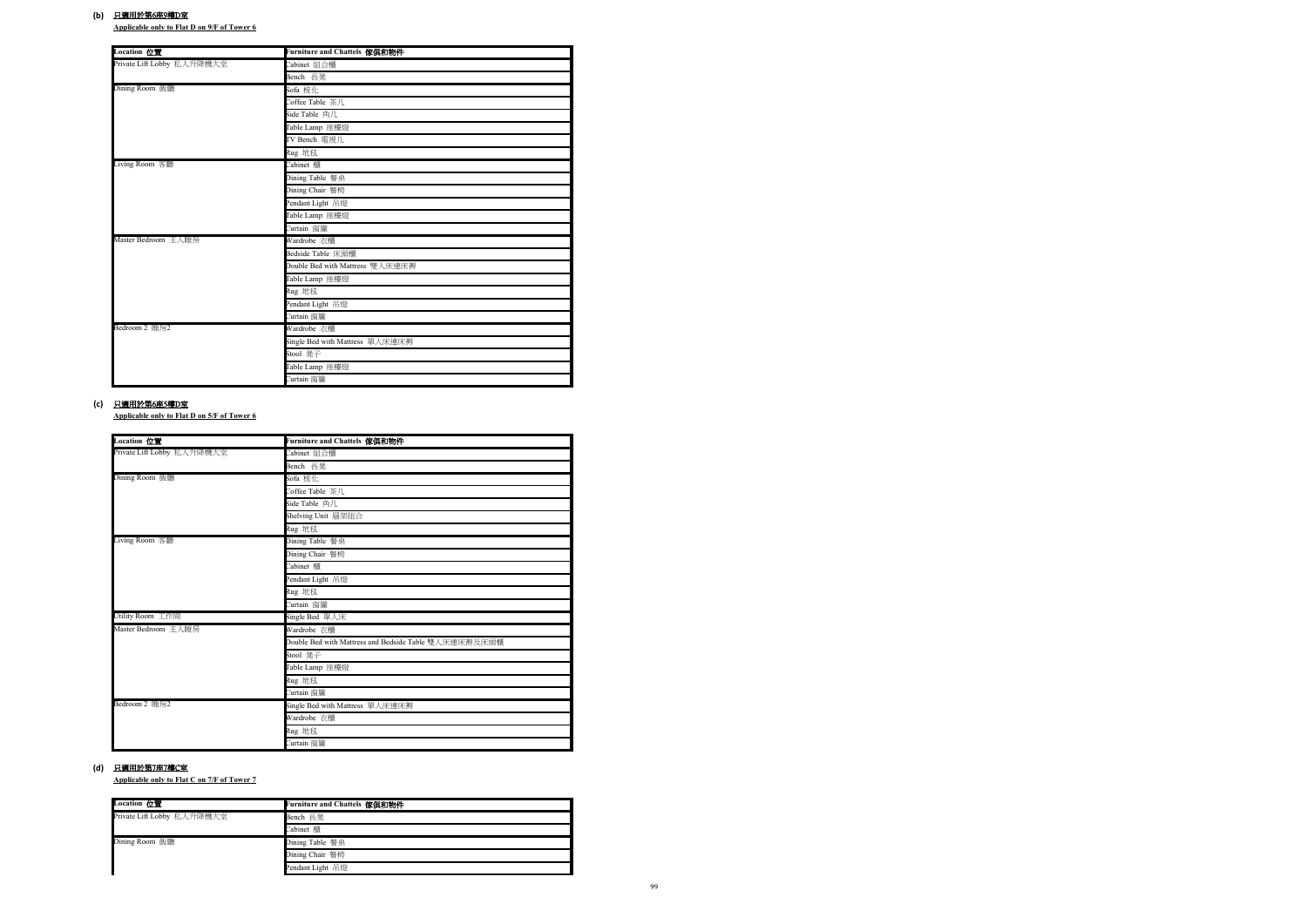**(b) 只適用於第6座9樓D室**

**Applicable only to Flat D on 9/F of Tower 6**

| Location 位置 | Furniture and Chattels 傢俱和物件 |
|---|---|
| Private Lift Lobby 私人升降機大堂 | Cabinet 組合櫃 |
| | Bench 長凳 |
| Dining Room 飯廳 | Sofa 梳化 |
| | Coffee Table 茶几 |
| | Side Table 角几 |
| | Table Lamp 座檯燈 |
| | TV Bench 電視几 |
| | Rug 地毯 |
| Living Room 客廳 | Cabinet 櫃 |
| | Dining Table 餐桌 |
| | Dining Chair 餐椅 |
| | Pendant Light 吊燈 |
| | Table Lamp 座檯燈 |
| | Curtain 窗簾 |
| Master Bedroom 主人睡房 | Wardrobe 衣櫃 |
| | Bedside Table 床頭櫃 |
| | Double Bed with Mattress 雙人床連床褥 |
| | Table Lamp 座檯燈 |
| | Rug 地毯 |
| | Pendant Light 吊燈 |
| | Curtain 窗簾 |
| Bedroom 2 睡房2 | Wardrobe 衣櫃 |
| | Single Bed with Mattress 單人床連床褥 |
| | Stool 凳子 |
| | Table Lamp 座檯燈 |
| | Curtain 窗簾 |

**(c) 只適用於第6座5樓D室**

**Applicable only to Flat D on 5/F of Tower 6**

| Location 位置 | Furniture and Chattels 傢俱和物件 |
|---|---|
| Private Lift Lobby 私人升降機大堂 | Cabinet 組合櫃 |
| | Bench 長凳 |
| Dining Room 飯廳 | Sofa 梳化 |
| | Coffee Table 茶几 |
| | Side Table 角几 |
| | Shelving Unit 層架組合 |
| | Rug 地毯 |
| Living Room 客廳 | Dining Table 餐桌 |
| | Dining Chair 餐椅 |
| | Cabinet 櫃 |
| | Pendant Light 吊燈 |
| | Rug 地毯 |
| | Curtain 窗簾 |
| Utility Room 工作間 | Single Bed 單人床 |
| Master Bedroom 主人睡房 | Wardrobe 衣櫃 |
| | Double Bed with Mattress and Bedside Table 雙人床連床褥及床頭櫃 |
| | Stool 凳子 |
| | Table Lamp 座檯燈 |
| | Rug 地毯 |
| | Curtain 窗簾 |
| Bedroom 2 睡房2 | Single Bed with Mattress 單人床連床褥 |
| | Wardrobe 衣櫃 |
| | Rug 地毯 |
| | Curtain 窗簾 |

**(d) 只適用於第7座7樓C室**

**Applicable only to Flat C on 7/F of Tower 7**

| Location 位置 | Furniture and Chattels 傢俱和物件 |
|---|---|
| Private Lift Lobby 私人升降機大堂 | Bench 長凳 |
| | Cabinet 櫃 |
| Dining Room 飯廳 | Dining Table 餐桌 |
| | Dining Chair 餐椅 |
| | Pendant Light 吊燈 |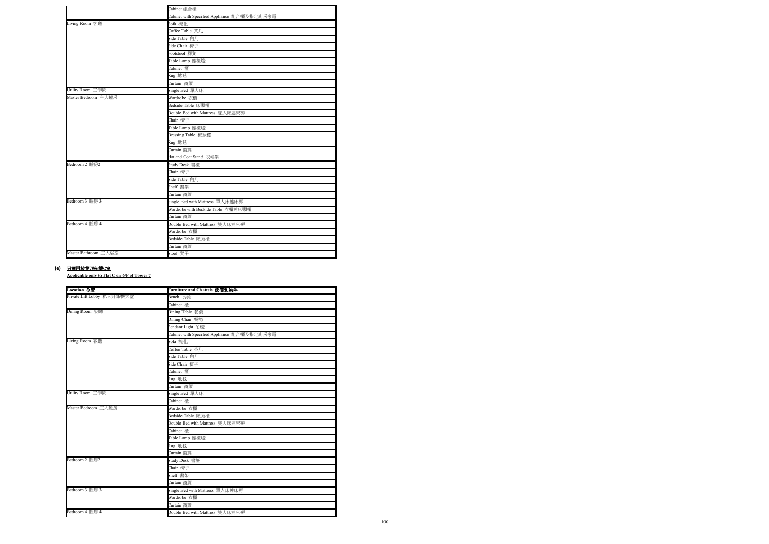| Location 位置 | Furniture and Chattels 傢俱和物件 |
|---|---|
| | Cabinet 組合櫃 |
| | Cabinet with Specified Appliance 組合櫃及指定廚房家電 |
| Living Room 客廳 | Sofa 梳化 |
| | Coffee Table 茶几 |
| | Side Table 角几 |
| | Side Chair 椅子 |
| | Footstool 腳凳 |
| | Table Lamp 座檯燈 |
| | Cabinet 櫃 |
| | Rug 地毯 |
| | Curtain 窗簾 |
| Utility Room 工作間 | Single Bed 單人床 |
| Master Bedroom 主人睡房 | Wardrobe 衣櫃 |
| | Bedside Table 床頭櫃 |
| | Double Bed with Mattress 雙人床連床褥 |
| | Chair 椅子 |
| | Table Lamp 座檯燈 |
| | Dressing Table 梳妝檯 |
| | Rug 地毯 |
| | Curtain 窗簾 |
| | Hat and Coat Stand 衣帽架 |
| Bedroom 2 睡房2 | Study Desk 書檯 |
| | Chair 椅子 |
| | Side Table 角几 |
| | Shelf 書架 |
| | Curtain 窗簾 |
| Bedroom 3 睡房 3 | Single Bed with Mattress 單人床連床褥 |
| | Wardrobe with Bedside Table 衣櫃連床頭櫃 |
| | Curtain 窗簾 |
| Bedroom 4 睡房 4 | Double Bed with Mattress 雙人床連床褥 |
| | Wardrobe 衣櫃 |
| | Bedside Table 床頭櫃 |
| | Curtain 窗簾 |
| Master Bathroom 主人浴室 | Stool 凳子 |

**(e)** **只適用於第7座6樓C室**

**Applicable only to Flat C on 6/F of Tower 7**

| Location 位置 | Furniture and Chattels 傢俱和物件 |
|---|---|
| Private Lift Lobby 私人升降機大堂 | Bench 長凳 |
| | Cabinet 櫃 |
| Dining Room 飯廳 | Dining Table 餐桌 |
| | Dining Chair 餐椅 |
| | Pendant Light 吊燈 |
| | Cabinet with Specified Appliance 組合櫃及指定廚房家電 |
| Living Room 客廳 | Sofa 梳化 |
| | Coffee Table 茶几 |
| | Side Table 角几 |
| | Side Chair 椅子 |
| | Cabinet 櫃 |
| | Rug 地毯 |
| | Curtain 窗簾 |
| Utility Room 工作間 | Single Bed 單人床 |
| | Cabinet 櫃 |
| Master Bedroom 主人睡房 | Wardrobe 衣櫃 |
| | Bedside Table 床頭櫃 |
| | Double Bed with Mattress 雙人床連床褥 |
| | Cabinet 櫃 |
| | Table Lamp 座檯燈 |
| | Rug 地毯 |
| | Curtain 窗簾 |
| Bedroom 2 睡房2 | Study Desk 書檯 |
| | Chair 椅子 |
| | Shelf 書架 |
| | Curtain 窗簾 |
| Bedroom 3 睡房 3 | Single Bed with Mattress 單人床連床褥 |
| | Wardrobe 衣櫃 |
| | Curtain 窗簾 |
| Bedroom 4 睡房 4 | Double Bed with Mattress 雙人床連床褥 |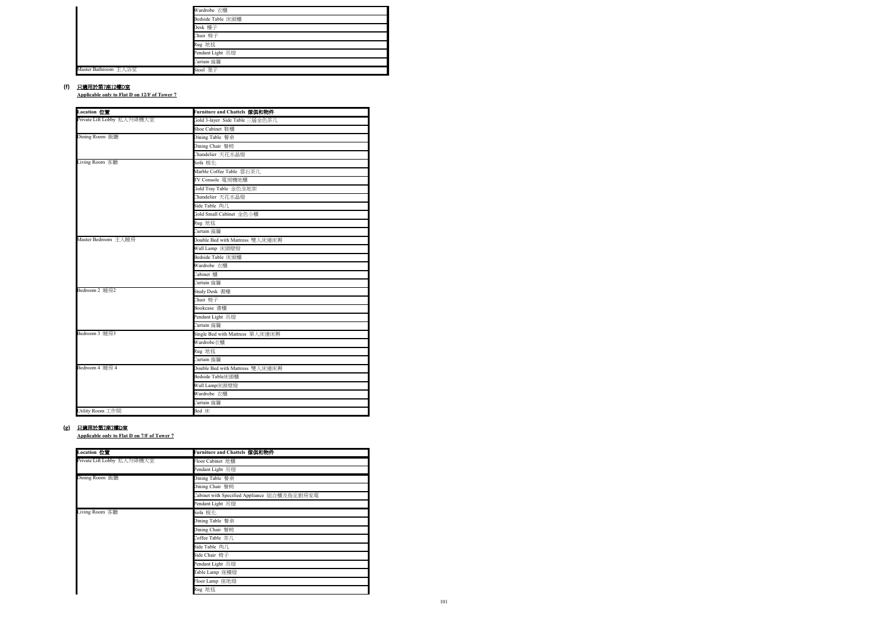| | |
|---|---|
| | Wardrobe 衣櫃 |
| | Bedside Table 床頭櫃 |
| | Desk 檯子 |
| | Chair 椅子 |
| | Rug 地毯 |
| | Pendant Light 吊燈 |
| | Curtain 窗簾 |
| Master Bathroom 主人浴室 | Stool 凳子 |

**(f) 只適用於第7座12樓D室**

**Applicable only to Flat D on 12/F of Tower 7**

| Location 位置 | Furniture and Chattels 傢俱和物件 |
|---|---|
| Private Lift Lobby 私人升降機大堂 | Gold 3-layer Side Table 三層金色茶几 |
| | Shoe Cabinet 鞋櫃 |
| Dining Room 飯廳 | Dining Table 餐桌 |
| | Dining Chair 餐椅 |
| | Chandelier 天花水晶燈 |
| Living Room 客廳 | Sofa 梳化 |
| | Marble Coffee Table 雲石茶几 |
| | TV Console 電視機地櫃 |
| | Gold Tray Table 金色坐地架 |
| | Chandelier 天花水晶燈 |
| | Side Table 角几 |
| | Gold Small Cabinet 金色小櫃 |
| | Rug 地毯 |
| | Curtain 窗簾 |
| Master Bedroom 主人睡房 | Double Bed with Mattress 雙人床連床褥 |
| | Wall Lamp 床頭壁燈 |
| | Bedside Table 床頭櫃 |
| | Wardrobe 衣櫃 |
| | Cabinet 櫃 |
| | Curtain 窗簾 |
| Bedroom 2 睡房2 | Study Desk 書檯 |
| | Chair 椅子 |
| | Bookcase 書櫃 |
| | Pendant Light 吊燈 |
| | Curtain 窗簾 |
| Bedroom 3 睡房3 | Single Bed with Mattress 單人床連床褥 |
| | Wardrobe衣櫃 |
| | Rug 地毯 |
| | Curtain 窗簾 |
| Bedroom 4 睡房 4 | Double Bed with Mattress 雙人床連床褥 |
| | Bedside Table床頭櫃 |
| | Wall Lamp床頭壁燈 |
| | Wardrobe 衣櫃 |
| | Curtain 窗簾 |
| Utility Room 工作間 | Bed 床 |

**(g) 只適用於第7座7樓D室**

**Applicable only to Flat D on 7/F of Tower 7**

| Location 位置 | Furniture and Chattels 傢俱和物件 |
|---|---|
| Private Lift Lobby 私人升降機大堂 | Floor Cabinet 地櫃 |
| | Pendant Light 吊燈 |
| Dining Room 飯廳 | Dining Table 餐桌 |
| | Dining Chair 餐椅 |
| | Cabinet with Specified Appliance 組合櫃及指定廚房家電 |
| | Pendant Light 吊燈 |
| Living Room 客廳 | Sofa 梳化 |
| | Dining Table 餐桌 |
| | Dining Chair 餐椅 |
| | Coffee Table 茶几 |
| | Side Table 角几 |
| | Side Chair 椅子 |
| | Pendant Light 吊燈 |
| | Table Lamp 座檯燈 |
| | Floor Lamp 座地燈 |
| | Rug 地毯 |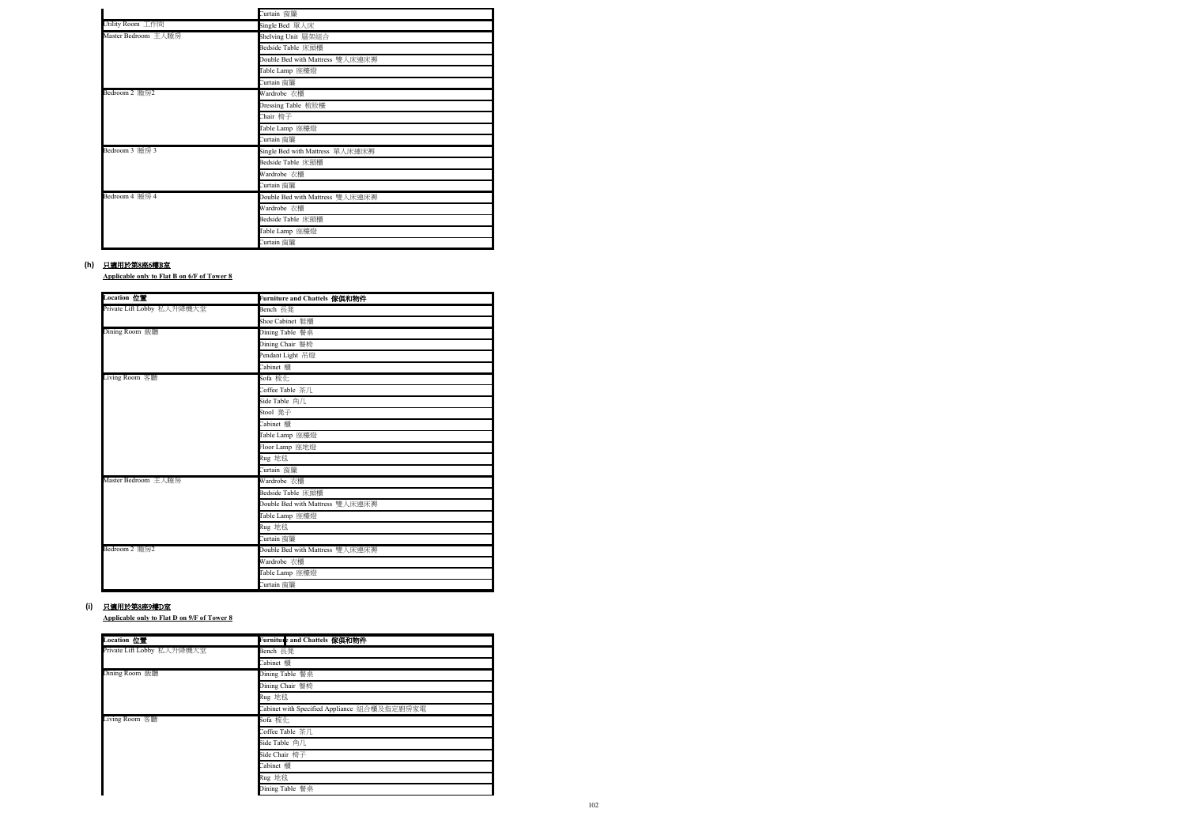| | |
|---|---|
| | Curtain 窗簾 |
| Utility Room 工作間 | Single Bed 單人床 |
| Master Bedroom 主人睡房 | Shelving Unit 層架組合 |
| | Bedside Table 床頭櫃 |
| | Double Bed with Mattress 雙人床連床褥 |
| | Table Lamp 座檯燈 |
| | Curtain 窗簾 |
| Bedroom 2 睡房2 | Wardrobe 衣櫃 |
| | Dressing Table 梳妝檯 |
| | Chair 椅子 |
| | Table Lamp 座檯燈 |
| | Curtain 窗簾 |
| Bedroom 3 睡房 3 | Single Bed with Mattress 單人床連床褥 |
| | Bedside Table 床頭櫃 |
| | Wardrobe 衣櫃 |
| | Curtain 窗簾 |
| Bedroom 4 睡房 4 | Double Bed with Mattress 雙人床連床褥 |
| | Wardrobe 衣櫃 |
| | Bedside Table 床頭櫃 |
| | Table Lamp 座檯燈 |
| | Curtain 窗簾 |

**(h) 只適用於第8座6樓B室**

**Applicable only to Flat B on 6/F of Tower 8**

| Location 位置 | Furniture and Chattels 傢俱和物件 |
|---|---|
| Private Lift Lobby 私人升降機大堂 | Bench 長凳 |
| | Shoe Cabinet 鞋櫃 |
| Dining Room 飯廳 | Dining Table 餐桌 |
| | Dining Chair 餐椅 |
| | Pendant Light 吊燈 |
| | Cabinet 櫃 |
| Living Room 客廳 | Sofa 梳化 |
| | Coffee Table 茶几 |
| | Side Table 角几 |
| | Stool 凳子 |
| | Cabinet 櫃 |
| | Table Lamp 座檯燈 |
| | Floor Lamp 座地燈 |
| | Rug 地毯 |
| | Curtain 窗簾 |
| Master Bedroom 主人睡房 | Wardrobe 衣櫃 |
| | Bedside Table 床頭櫃 |
| | Double Bed with Mattress 雙人床連床褥 |
| | Table Lamp 座檯燈 |
| | Rug 地毯 |
| | Curtain 窗簾 |
| Bedroom 2 睡房2 | Double Bed with Mattress 雙人床連床褥 |
| | Wardrobe 衣櫃 |
| | Table Lamp 座檯燈 |
| | Curtain 窗簾 |

**(i) 只適用於第8座9樓D室**

**Applicable only to Flat D on 9/F of Tower 8**

| Location 位置 | Furniture and Chattels 傢俱和物件 |
|---|---|
| Private Lift Lobby 私人升降機大堂 | Bench 長凳 |
| | Cabinet 櫃 |
| Dining Room 飯廳 | Dining Table 餐桌 |
| | Dining Chair 餐椅 |
| | Rug 地毯 |
| | Cabinet with Specified Appliance 組合櫃及指定廚房家電 |
| Living Room 客廳 | Sofa 梳化 |
| | Coffee Table 茶几 |
| | Side Table 角几 |
| | Side Chair 椅子 |
| | Cabinet 櫃 |
| | Rug 地毯 |
| | Dining Table 餐桌 |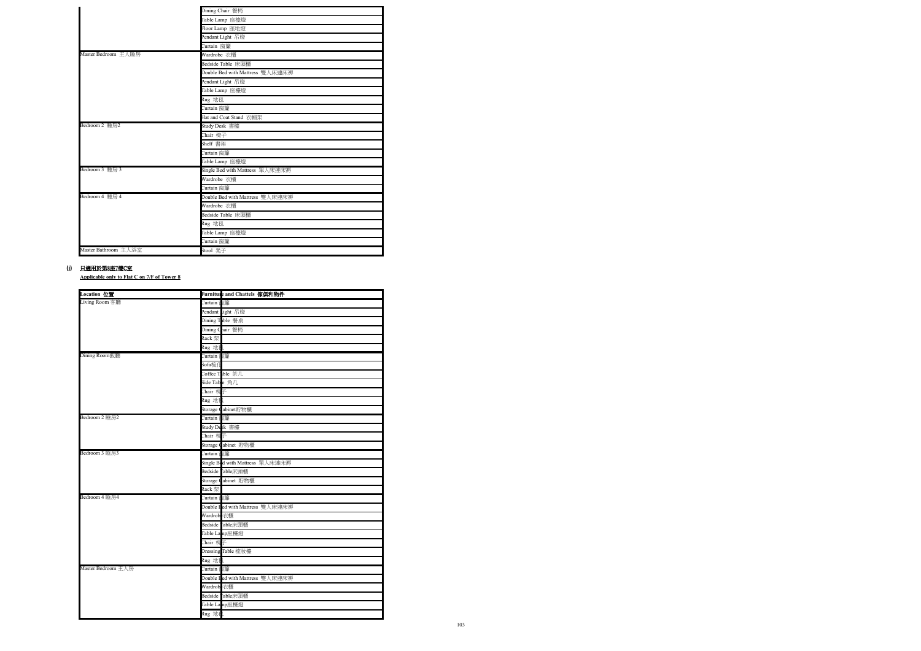| | |
|---|---|
| | Dining Chair 餐椅 |
| | Table Lamp 座檯燈 |
| | Floor Lamp 座地燈 |
| | Pendant Light 吊燈 |
| | Curtain 窗簾 |
| Master Bedroom 主人睡房 | Wardrobe 衣櫃 |
| | Bedside Table 床頭櫃 |
| | Double Bed with Mattress 雙人床連床褥 |
| | Pendant Light 吊燈 |
| | Table Lamp 座檯燈 |
| | Rug 地毯 |
| | Curtain 窗簾 |
| | Hat and Coat Stand 衣帽架 |
| Bedroom 2 睡房2 | Study Desk 書檯 |
| | Chair 椅子 |
| | Shelf 書架 |
| | Curtain 窗簾 |
| | Table Lamp 座檯燈 |
| Bedroom 3 睡房 3 | Single Bed with Mattress 單人床連床褥 |
| | Wardrobe 衣櫃 |
| | Curtain 窗簾 |
| Bedroom 4 睡房 4 | Double Bed with Mattress 雙人床連床褥 |
| | Wardrobe 衣櫃 |
| | Bedside Table 床頭櫃 |
| | Rug 地毯 |
| | Table Lamp 座檯燈 |
| | Curtain 窗簾 |
| Master Bathroom 主人浴室 | Stool 凳子 |

**(j) 只適用於第8座7樓C室**

**Applicable only to Flat C on 7/F of Tower 8**

| Location 位置 | Furniture and Chattels 傢俱和物件 |
|---|---|
| Living Room 客廳 | Curtain 窗簾 |
| | Pendant Light 吊燈 |
| | Dining Table 餐桌 |
| | Dining Chair 餐椅 |
| | Rack 架 |
| | Rug 地毯 |
| Dining Room飯廳 | Curtain 窗簾 |
| | Sofa梳化 |
| | Coffee Table 茶几 |
| | Side Table 角几 |
| | Chair 椅子 |
| | Rug 地毯 |
| | Storage Cabinet貯物櫃 |
| Bedroom 2 睡房2 | Curtain 窗簾 |
| | Study Desk 書檯 |
| | Chair 椅子 |
| | Storage Cabinet 貯物櫃 |
| Bedroom 3 睡房3 | Curtain 窗簾 |
| | Single Bed with Mattress 單人床連床褥 |
| | Bedside Table床頭櫃 |
| | Storage Cabinet 貯物櫃 |
| | Rack 架 |
| Bedroom 4 睡房4 | Curtain 窗簾 |
| | Double Bed with Mattress 雙人床連床褥 |
| | Wardrobe 衣櫃 |
| | Bedside Table床頭櫃 |
| | Table Lamp座檯燈 |
| | Chair 椅子 |
| | Dressing Table 梳妝檯 |
| | Rug 地毯 |
| Master Bedroom 主人房 | Curtain 窗簾 |
| | Double Bed with Mattress 雙人床連床褥 |
| | Wardrobe 衣櫃 |
| | Bedside Table床頭櫃 |
| | Table Lamp座檯燈 |
| | Rug 地毯 |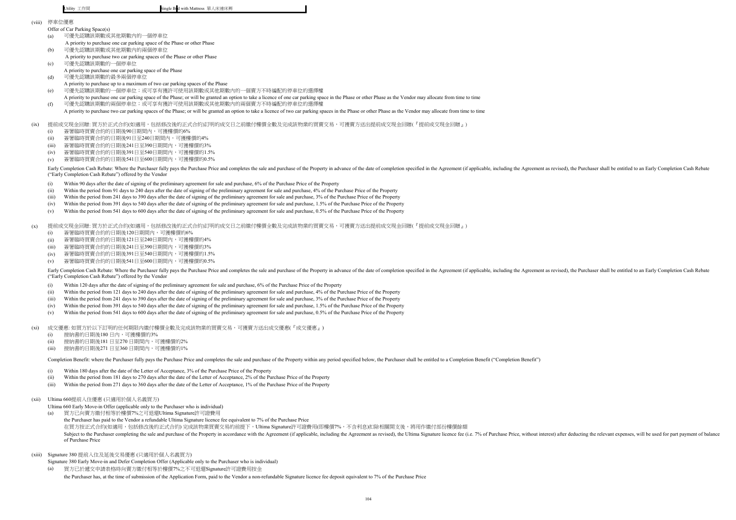| Utility 工作間 | Single Bed with Mattress 單人床連床褥 |
|---|---|

(viii) 停車位優惠

Offer of Car Parking Space(s)

(a) 可優先認購該期數或其他期數內的一個停車位
A priority to purchase one car parking space of the Phase or other Phase

(b) 可優先認購該期數或其他期數內的兩個停車位
A priority to purchase two car parking spaces of the Phase or other Phase

(c) 可優先認購該期數的一個停車位
A priority to purchase one car parking space of the Phase

(d) 可優先認購該期數的最多兩個停車位
A priority to purchase up to a maximum of two car parking spaces of the Phase

(e) 可優先認購該期數的一個停車位；或可享有獲許可使用該期數或其他期數內的一個賣方不時編配的停車位的選擇權
A priority to purchase one car parking space of the Phase; or will be granted an option to take a licence of one car parking space in the Phase or other Phase as the Vendor may allocate from time to time

(f) 可優先認購該期數的兩個停車位；或可享有獲許可使用該期數或其他期數內的兩個賣方不時編配的停車位的選擇權
A priority to purchase two car parking spaces of the Phase; or will be granted an option to take a licence of two car parking spaces in the Phase or other Phase as the Vendor may allocate from time to time

(ix) 提前成交現金回贈: 買方於正式合約(如適用，包括修改後的正式合約)訂明的成交日之前繳付樓價全數及完成該物業的買賣交易，可獲賣方送出提前成交現金回贈(『提前成交現金回贈』)

(i) 簽署臨時買賣合約的日期後90日期間內，可獲樓價的6%
(ii) 簽署臨時買賣合約的日期後91日至240日期間內，可獲樓價的4%
(iii) 簽署臨時買賣合約的日期後241日至390日期間內，可獲樓價的3%
(iv) 簽署臨時買賣合約的日期後391日至540日期間內，可獲樓價的1.5%
(v) 簽署臨時買賣合約的日期後541日至600日期間內，可獲樓價的0.5%

Early Completion Cash Rebate: Where the Purchaser fully pays the Purchase Price and completes the sale and purchase of the Property in advance of the date of completion specified in the Agreement (if applicable, including the Agreement as revised), the Purchaser shall be entitled to an Early Completion Cash Rebate ("Early Completion Cash Rebate") offered by the Vendor

(i) Within 90 days after the date of signing of the preliminary agreement for sale and purchase, 6% of the Purchase Price of the Property
(ii) Within the period from 91 days to 240 days after the date of signing of the preliminary agreement for sale and purchase, 4% of the Purchase Price of the Property
(iii) Within the period from 241 days to 390 days after the date of signing of the preliminary agreement for sale and purchase, 3% of the Purchase Price of the Property
(iv) Within the period from 391 days to 540 days after the date of signing of the preliminary agreement for sale and purchase, 1.5% of the Purchase Price of the Property
(v) Within the period from 541 days to 600 days after the date of signing of the preliminary agreement for sale and purchase, 0.5% of the Purchase Price of the Property

(x) 提前成交現金回贈: 買方於正式合約(如適用，包括修改後的正式合約)訂明的成交日之前繳付樓價全數及完成該物業的買賣交易，可獲賣方送出提前成交現金回贈(『提前成交現金回贈』)

(i) 簽署臨時買賣合約的日期後120日期間內，可獲樓價的6%
(ii) 簽署臨時買賣合約的日期後121日至240日期間內，可獲樓價的4%
(iii) 簽署臨時買賣合約的日期後241日至390日期間內，可獲樓價的3%
(iv) 簽署臨時買賣合約的日期後391日至540日期間內，可獲樓價的1.5%
(v) 簽署臨時買賣合約的日期後541日至600日期間內，可獲樓價的0.5%

Early Completion Cash Rebate: Where the Purchaser fully pays the Purchase Price and completes the sale and purchase of the Property in advance of the date of completion specified in the Agreement (if applicable, including the Agreement as revised), the Purchaser shall be entitled to an Early Completion Cash Rebate ("Early Completion Cash Rebate") offered by the Vendor

(i) Within 120 days after the date of signing of the preliminary agreement for sale and purchase, 6% of the Purchase Price of the Property
(ii) Within the period from 121 days to 240 days after the date of signing of the preliminary agreement for sale and purchase, 4% of the Purchase Price of the Property
(iii) Within the period from 241 days to 390 days after the date of signing of the preliminary agreement for sale and purchase, 3% of the Purchase Price of the Property
(iv) Within the period from 391 days to 540 days after the date of signing of the preliminary agreement for sale and purchase, 1.5% of the Purchase Price of the Property
(v) Within the period from 541 days to 600 days after the date of signing of the preliminary agreement for sale and purchase, 0.5% of the Purchase Price of the Property

(xi) 成交優惠: 如買方於以下訂明的任何期限內繳付樓價全數及完成該物業的買賣交易，可獲賣方送出成交優惠(『成交優惠』)

(i) 接納書的日期後180 日內，可獲樓價的3%
(ii) 接納書的日期後181 日至270 日期間內，可獲樓價的2%
(iii) 接納書的日期後271 日至360 日期間內，可獲樓價的1%

Completion Benefit: where the Purchaser fully pays the Purchase Price and completes the sale and purchase of the Property within any period specified below, the Purchaser shall be entitled to a Completion Benefit ("Completion Benefit")

(i) Within 180 days after the date of the Letter of Acceptance, 3% of the Purchase Price of the Property
(ii) Within the period from 181 days to 270 days after the date of the Letter of Acceptance, 2% of the Purchase Price of the Property
(iii) Within the period from 271 days to 360 days after the date of the Letter of Acceptance, 1% of the Purchase Price of the Property

(xii) Ultima 660提前入住優惠 (只適用於個人名義買方)

Ultima 660 Early Move-in Offer (applicable only to the Purchaser who is individual)

(a) 買方已向賣方繳付相等於樓價7%之可退還Ultima Signature許可證費用
the Purchaser has paid to the Vendor a refundable Ultima Signature licence fee equivalent to 7% of the Purchase Price
在買方按正式合約(如適用，包括修改後的正式合約) 完成該物業買賣交易的前提下，Ultima Signature許可證費用(即樓價7%，不含利息)扣除相關開支後，將用作繳付部份樓價餘額
Subject to the Purchaser completing the sale and purchase of the Property in accordance with the Agreement (if applicable, including the Agreement as revised), the Ultima Signature licence fee (i.e. 7% of Purchase Price, without interest) after deducting the relevant expenses, will be used for part payment of balance of Purchase Price

(xiii) Signature 380 提前入住及延後交易優惠 (只適用於個人名義買方)

Signature 380 Early Move-in and Defer Completion Offer (Applicable only to the Purchaser who is individual)

(a) 買方已於遞交申請表格時向賣方繳付相等於樓價7%之不可退還Signature許可證費用按金
the Purchaser has, at the time of submission of the Application Form, paid to the Vendor a non-refundable Signature licence fee deposit equivalent to 7% of the Purchase Price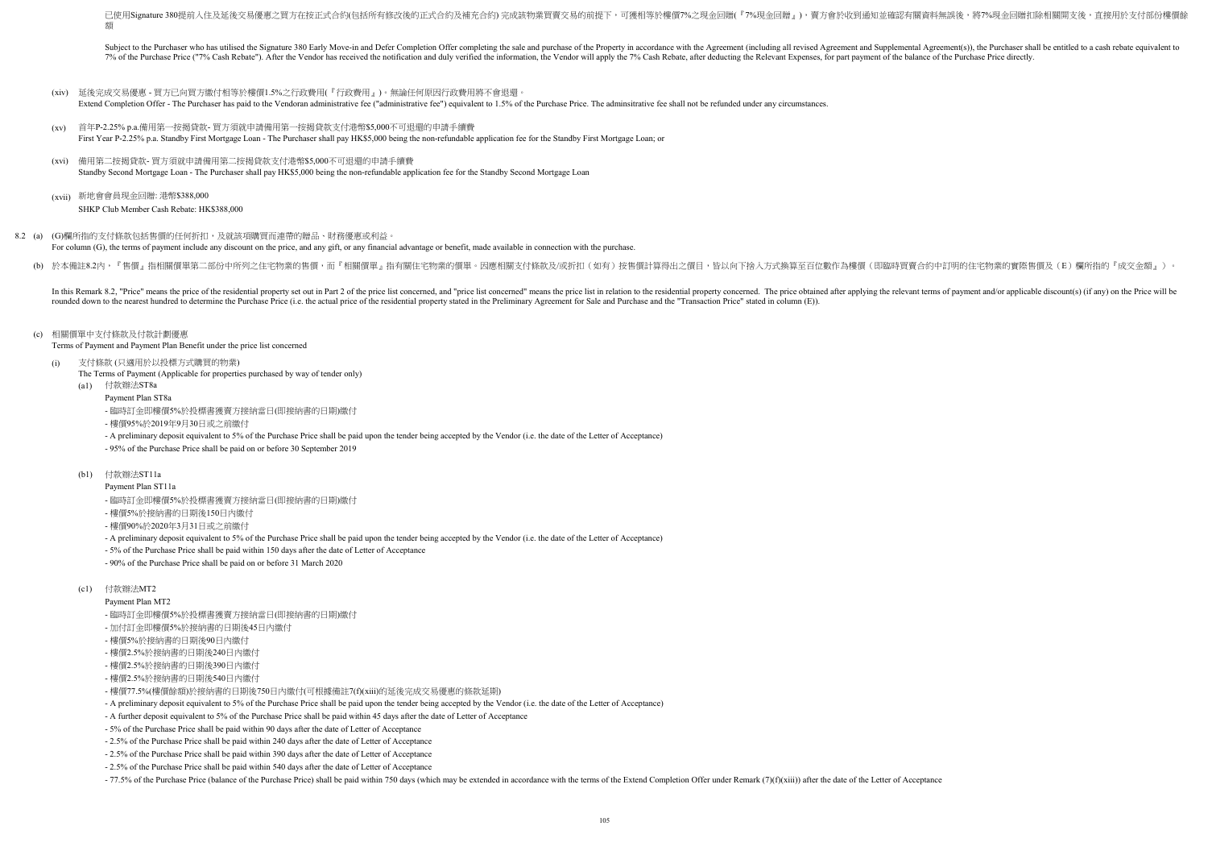已使用Signature 380提前入住及延後交易優惠之買方在按正式合約(包括所有修改後的正式合約及補充合約) 完成該物業買賣交易的前提下，可獲相等於樓價7%之現金回贈(『7%現金回贈』)，賣方會於收到通知並確認有關資料無誤後，將7%現金回贈扣除相關開支後，直接用於支付部份樓價餘額

Subject to the Purchaser who has utilised the Signature 380 Early Move-in and Defer Completion Offer completing the sale and purchase of the Property in accordance with the Agreement (including all revised Agreement and Supplemental Agreement(s)), the Purchaser shall be entitled to a cash rebate equivalent to 7% of the Purchase Price ("7% Cash Rebate"). After the Vendor has received the notification and duly verified the information, the Vendor will apply the 7% Cash Rebate, after deducting the Relevant Expenses, for part payment of the balance of the Purchase Price directly.

(xiv) 延後完成交易優惠 - 買方已向買方繳付相等於樓價1.5%之行政費用(『行政費用』)。無論任何原因行政費用將不會退還。
Extend Completion Offer - The Purchaser has paid to the Vendoran administrative fee ("administrative fee") equivalent to 1.5% of the Purchase Price. The adminsitrative fee shall not be refunded under any circumstances.

(xv) 首年P-2.25% p.a.備用第一按揭貸款- 買方須就申請備用第一按揭貸款支付港幣$5,000不可退還的申請手續費
First Year P-2.25% p.a. Standby First Mortgage Loan - The Purchaser shall pay HK$5,000 being the non-refundable application fee for the Standby First Mortgage Loan; or

(xvi) 備用第二按揭貸款- 買方須就申請備用第二按揭貸款支付港幣$5,000不可退還的申請手續費
Standby Second Mortgage Loan - The Purchaser shall pay HK$5,000 being the non-refundable application fee for the Standby Second Mortgage Loan

(xvii) 新地會會員現金回贈: 港幣$388,000
SHKP Club Member Cash Rebate: HK$388,000

8.2 (a) (G)欄所指的支付條款包括售價的任何折扣，及就該項購買而連帶的贈品、財務優惠或利益。
For column (G), the terms of payment include any discount on the price, and any gift, or any financial advantage or benefit, made available in connection with the purchase.

(b) 於本備註8.2內，『售價』指相關價單第二部份中所列之住宅物業的售價，而『相關價單』指有關住宅物業的價單。因應相關支付條款及/或折扣（如有）按售價計算得出之價目，皆以向下捨入方式換算至百位數作為樓價（即臨時買賣合約中訂明的住宅物業的實際售價及（E）欄所指的『成交金額』）。

In this Remark 8.2, "Price" means the price of the residential property set out in Part 2 of the price list concerned, and "price list concerned" means the price list in relation to the residential property concerned. The price obtained after applying the relevant terms of payment and/or applicable discount(s) (if any) on the Price will be rounded down to the nearest hundred to determine the Purchase Price (i.e. the actual price of the residential property stated in the Preliminary Agreement for Sale and Purchase and the "Transaction Price" stated in column (E)).

(c) 相關價單中支付條款及付款計劃優惠
Terms of Payment and Payment Plan Benefit under the price list concerned

(i) 支付條款 (只適用於以投標方式購買的物業)
The Terms of Payment (Applicable for properties purchased by way of tender only)

(a1) 付款辦法ST8a
Payment Plan ST8a

- 臨時訂金即樓價5%於投標書獲賣方接納當日(即接納書的日期)繳付
- 樓價95%於2019年9月30日或之前繳付
- A preliminary deposit equivalent to 5% of the Purchase Price shall be paid upon the tender being accepted by the Vendor (i.e. the date of the Letter of Acceptance)
- 95% of the Purchase Price shall be paid on or before 30 September 2019

(b1) 付款辦法ST11a
Payment Plan ST11a

- 臨時訂金即樓價5%於投標書獲賣方接納當日(即接納書的日期)繳付
- 樓價5%於接納書的日期後150日內繳付
- 樓價90%於2020年3月31日或之前繳付
- A preliminary deposit equivalent to 5% of the Purchase Price shall be paid upon the tender being accepted by the Vendor (i.e. the date of the Letter of Acceptance)
- 5% of the Purchase Price shall be paid within 150 days after the date of Letter of Acceptance
- 90% of the Purchase Price shall be paid on or before 31 March 2020

(c1) 付款辦法MT2
Payment Plan MT2

- 臨時訂金即樓價5%於投標書獲賣方接納當日(即接納書的日期)繳付
- 加付訂金即樓價5%於接納書的日期後45日內繳付
- 樓價5%於接納書的日期後90日內繳付
- 樓價2.5%於接納書的日期後240日內繳付
- 樓價2.5%於接納書的日期後390日內繳付
- 樓價2.5%於接納書的日期後540日內繳付
- 樓價77.5%(樓價餘額)於接納書的日期後750日內繳付(可根據備註7(f)(xiii)的延後完成交易優惠的條款延期)
- A preliminary deposit equivalent to 5% of the Purchase Price shall be paid upon the tender being accepted by the Vendor (i.e. the date of the Letter of Acceptance)
- A further deposit equivalent to 5% of the Purchase Price shall be paid within 45 days after the date of Letter of Acceptance
- 5% of the Purchase Price shall be paid within 90 days after the date of Letter of Acceptance
- 2.5% of the Purchase Price shall be paid within 240 days after the date of Letter of Acceptance
- 2.5% of the Purchase Price shall be paid within 390 days after the date of Letter of Acceptance
- 2.5% of the Purchase Price shall be paid within 540 days after the date of Letter of Acceptance
- 77.5% of the Purchase Price (balance of the Purchase Price) shall be paid within 750 days (which may be extended in accordance with the terms of the Extend Completion Offer under Remark (7)(f)(xiii)) after the date of the Letter of Acceptance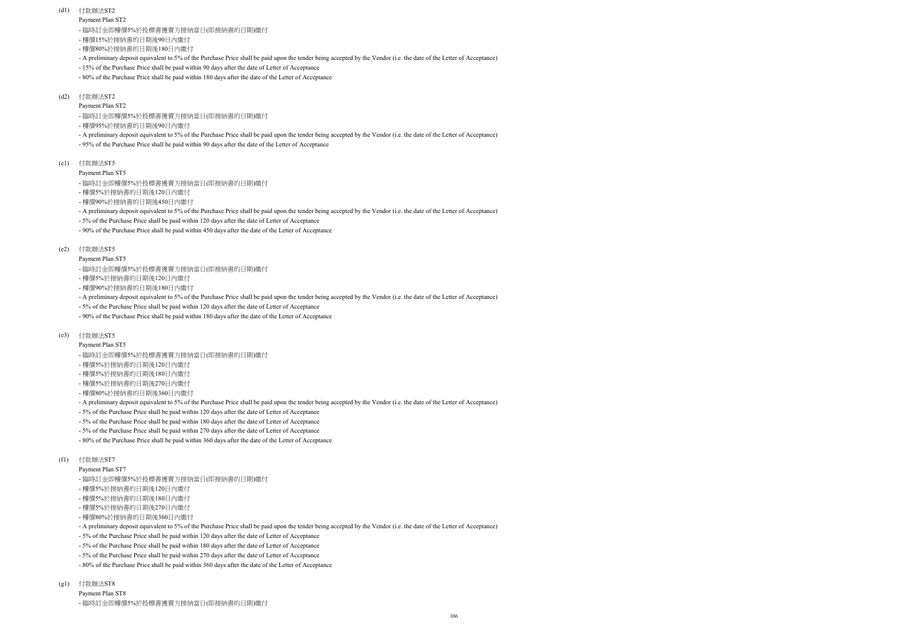(d1) 付款辦法ST2

Payment Plan ST2

- 臨時訂金即樓價5%於投標書獲賣方接納當日(即接納書的日期)繳付
- 樓價15%於接納書的日期後90日內繳付
- 樓價80%於接納書的日期後180日內繳付
- A preliminary deposit equivalent to 5% of the Purchase Price shall be paid upon the tender being accepted by the Vendor (i.e. the date of the Letter of Acceptance)
- 15% of the Purchase Price shall be paid within 90 days after the date of Letter of Acceptance
- 80% of the Purchase Price shall be paid within 180 days after the date of the Letter of Acceptance

(d2) 付款辦法ST2

Payment Plan ST2

- 臨時訂金即樓價5%於投標書獲賣方接納當日(即接納書的日期)繳付
- 樓價95%於接納書的日期後90日內繳付
- A preliminary deposit equivalent to 5% of the Purchase Price shall be paid upon the tender being accepted by the Vendor (i.e. the date of the Letter of Acceptance)
- 95% of the Purchase Price shall be paid within 90 days after the date of the Letter of Acceptance

(e1) 付款辦法ST5

Payment Plan ST5

- 臨時訂金即樓價5%於投標書獲賣方接納當日(即接納書的日期)繳付
- 樓價5%於接納書的日期後120日內繳付
- 樓價90%於接納書的日期後450日內繳付
- A preliminary deposit equivalent to 5% of the Purchase Price shall be paid upon the tender being accepted by the Vendor (i.e. the date of the Letter of Acceptance)
- 5% of the Purchase Price shall be paid within 120 days after the date of Letter of Acceptance
- 90% of the Purchase Price shall be paid within 450 days after the date of the Letter of Acceptance

(e2) 付款辦法ST5

Payment Plan ST5

- 臨時訂金即樓價5%於投標書獲賣方接納當日(即接納書的日期)繳付
- 樓價5%於接納書的日期後120日內繳付
- 樓價90%於接納書的日期後180日內繳付
- A preliminary deposit equivalent to 5% of the Purchase Price shall be paid upon the tender being accepted by the Vendor (i.e. the date of the Letter of Acceptance)
- 5% of the Purchase Price shall be paid within 120 days after the date of Letter of Acceptance
- 90% of the Purchase Price shall be paid within 180 days after the date of the Letter of Acceptance

(e3) 付款辦法ST5

Payment Plan ST5

- 臨時訂金即樓價5%於投標書獲賣方接納當日(即接納書的日期)繳付
- 樓價5%於接納書的日期後120日內繳付
- 樓價5%於接納書的日期後180日內繳付
- 樓價5%於接納書的日期後270日內繳付
- 樓價80%於接納書的日期後360日內繳付
- A preliminary deposit equivalent to 5% of the Purchase Price shall be paid upon the tender being accepted by the Vendor (i.e. the date of the Letter of Acceptance)
- 5% of the Purchase Price shall be paid within 120 days after the date of Letter of Acceptance
- 5% of the Purchase Price shall be paid within 180 days after the date of Letter of Acceptance
- 5% of the Purchase Price shall be paid within 270 days after the date of Letter of Acceptance
- 80% of the Purchase Price shall be paid within 360 days after the date of the Letter of Acceptance

(f1) 付款辦法ST7

Payment Plan ST7

- 臨時訂金即樓價5%於投標書獲賣方接納當日(即接納書的日期)繳付
- 樓價5%於接納書的日期後120日內繳付
- 樓價5%於接納書的日期後180日內繳付
- 樓價5%於接納書的日期後270日內繳付
- 樓價80%於接納書的日期後360日內繳付
- A preliminary deposit equivalent to 5% of the Purchase Price shall be paid upon the tender being accepted by the Vendor (i.e. the date of the Letter of Acceptance)
- 5% of the Purchase Price shall be paid within 120 days after the date of Letter of Acceptance
- 5% of the Purchase Price shall be paid within 180 days after the date of Letter of Acceptance
- 5% of the Purchase Price shall be paid within 270 days after the date of Letter of Acceptance
- 80% of the Purchase Price shall be paid within 360 days after the date of the Letter of Acceptance

(g1) 付款辦法ST8

Payment Plan ST8

- 臨時訂金即樓價5%於投標書獲賣方接納當日(即接納書的日期)繳付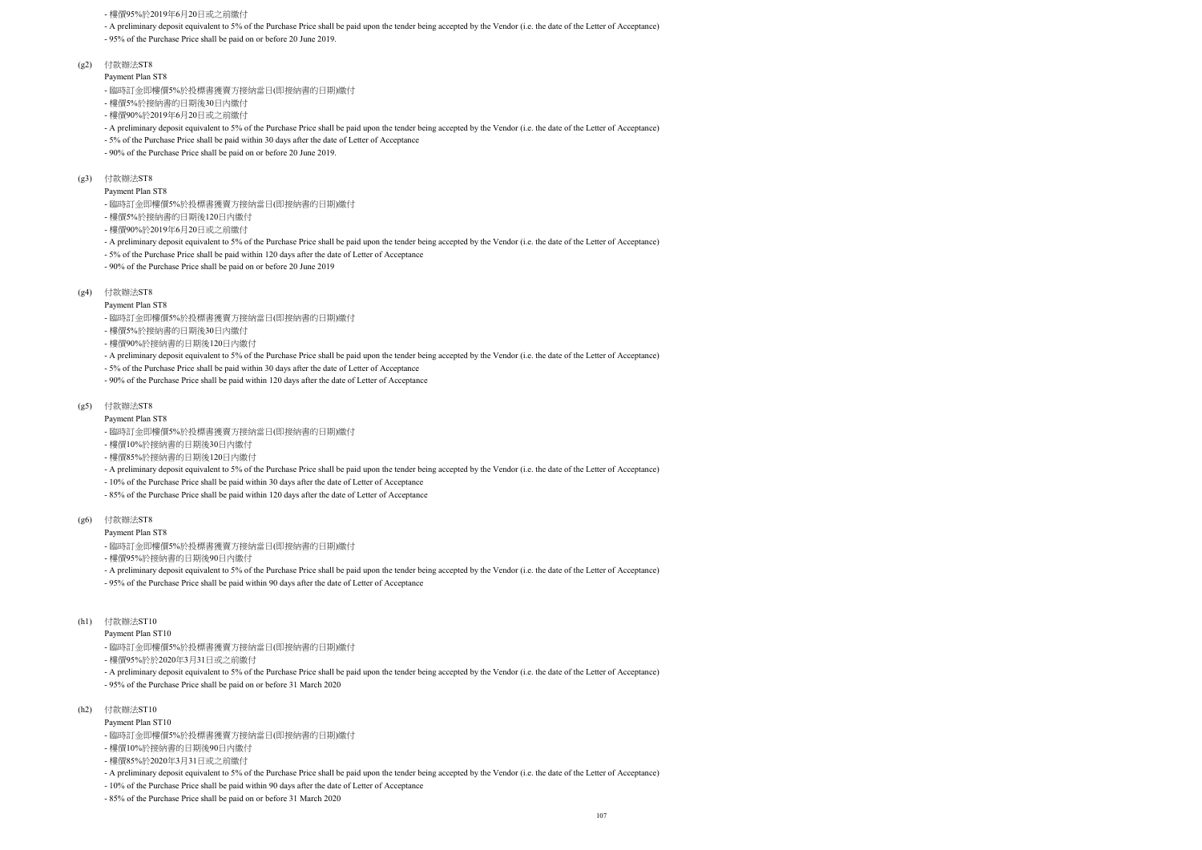- 樓價95%於2019年6月20日或之前繳付

- A preliminary deposit equivalent to 5% of the Purchase Price shall be paid upon the tender being accepted by the Vendor (i.e. the date of the Letter of Acceptance)
- 95% of the Purchase Price shall be paid on or before 20 June 2019.

(g2) 付款辦法ST8

Payment Plan ST8

- 臨時訂金即樓價5%於投標書獲賣方接納當日(即接納書的日期)繳付
- 樓價5%於接納書的日期後30日內繳付
- 樓價90%於2019年6月20日或之前繳付

- A preliminary deposit equivalent to 5% of the Purchase Price shall be paid upon the tender being accepted by the Vendor (i.e. the date of the Letter of Acceptance)
- 5% of the Purchase Price shall be paid within 30 days after the date of Letter of Acceptance
- 90% of the Purchase Price shall be paid on or before 20 June 2019.

(g3) 付款辦法ST8

Payment Plan ST8

- 臨時訂金即樓價5%於投標書獲賣方接納當日(即接納書的日期)繳付
- 樓價5%於接納書的日期後120日內繳付
- 樓價90%於2019年6月20日或之前繳付

- A preliminary deposit equivalent to 5% of the Purchase Price shall be paid upon the tender being accepted by the Vendor (i.e. the date of the Letter of Acceptance)
- 5% of the Purchase Price shall be paid within 120 days after the date of Letter of Acceptance
- 90% of the Purchase Price shall be paid on or before 20 June 2019

(g4) 付款辦法ST8

Payment Plan ST8

- 臨時訂金即樓價5%於投標書獲賣方接納當日(即接納書的日期)繳付
- 樓價5%於接納書的日期後30日內繳付
- 樓價90%於接納書的日期後120日內繳付

- A preliminary deposit equivalent to 5% of the Purchase Price shall be paid upon the tender being accepted by the Vendor (i.e. the date of the Letter of Acceptance)
- 5% of the Purchase Price shall be paid within 30 days after the date of Letter of Acceptance
- 90% of the Purchase Price shall be paid within 120 days after the date of Letter of Acceptance

(g5) 付款辦法ST8

Payment Plan ST8

- 臨時訂金即樓價5%於投標書獲賣方接納當日(即接納書的日期)繳付
- 樓價10%於接納書的日期後30日內繳付
- 樓價85%於接納書的日期後120日內繳付

- A preliminary deposit equivalent to 5% of the Purchase Price shall be paid upon the tender being accepted by the Vendor (i.e. the date of the Letter of Acceptance)
- 10% of the Purchase Price shall be paid within 30 days after the date of Letter of Acceptance
- 85% of the Purchase Price shall be paid within 120 days after the date of Letter of Acceptance

(g6) 付款辦法ST8

Payment Plan ST8

- 臨時訂金即樓價5%於投標書獲賣方接納當日(即接納書的日期)繳付
- 樓價95%於接納書的日期後90日內繳付

- A preliminary deposit equivalent to 5% of the Purchase Price shall be paid upon the tender being accepted by the Vendor (i.e. the date of the Letter of Acceptance)
- 95% of the Purchase Price shall be paid within 90 days after the date of Letter of Acceptance

(h1) 付款辦法ST10

Payment Plan ST10

- 臨時訂金即樓價5%於投標書獲賣方接納當日(即接納書的日期)繳付
- 樓價95%於於2020年3月31日或之前繳付

- A preliminary deposit equivalent to 5% of the Purchase Price shall be paid upon the tender being accepted by the Vendor (i.e. the date of the Letter of Acceptance)
- 95% of the Purchase Price shall be paid on or before 31 March 2020

(h2) 付款辦法ST10

Payment Plan ST10

- 臨時訂金即樓價5%於投標書獲賣方接納當日(即接納書的日期)繳付
- 樓價10%於接納書的日期後90日內繳付
- 樓價85%於2020年3月31日或之前繳付

- A preliminary deposit equivalent to 5% of the Purchase Price shall be paid upon the tender being accepted by the Vendor (i.e. the date of the Letter of Acceptance)
- 10% of the Purchase Price shall be paid within 90 days after the date of Letter of Acceptance
- 85% of the Purchase Price shall be paid on or before 31 March 2020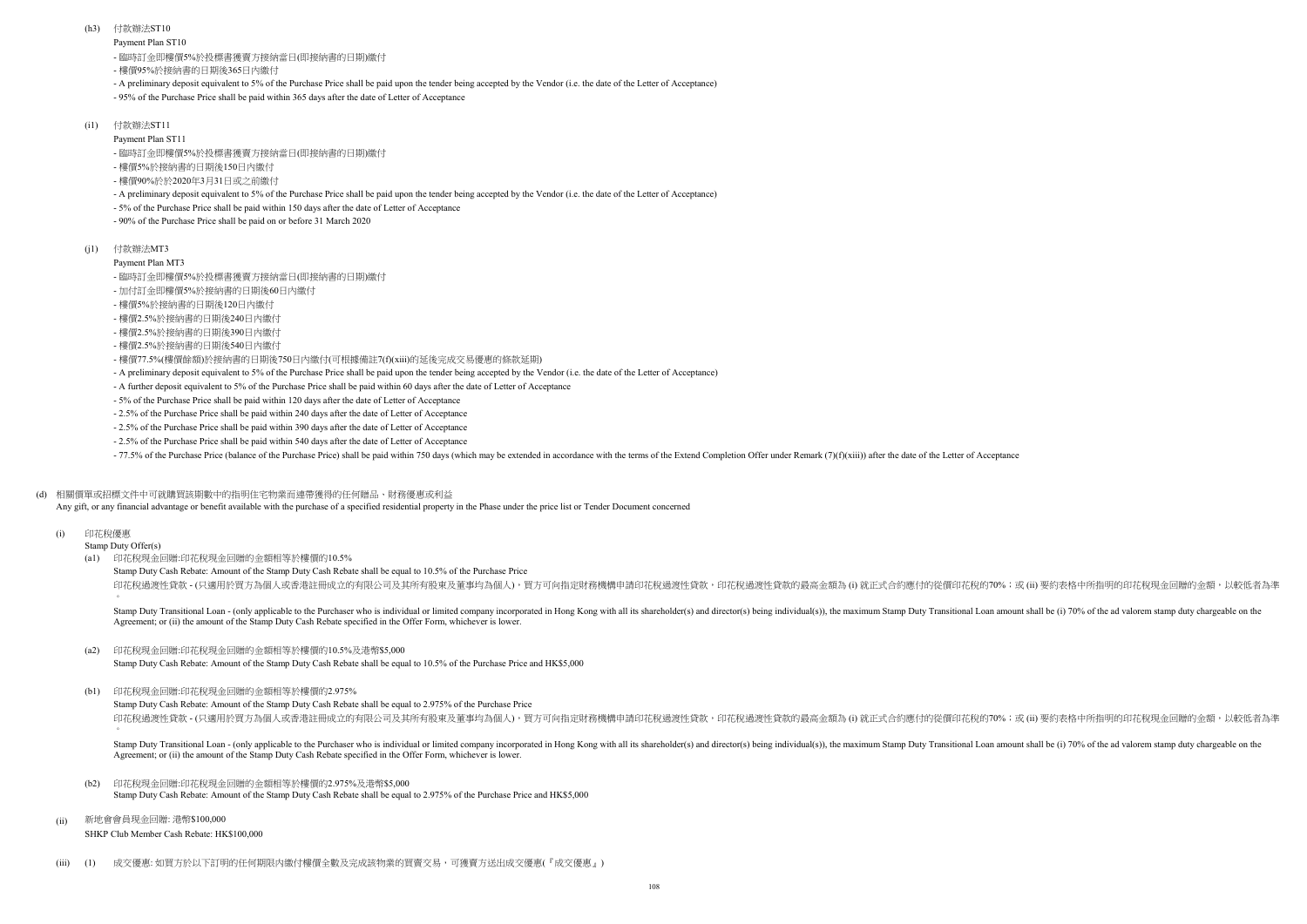(h3) 付款辦法ST10

Payment Plan ST10

- 臨時訂金即樓價5%於投標書獲賣方接納當日(即接納書的日期)繳付
- 樓價95%於接納書的日期後365日內繳付
- A preliminary deposit equivalent to 5% of the Purchase Price shall be paid upon the tender being accepted by the Vendor (i.e. the date of the Letter of Acceptance)
- 95% of the Purchase Price shall be paid within 365 days after the date of Letter of Acceptance

(i1) 付款辦法ST11

Payment Plan ST11

- 臨時訂金即樓價5%於投標書獲賣方接納當日(即接納書的日期)繳付
- 樓價5%於接納書的日期後150日內繳付
- 樓價90%於於2020年3月31日或之前繳付
- A preliminary deposit equivalent to 5% of the Purchase Price shall be paid upon the tender being accepted by the Vendor (i.e. the date of the Letter of Acceptance)
- 5% of the Purchase Price shall be paid within 150 days after the date of Letter of Acceptance
- 90% of the Purchase Price shall be paid on or before 31 March 2020

(j1) 付款辦法MT3

Payment Plan MT3

- 臨時訂金即樓價5%於投標書獲賣方接納當日(即接納書的日期)繳付
- 加付訂金即樓價5%於接納書的日期後60日內繳付
- 樓價5%於接納書的日期後120日內繳付
- 樓價2.5%於接納書的日期後240日內繳付
- 樓價2.5%於接納書的日期後390日內繳付
- 樓價2.5%於接納書的日期後540日內繳付
- 樓價77.5%(樓價餘額)於接納書的日期後750日內繳付(可根據備註7(f)(xiii)的延後完成交易優惠的條款延期)
- A preliminary deposit equivalent to 5% of the Purchase Price shall be paid upon the tender being accepted by the Vendor (i.e. the date of the Letter of Acceptance)
- A further deposit equivalent to 5% of the Purchase Price shall be paid within 60 days after the date of Letter of Acceptance
- 5% of the Purchase Price shall be paid within 120 days after the date of Letter of Acceptance
- 2.5% of the Purchase Price shall be paid within 240 days after the date of Letter of Acceptance
- 2.5% of the Purchase Price shall be paid within 390 days after the date of Letter of Acceptance
- 2.5% of the Purchase Price shall be paid within 540 days after the date of Letter of Acceptance
- 77.5% of the Purchase Price (balance of the Purchase Price) shall be paid within 750 days (which may be extended in accordance with the terms of the Extend Completion Offer under Remark (7)(f)(xiii)) after the date of the Letter of Acceptance

(d) 相關價單或招標文件中可就購買該期數中的指明住宅物業而連帶獲得的任何贈品、財務優惠或利益

Any gift, or any financial advantage or benefit available with the purchase of a specified residential property in the Phase under the price list or Tender Document concerned

(i) 印花稅優惠

Stamp Duty Offer(s)

(a1) 印花稅現金回贈:印花稅現金回贈的金額相等於樓價的10.5%

Stamp Duty Cash Rebate: Amount of the Stamp Duty Cash Rebate shall be equal to 10.5% of the Purchase Price

印花稅過渡性貸款 - (只適用於買方為個人或香港註冊成立的有限公司及其所有股東及董事均為個人)，買方可向指定財務機構申請印花稅過渡性貸款，印花稅過渡性貸款的最高金額為 (i) 就正式合約應付的從價印花稅的70%；或 (ii) 要約表格中所指明的印花稅現金回贈的金額，以較低者為準。

Stamp Duty Transitional Loan - (only applicable to the Purchaser who is individual or limited company incorporated in Hong Kong with all its shareholder(s) and director(s) being individual(s)), the maximum Stamp Duty Transitional Loan amount shall be (i) 70% of the ad valorem stamp duty chargeable on the Agreement; or (ii) the amount of the Stamp Duty Cash Rebate specified in the Offer Form, whichever is lower.

(a2) 印花稅現金回贈:印花稅現金回贈的金額相等於樓價的10.5%及港幣$5,000

Stamp Duty Cash Rebate: Amount of the Stamp Duty Cash Rebate shall be equal to 10.5% of the Purchase Price and HK$5,000

(b1) 印花稅現金回贈:印花稅現金回贈的金額相等於樓價的2.975%

Stamp Duty Cash Rebate: Amount of the Stamp Duty Cash Rebate shall be equal to 2.975% of the Purchase Price

印花稅過渡性貸款 - (只適用於買方為個人或香港註冊成立的有限公司及其所有股東及董事均為個人)，買方可向指定財務機構申請印花稅過渡性貸款，印花稅過渡性貸款的最高金額為 (i) 就正式合約應付的從價印花稅的70%；或 (ii) 要約表格中所指明的印花稅現金回贈的金額，以較低者為準。

Stamp Duty Transitional Loan - (only applicable to the Purchaser who is individual or limited company incorporated in Hong Kong with all its shareholder(s) and director(s) being individual(s)), the maximum Stamp Duty Transitional Loan amount shall be (i) 70% of the ad valorem stamp duty chargeable on the Agreement; or (ii) the amount of the Stamp Duty Cash Rebate specified in the Offer Form, whichever is lower.

(b2) 印花稅現金回贈:印花稅現金回贈的金額相等於樓價的2.975%及港幣$5,000

Stamp Duty Cash Rebate: Amount of the Stamp Duty Cash Rebate shall be equal to 2.975% of the Purchase Price and HK$5,000

(ii) 新地會會員現金回贈: 港幣$100,000

SHKP Club Member Cash Rebate: HK$100,000

(iii) (1) 成交優惠: 如買方於以下訂明的任何期限內繳付樓價全數及完成該物業的買賣交易，可獲賣方送出成交優惠(『成交優惠』)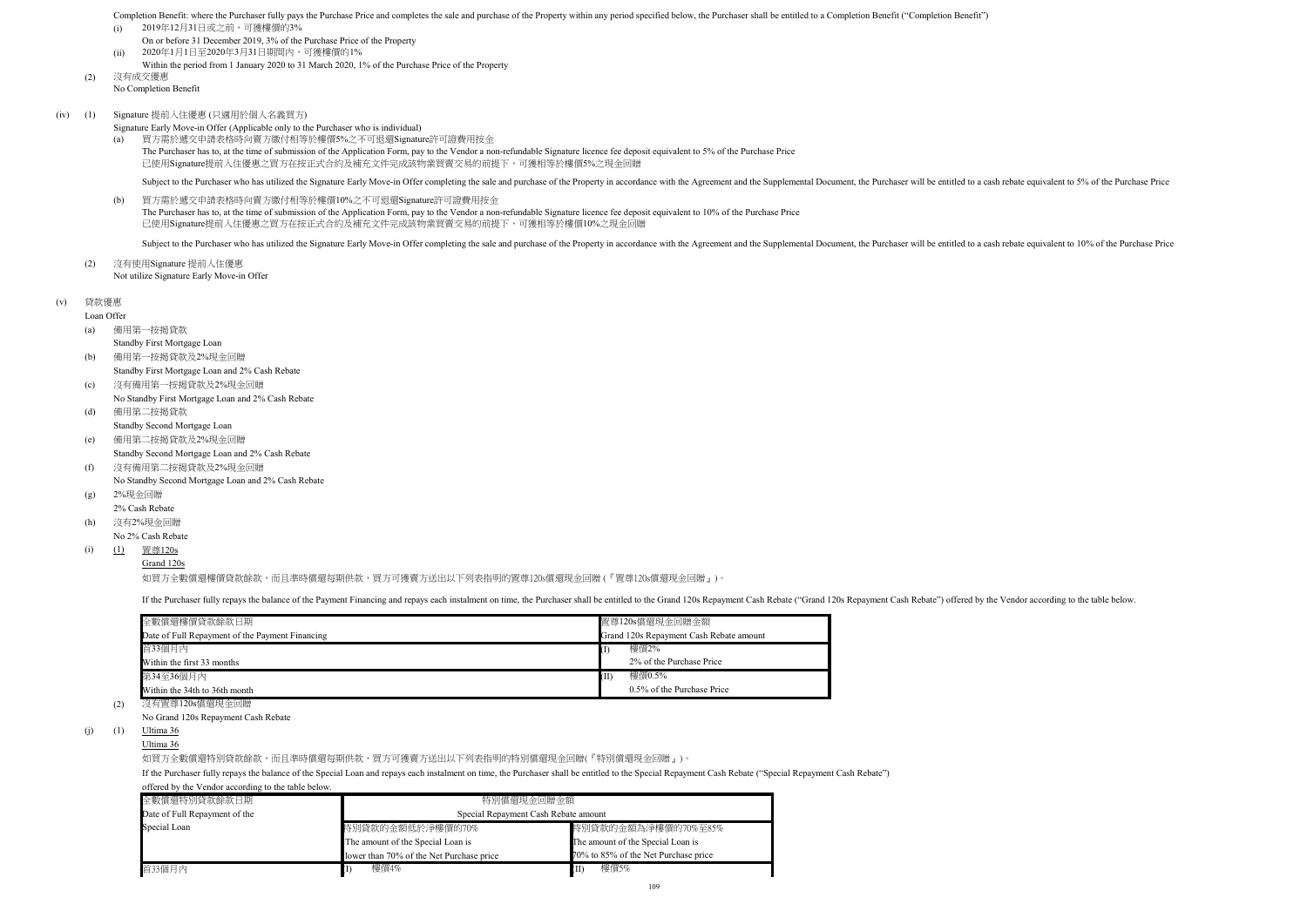Completion Benefit: where the Purchaser fully pays the Purchase Price and completes the sale and purchase of the Property within any period specified below, the Purchaser shall be entitled to a Completion Benefit ("Completion Benefit")

(i) 2019年12月31日或之前，可獲樓價的3%
On or before 31 December 2019, 3% of the Purchase Price of the Property

(ii) 2020年1月1日至2020年3月31日期間內，可獲樓價的1%
Within the period from 1 January 2020 to 31 March 2020, 1% of the Purchase Price of the Property

(2) 沒有成交優惠
No Completion Benefit

(iv) (1) Signature 提前入住優惠 (只適用於個人名義買方)
Signature Early Move-in Offer (Applicable only to the Purchaser who is individual)

(a) 買方需於遞交申請表格時向賣方繳付相等於樓價5%之不可退還Signature許可證費用按金
The Purchaser has to, at the time of submission of the Application Form, pay to the Vendor a non-refundable Signature licence fee deposit equivalent to 5% of the Purchase Price
已使用Signature提前入住優惠之買方在按正式合約及補充文件完成該物業買賣交易的前提下，可獲相等於樓價5%之現金回贈

Subject to the Purchaser who has utilized the Signature Early Move-in Offer completing the sale and purchase of the Property in accordance with the Agreement and the Supplemental Document, the Purchaser will be entitled to a cash rebate equivalent to 5% of the Purchase Price

(b) 買方需於遞交申請表格時向賣方繳付相等於樓價10%之不可退還Signature許可證費用按金
The Purchaser has to, at the time of submission of the Application Form, pay to the Vendor a non-refundable Signature licence fee deposit equivalent to 10% of the Purchase Price
已使用Signature提前入住優惠之買方在按正式合約及補充文件完成該物業買賣交易的前提下，可獲相等於樓價10%之現金回贈

Subject to the Purchaser who has utilized the Signature Early Move-in Offer completing the sale and purchase of the Property in accordance with the Agreement and the Supplemental Document, the Purchaser will be entitled to a cash rebate equivalent to 10% of the Purchase Price

(2) 沒有使用Signature 提前入住優惠
Not utilize Signature Early Move-in Offer

(v) 貸款優惠
Loan Offer

(a) 備用第一按揭貸款
Standby First Mortgage Loan

(b) 備用第一按揭貸款及2%現金回贈
Standby First Mortgage Loan and 2% Cash Rebate

(c) 沒有備用第一按揭貸款及2%現金回贈
No Standby First Mortgage Loan and 2% Cash Rebate

(d) 備用第二按揭貸款
Standby Second Mortgage Loan

(e) 備用第二按揭貸款及2%現金回贈
Standby Second Mortgage Loan and 2% Cash Rebate

(f) 沒有備用第二按揭貸款及2%現金回贈
No Standby Second Mortgage Loan and 2% Cash Rebate

(g) 2%現金回贈
2% Cash Rebate

(h) 沒有2%現金回贈
No 2% Cash Rebate

(i) (1) <u>置尊120s</u>
<u>Grand 120s</u>

如買方全數償還樓價貸款餘款，而且準時償還每期供款，買方可獲賣方送出以下列表指明的置尊120s償還現金回贈 (『置尊120s償還現金回贈』)。

If the Purchaser fully repays the balance of the Payment Financing and repays each instalment on time, the Purchaser shall be entitled to the Grand 120s Repayment Cash Rebate ("Grand 120s Repayment Cash Rebate") offered by the Vendor according to the table below.

| 全數償還樓價貸款餘款日期<br>Date of Full Repayment of the Payment Financing | 置尊120s償還現金回贈金額<br>Grand 120s Repayment Cash Rebate amount |
|---|---|
| 首33個月內<br>Within the first 33 months | (I) 樓價2%<br>2% of the Purchase Price |
| 第34至36個月內<br>Within the 34th to 36th month | (II) 樓價0.5%<br>0.5% of the Purchase Price |

(2) 沒有置尊120s償還現金回贈
No Grand 120s Repayment Cash Rebate

(j) (1) <u>Ultima 36</u>
<u>Ultima 36</u>

如買方全數償還特別貸款餘款，而且準時償還每期供款，買方可獲賣方送出以下列表指明的特別償還現金回贈(『特別償還現金回贈』)。

If the Purchaser fully repays the balance of the Special Loan and repays each instalment on time, the Purchaser shall be entitled to the Special Repayment Cash Rebate ("Special Repayment Cash Rebate") offered by the Vendor according to the table below.

| 全數償還特別貸款餘款日期<br>Date of Full Repayment of the Special Loan | 特別償還現金回贈金額<br>Special Repayment Cash Rebate amount | |
|---|---|---|
| | 特別貸款的金額低於淨樓價的70%<br>The amount of the Special Loan is lower than 70% of the Net Purchase price | 特別貸款的金額為淨樓價的70%至85%<br>The amount of the Special Loan is 70% to 85% of the Net Purchase price |
| 首33個月內 | (I) 樓價4% | (II) 樓價5% |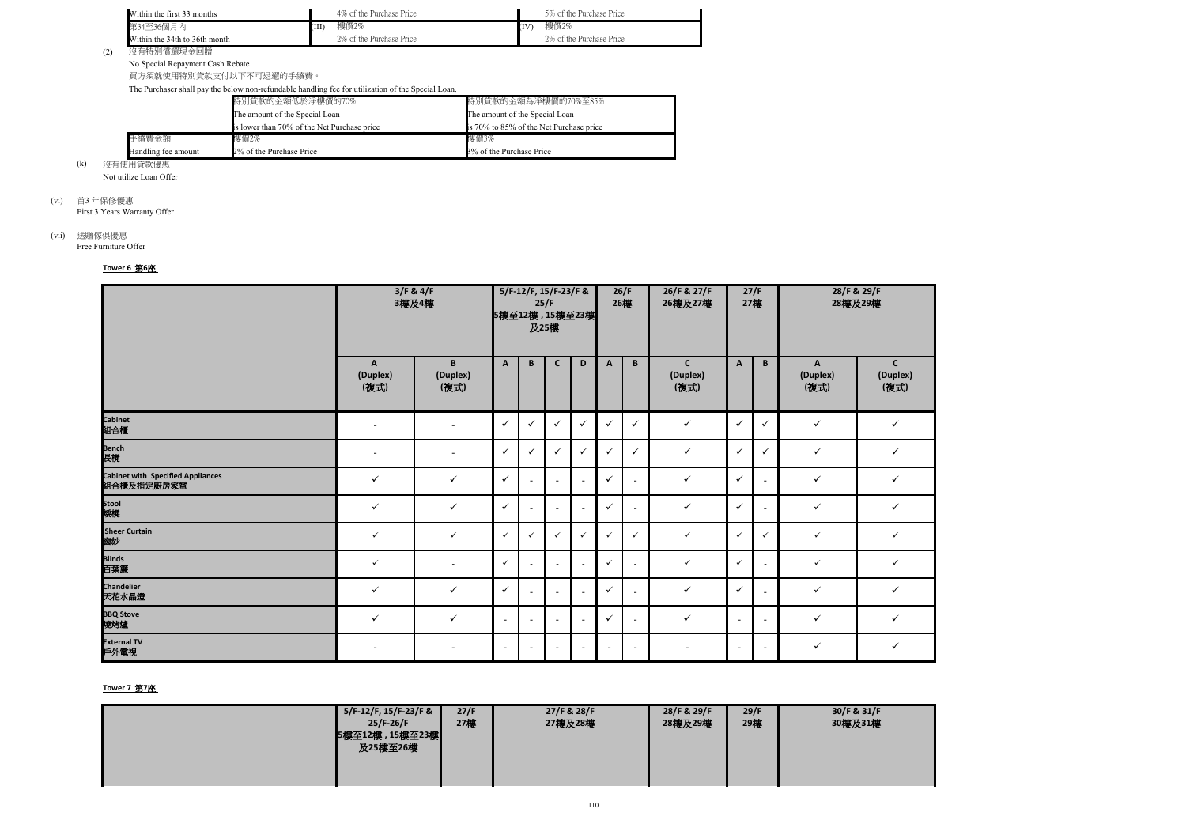| | | | |
|---|---|---|---|
| Within the first 33 months | 4% of the Purchase Price | | 5% of the Purchase Price |
| 第34至36個月內<br>Within the 34th to 36th month | (III) 樓價2%<br>2% of the Purchase Price | (IV) | 樓價2%<br>2% of the Purchase Price |

(2) 沒有特別償還現金回贈
No Special Repayment Cash Rebate

買方須就使用特別貸款支付以下不可退還的手續費。
The Purchaser shall pay the below non-refundable handling fee for utilization of the Special Loan.

| | 特別貸款的金額低於淨樓價的70%<br>The amount of the Special Loan<br>is lower than 70% of the Net Purchase price | 特別貸款的金額為淨樓價的70%至85%<br>The amount of the Special Loan<br>is 70% to 85% of the Net Purchase price |
|---|---|---|
| 手續費金額<br>Handling fee amount | 樓價2%<br>2% of the Purchase Price | 樓價3%<br>3% of the Purchase Price |

(k) 沒有使用貸款優惠
Not utilize Loan Offer

(vi) 首3 年保修優惠
First 3 Years Warranty Offer

(vii) 送贈傢俱優惠
Free Furniture Offer

**Tower 6 第6座**

| | 3/F & 4/F 3樓及4樓 | | 5/F-12/F, 15/F-23/F & 25/F 5樓至12樓，15樓至23樓及25樓 | | | | 26/F 26樓 | | 26/F & 27/F 26樓及27樓 | 27/F 27樓 | | 28/F & 29/F 28樓及29樓 | |
|---|---|---|---|---|---|---|---|---|---|---|---|---|---|
| | A (Duplex) (複式) | B (Duplex) (複式) | A | B | C | D | A | B | C (Duplex) (複式) | A | B | A (Duplex) (複式) | C (Duplex) (複式) |
| Cabinet 組合櫃 | - | - | ✓ | ✓ | ✓ | ✓ | ✓ | ✓ | ✓ | ✓ | ✓ | ✓ | ✓ |
| Bench 長櫈 | - | - | ✓ | ✓ | ✓ | ✓ | ✓ | ✓ | ✓ | ✓ | ✓ | ✓ | ✓ |
| Cabinet with Specified Appliances 組合櫃及指定廚房家電 | ✓ | ✓ | ✓ | - | - | - | ✓ | - | ✓ | ✓ | - | ✓ | ✓ |
| Stool 矮櫈 | ✓ | ✓ | ✓ | - | - | - | ✓ | - | ✓ | ✓ | - | ✓ | ✓ |
| Sheer Curtain 窗紗 | ✓ | ✓ | ✓ | ✓ | ✓ | ✓ | ✓ | ✓ | ✓ | ✓ | ✓ | ✓ | ✓ |
| Blinds 百葉簾 | ✓ | - | ✓ | - | - | - | ✓ | - | ✓ | ✓ | - | ✓ | ✓ |
| Chandelier 天花水晶燈 | ✓ | ✓ | ✓ | - | - | - | ✓ | - | ✓ | ✓ | - | ✓ | ✓ |
| BBQ Stove 燒烤爐 | ✓ | ✓ | - | - | - | - | ✓ | - | ✓ | - | - | ✓ | ✓ |
| External TV 戶外電視 | - | - | - | - | - | - | - | - | - | - | - | ✓ | ✓ |

**Tower 7 第7座**

| | 5/F-12/F, 15/F-23/F & 25/F-26/F 5樓至12樓，15樓至23樓及25樓至26樓 | 27/F 27樓 | 27/F & 28/F 27樓及28樓 | 28/F & 29/F 28樓及29樓 | 29/F 29樓 | 30/F & 31/F 30樓及31樓 |
|---|---|---|---|---|---|---|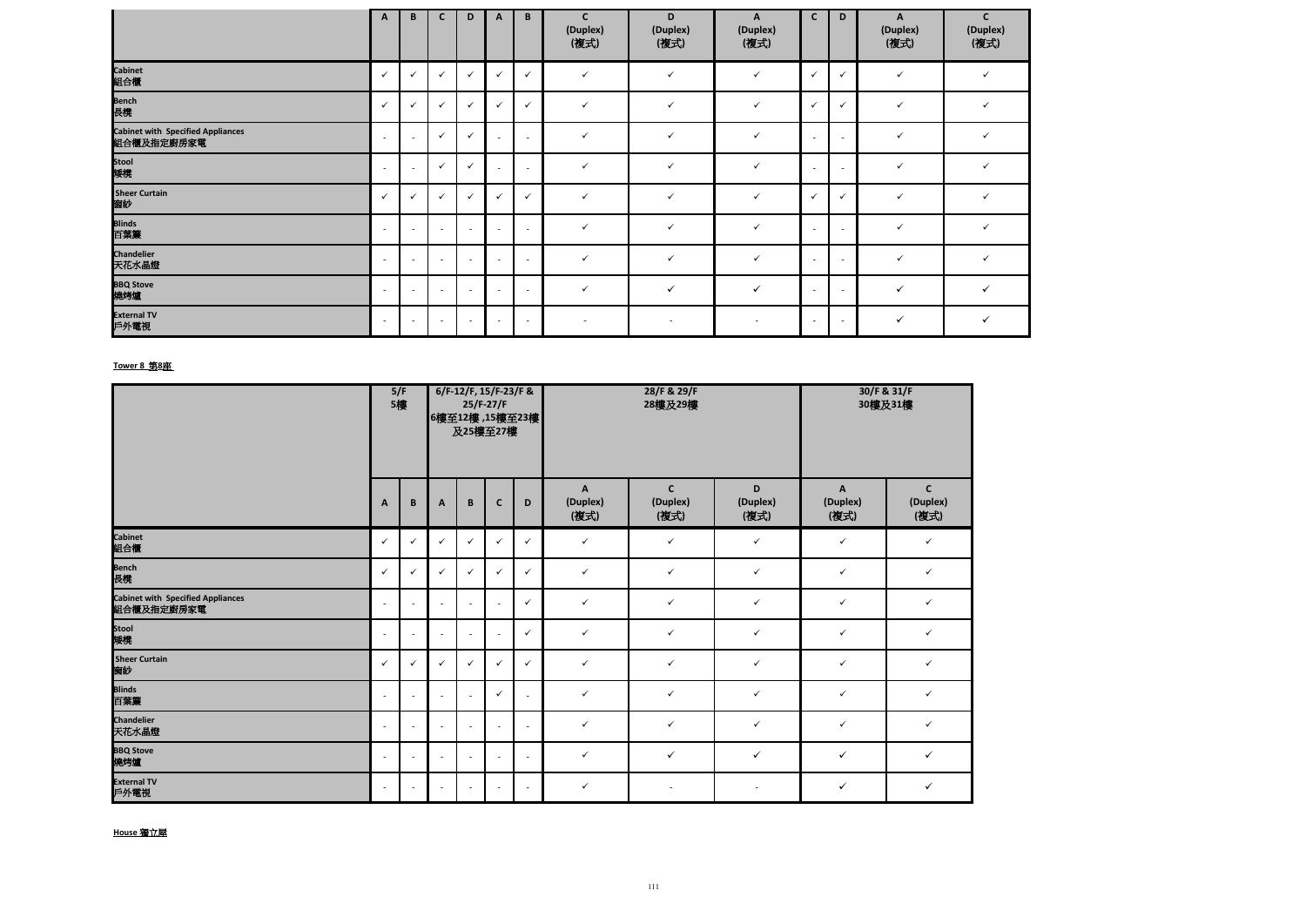| | A | B | C | D | A | B | C (Duplex) (複式) | D (Duplex) (複式) | A (Duplex) (複式) | C | D | A (Duplex) (複式) | C (Duplex) (複式) |
|---|---|---|---|---|---|---|---|---|---|---|---|---|---|
| Cabinet 組合櫃 | ✓ | ✓ | ✓ | ✓ | ✓ | ✓ | ✓ | ✓ | ✓ | ✓ | ✓ | ✓ | ✓ |
| Bench 長櫈 | ✓ | ✓ | ✓ | ✓ | ✓ | ✓ | ✓ | ✓ | ✓ | ✓ | ✓ | ✓ | ✓ |
| Cabinet with Specified Appliances 組合櫃及指定廚房家電 | - | - | ✓ | ✓ | - | - | ✓ | ✓ | ✓ | - | - | ✓ | ✓ |
| Stool 矮櫈 | - | - | ✓ | ✓ | - | - | ✓ | ✓ | ✓ | - | - | ✓ | ✓ |
| Sheer Curtain 窗紗 | ✓ | ✓ | ✓ | ✓ | ✓ | ✓ | ✓ | ✓ | ✓ | ✓ | ✓ | ✓ | ✓ |
| Blinds 百葉簾 | - | - | - | - | - | - | ✓ | ✓ | ✓ | - | - | ✓ | ✓ |
| Chandelier 天花水晶燈 | - | - | - | - | - | - | ✓ | ✓ | ✓ | - | - | ✓ | ✓ |
| BBQ Stove 燒烤爐 | - | - | - | - | - | - | ✓ | ✓ | ✓ | - | - | ✓ | ✓ |
| External TV 戶外電視 | - | - | - | - | - | - | - | - | - | - | - | ✓ | ✓ |

**Tower 8 第8座**

| | 5/F 5樓 | | 6/F-12/F, 15/F-23/F & 25/F-27/F 6樓至12樓 ,15樓至23樓 及25樓至27樓 | | | | 28/F & 29/F 28樓及29樓 | | | 30/F & 31/F 30樓及31樓 | |
|---|---|---|---|---|---|---|---|---|---|---|---|
| | A | B | A | B | C | D | A (Duplex) (複式) | C (Duplex) (複式) | D (Duplex) (複式) | A (Duplex) (複式) | C (Duplex) (複式) |
| Cabinet 組合櫃 | ✓ | ✓ | ✓ | ✓ | ✓ | ✓ | ✓ | ✓ | ✓ | ✓ | ✓ |
| Bench 長櫈 | ✓ | ✓ | ✓ | ✓ | ✓ | ✓ | ✓ | ✓ | ✓ | ✓ | ✓ |
| Cabinet with Specified Appliances 組合櫃及指定廚房家電 | - | - | - | - | - | ✓ | ✓ | ✓ | ✓ | ✓ | ✓ |
| Stool 矮櫈 | - | - | - | - | - | ✓ | ✓ | ✓ | ✓ | ✓ | ✓ |
| Sheer Curtain 窗紗 | ✓ | ✓ | ✓ | ✓ | ✓ | ✓ | ✓ | ✓ | ✓ | ✓ | ✓ |
| Blinds 百葉簾 | - | - | - | - | ✓ | - | ✓ | ✓ | ✓ | ✓ | ✓ |
| Chandelier 天花水晶燈 | - | - | - | - | - | - | ✓ | ✓ | ✓ | ✓ | ✓ |
| BBQ Stove 燒烤爐 | - | - | - | - | - | - | ✓ | ✓ | ✓ | ✓ | ✓ |
| External TV 戶外電視 | - | - | - | - | - | - | ✓ | - | - | ✓ | ✓ |

**House 獨立屋**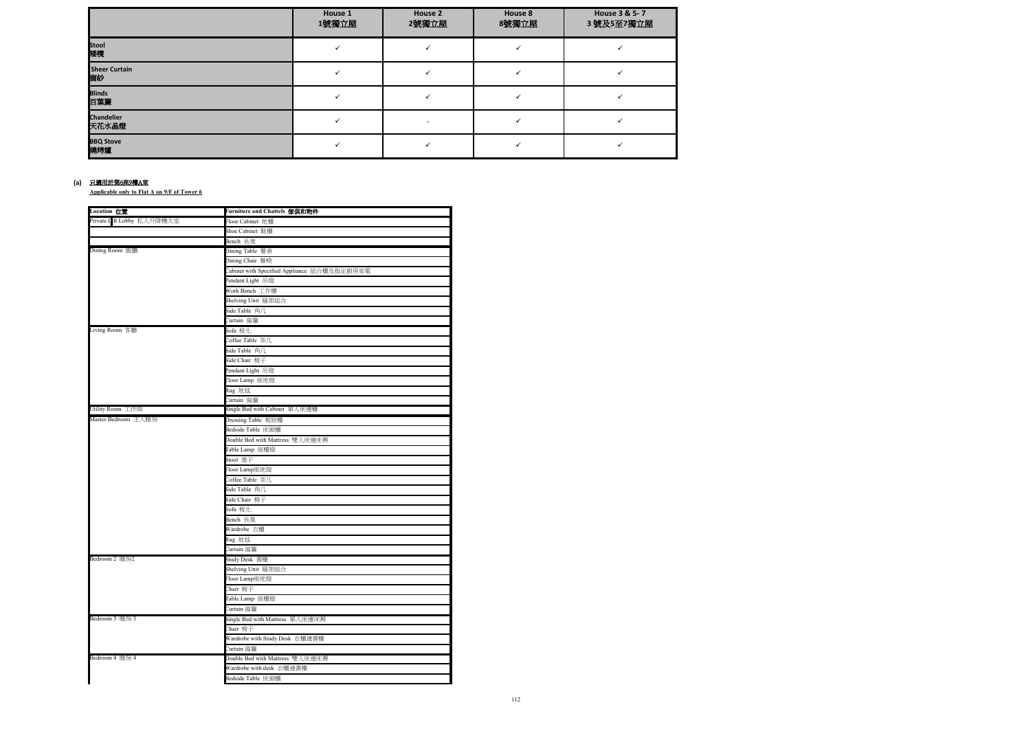| | House 1 1號獨立屋 | House 2 2號獨立屋 | House 8 8號獨立屋 | House 3 & 5- 7 3 號及5至7獨立屋 |
|---|---|---|---|---|
| **Stool 矮櫈** | ✓ | ✓ | ✓ | ✓ |
| **Sheer Curtain 窗紗** | ✓ | ✓ | ✓ | ✓ |
| **Blinds 百葉簾** | ✓ | ✓ | ✓ | ✓ |
| **Chandelier 天花水晶燈** | ✓ | - | ✓ | ✓ |
| **BBQ Stove 燒烤爐** | ✓ | ✓ | ✓ | ✓ |

**(a) 只適用於第6座9樓A室**

**Applicable only to Flat A on 9/F of Tower 6**

| Location 位置 | Furniture and Chattels 傢俱和物件 |
|---|---|
| Private Lift Lobby 私人升降機大堂 | Floor Cabinet 地櫃 |
| | Shoe Cabinet 鞋櫃 |
| | Bench 長凳 |
| Dining Room 飯廳 | Dining Table 餐桌 |
| | Dining Chair 餐椅 |
| | Cabinet with Specified Appliance 組合櫃及指定廚房家電 |
| | Pendant Light 吊燈 |
| | Work Bench 工作檯 |
| | Shelving Unit 層架組合 |
| | Side Table 角几 |
| | Curtain 窗簾 |
| Living Room 客廳 | Sofa 梳化 |
| | Coffee Table 茶几 |
| | Side Table 角几 |
| | Side Chair 椅子 |
| | Pendant Light 吊燈 |
| | Floor Lamp 座地燈 |
| | Rug 地毯 |
| | Curtain 窗簾 |
| Utility Room 工作間 | Single Bed with Cabinet 單人床連櫃 |
| Master Bedroom 主人睡房 | Dressing Table 梳妝檯 |
| | Bedside Table 床頭櫃 |
| | Double Bed with Mattress 雙人床連床褥 |
| | Table Lamp 座檯燈 |
| | Stool 凳子 |
| | Floor Lamp座地燈 |
| | Coffee Table 茶几 |
| | Side Table 角几 |
| | Side Chair 椅子 |
| | Sofa 梳化 |
| | Bench 長凳 |
| | Wardrobe 衣櫃 |
| | Rug 地毯 |
| | Curtain 窗簾 |
| Bedroom 2 睡房2 | Study Desk 書檯 |
| | Shelving Unit 層架組合 |
| | Floor Lamp座地燈 |
| | Chair 椅子 |
| | Table Lamp 座檯燈 |
| | Curtain 窗簾 |
| Bedroom 3 睡房 3 | Single Bed with Mattress 單人床連床褥 |
| | Chair 椅子 |
| | Wardrobe with Study Desk 衣櫃連書檯 |
| | Curtain 窗簾 |
| Bedroom 4 睡房 4 | Double Bed with Mattress 雙人床連床褥 |
| | Wardrobe with desk 衣櫃連書檯 |
| | Bedside Table 床頭櫃 |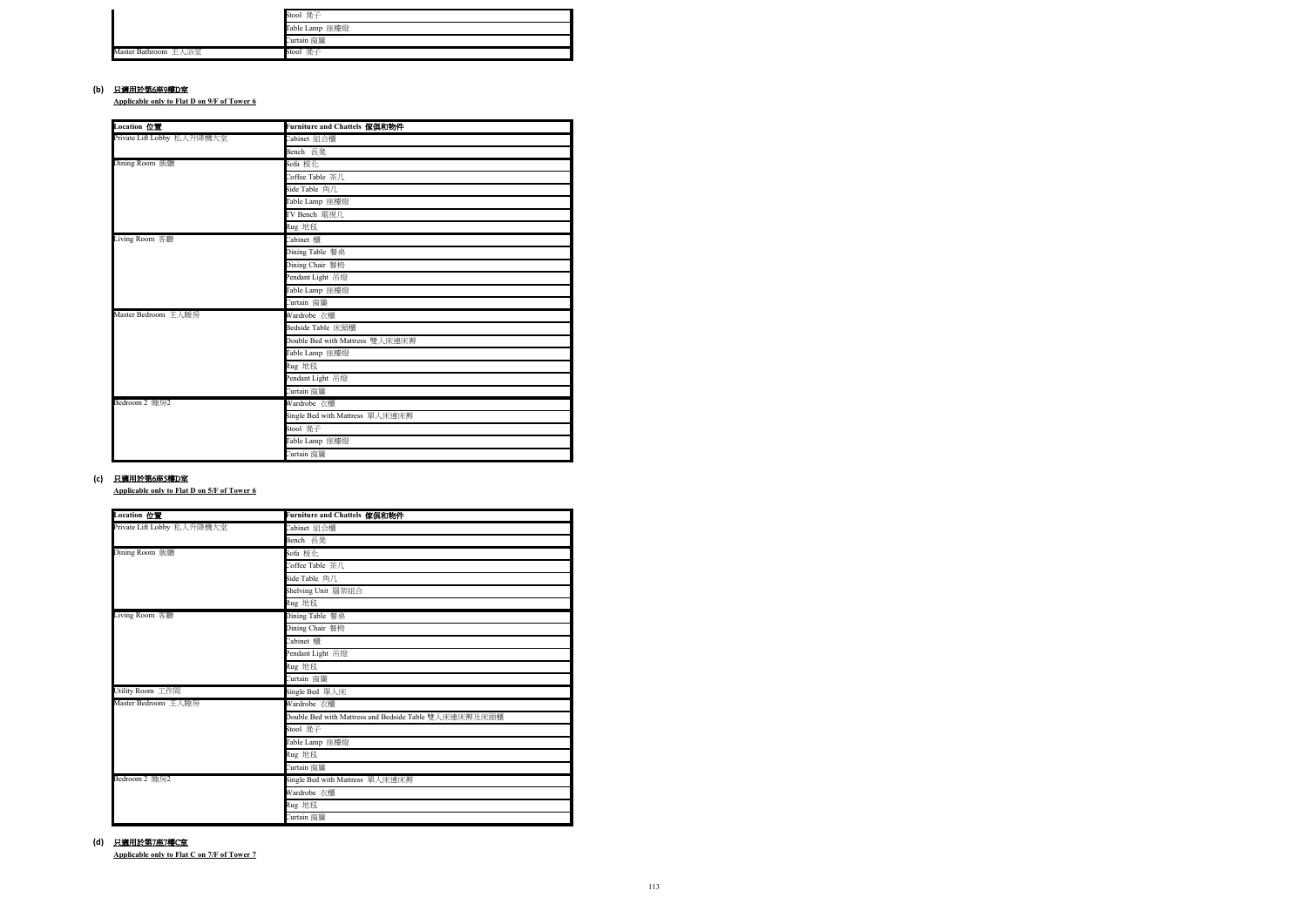| | |
|---|---|
| | Stool 凳子 |
| | Table Lamp 座檯燈 |
| | Curtain 窗簾 |
| Master Bathroom 主人浴室 | Stool 凳子 |

**(b) 只適用於第6座9樓D室**

**Applicable only to Flat D on 9/F of Tower 6**

| Location 位置 | Furniture and Chattels 傢俱和物件 |
|---|---|
| Private Lift Lobby 私人升降機大堂 | Cabinet 組合櫃 |
| | Bench 長凳 |
| Dining Room 飯廳 | Sofa 梳化 |
| | Coffee Table 茶几 |
| | Side Table 角几 |
| | Table Lamp 座檯燈 |
| | TV Bench 電視几 |
| | Rug 地毯 |
| Living Room 客廳 | Cabinet 櫃 |
| | Dining Table 餐桌 |
| | Dining Chair 餐椅 |
| | Pendant Light 吊燈 |
| | Table Lamp 座檯燈 |
| | Curtain 窗簾 |
| Master Bedroom 主人睡房 | Wardrobe 衣櫃 |
| | Bedside Table 床頭櫃 |
| | Double Bed with Mattress 雙人床連床褥 |
| | Table Lamp 座檯燈 |
| | Rug 地毯 |
| | Pendant Light 吊燈 |
| | Curtain 窗簾 |
| Bedroom 2 睡房2 | Wardrobe 衣櫃 |
| | Single Bed with Mattress 單人床連床褥 |
| | Stool 凳子 |
| | Table Lamp 座檯燈 |
| | Curtain 窗簾 |

**(c) 只適用於第6座5樓D室**

**Applicable only to Flat D on 5/F of Tower 6**

| Location 位置 | Furniture and Chattels 傢俱和物件 |
|---|---|
| Private Lift Lobby 私人升降機大堂 | Cabinet 組合櫃 |
| | Bench 長凳 |
| Dining Room 飯廳 | Sofa 梳化 |
| | Coffee Table 茶几 |
| | Side Table 角几 |
| | Shelving Unit 層架組合 |
| | Rug 地毯 |
| Living Room 客廳 | Dining Table 餐桌 |
| | Dining Chair 餐椅 |
| | Cabinet 櫃 |
| | Pendant Light 吊燈 |
| | Rug 地毯 |
| | Curtain 窗簾 |
| Utility Room 工作間 | Single Bed 單人床 |
| Master Bedroom 主人睡房 | Wardrobe 衣櫃 |
| | Double Bed with Mattress and Bedside Table 雙人床連床褥及床頭櫃 |
| | Stool 凳子 |
| | Table Lamp 座檯燈 |
| | Rug 地毯 |
| | Curtain 窗簾 |
| Bedroom 2 睡房2 | Single Bed with Mattress 單人床連床褥 |
| | Wardrobe 衣櫃 |
| | Rug 地毯 |
| | Curtain 窗簾 |

**(d) 只適用於第7座7樓C室**

**Applicable only to Flat C on 7/F of Tower 7**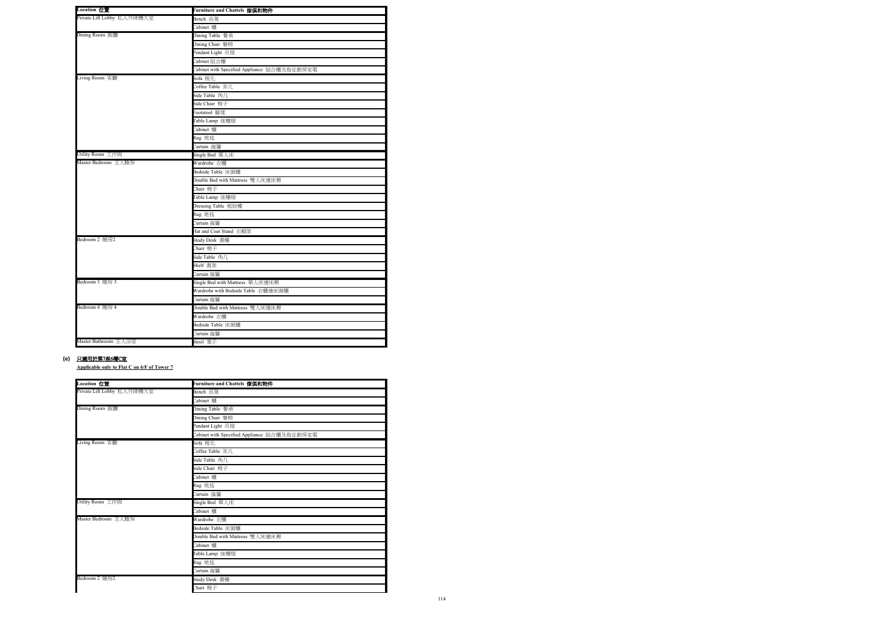| Location 位置 | Furniture and Chattels 傢俱和物件 |
|---|---|
| Private Lift Lobby 私人升降機大堂 | Bench 長凳 |
| | Cabinet 櫃 |
| Dining Room 飯廳 | Dining Table 餐桌 |
| | Dining Chair 餐椅 |
| | Pendant Light 吊燈 |
| | Cabinet 組合櫃 |
| | Cabinet with Specified Appliance 組合櫃及指定廚房家電 |
| Living Room 客廳 | Sofa 梳化 |
| | Coffee Table 茶几 |
| | Side Table 角几 |
| | Side Chair 椅子 |
| | Footstool 腳凳 |
| | Table Lamp 座檯燈 |
| | Cabinet 櫃 |
| | Rug 地毯 |
| | Curtain 窗簾 |
| Utility Room 工作間 | Single Bed 單人床 |
| Master Bedroom 主人睡房 | Wardrobe 衣櫃 |
| | Bedside Table 床頭櫃 |
| | Double Bed with Mattress 雙人床連床褥 |
| | Chair 椅子 |
| | Table Lamp 座檯燈 |
| | Dressing Table 梳妝檯 |
| | Rug 地毯 |
| | Curtain 窗簾 |
| | Hat and Coat Stand 衣帽架 |
| Bedroom 2 睡房2 | Study Desk 書檯 |
| | Chair 椅子 |
| | Side Table 角几 |
| | Shelf 書架 |
| | Curtain 窗簾 |
| Bedroom 3 睡房 3 | Single Bed with Mattress 單人床連床褥 |
| | Wardrobe with Bedside Table 衣櫃連床頭櫃 |
| | Curtain 窗簾 |
| Bedroom 4 睡房 4 | Double Bed with Mattress 雙人床連床褥 |
| | Wardrobe 衣櫃 |
| | Bedside Table 床頭櫃 |
| | Curtain 窗簾 |
| Master Bathroom 主人浴室 | Stool 凳子 |

**(e) 只適用於第7座6樓C室**

**Applicable only to Flat C on 6/F of Tower 7**

| Location 位置 | Furniture and Chattels 傢俱和物件 |
|---|---|
| Private Lift Lobby 私人升降機大堂 | Bench 長凳 |
| | Cabinet 櫃 |
| Dining Room 飯廳 | Dining Table 餐桌 |
| | Dining Chair 餐椅 |
| | Pendant Light 吊燈 |
| | Cabinet with Specified Appliance 組合櫃及指定廚房家電 |
| Living Room 客廳 | Sofa 梳化 |
| | Coffee Table 茶几 |
| | Side Table 角几 |
| | Side Chair 椅子 |
| | Cabinet 櫃 |
| | Rug 地毯 |
| | Curtain 窗簾 |
| Utility Room 工作間 | Single Bed 單人床 |
| | Cabinet 櫃 |
| Master Bedroom 主人睡房 | Wardrobe 衣櫃 |
| | Bedside Table 床頭櫃 |
| | Double Bed with Mattress 雙人床連床褥 |
| | Cabinet 櫃 |
| | Table Lamp 座檯燈 |
| | Rug 地毯 |
| | Curtain 窗簾 |
| Bedroom 2 睡房2 | Study Desk 書檯 |
| | Chair 椅子 |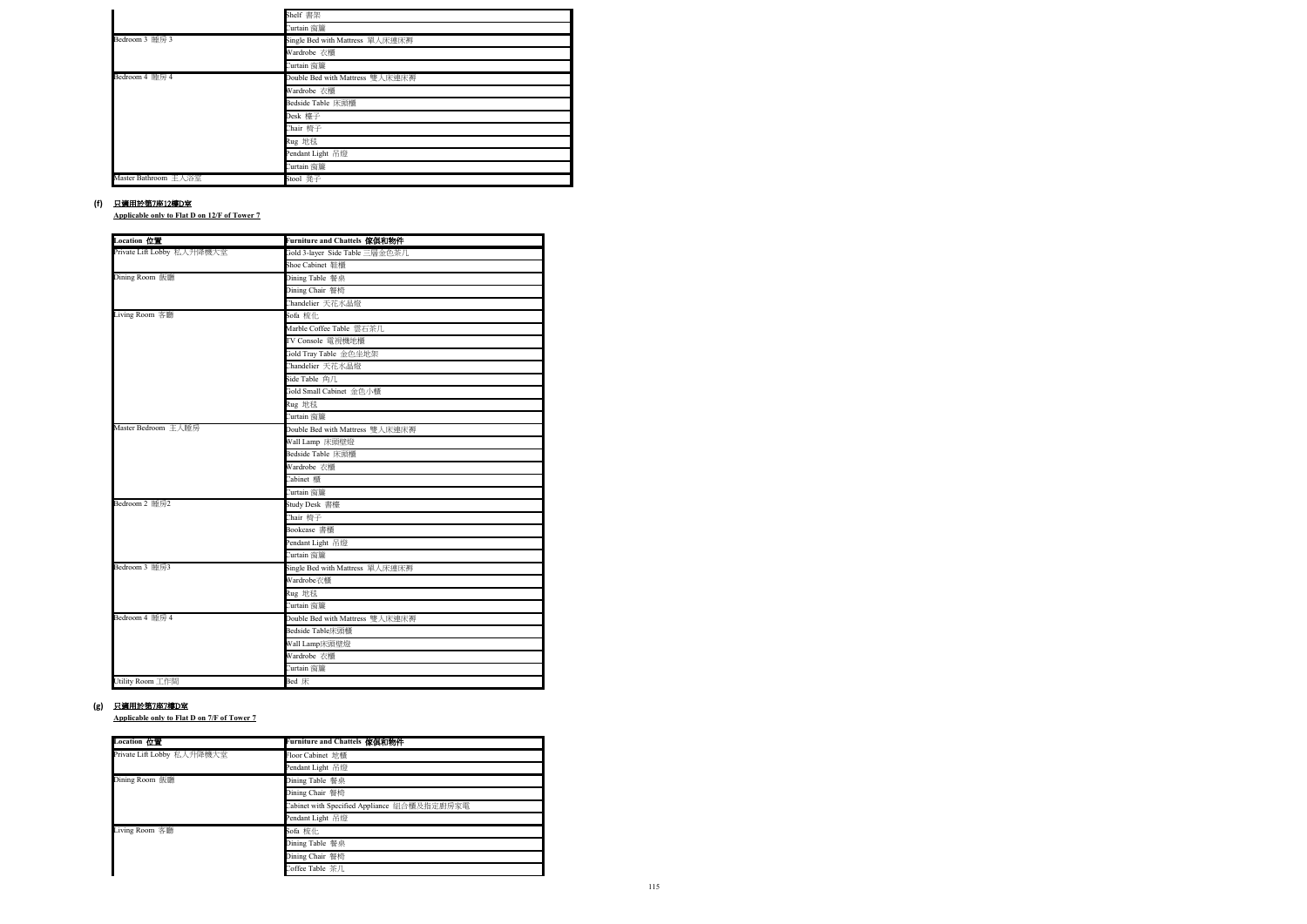| | |
|---|---|
| | Shelf 書架 |
| | Curtain 窗簾 |
| Bedroom 3 睡房 3 | Single Bed with Mattress 單人床連床褥 |
| | Wardrobe 衣櫃 |
| | Curtain 窗簾 |
| Bedroom 4 睡房 4 | Double Bed with Mattress 雙人床連床褥 |
| | Wardrobe 衣櫃 |
| | Bedside Table 床頭櫃 |
| | Desk 檯子 |
| | Chair 椅子 |
| | Rug 地毯 |
| | Pendant Light 吊燈 |
| | Curtain 窗簾 |
| Master Bathroom 主人浴室 | Stool 凳子 |

**(f) 只適用於第7座12樓D室**

**Applicable only to Flat D on 12/F of Tower 7**

| Location 位置 | Furniture and Chattels 傢俱和物件 |
|---|---|
| Private Lift Lobby 私人升降機大堂 | Gold 3-layer Side Table 三層金色茶几 |
| | Shoe Cabinet 鞋櫃 |
| Dining Room 飯廳 | Dining Table 餐桌 |
| | Dining Chair 餐椅 |
| | Chandelier 天花水晶燈 |
| Living Room 客廳 | Sofa 梳化 |
| | Marble Coffee Table 雲石茶几 |
| | TV Console 電視機地櫃 |
| | Gold Tray Table 金色坐地架 |
| | Chandelier 天花水晶燈 |
| | Side Table 角几 |
| | Gold Small Cabinet 金色小櫃 |
| | Rug 地毯 |
| | Curtain 窗簾 |
| Master Bedroom 主人睡房 | Double Bed with Mattress 雙人床連床褥 |
| | Wall Lamp 床頭壁燈 |
| | Bedside Table 床頭櫃 |
| | Wardrobe 衣櫃 |
| | Cabinet 櫃 |
| | Curtain 窗簾 |
| Bedroom 2 睡房2 | Study Desk 書檯 |
| | Chair 椅子 |
| | Bookcase 書櫃 |
| | Pendant Light 吊燈 |
| | Curtain 窗簾 |
| Bedroom 3 睡房3 | Single Bed with Mattress 單人床連床褥 |
| | Wardrobe衣櫃 |
| | Rug 地毯 |
| | Curtain 窗簾 |
| Bedroom 4 睡房 4 | Double Bed with Mattress 雙人床連床褥 |
| | Bedside Table床頭櫃 |
| | Wall Lamp床頭壁燈 |
| | Wardrobe 衣櫃 |
| | Curtain 窗簾 |
| Utility Room 工作間 | Bed 床 |

**(g) 只適用於第7座7樓D室**

**Applicable only to Flat D on 7/F of Tower 7**

| Location 位置 | Furniture and Chattels 傢俱和物件 |
|---|---|
| Private Lift Lobby 私人升降機大堂 | Floor Cabinet 地櫃 |
| | Pendant Light 吊燈 |
| Dining Room 飯廳 | Dining Table 餐桌 |
| | Dining Chair 餐椅 |
| | Cabinet with Specified Appliance 組合櫃及指定廚房家電 |
| | Pendant Light 吊燈 |
| Living Room 客廳 | Sofa 梳化 |
| | Dining Table 餐桌 |
| | Dining Chair 餐椅 |
| | Coffee Table 茶几 |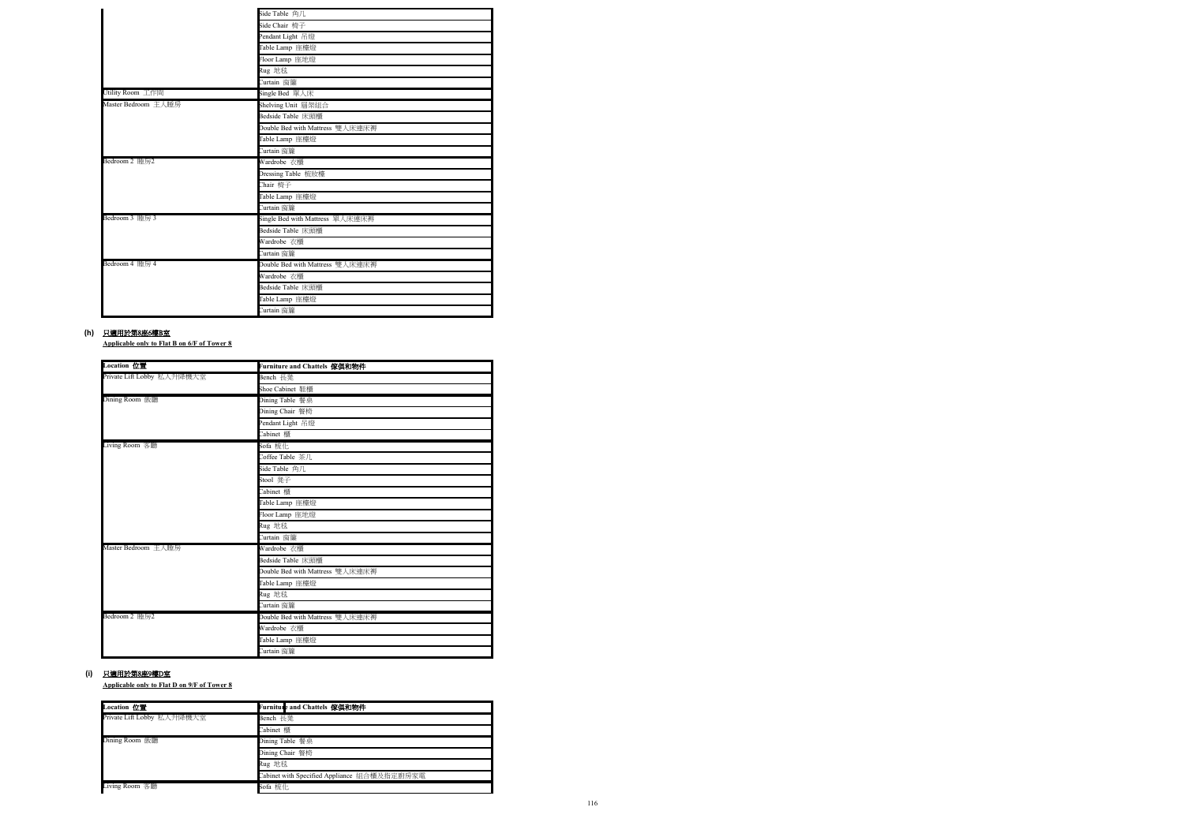| Location 位置 | Furniture and Chattels 傢俱和物件 |
|---|---|
| | Side Table 角几 |
| | Side Chair 椅子 |
| | Pendant Light 吊燈 |
| | Table Lamp 座檯燈 |
| | Floor Lamp 座地燈 |
| | Rug 地毯 |
| | Curtain 窗簾 |
| Utility Room 工作間 | Single Bed 單人床 |
| Master Bedroom 主人睡房 | Shelving Unit 層架組合 |
| | Bedside Table 床頭櫃 |
| | Double Bed with Mattress 雙人床連床褥 |
| | Table Lamp 座檯燈 |
| | Curtain 窗簾 |
| Bedroom 2 睡房2 | Wardrobe 衣櫃 |
| | Dressing Table 梳妝檯 |
| | Chair 椅子 |
| | Table Lamp 座檯燈 |
| | Curtain 窗簾 |
| Bedroom 3 睡房 3 | Single Bed with Mattress 單人床連床褥 |
| | Bedside Table 床頭櫃 |
| | Wardrobe 衣櫃 |
| | Curtain 窗簾 |
| Bedroom 4 睡房 4 | Double Bed with Mattress 雙人床連床褥 |
| | Wardrobe 衣櫃 |
| | Bedside Table 床頭櫃 |
| | Table Lamp 座檯燈 |
| | Curtain 窗簾 |

**(h) 只適用於第8座6樓B室**

**Applicable only to Flat B on 6/F of Tower 8**

| Location 位置 | Furniture and Chattels 傢俱和物件 |
|---|---|
| Private Lift Lobby 私人升降機大堂 | Bench 長凳 |
| | Shoe Cabinet 鞋櫃 |
| Dining Room 飯廳 | Dining Table 餐桌 |
| | Dining Chair 餐椅 |
| | Pendant Light 吊燈 |
| | Cabinet 櫃 |
| Living Room 客廳 | Sofa 梳化 |
| | Coffee Table 茶几 |
| | Side Table 角几 |
| | Stool 凳子 |
| | Cabinet 櫃 |
| | Table Lamp 座檯燈 |
| | Floor Lamp 座地燈 |
| | Rug 地毯 |
| | Curtain 窗簾 |
| Master Bedroom 主人睡房 | Wardrobe 衣櫃 |
| | Bedside Table 床頭櫃 |
| | Double Bed with Mattress 雙人床連床褥 |
| | Table Lamp 座檯燈 |
| | Rug 地毯 |
| | Curtain 窗簾 |
| Bedroom 2 睡房2 | Double Bed with Mattress 雙人床連床褥 |
| | Wardrobe 衣櫃 |
| | Table Lamp 座檯燈 |
| | Curtain 窗簾 |

**(i) 只適用於第8座9樓D室**

**Applicable only to Flat D on 9/F of Tower 8**

| Location 位置 | Furniture and Chattels 傢俱和物件 |
|---|---|
| Private Lift Lobby 私人升降機大堂 | Bench 長凳 |
| | Cabinet 櫃 |
| Dining Room 飯廳 | Dining Table 餐桌 |
| | Dining Chair 餐椅 |
| | Rug 地毯 |
| | Cabinet with Specified Appliance 組合櫃及指定廚房家電 |
| Living Room 客廳 | Sofa 梳化 |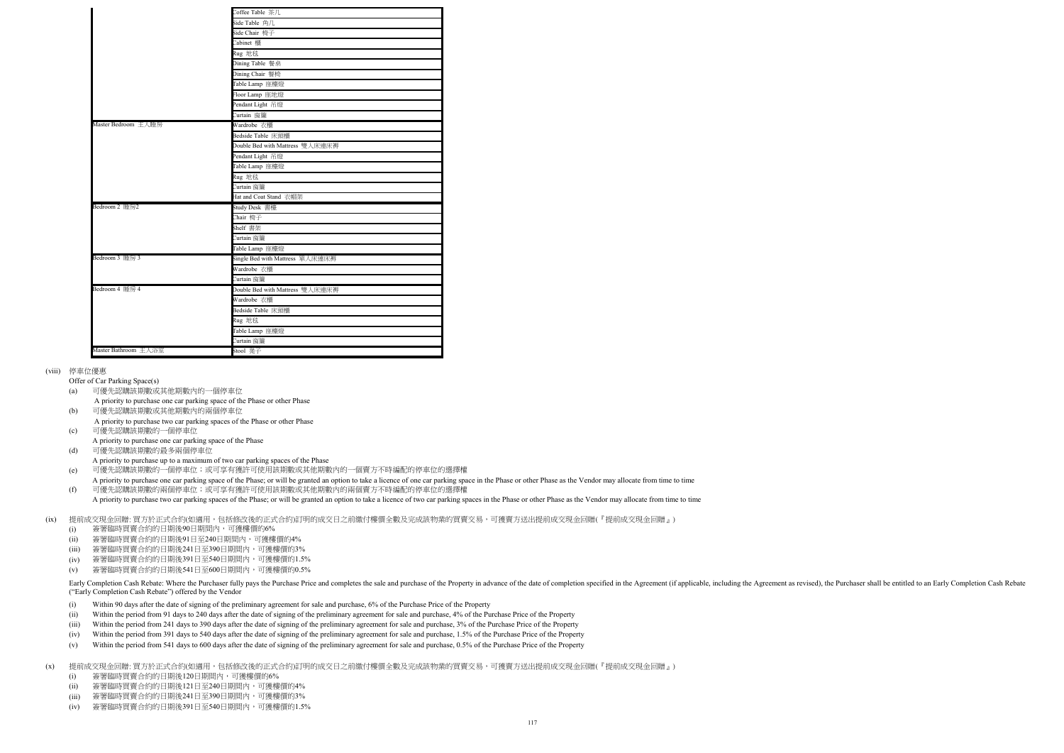|  |  |
| --- | --- |
|  | Coffee Table 茶几 |
|  | Side Table 角几 |
|  | Side Chair 椅子 |
|  | Cabinet 櫃 |
|  | Rug 地毯 |
|  | Dining Table 餐桌 |
|  | Dining Chair 餐椅 |
|  | Table Lamp 座檯燈 |
|  | Floor Lamp 座地燈 |
|  | Pendant Light 吊燈 |
|  | Curtain 窗簾 |
| Master Bedroom 主人睡房 | Wardrobe 衣櫃 |
|  | Bedside Table 床頭櫃 |
|  | Double Bed with Mattress 雙人床連床褥 |
|  | Pendant Light 吊燈 |
|  | Table Lamp 座檯燈 |
|  | Rug 地毯 |
|  | Curtain 窗簾 |
|  | Hat and Coat Stand 衣帽架 |
| Bedroom 2 睡房2 | Study Desk 書檯 |
|  | Chair 椅子 |
|  | Shelf 書架 |
|  | Curtain 窗簾 |
|  | Table Lamp 座檯燈 |
| Bedroom 3 睡房 3 | Single Bed with Mattress 單人床連床褥 |
|  | Wardrobe 衣櫃 |
|  | Curtain 窗簾 |
| Bedroom 4 睡房 4 | Double Bed with Mattress 雙人床連床褥 |
|  | Wardrobe 衣櫃 |
|  | Bedside Table 床頭櫃 |
|  | Rug 地毯 |
|  | Table Lamp 座檯燈 |
|  | Curtain 窗簾 |
| Master Bathroom 主人浴室 | Stool 凳子 |

(viii) 停車位優惠

Offer of Car Parking Space(s)

(a) 可優先認購該期數或其他期數內的一個停車位
A priority to purchase one car parking space of the Phase or other Phase

(b) 可優先認購該期數或其他期數內的兩個停車位
A priority to purchase two car parking spaces of the Phase or other Phase

(c) 可優先認購該期數的一個停車位
A priority to purchase one car parking space of the Phase

(d) 可優先認購該期數的最多兩個停車位
A priority to purchase up to a maximum of two car parking spaces of the Phase

(e) 可優先認購該期數的一個停車位；或可享有獲許可使用該期數或其他期數內的一個賣方不時編配的停車位的選擇權
A priority to purchase one car parking space of the Phase; or will be granted an option to take a licence of one car parking space in the Phase or other Phase as the Vendor may allocate from time to time

(f) 可優先認購該期數的兩個停車位；或可享有獲許可使用該期數或其他期數內的兩個賣方不時編配的停車位的選擇權
A priority to purchase two car parking spaces of the Phase; or will be granted an option to take a licence of two car parking spaces in the Phase or other Phase as the Vendor may allocate from time to time

(ix) 提前成交現金回贈: 買方於正式合約(如適用，包括修改後的正式合約)訂明的成交日之前繳付樓價全數及完成該物業的買賣交易，可獲賣方送出提前成交現金回贈(『提前成交現金回贈』)

(i) 簽署臨時買賣合約的日期後90日期間內，可獲樓價的6%
(ii) 簽署臨時買賣合約的日期後91日至240日期間內，可獲樓價的4%
(iii) 簽署臨時買賣合約的日期後241日至390日期間內，可獲樓價的3%
(iv) 簽署臨時買賣合約的日期後391日至540日期間內，可獲樓價的1.5%
(v) 簽署臨時買賣合約的日期後541日至600日期間內，可獲樓價的0.5%

Early Completion Cash Rebate: Where the Purchaser fully pays the Purchase Price and completes the sale and purchase of the Property in advance of the date of completion specified in the Agreement (if applicable, including the Agreement as revised), the Purchaser shall be entitled to an Early Completion Cash Rebate ("Early Completion Cash Rebate") offered by the Vendor

(i) Within 90 days after the date of signing of the preliminary agreement for sale and purchase, 6% of the Purchase Price of the Property
(ii) Within the period from 91 days to 240 days after the date of signing of the preliminary agreement for sale and purchase, 4% of the Purchase Price of the Property
(iii) Within the period from 241 days to 390 days after the date of signing of the preliminary agreement for sale and purchase, 3% of the Purchase Price of the Property
(iv) Within the period from 391 days to 540 days after the date of signing of the preliminary agreement for sale and purchase, 1.5% of the Purchase Price of the Property
(v) Within the period from 541 days to 600 days after the date of signing of the preliminary agreement for sale and purchase, 0.5% of the Purchase Price of the Property

(x) 提前成交現金回贈: 買方於正式合約(如適用，包括修改後的正式合約)訂明的成交日之前繳付樓價全數及完成該物業的買賣交易，可獲賣方送出提前成交現金回贈(『提前成交現金回贈』)

(i) 簽署臨時買賣合約的日期後120日期間內，可獲樓價的6%
(ii) 簽署臨時買賣合約的日期後121日至240日期間內，可獲樓價的4%
(iii) 簽署臨時買賣合約的日期後241日至390日期間內，可獲樓價的3%
(iv) 簽署臨時買賣合約的日期後391日至540日期間內，可獲樓價的1.5%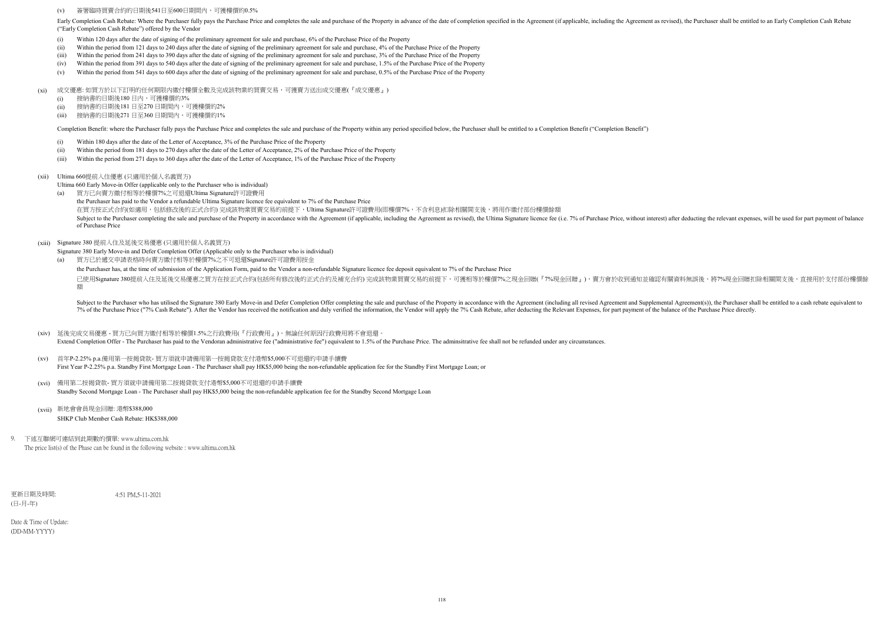(v) 簽署臨時買賣合約的日期後541日至600日期間內，可獲樓價的0.5%

Early Completion Cash Rebate: Where the Purchaser fully pays the Purchase Price and completes the sale and purchase of the Property in advance of the date of completion specified in the Agreement (if applicable, including the Agreement as revised), the Purchaser shall be entitled to an Early Completion Cash Rebate ("Early Completion Cash Rebate") offered by the Vendor

(i) Within 120 days after the date of signing of the preliminary agreement for sale and purchase, 6% of the Purchase Price of the Property
(ii) Within the period from 121 days to 240 days after the date of signing of the preliminary agreement for sale and purchase, 4% of the Purchase Price of the Property
(iii) Within the period from 241 days to 390 days after the date of signing of the preliminary agreement for sale and purchase, 3% of the Purchase Price of the Property
(iv) Within the period from 391 days to 540 days after the date of signing of the preliminary agreement for sale and purchase, 1.5% of the Purchase Price of the Property
(v) Within the period from 541 days to 600 days after the date of signing of the preliminary agreement for sale and purchase, 0.5% of the Purchase Price of the Property

(xi) 成交優惠: 如買方於以下訂明的任何期限內繳付樓價全數及完成該物業的買賣交易，可獲賣方送出成交優惠(『成交優惠』)
(i) 接納書的日期後180 日內，可獲樓價的3%
(ii) 接納書的日期後181 日至270 日期間內，可獲樓價的2%
(iii) 接納書的日期後271 日至360 日期間內，可獲樓價的1%

Completion Benefit: where the Purchaser fully pays the Purchase Price and completes the sale and purchase of the Property within any period specified below, the Purchaser shall be entitled to a Completion Benefit ("Completion Benefit")

(i) Within 180 days after the date of the Letter of Acceptance, 3% of the Purchase Price of the Property
(ii) Within the period from 181 days to 270 days after the date of the Letter of Acceptance, 2% of the Purchase Price of the Property
(iii) Within the period from 271 days to 360 days after the date of the Letter of Acceptance, 1% of the Purchase Price of the Property

(xii) Ultima 660提前入住優惠 (只適用於個人名義買方)
Ultima 660 Early Move-in Offer (applicable only to the Purchaser who is individual)
(a) 買方已向賣方繳付相等於樓價7%之可退還Ultima Signature許可證費用
the Purchaser has paid to the Vendor a refundable Ultima Signature licence fee equivalent to 7% of the Purchase Price
在買方按正式合約(如適用，包括修改後的正式合約) 完成該物業買賣交易的前提下，Ultima Signature許可證費用(即樓價7%，不含利息)扣除相關開支後，將用作繳付部份樓價餘額
Subject to the Purchaser completing the sale and purchase of the Property in accordance with the Agreement (if applicable, including the Agreement as revised), the Ultima Signature licence fee (i.e. 7% of Purchase Price, without interest) after deducting the relevant expenses, will be used for part payment of balance of Purchase Price

(xiii) Signature 380 提前入住及延後交易優惠 (只適用於個人名義買方)
Signature 380 Early Move-in and Defer Completion Offer (Applicable only to the Purchaser who is individual)
(a) 買方已於遞交申請表格時向賣方繳付相等於樓價7%之不可退還Signature許可證費用按金
the Purchaser has, at the time of submission of the Application Form, paid to the Vendor a non-refundable Signature licence fee deposit equivalent to 7% of the Purchase Price
已使用Signature 380提前入住及延後交易優惠之買方在按正式合約(包括所有修改後的正式合約及補充合約) 完成該物業買賣交易的前提下，可獲相等於樓價7%之現金回贈(『7%現金回贈』)，賣方會於收到通知並確認有關資料無誤後，將7%現金回贈扣除相關開支後，直接用於支付部份樓價餘額

Subject to the Purchaser who has utilised the Signature 380 Early Move-in and Defer Completion Offer completing the sale and purchase of the Property in accordance with the Agreement (including all revised Agreement and Supplemental Agreement(s)), the Purchaser shall be entitled to a cash rebate equivalent to 7% of the Purchase Price ("7% Cash Rebate"). After the Vendor has received the notification and duly verified the information, the Vendor will apply the 7% Cash Rebate, after deducting the Relevant Expenses, for part payment of the balance of the Purchase Price directly.

(xiv) 延後完成交易優惠 - 買方已向買方繳付相等於樓價1.5%之行政費用(『行政費用』)。無論任何原因行政費用將不會退還。
Extend Completion Offer - The Purchaser has paid to the Vendoran administrative fee ("administrative fee") equivalent to 1.5% of the Purchase Price. The adminsitrative fee shall not be refunded under any circumstances.

(xv) 首年P-2.25% p.a.備用第一按揭貸款- 買方須就申請備用第一按揭貸款支付港幣$5,000不可退還的申請手續費
First Year P-2.25% p.a. Standby First Mortgage Loan - The Purchaser shall pay HK$5,000 being the non-refundable application fee for the Standby First Mortgage Loan; or

(xvi) 備用第二按揭貸款- 買方須就申請備用第二按揭貸款支付港幣$5,000不可退還的申請手續費
Standby Second Mortgage Loan - The Purchaser shall pay HK$5,000 being the non-refundable application fee for the Standby Second Mortgage Loan

(xvii) 新地會會員現金回贈: 港幣$388,000
SHKP Club Member Cash Rebate: HK$388,000

9. 下述互聯網可連結到此期數的價單: www.ultima.com.hk
The price list(s) of the Phase can be found in the following website : www.ultima.com.hk

更新日期及時間: 4:51 PM,5-11-2021
(日-月-年)

Date & Time of Update:
(DD-MM-YYYY)